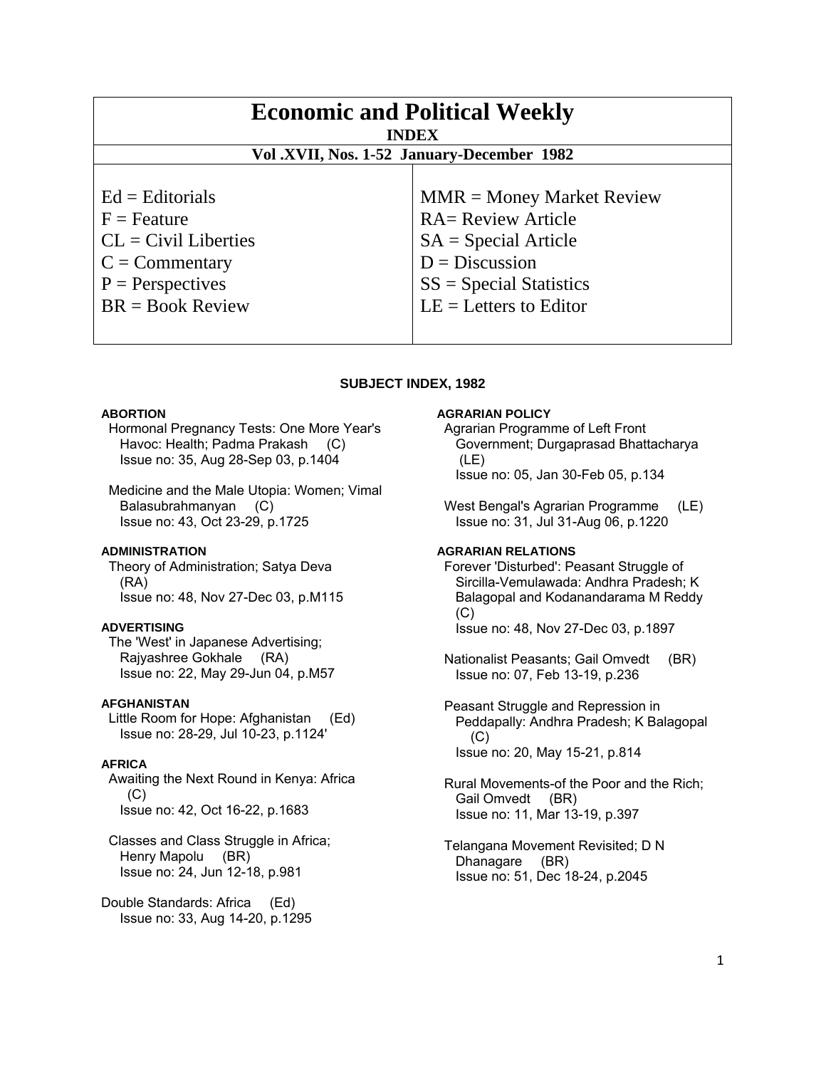# Economic and Political Weekly

## INDEX

### Vol .XVII, Nos. 1-52 January-December 1982

| | |
|---|---|
| Ed = Editorials | MMR = Money Market Review |
| F = Feature | RA= Review Article |
| CL = Civil Liberties | SA = Special Article |
| C = Commentary | D = Discussion |
| P = Perspectives | SS = Special Statistics |
| BR = Book Review | LE = Letters to Editor |

## SUBJECT INDEX, 1982

**ABORTION**

Hormonal Pregnancy Tests: One More Year's Havoc: Health; Padma Prakash (C)
Issue no: 35, Aug 28-Sep 03, p.1404

Medicine and the Male Utopia: Women; Vimal Balasubrahmanyan (C)
Issue no: 43, Oct 23-29, p.1725

**ADMINISTRATION**

Theory of Administration; Satya Deva (RA)
Issue no: 48, Nov 27-Dec 03, p.M115

**ADVERTISING**

The 'West' in Japanese Advertising; Rajyashree Gokhale (RA)
Issue no: 22, May 29-Jun 04, p.M57

**AFGHANISTAN**

Little Room for Hope: Afghanistan (Ed)
Issue no: 28-29, Jul 10-23, p.1124'

**AFRICA**

Awaiting the Next Round in Kenya: Africa (C)
Issue no: 42, Oct 16-22, p.1683

Classes and Class Struggle in Africa; Henry Mapolu (BR)
Issue no: 24, Jun 12-18, p.981

Double Standards: Africa (Ed)
Issue no: 33, Aug 14-20, p.1295

**AGRARIAN POLICY**

Agrarian Programme of Left Front Government; Durgaprasad Bhattacharya (LE)
Issue no: 05, Jan 30-Feb 05, p.134

West Bengal's Agrarian Programme (LE)
Issue no: 31, Jul 31-Aug 06, p.1220

**AGRARIAN RELATIONS**

Forever 'Disturbed': Peasant Struggle of Sircilla-Vemulawada: Andhra Pradesh; K Balagopal and Kodanandarama M Reddy (C)
Issue no: 48, Nov 27-Dec 03, p.1897

Nationalist Peasants; Gail Omvedt (BR)
Issue no: 07, Feb 13-19, p.236

Peasant Struggle and Repression in Peddapally: Andhra Pradesh; K Balagopal (C)
Issue no: 20, May 15-21, p.814

Rural Movements-of the Poor and the Rich; Gail Omvedt (BR)
Issue no: 11, Mar 13-19, p.397

Telangana Movement Revisited; D N Dhanagare (BR)
Issue no: 51, Dec 18-24, p.2045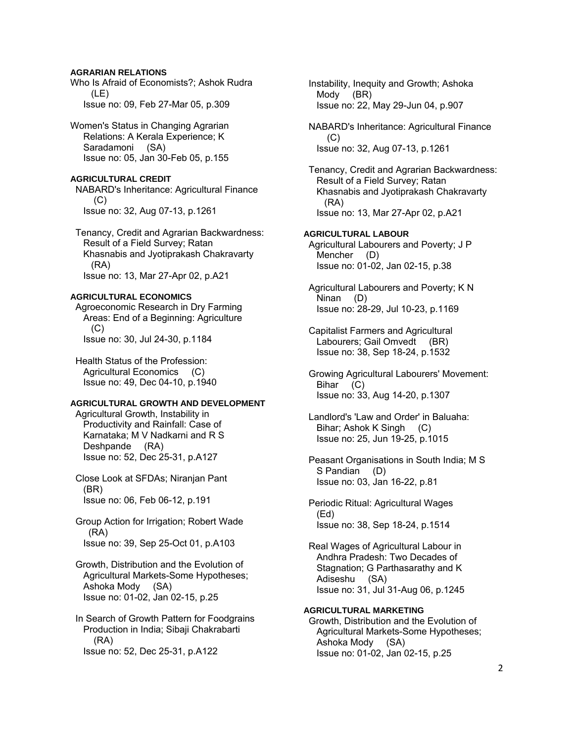**AGRARIAN RELATIONS**

Who Is Afraid of Economists?; Ashok Rudra (LE)
Issue no: 09, Feb 27-Mar 05, p.309

Women's Status in Changing Agrarian Relations: A Kerala Experience; K Saradamoni (SA)
Issue no: 05, Jan 30-Feb 05, p.155

**AGRICULTURAL CREDIT**

NABARD's Inheritance: Agricultural Finance (C)
Issue no: 32, Aug 07-13, p.1261

Tenancy, Credit and Agrarian Backwardness: Result of a Field Survey; Ratan Khasnabis and Jyotiprakash Chakravarty (RA)
Issue no: 13, Mar 27-Apr 02, p.A21

**AGRICULTURAL ECONOMICS**

Agroeconomic Research in Dry Farming Areas: End of a Beginning: Agriculture (C)
Issue no: 30, Jul 24-30, p.1184

Health Status of the Profession: Agricultural Economics (C)
Issue no: 49, Dec 04-10, p.1940

**AGRICULTURAL GROWTH AND DEVELOPMENT**

Agricultural Growth, Instability in Productivity and Rainfall: Case of Karnataka; M V Nadkarni and R S Deshpande (RA)
Issue no: 52, Dec 25-31, p.A127

Close Look at SFDAs; Niranjan Pant (BR)
Issue no: 06, Feb 06-12, p.191

Group Action for Irrigation; Robert Wade (RA)
Issue no: 39, Sep 25-Oct 01, p.A103

Growth, Distribution and the Evolution of Agricultural Markets-Some Hypotheses; Ashoka Mody (SA)
Issue no: 01-02, Jan 02-15, p.25

In Search of Growth Pattern for Foodgrains Production in India; Sibaji Chakrabarti (RA)
Issue no: 52, Dec 25-31, p.A122

Instability, Inequity and Growth; Ashoka Mody (BR)
Issue no: 22, May 29-Jun 04, p.907

NABARD's Inheritance: Agricultural Finance (C)
Issue no: 32, Aug 07-13, p.1261

Tenancy, Credit and Agrarian Backwardness: Result of a Field Survey; Ratan Khasnabis and Jyotiprakash Chakravarty (RA)
Issue no: 13, Mar 27-Apr 02, p.A21

**AGRICULTURAL LABOUR**

Agricultural Labourers and Poverty; J P Mencher (D)
Issue no: 01-02, Jan 02-15, p.38

Agricultural Labourers and Poverty; K N Ninan (D)
Issue no: 28-29, Jul 10-23, p.1169

Capitalist Farmers and Agricultural Labourers; Gail Omvedt (BR)
Issue no: 38, Sep 18-24, p.1532

Growing Agricultural Labourers' Movement: Bihar (C)
Issue no: 33, Aug 14-20, p.1307

Landlord's 'Law and Order' in Baluaha: Bihar; Ashok K Singh (C)
Issue no: 25, Jun 19-25, p.1015

Peasant Organisations in South India; M S S Pandian (D)
Issue no: 03, Jan 16-22, p.81

Periodic Ritual: Agricultural Wages (Ed)
Issue no: 38, Sep 18-24, p.1514

Real Wages of Agricultural Labour in Andhra Pradesh: Two Decades of Stagnation; G Parthasarathy and K Adiseshu (SA)
Issue no: 31, Jul 31-Aug 06, p.1245

**AGRICULTURAL MARKETING**

Growth, Distribution and the Evolution of Agricultural Markets-Some Hypotheses; Ashoka Mody (SA)
Issue no: 01-02, Jan 02-15, p.25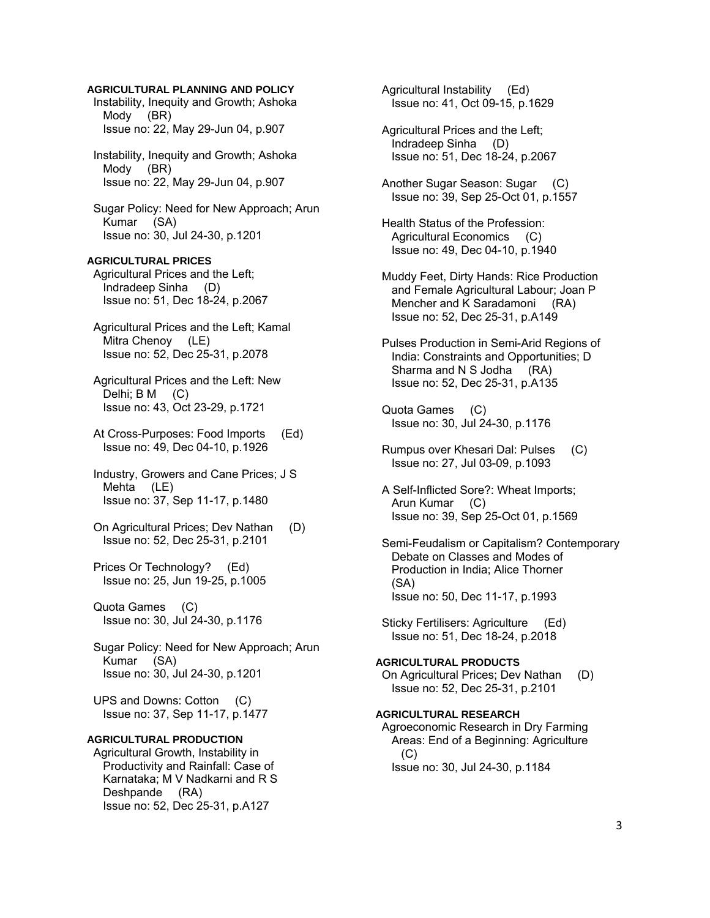### AGRICULTURAL PLANNING AND POLICY

Instability, Inequity and Growth; Ashoka Mody (BR)
Issue no: 22, May 29-Jun 04, p.907

Instability, Inequity and Growth; Ashoka Mody (BR)
Issue no: 22, May 29-Jun 04, p.907

Sugar Policy: Need for New Approach; Arun Kumar (SA)
Issue no: 30, Jul 24-30, p.1201

### AGRICULTURAL PRICES

Agricultural Prices and the Left; Indradeep Sinha (D)
Issue no: 51, Dec 18-24, p.2067

Agricultural Prices and the Left; Kamal Mitra Chenoy (LE)
Issue no: 52, Dec 25-31, p.2078

Agricultural Prices and the Left: New Delhi; B M (C)
Issue no: 43, Oct 23-29, p.1721

At Cross-Purposes: Food Imports (Ed)
Issue no: 49, Dec 04-10, p.1926

Industry, Growers and Cane Prices; J S Mehta (LE)
Issue no: 37, Sep 11-17, p.1480

On Agricultural Prices; Dev Nathan (D)
Issue no: 52, Dec 25-31, p.2101

Prices Or Technology? (Ed)
Issue no: 25, Jun 19-25, p.1005

Quota Games (C)
Issue no: 30, Jul 24-30, p.1176

Sugar Policy: Need for New Approach; Arun Kumar (SA)
Issue no: 30, Jul 24-30, p.1201

UPS and Downs: Cotton (C)
Issue no: 37, Sep 11-17, p.1477

### AGRICULTURAL PRODUCTION

Agricultural Growth, Instability in Productivity and Rainfall: Case of Karnataka; M V Nadkarni and R S Deshpande (RA)
Issue no: 52, Dec 25-31, p.A127

Agricultural Instability (Ed)
Issue no: 41, Oct 09-15, p.1629

Agricultural Prices and the Left; Indradeep Sinha (D)
Issue no: 51, Dec 18-24, p.2067

Another Sugar Season: Sugar (C)
Issue no: 39, Sep 25-Oct 01, p.1557

Health Status of the Profession: Agricultural Economics (C)
Issue no: 49, Dec 04-10, p.1940

Muddy Feet, Dirty Hands: Rice Production and Female Agricultural Labour; Joan P Mencher and K Saradamoni (RA)
Issue no: 52, Dec 25-31, p.A149

Pulses Production in Semi-Arid Regions of India: Constraints and Opportunities; D Sharma and N S Jodha (RA)
Issue no: 52, Dec 25-31, p.A135

Quota Games (C)
Issue no: 30, Jul 24-30, p.1176

Rumpus over Khesari Dal: Pulses (C)
Issue no: 27, Jul 03-09, p.1093

A Self-Inflicted Sore?: Wheat Imports; Arun Kumar (C)
Issue no: 39, Sep 25-Oct 01, p.1569

Semi-Feudalism or Capitalism? Contemporary Debate on Classes and Modes of Production in India; Alice Thorner (SA)
Issue no: 50, Dec 11-17, p.1993

Sticky Fertilisers: Agriculture (Ed)
Issue no: 51, Dec 18-24, p.2018

### AGRICULTURAL PRODUCTS

On Agricultural Prices; Dev Nathan (D)
Issue no: 52, Dec 25-31, p.2101

### AGRICULTURAL RESEARCH

Agroeconomic Research in Dry Farming Areas: End of a Beginning: Agriculture (C)
Issue no: 30, Jul 24-30, p.1184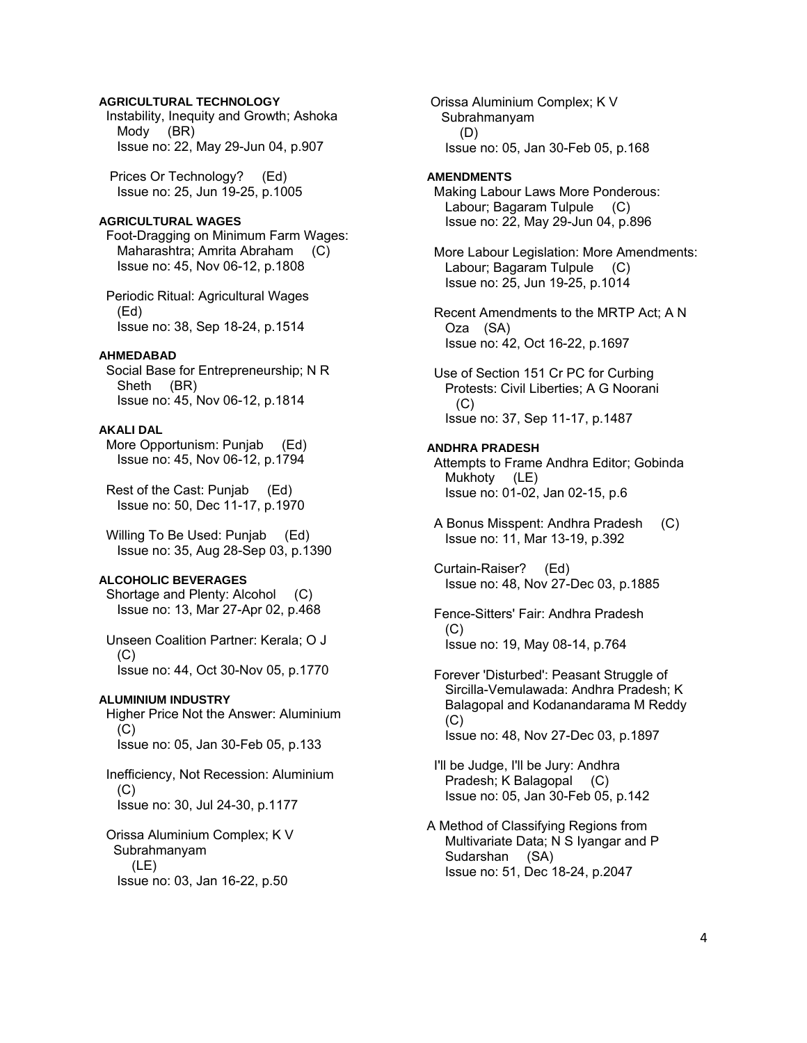**AGRICULTURAL TECHNOLOGY**

Instability, Inequity and Growth; Ashoka Mody (BR)
Issue no: 22, May 29-Jun 04, p.907

Prices Or Technology? (Ed)
Issue no: 25, Jun 19-25, p.1005

**AGRICULTURAL WAGES**

Foot-Dragging on Minimum Farm Wages: Maharashtra; Amrita Abraham (C)
Issue no: 45, Nov 06-12, p.1808

Periodic Ritual: Agricultural Wages (Ed)
Issue no: 38, Sep 18-24, p.1514

**AHMEDABAD**

Social Base for Entrepreneurship; N R Sheth (BR)
Issue no: 45, Nov 06-12, p.1814

**AKALI DAL**

More Opportunism: Punjab (Ed)
Issue no: 45, Nov 06-12, p.1794

Rest of the Cast: Punjab (Ed)
Issue no: 50, Dec 11-17, p.1970

Willing To Be Used: Punjab (Ed)
Issue no: 35, Aug 28-Sep 03, p.1390

**ALCOHOLIC BEVERAGES**

Shortage and Plenty: Alcohol (C)
Issue no: 13, Mar 27-Apr 02, p.468

Unseen Coalition Partner: Kerala; O J (C)
Issue no: 44, Oct 30-Nov 05, p.1770

**ALUMINIUM INDUSTRY**

Higher Price Not the Answer: Aluminium (C)
Issue no: 05, Jan 30-Feb 05, p.133

Inefficiency, Not Recession: Aluminium (C)
Issue no: 30, Jul 24-30, p.1177

Orissa Aluminium Complex; K V Subrahmanyam (LE)
Issue no: 03, Jan 16-22, p.50

Orissa Aluminium Complex; K V Subrahmanyam (D)
Issue no: 05, Jan 30-Feb 05, p.168

**AMENDMENTS**

Making Labour Laws More Ponderous: Labour; Bagaram Tulpule (C)
Issue no: 22, May 29-Jun 04, p.896

More Labour Legislation: More Amendments: Labour; Bagaram Tulpule (C)
Issue no: 25, Jun 19-25, p.1014

Recent Amendments to the MRTP Act; A N Oza (SA)
Issue no: 42, Oct 16-22, p.1697

Use of Section 151 Cr PC for Curbing Protests: Civil Liberties; A G Noorani (C)
Issue no: 37, Sep 11-17, p.1487

**ANDHRA PRADESH**

Attempts to Frame Andhra Editor; Gobinda Mukhoty (LE)
Issue no: 01-02, Jan 02-15, p.6

A Bonus Misspent: Andhra Pradesh (C)
Issue no: 11, Mar 13-19, p.392

Curtain-Raiser? (Ed)
Issue no: 48, Nov 27-Dec 03, p.1885

Fence-Sitters' Fair: Andhra Pradesh (C)
Issue no: 19, May 08-14, p.764

Forever 'Disturbed': Peasant Struggle of Sircilla-Vemulawada: Andhra Pradesh; K Balagopal and Kodanandarama M Reddy (C)
Issue no: 48, Nov 27-Dec 03, p.1897

I'll be Judge, I'll be Jury: Andhra Pradesh; K Balagopal (C)
Issue no: 05, Jan 30-Feb 05, p.142

A Method of Classifying Regions from Multivariate Data; N S Iyangar and P Sudarshan (SA)
Issue no: 51, Dec 18-24, p.2047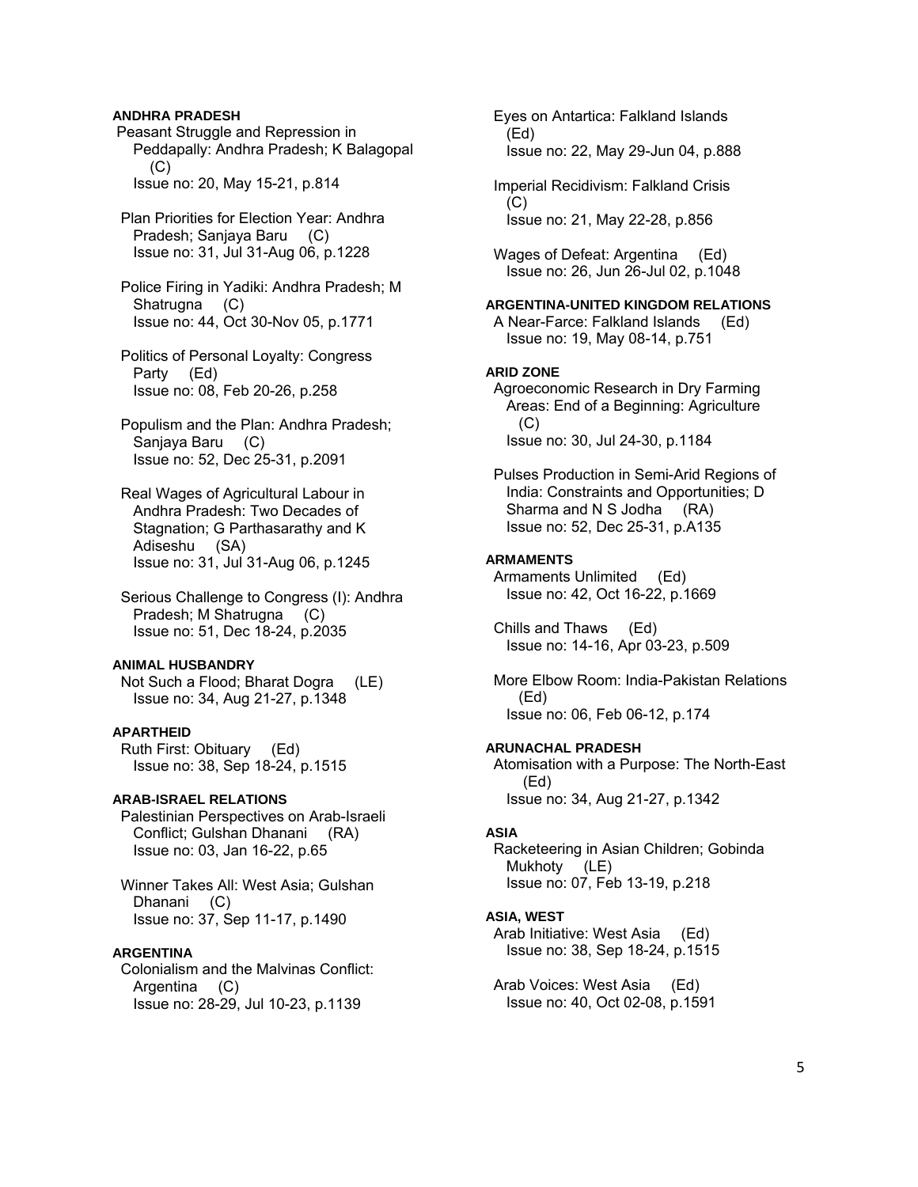**ANDHRA PRADESH**

Peasant Struggle and Repression in Peddapally: Andhra Pradesh; K Balagopal (C)
Issue no: 20, May 15-21, p.814

Plan Priorities for Election Year: Andhra Pradesh; Sanjaya Baru (C)
Issue no: 31, Jul 31-Aug 06, p.1228

Police Firing in Yadiki: Andhra Pradesh; M Shatrugna (C)
Issue no: 44, Oct 30-Nov 05, p.1771

Politics of Personal Loyalty: Congress Party (Ed)
Issue no: 08, Feb 20-26, p.258

Populism and the Plan: Andhra Pradesh; Sanjaya Baru (C)
Issue no: 52, Dec 25-31, p.2091

Real Wages of Agricultural Labour in Andhra Pradesh: Two Decades of Stagnation; G Parthasarathy and K Adiseshu (SA)
Issue no: 31, Jul 31-Aug 06, p.1245

Serious Challenge to Congress (I): Andhra Pradesh; M Shatrugna (C)
Issue no: 51, Dec 18-24, p.2035

**ANIMAL HUSBANDRY**

Not Such a Flood; Bharat Dogra (LE)
Issue no: 34, Aug 21-27, p.1348

**APARTHEID**

Ruth First: Obituary (Ed)
Issue no: 38, Sep 18-24, p.1515

**ARAB-ISRAEL RELATIONS**

Palestinian Perspectives on Arab-Israeli Conflict; Gulshan Dhanani (RA)
Issue no: 03, Jan 16-22, p.65

Winner Takes All: West Asia; Gulshan Dhanani (C)
Issue no: 37, Sep 11-17, p.1490

**ARGENTINA**

Colonialism and the Malvinas Conflict: Argentina (C)
Issue no: 28-29, Jul 10-23, p.1139

Eyes on Antartica: Falkland Islands (Ed)
Issue no: 22, May 29-Jun 04, p.888

Imperial Recidivism: Falkland Crisis (C)
Issue no: 21, May 22-28, p.856

Wages of Defeat: Argentina (Ed)
Issue no: 26, Jun 26-Jul 02, p.1048

**ARGENTINA-UNITED KINGDOM RELATIONS**

A Near-Farce: Falkland Islands (Ed)
Issue no: 19, May 08-14, p.751

**ARID ZONE**

Agroeconomic Research in Dry Farming Areas: End of a Beginning: Agriculture (C)
Issue no: 30, Jul 24-30, p.1184

Pulses Production in Semi-Arid Regions of India: Constraints and Opportunities; D Sharma and N S Jodha (RA)
Issue no: 52, Dec 25-31, p.A135

**ARMAMENTS**

Armaments Unlimited (Ed)
Issue no: 42, Oct 16-22, p.1669

Chills and Thaws (Ed)
Issue no: 14-16, Apr 03-23, p.509

More Elbow Room: India-Pakistan Relations (Ed)
Issue no: 06, Feb 06-12, p.174

**ARUNACHAL PRADESH**

Atomisation with a Purpose: The North-East (Ed)
Issue no: 34, Aug 21-27, p.1342

**ASIA**

Racketeering in Asian Children; Gobinda Mukhoty (LE)
Issue no: 07, Feb 13-19, p.218

**ASIA, WEST**

Arab Initiative: West Asia (Ed)
Issue no: 38, Sep 18-24, p.1515

Arab Voices: West Asia (Ed)
Issue no: 40, Oct 02-08, p.1591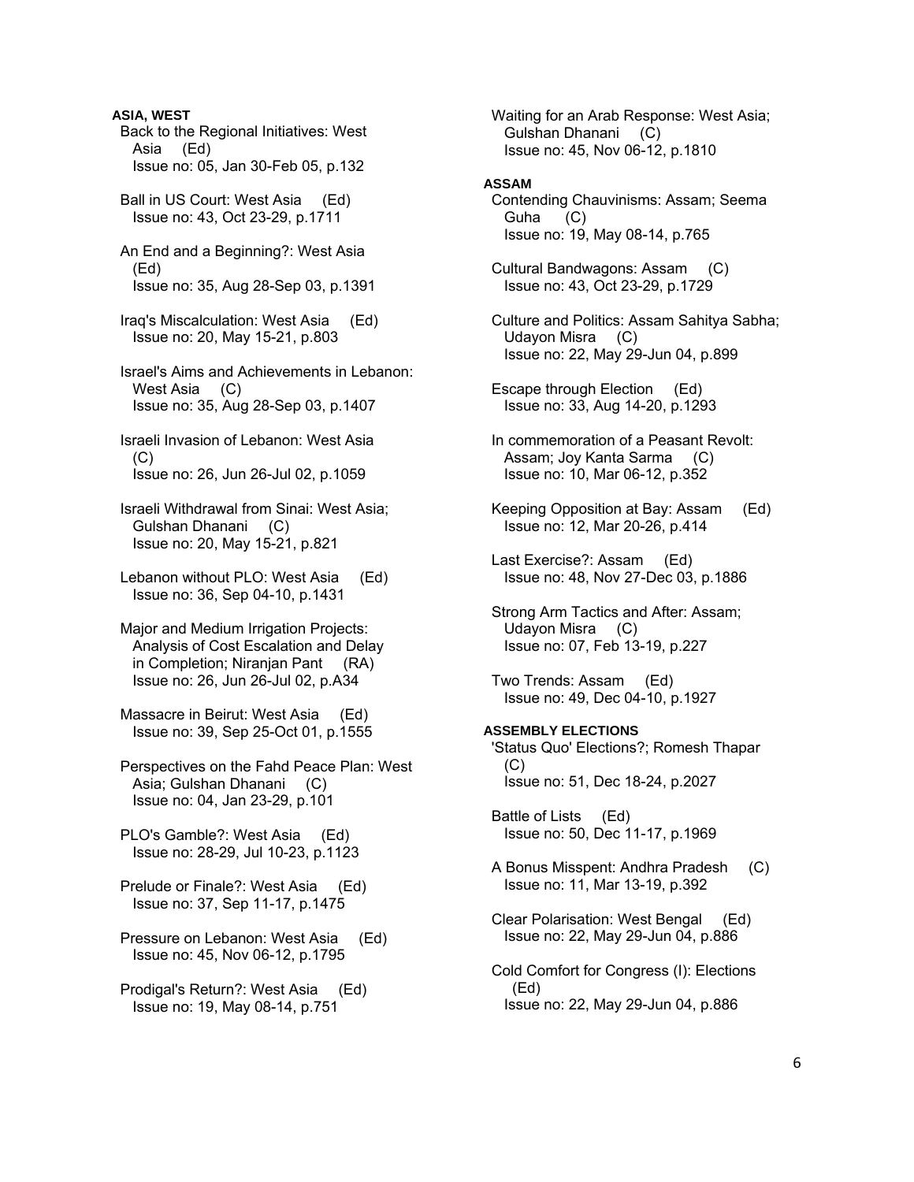**ASIA, WEST**

Back to the Regional Initiatives: West Asia (Ed)
Issue no: 05, Jan 30-Feb 05, p.132

Ball in US Court: West Asia (Ed)
Issue no: 43, Oct 23-29, p.1711

An End and a Beginning?: West Asia (Ed)
Issue no: 35, Aug 28-Sep 03, p.1391

Iraq's Miscalculation: West Asia (Ed)
Issue no: 20, May 15-21, p.803

Israel's Aims and Achievements in Lebanon: West Asia (C)
Issue no: 35, Aug 28-Sep 03, p.1407

Israeli Invasion of Lebanon: West Asia (C)
Issue no: 26, Jun 26-Jul 02, p.1059

Israeli Withdrawal from Sinai: West Asia; Gulshan Dhanani (C)
Issue no: 20, May 15-21, p.821

Lebanon without PLO: West Asia (Ed)
Issue no: 36, Sep 04-10, p.1431

Major and Medium Irrigation Projects: Analysis of Cost Escalation and Delay in Completion; Niranjan Pant (RA)
Issue no: 26, Jun 26-Jul 02, p.A34

Massacre in Beirut: West Asia (Ed)
Issue no: 39, Sep 25-Oct 01, p.1555

Perspectives on the Fahd Peace Plan: West Asia; Gulshan Dhanani (C)
Issue no: 04, Jan 23-29, p.101

PLO's Gamble?: West Asia (Ed)
Issue no: 28-29, Jul 10-23, p.1123

Prelude or Finale?: West Asia (Ed)
Issue no: 37, Sep 11-17, p.1475

Pressure on Lebanon: West Asia (Ed)
Issue no: 45, Nov 06-12, p.1795

Prodigal's Return?: West Asia (Ed)
Issue no: 19, May 08-14, p.751

Waiting for an Arab Response: West Asia; Gulshan Dhanani (C)
Issue no: 45, Nov 06-12, p.1810

**ASSAM**

Contending Chauvinisms: Assam; Seema Guha (C)
Issue no: 19, May 08-14, p.765

Cultural Bandwagons: Assam (C)
Issue no: 43, Oct 23-29, p.1729

Culture and Politics: Assam Sahitya Sabha; Udayon Misra (C)
Issue no: 22, May 29-Jun 04, p.899

Escape through Election (Ed)
Issue no: 33, Aug 14-20, p.1293

In commemoration of a Peasant Revolt: Assam; Joy Kanta Sarma (C)
Issue no: 10, Mar 06-12, p.352

Keeping Opposition at Bay: Assam (Ed)
Issue no: 12, Mar 20-26, p.414

Last Exercise?: Assam (Ed)
Issue no: 48, Nov 27-Dec 03, p.1886

Strong Arm Tactics and After: Assam; Udayon Misra (C)
Issue no: 07, Feb 13-19, p.227

Two Trends: Assam (Ed)
Issue no: 49, Dec 04-10, p.1927

**ASSEMBLY ELECTIONS**

'Status Quo' Elections?; Romesh Thapar (C)
Issue no: 51, Dec 18-24, p.2027

Battle of Lists (Ed)
Issue no: 50, Dec 11-17, p.1969

A Bonus Misspent: Andhra Pradesh (C)
Issue no: 11, Mar 13-19, p.392

Clear Polarisation: West Bengal (Ed)
Issue no: 22, May 29-Jun 04, p.886

Cold Comfort for Congress (I): Elections (Ed)
Issue no: 22, May 29-Jun 04, p.886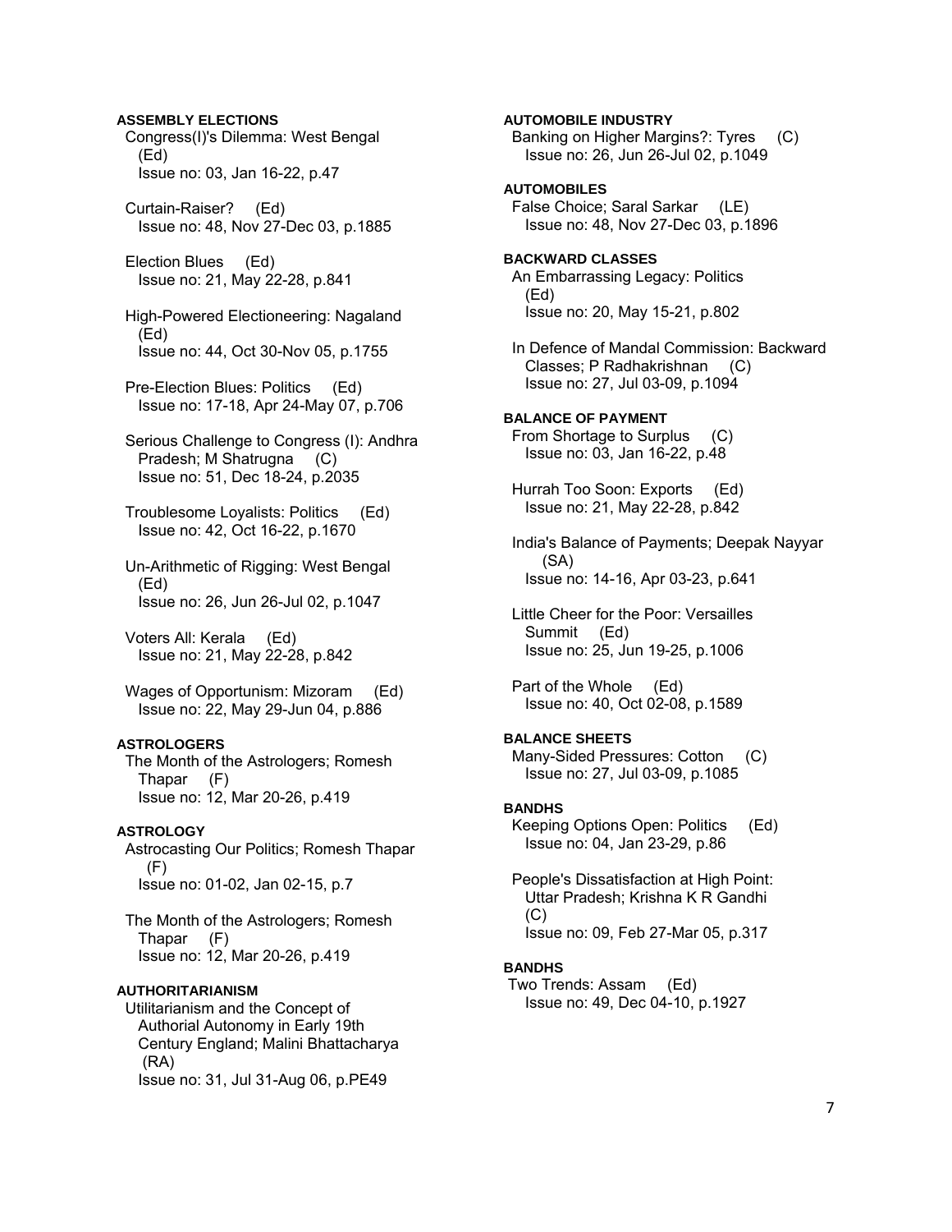**ASSEMBLY ELECTIONS**

Congress(I)'s Dilemma: West Bengal (Ed)
Issue no: 03, Jan 16-22, p.47

Curtain-Raiser? (Ed)
Issue no: 48, Nov 27-Dec 03, p.1885

Election Blues (Ed)
Issue no: 21, May 22-28, p.841

High-Powered Electioneering: Nagaland (Ed)
Issue no: 44, Oct 30-Nov 05, p.1755

Pre-Election Blues: Politics (Ed)
Issue no: 17-18, Apr 24-May 07, p.706

Serious Challenge to Congress (I): Andhra Pradesh; M Shatrugna (C)
Issue no: 51, Dec 18-24, p.2035

Troublesome Loyalists: Politics (Ed)
Issue no: 42, Oct 16-22, p.1670

Un-Arithmetic of Rigging: West Bengal (Ed)
Issue no: 26, Jun 26-Jul 02, p.1047

Voters All: Kerala (Ed)
Issue no: 21, May 22-28, p.842

Wages of Opportunism: Mizoram (Ed)
Issue no: 22, May 29-Jun 04, p.886

**ASTROLOGERS**

The Month of the Astrologers; Romesh Thapar (F)
Issue no: 12, Mar 20-26, p.419

**ASTROLOGY**

Astrocasting Our Politics; Romesh Thapar (F)
Issue no: 01-02, Jan 02-15, p.7

The Month of the Astrologers; Romesh Thapar (F)
Issue no: 12, Mar 20-26, p.419

**AUTHORITARIANISM**

Utilitarianism and the Concept of Authorial Autonomy in Early 19th Century England; Malini Bhattacharya (RA)
Issue no: 31, Jul 31-Aug 06, p.PE49

**AUTOMOBILE INDUSTRY**

Banking on Higher Margins?: Tyres (C)
Issue no: 26, Jun 26-Jul 02, p.1049

**AUTOMOBILES**

False Choice; Saral Sarkar (LE)
Issue no: 48, Nov 27-Dec 03, p.1896

**BACKWARD CLASSES**

An Embarrassing Legacy: Politics (Ed)
Issue no: 20, May 15-21, p.802

In Defence of Mandal Commission: Backward Classes; P Radhakrishnan (C)
Issue no: 27, Jul 03-09, p.1094

**BALANCE OF PAYMENT**

From Shortage to Surplus (C)
Issue no: 03, Jan 16-22, p.48

Hurrah Too Soon: Exports (Ed)
Issue no: 21, May 22-28, p.842

India's Balance of Payments; Deepak Nayyar (SA)
Issue no: 14-16, Apr 03-23, p.641

Little Cheer for the Poor: Versailles Summit (Ed)
Issue no: 25, Jun 19-25, p.1006

Part of the Whole (Ed)
Issue no: 40, Oct 02-08, p.1589

**BALANCE SHEETS**

Many-Sided Pressures: Cotton (C)
Issue no: 27, Jul 03-09, p.1085

**BANDHS**

Keeping Options Open: Politics (Ed)
Issue no: 04, Jan 23-29, p.86

People's Dissatisfaction at High Point: Uttar Pradesh; Krishna K R Gandhi (C)
Issue no: 09, Feb 27-Mar 05, p.317

**BANDHS**

Two Trends: Assam (Ed)
Issue no: 49, Dec 04-10, p.1927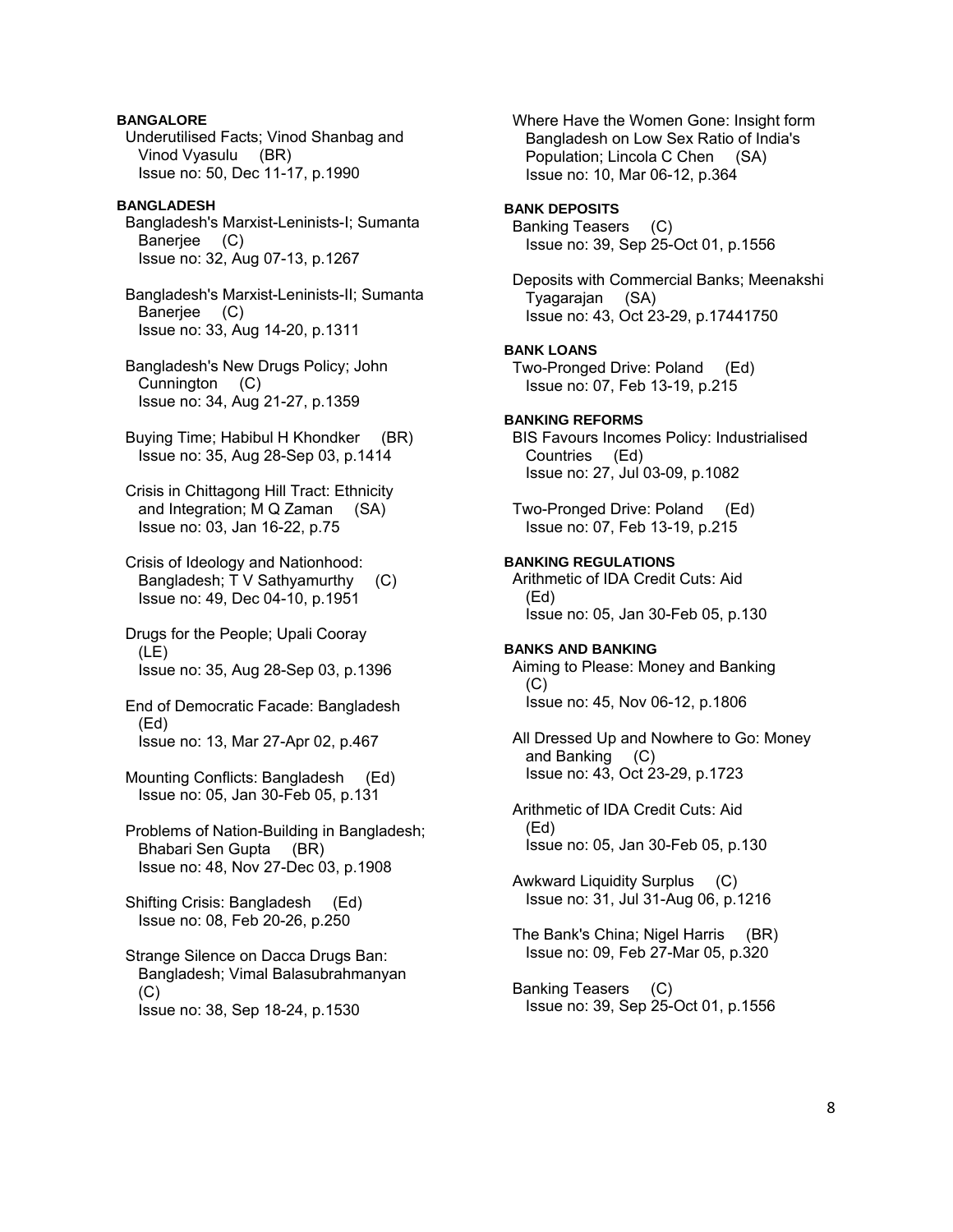**BANGALORE**

Underutilised Facts; Vinod Shanbag and Vinod Vyasulu (BR)
Issue no: 50, Dec 11-17, p.1990

**BANGLADESH**

Bangladesh's Marxist-Leninists-I; Sumanta Banerjee (C)
Issue no: 32, Aug 07-13, p.1267

Bangladesh's Marxist-Leninists-II; Sumanta Banerjee (C)
Issue no: 33, Aug 14-20, p.1311

Bangladesh's New Drugs Policy; John Cunnington (C)
Issue no: 34, Aug 21-27, p.1359

Buying Time; Habibul H Khondker (BR)
Issue no: 35, Aug 28-Sep 03, p.1414

Crisis in Chittagong Hill Tract: Ethnicity and Integration; M Q Zaman (SA)
Issue no: 03, Jan 16-22, p.75

Crisis of Ideology and Nationhood: Bangladesh; T V Sathyamurthy (C)
Issue no: 49, Dec 04-10, p.1951

Drugs for the People; Upali Cooray (LE)
Issue no: 35, Aug 28-Sep 03, p.1396

End of Democratic Facade: Bangladesh (Ed)
Issue no: 13, Mar 27-Apr 02, p.467

Mounting Conflicts: Bangladesh (Ed)
Issue no: 05, Jan 30-Feb 05, p.131

Problems of Nation-Building in Bangladesh; Bhabari Sen Gupta (BR)
Issue no: 48, Nov 27-Dec 03, p.1908

Shifting Crisis: Bangladesh (Ed)
Issue no: 08, Feb 20-26, p.250

Strange Silence on Dacca Drugs Ban: Bangladesh; Vimal Balasubrahmanyan (C)
Issue no: 38, Sep 18-24, p.1530

Where Have the Women Gone: Insight form Bangladesh on Low Sex Ratio of India's Population; Lincola C Chen (SA)
Issue no: 10, Mar 06-12, p.364

**BANK DEPOSITS**

Banking Teasers (C)
Issue no: 39, Sep 25-Oct 01, p.1556

Deposits with Commercial Banks; Meenakshi Tyagarajan (SA)
Issue no: 43, Oct 23-29, p.17441750

**BANK LOANS**

Two-Pronged Drive: Poland (Ed)
Issue no: 07, Feb 13-19, p.215

**BANKING REFORMS**

BIS Favours Incomes Policy: Industrialised Countries (Ed)
Issue no: 27, Jul 03-09, p.1082

Two-Pronged Drive: Poland (Ed)
Issue no: 07, Feb 13-19, p.215

**BANKING REGULATIONS**

Arithmetic of IDA Credit Cuts: Aid (Ed)
Issue no: 05, Jan 30-Feb 05, p.130

**BANKS AND BANKING**

Aiming to Please: Money and Banking (C)
Issue no: 45, Nov 06-12, p.1806

All Dressed Up and Nowhere to Go: Money and Banking (C)
Issue no: 43, Oct 23-29, p.1723

Arithmetic of IDA Credit Cuts: Aid (Ed)
Issue no: 05, Jan 30-Feb 05, p.130

Awkward Liquidity Surplus (C)
Issue no: 31, Jul 31-Aug 06, p.1216

The Bank's China; Nigel Harris (BR)
Issue no: 09, Feb 27-Mar 05, p.320

Banking Teasers (C)
Issue no: 39, Sep 25-Oct 01, p.1556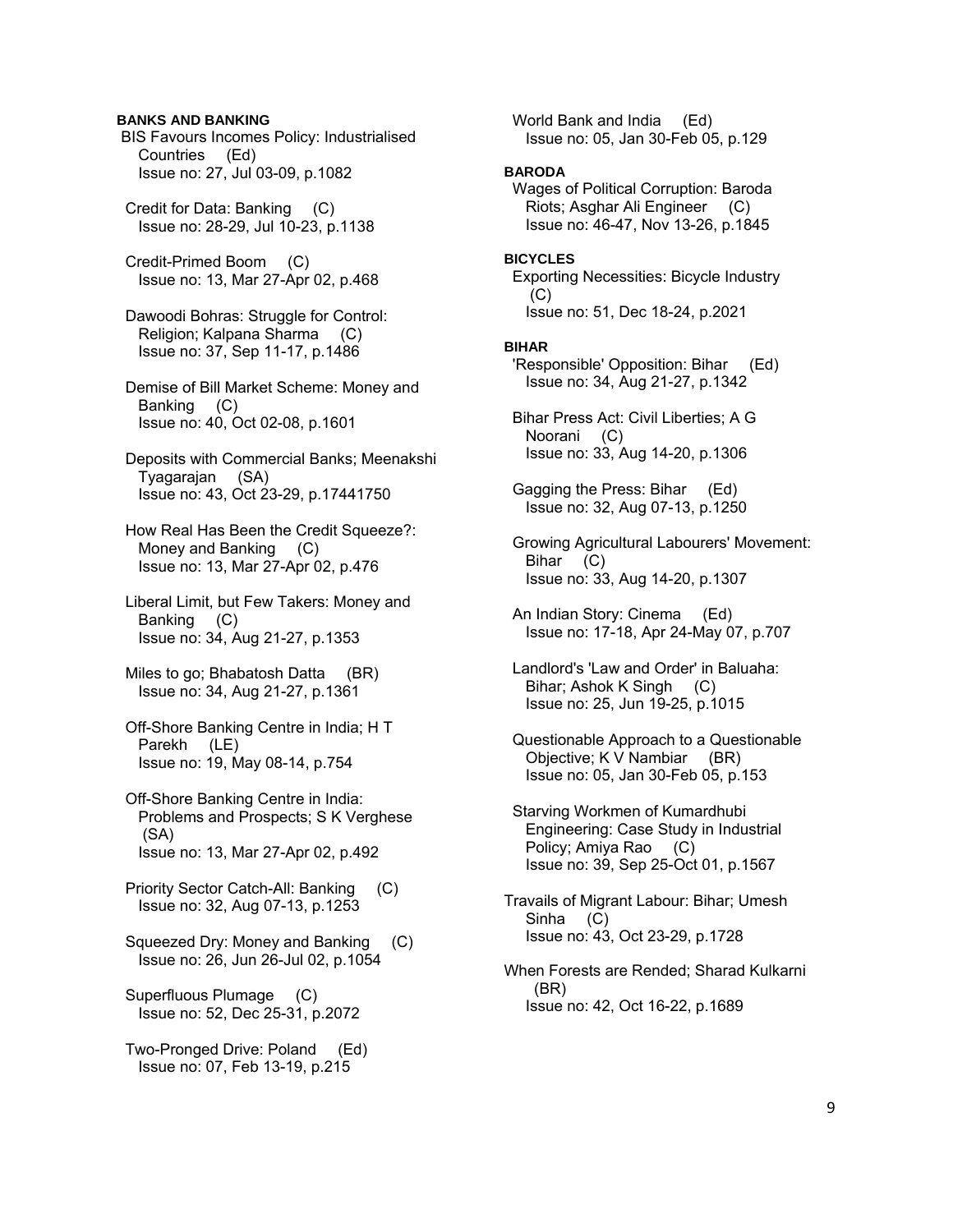**BANKS AND BANKING**

BIS Favours Incomes Policy: Industrialised Countries (Ed)
Issue no: 27, Jul 03-09, p.1082

Credit for Data: Banking (C)
Issue no: 28-29, Jul 10-23, p.1138

Credit-Primed Boom (C)
Issue no: 13, Mar 27-Apr 02, p.468

Dawoodi Bohras: Struggle for Control: Religion; Kalpana Sharma (C)
Issue no: 37, Sep 11-17, p.1486

Demise of Bill Market Scheme: Money and Banking (C)
Issue no: 40, Oct 02-08, p.1601

Deposits with Commercial Banks; Meenakshi Tyagarajan (SA)
Issue no: 43, Oct 23-29, p.17441750

How Real Has Been the Credit Squeeze?: Money and Banking (C)
Issue no: 13, Mar 27-Apr 02, p.476

Liberal Limit, but Few Takers: Money and Banking (C)
Issue no: 34, Aug 21-27, p.1353

Miles to go; Bhabatosh Datta (BR)
Issue no: 34, Aug 21-27, p.1361

Off-Shore Banking Centre in India; H T Parekh (LE)
Issue no: 19, May 08-14, p.754

Off-Shore Banking Centre in India: Problems and Prospects; S K Verghese (SA)
Issue no: 13, Mar 27-Apr 02, p.492

Priority Sector Catch-All: Banking (C)
Issue no: 32, Aug 07-13, p.1253

Squeezed Dry: Money and Banking (C)
Issue no: 26, Jun 26-Jul 02, p.1054

Superfluous Plumage (C)
Issue no: 52, Dec 25-31, p.2072

Two-Pronged Drive: Poland (Ed)
Issue no: 07, Feb 13-19, p.215

World Bank and India (Ed)
Issue no: 05, Jan 30-Feb 05, p.129

**BARODA**

Wages of Political Corruption: Baroda Riots; Asghar Ali Engineer (C)
Issue no: 46-47, Nov 13-26, p.1845

**BICYCLES**

Exporting Necessities: Bicycle Industry (C)
Issue no: 51, Dec 18-24, p.2021

**BIHAR**

'Responsible' Opposition: Bihar (Ed)
Issue no: 34, Aug 21-27, p.1342

Bihar Press Act: Civil Liberties; A G Noorani (C)
Issue no: 33, Aug 14-20, p.1306

Gagging the Press: Bihar (Ed)
Issue no: 32, Aug 07-13, p.1250

Growing Agricultural Labourers' Movement: Bihar (C)
Issue no: 33, Aug 14-20, p.1307

An Indian Story: Cinema (Ed)
Issue no: 17-18, Apr 24-May 07, p.707

Landlord's 'Law and Order' in Baluaha: Bihar; Ashok K Singh (C)
Issue no: 25, Jun 19-25, p.1015

Questionable Approach to a Questionable Objective; K V Nambiar (BR)
Issue no: 05, Jan 30-Feb 05, p.153

Starving Workmen of Kumardhubi Engineering: Case Study in Industrial Policy; Amiya Rao (C)
Issue no: 39, Sep 25-Oct 01, p.1567

Travails of Migrant Labour: Bihar; Umesh Sinha (C)
Issue no: 43, Oct 23-29, p.1728

When Forests are Rended; Sharad Kulkarni (BR)
Issue no: 42, Oct 16-22, p.1689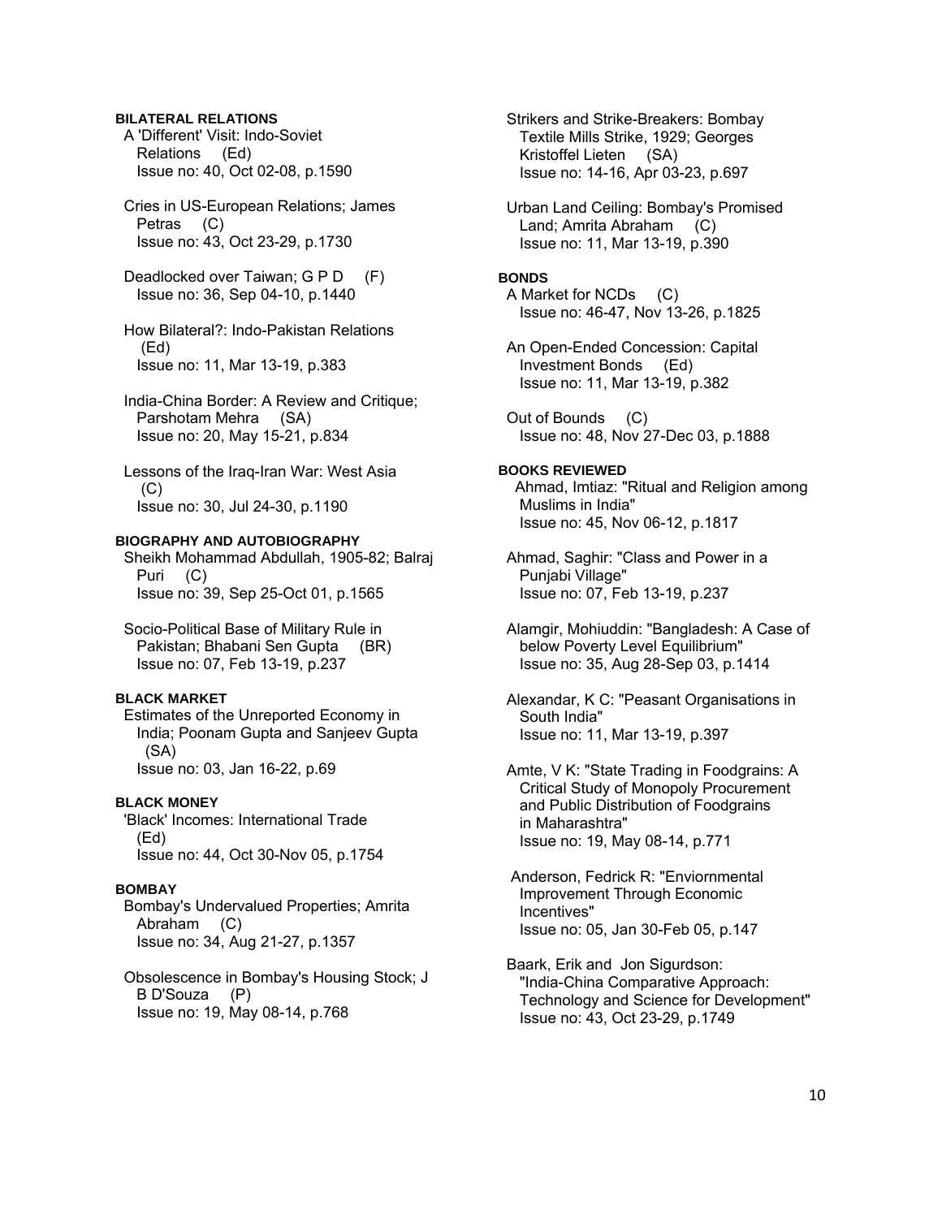**BILATERAL RELATIONS**

A 'Different' Visit: Indo-Soviet Relations (Ed)
Issue no: 40, Oct 02-08, p.1590

Cries in US-European Relations; James Petras (C)
Issue no: 43, Oct 23-29, p.1730

Deadlocked over Taiwan; G P D (F)
Issue no: 36, Sep 04-10, p.1440

How Bilateral?: Indo-Pakistan Relations (Ed)
Issue no: 11, Mar 13-19, p.383

India-China Border: A Review and Critique; Parshotam Mehra (SA)
Issue no: 20, May 15-21, p.834

Lessons of the Iraq-Iran War: West Asia (C)
Issue no: 30, Jul 24-30, p.1190

**BIOGRAPHY AND AUTOBIOGRAPHY**

Sheikh Mohammad Abdullah, 1905-82; Balraj Puri (C)
Issue no: 39, Sep 25-Oct 01, p.1565

Socio-Political Base of Military Rule in Pakistan; Bhabani Sen Gupta (BR)
Issue no: 07, Feb 13-19, p.237

**BLACK MARKET**

Estimates of the Unreported Economy in India; Poonam Gupta and Sanjeev Gupta (SA)
Issue no: 03, Jan 16-22, p.69

**BLACK MONEY**

'Black' Incomes: International Trade (Ed)
Issue no: 44, Oct 30-Nov 05, p.1754

**BOMBAY**

Bombay's Undervalued Properties; Amrita Abraham (C)
Issue no: 34, Aug 21-27, p.1357

Obsolescence in Bombay's Housing Stock; J B D'Souza (P)
Issue no: 19, May 08-14, p.768

Strikers and Strike-Breakers: Bombay Textile Mills Strike, 1929; Georges Kristoffel Lieten (SA)
Issue no: 14-16, Apr 03-23, p.697

Urban Land Ceiling: Bombay's Promised Land; Amrita Abraham (C)
Issue no: 11, Mar 13-19, p.390

**BONDS**

A Market for NCDs (C)
Issue no: 46-47, Nov 13-26, p.1825

An Open-Ended Concession: Capital Investment Bonds (Ed)
Issue no: 11, Mar 13-19, p.382

Out of Bounds (C)
Issue no: 48, Nov 27-Dec 03, p.1888

**BOOKS REVIEWED**

Ahmad, Imtiaz: "Ritual and Religion among Muslims in India"
Issue no: 45, Nov 06-12, p.1817

Ahmad, Saghir: "Class and Power in a Punjabi Village"
Issue no: 07, Feb 13-19, p.237

Alamgir, Mohiuddin: "Bangladesh: A Case of below Poverty Level Equilibrium"
Issue no: 35, Aug 28-Sep 03, p.1414

Alexandar, K C: "Peasant Organisations in South India"
Issue no: 11, Mar 13-19, p.397

Amte, V K: "State Trading in Foodgrains: A Critical Study of Monopoly Procurement and Public Distribution of Foodgrains in Maharashtra"
Issue no: 19, May 08-14, p.771

Anderson, Fedrick R: "Enviornmental Improvement Through Economic Incentives"
Issue no: 05, Jan 30-Feb 05, p.147

Baark, Erik and Jon Sigurdson: "India-China Comparative Approach: Technology and Science for Development"
Issue no: 43, Oct 23-29, p.1749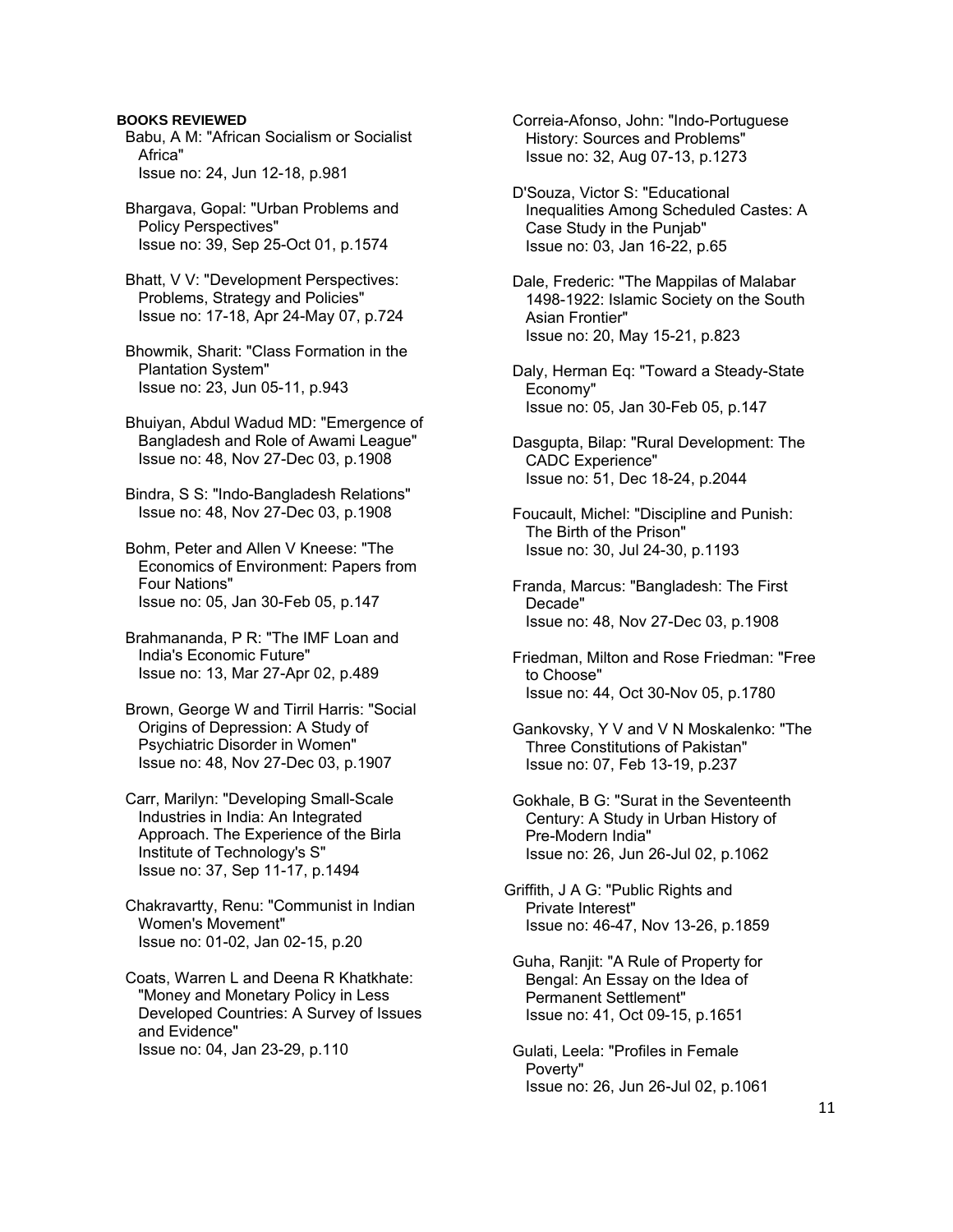**BOOKS REVIEWED**

Babu, A M: "African Socialism or Socialist Africa"
Issue no: 24, Jun 12-18, p.981

Bhargava, Gopal: "Urban Problems and Policy Perspectives"
Issue no: 39, Sep 25-Oct 01, p.1574

Bhatt, V V: "Development Perspectives: Problems, Strategy and Policies"
Issue no: 17-18, Apr 24-May 07, p.724

Bhowmik, Sharit: "Class Formation in the Plantation System"
Issue no: 23, Jun 05-11, p.943

Bhuiyan, Abdul Wadud MD: "Emergence of Bangladesh and Role of Awami League"
Issue no: 48, Nov 27-Dec 03, p.1908

Bindra, S S: "Indo-Bangladesh Relations"
Issue no: 48, Nov 27-Dec 03, p.1908

Bohm, Peter and Allen V Kneese: "The Economics of Environment: Papers from Four Nations"
Issue no: 05, Jan 30-Feb 05, p.147

Brahmananda, P R: "The IMF Loan and India's Economic Future"
Issue no: 13, Mar 27-Apr 02, p.489

Brown, George W and Tirril Harris: "Social Origins of Depression: A Study of Psychiatric Disorder in Women"
Issue no: 48, Nov 27-Dec 03, p.1907

Carr, Marilyn: "Developing Small-Scale Industries in India: An Integrated Approach. The Experience of the Birla Institute of Technology's S"
Issue no: 37, Sep 11-17, p.1494

Chakravartty, Renu: "Communist in Indian Women's Movement"
Issue no: 01-02, Jan 02-15, p.20

Coats, Warren L and Deena R Khatkhate: "Money and Monetary Policy in Less Developed Countries: A Survey of Issues and Evidence"
Issue no: 04, Jan 23-29, p.110

Correia-Afonso, John: "Indo-Portuguese History: Sources and Problems"
Issue no: 32, Aug 07-13, p.1273

D'Souza, Victor S: "Educational Inequalities Among Scheduled Castes: A Case Study in the Punjab"
Issue no: 03, Jan 16-22, p.65

Dale, Frederic: "The Mappilas of Malabar 1498-1922: Islamic Society on the South Asian Frontier"
Issue no: 20, May 15-21, p.823

Daly, Herman Eq: "Toward a Steady-State Economy"
Issue no: 05, Jan 30-Feb 05, p.147

Dasgupta, Bilap: "Rural Development: The CADC Experience"
Issue no: 51, Dec 18-24, p.2044

Foucault, Michel: "Discipline and Punish: The Birth of the Prison"
Issue no: 30, Jul 24-30, p.1193

Franda, Marcus: "Bangladesh: The First Decade"
Issue no: 48, Nov 27-Dec 03, p.1908

Friedman, Milton and Rose Friedman: "Free to Choose"
Issue no: 44, Oct 30-Nov 05, p.1780

Gankovsky, Y V and V N Moskalenko: "The Three Constitutions of Pakistan"
Issue no: 07, Feb 13-19, p.237

Gokhale, B G: "Surat in the Seventeenth Century: A Study in Urban History of Pre-Modern India"
Issue no: 26, Jun 26-Jul 02, p.1062

Griffith, J A G: "Public Rights and Private Interest"
Issue no: 46-47, Nov 13-26, p.1859

Guha, Ranjit: "A Rule of Property for Bengal: An Essay on the Idea of Permanent Settlement"
Issue no: 41, Oct 09-15, p.1651

Gulati, Leela: "Profiles in Female Poverty"
Issue no: 26, Jun 26-Jul 02, p.1061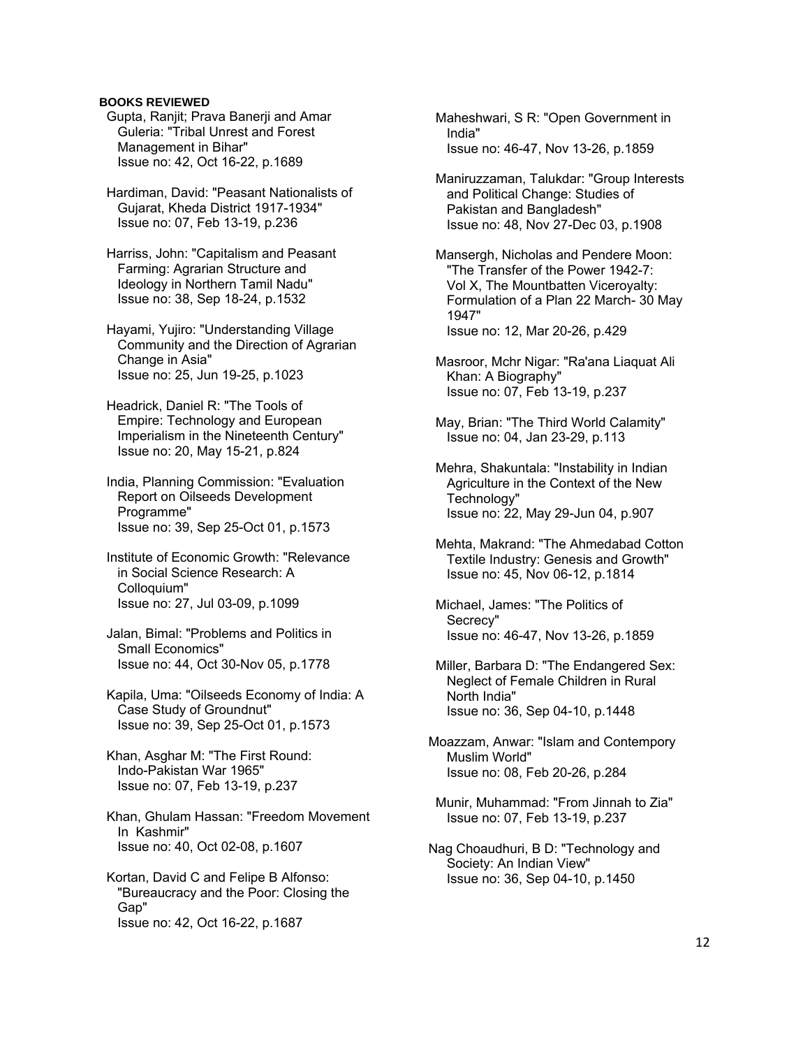**BOOKS REVIEWED**

Gupta, Ranjit; Prava Banerji and Amar Guleria: "Tribal Unrest and Forest Management in Bihar"
Issue no: 42, Oct 16-22, p.1689

Hardiman, David: "Peasant Nationalists of Gujarat, Kheda District 1917-1934"
Issue no: 07, Feb 13-19, p.236

Harriss, John: "Capitalism and Peasant Farming: Agrarian Structure and Ideology in Northern Tamil Nadu"
Issue no: 38, Sep 18-24, p.1532

Hayami, Yujiro: "Understanding Village Community and the Direction of Agrarian Change in Asia"
Issue no: 25, Jun 19-25, p.1023

Headrick, Daniel R: "The Tools of Empire: Technology and European Imperialism in the Nineteenth Century"
Issue no: 20, May 15-21, p.824

India, Planning Commission: "Evaluation Report on Oilseeds Development Programme"
Issue no: 39, Sep 25-Oct 01, p.1573

Institute of Economic Growth: "Relevance in Social Science Research: A Colloquium"
Issue no: 27, Jul 03-09, p.1099

Jalan, Bimal: "Problems and Politics in Small Economics"
Issue no: 44, Oct 30-Nov 05, p.1778

Kapila, Uma: "Oilseeds Economy of India: A Case Study of Groundnut"
Issue no: 39, Sep 25-Oct 01, p.1573

Khan, Asghar M: "The First Round: Indo-Pakistan War 1965"
Issue no: 07, Feb 13-19, p.237

Khan, Ghulam Hassan: "Freedom Movement In Kashmir"
Issue no: 40, Oct 02-08, p.1607

Kortan, David C and Felipe B Alfonso: "Bureaucracy and the Poor: Closing the Gap"
Issue no: 42, Oct 16-22, p.1687

Maheshwari, S R: "Open Government in India"
Issue no: 46-47, Nov 13-26, p.1859

Maniruzzaman, Talukdar: "Group Interests and Political Change: Studies of Pakistan and Bangladesh"
Issue no: 48, Nov 27-Dec 03, p.1908

Mansergh, Nicholas and Pendere Moon: "The Transfer of the Power 1942-7: Vol X, The Mountbatten Viceroyalty: Formulation of a Plan 22 March- 30 May 1947"
Issue no: 12, Mar 20-26, p.429

Masroor, Mchr Nigar: "Ra'ana Liaquat Ali Khan: A Biography"
Issue no: 07, Feb 13-19, p.237

May, Brian: "The Third World Calamity"
Issue no: 04, Jan 23-29, p.113

Mehra, Shakuntala: "Instability in Indian Agriculture in the Context of the New Technology"
Issue no: 22, May 29-Jun 04, p.907

Mehta, Makrand: "The Ahmedabad Cotton Textile Industry: Genesis and Growth"
Issue no: 45, Nov 06-12, p.1814

Michael, James: "The Politics of Secrecy"
Issue no: 46-47, Nov 13-26, p.1859

Miller, Barbara D: "The Endangered Sex: Neglect of Female Children in Rural North India"
Issue no: 36, Sep 04-10, p.1448

Moazzam, Anwar: "Islam and Contempory Muslim World"
Issue no: 08, Feb 20-26, p.284

Munir, Muhammad: "From Jinnah to Zia"
Issue no: 07, Feb 13-19, p.237

Nag Choaudhuri, B D: "Technology and Society: An Indian View"
Issue no: 36, Sep 04-10, p.1450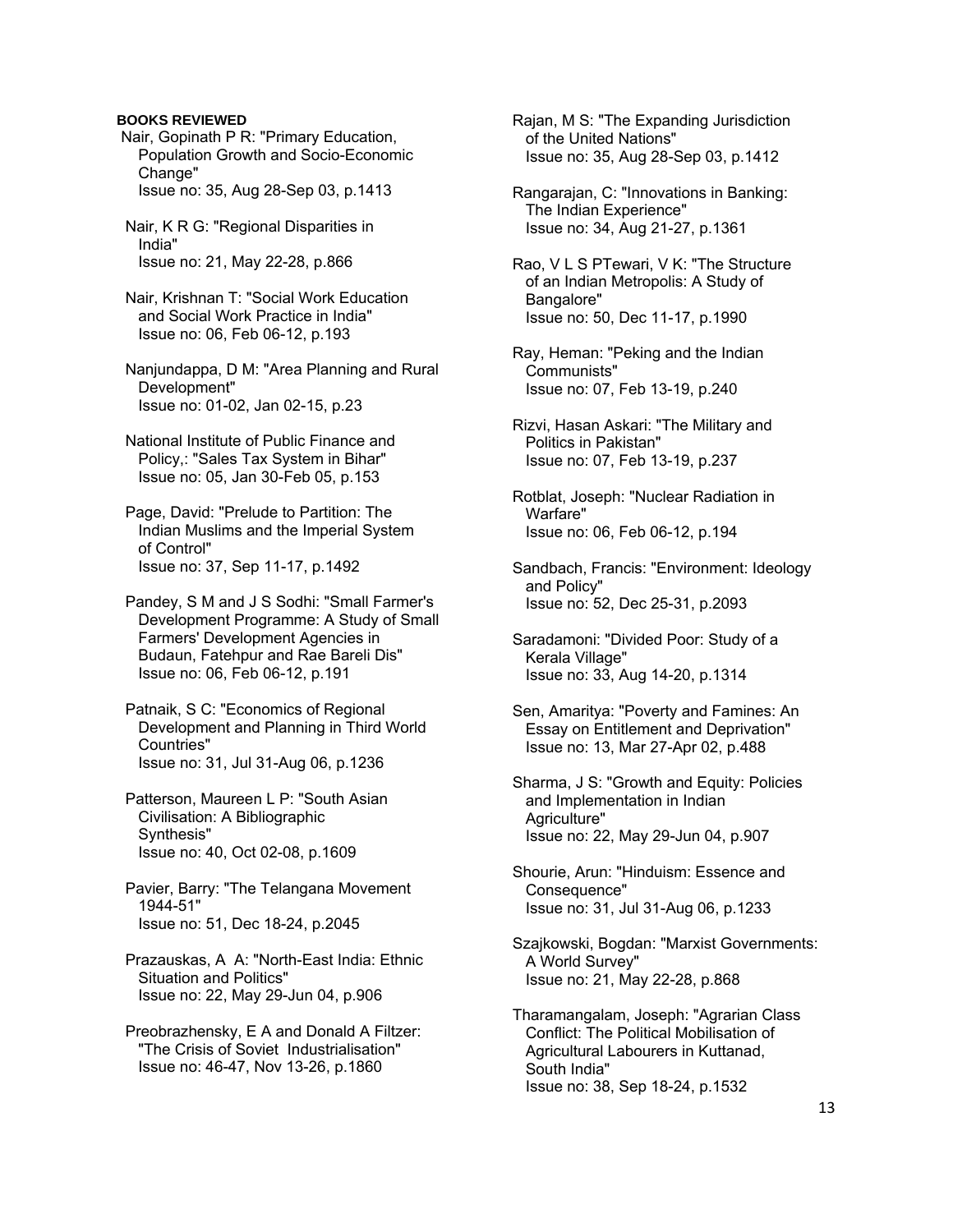**BOOKS REVIEWED**

Nair, Gopinath P R: "Primary Education, Population Growth and Socio-Economic Change"
Issue no: 35, Aug 28-Sep 03, p.1413

Nair, K R G: "Regional Disparities in India"
Issue no: 21, May 22-28, p.866

Nair, Krishnan T: "Social Work Education and Social Work Practice in India"
Issue no: 06, Feb 06-12, p.193

Nanjundappa, D M: "Area Planning and Rural Development"
Issue no: 01-02, Jan 02-15, p.23

National Institute of Public Finance and Policy,: "Sales Tax System in Bihar"
Issue no: 05, Jan 30-Feb 05, p.153

Page, David: "Prelude to Partition: The Indian Muslims and the Imperial System of Control"
Issue no: 37, Sep 11-17, p.1492

Pandey, S M and J S Sodhi: "Small Farmer's Development Programme: A Study of Small Farmers' Development Agencies in Budaun, Fatehpur and Rae Bareli Dis"
Issue no: 06, Feb 06-12, p.191

Patnaik, S C: "Economics of Regional Development and Planning in Third World Countries"
Issue no: 31, Jul 31-Aug 06, p.1236

Patterson, Maureen L P: "South Asian Civilisation: A Bibliographic Synthesis"
Issue no: 40, Oct 02-08, p.1609

Pavier, Barry: "The Telangana Movement 1944-51"
Issue no: 51, Dec 18-24, p.2045

Prazauskas, A A: "North-East India: Ethnic Situation and Politics"
Issue no: 22, May 29-Jun 04, p.906

Preobrazhensky, E A and Donald A Filtzer: "The Crisis of Soviet Industrialisation"
Issue no: 46-47, Nov 13-26, p.1860

Rajan, M S: "The Expanding Jurisdiction of the United Nations"
Issue no: 35, Aug 28-Sep 03, p.1412

Rangarajan, C: "Innovations in Banking: The Indian Experience"
Issue no: 34, Aug 21-27, p.1361

Rao, V L S PTewari, V K: "The Structure of an Indian Metropolis: A Study of Bangalore"
Issue no: 50, Dec 11-17, p.1990

Ray, Heman: "Peking and the Indian Communists"
Issue no: 07, Feb 13-19, p.240

Rizvi, Hasan Askari: "The Military and Politics in Pakistan"
Issue no: 07, Feb 13-19, p.237

Rotblat, Joseph: "Nuclear Radiation in Warfare"
Issue no: 06, Feb 06-12, p.194

Sandbach, Francis: "Environment: Ideology and Policy"
Issue no: 52, Dec 25-31, p.2093

Saradamoni: "Divided Poor: Study of a Kerala Village"
Issue no: 33, Aug 14-20, p.1314

Sen, Amaritya: "Poverty and Famines: An Essay on Entitlement and Deprivation"
Issue no: 13, Mar 27-Apr 02, p.488

Sharma, J S: "Growth and Equity: Policies and Implementation in Indian Agriculture"
Issue no: 22, May 29-Jun 04, p.907

Shourie, Arun: "Hinduism: Essence and Consequence"
Issue no: 31, Jul 31-Aug 06, p.1233

Szajkowski, Bogdan: "Marxist Governments: A World Survey"
Issue no: 21, May 22-28, p.868

Tharamangalam, Joseph: "Agrarian Class Conflict: The Political Mobilisation of Agricultural Labourers in Kuttanad, South India"
Issue no: 38, Sep 18-24, p.1532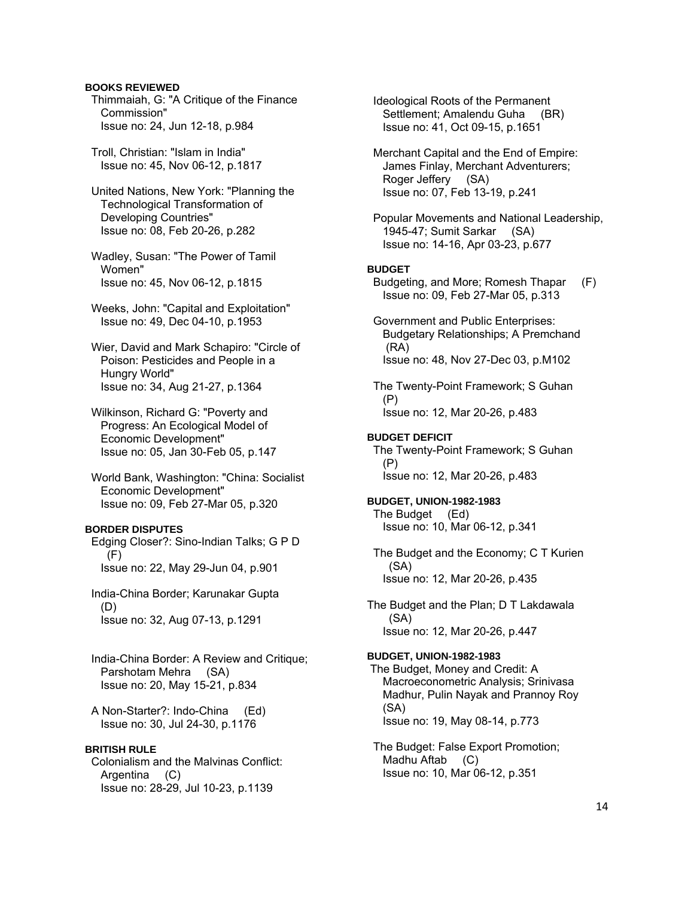**BOOKS REVIEWED**

Thimmaiah, G: "A Critique of the Finance Commission"
Issue no: 24, Jun 12-18, p.984

Troll, Christian: "Islam in India"
Issue no: 45, Nov 06-12, p.1817

United Nations, New York: "Planning the Technological Transformation of Developing Countries"
Issue no: 08, Feb 20-26, p.282

Wadley, Susan: "The Power of Tamil Women"
Issue no: 45, Nov 06-12, p.1815

Weeks, John: "Capital and Exploitation"
Issue no: 49, Dec 04-10, p.1953

Wier, David and Mark Schapiro: "Circle of Poison: Pesticides and People in a Hungry World"
Issue no: 34, Aug 21-27, p.1364

Wilkinson, Richard G: "Poverty and Progress: An Ecological Model of Economic Development"
Issue no: 05, Jan 30-Feb 05, p.147

World Bank, Washington: "China: Socialist Economic Development"
Issue no: 09, Feb 27-Mar 05, p.320

**BORDER DISPUTES**

Edging Closer?: Sino-Indian Talks; G P D (F)
Issue no: 22, May 29-Jun 04, p.901

India-China Border; Karunakar Gupta (D)
Issue no: 32, Aug 07-13, p.1291

India-China Border: A Review and Critique; Parshotam Mehra (SA)
Issue no: 20, May 15-21, p.834

A Non-Starter?: Indo-China (Ed)
Issue no: 30, Jul 24-30, p.1176

**BRITISH RULE**

Colonialism and the Malvinas Conflict: Argentina (C)
Issue no: 28-29, Jul 10-23, p.1139

Ideological Roots of the Permanent Settlement; Amalendu Guha (BR)
Issue no: 41, Oct 09-15, p.1651

Merchant Capital and the End of Empire: James Finlay, Merchant Adventurers; Roger Jeffery (SA)
Issue no: 07, Feb 13-19, p.241

Popular Movements and National Leadership, 1945-47; Sumit Sarkar (SA)
Issue no: 14-16, Apr 03-23, p.677

**BUDGET**

Budgeting, and More; Romesh Thapar (F)
Issue no: 09, Feb 27-Mar 05, p.313

Government and Public Enterprises: Budgetary Relationships; A Premchand (RA)
Issue no: 48, Nov 27-Dec 03, p.M102

The Twenty-Point Framework; S Guhan (P)
Issue no: 12, Mar 20-26, p.483

**BUDGET DEFICIT**

The Twenty-Point Framework; S Guhan (P)
Issue no: 12, Mar 20-26, p.483

**BUDGET, UNION-1982-1983**

The Budget (Ed)
Issue no: 10, Mar 06-12, p.341

The Budget and the Economy; C T Kurien (SA)
Issue no: 12, Mar 20-26, p.435

The Budget and the Plan; D T Lakdawala (SA)
Issue no: 12, Mar 20-26, p.447

**BUDGET, UNION-1982-1983**

The Budget, Money and Credit: A Macroeconometric Analysis; Srinivasa Madhur, Pulin Nayak and Prannoy Roy (SA)
Issue no: 19, May 08-14, p.773

The Budget: False Export Promotion; Madhu Aftab (C)
Issue no: 10, Mar 06-12, p.351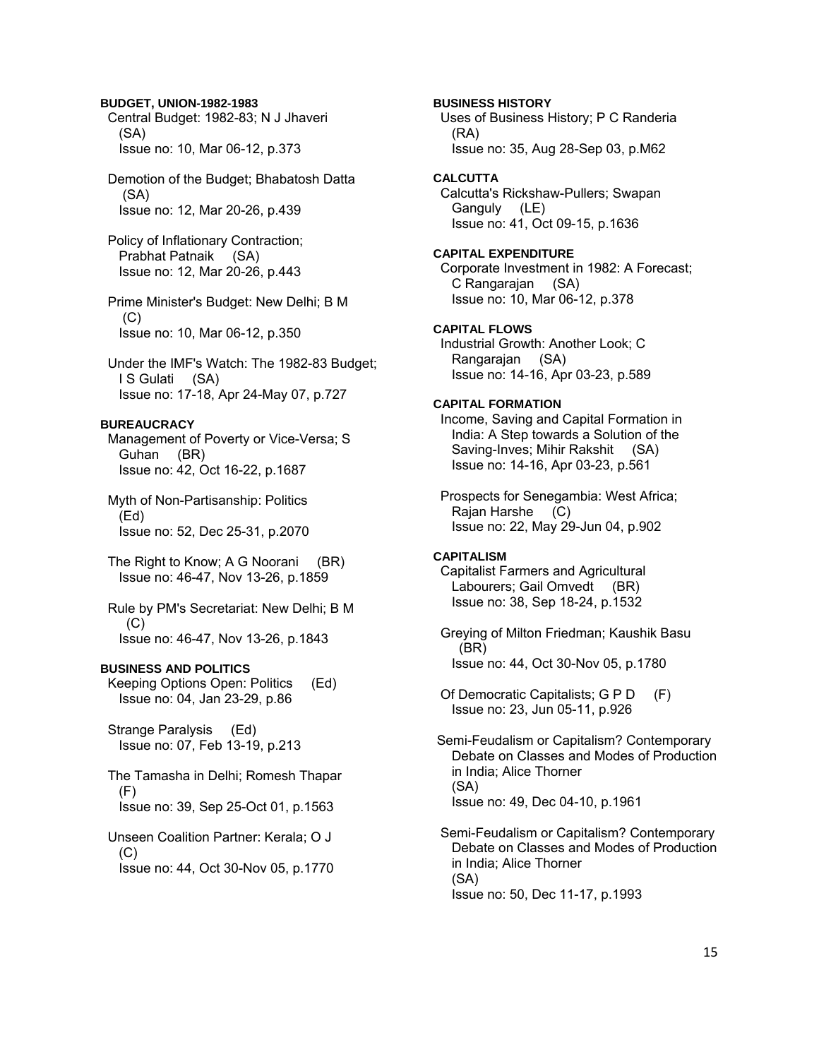**BUDGET, UNION-1982-1983**

Central Budget: 1982-83; N J Jhaveri (SA)
Issue no: 10, Mar 06-12, p.373

Demotion of the Budget; Bhabatosh Datta (SA)
Issue no: 12, Mar 20-26, p.439

Policy of Inflationary Contraction; Prabhat Patnaik (SA)
Issue no: 12, Mar 20-26, p.443

Prime Minister's Budget: New Delhi; B M (C)
Issue no: 10, Mar 06-12, p.350

Under the IMF's Watch: The 1982-83 Budget; I S Gulati (SA)
Issue no: 17-18, Apr 24-May 07, p.727

**BUREAUCRACY**

Management of Poverty or Vice-Versa; S Guhan (BR)
Issue no: 42, Oct 16-22, p.1687

Myth of Non-Partisanship: Politics (Ed)
Issue no: 52, Dec 25-31, p.2070

The Right to Know; A G Noorani (BR)
Issue no: 46-47, Nov 13-26, p.1859

Rule by PM's Secretariat: New Delhi; B M (C)
Issue no: 46-47, Nov 13-26, p.1843

**BUSINESS AND POLITICS**

Keeping Options Open: Politics (Ed)
Issue no: 04, Jan 23-29, p.86

Strange Paralysis (Ed)
Issue no: 07, Feb 13-19, p.213

The Tamasha in Delhi; Romesh Thapar (F)
Issue no: 39, Sep 25-Oct 01, p.1563

Unseen Coalition Partner: Kerala; O J (C)
Issue no: 44, Oct 30-Nov 05, p.1770

**BUSINESS HISTORY**

Uses of Business History; P C Randeria (RA)
Issue no: 35, Aug 28-Sep 03, p.M62

**CALCUTTA**

Calcutta's Rickshaw-Pullers; Swapan Ganguly (LE)
Issue no: 41, Oct 09-15, p.1636

**CAPITAL EXPENDITURE**

Corporate Investment in 1982: A Forecast; C Rangarajan (SA)
Issue no: 10, Mar 06-12, p.378

**CAPITAL FLOWS**

Industrial Growth: Another Look; C Rangarajan (SA)
Issue no: 14-16, Apr 03-23, p.589

**CAPITAL FORMATION**

Income, Saving and Capital Formation in India: A Step towards a Solution of the Saving-Inves; Mihir Rakshit (SA)
Issue no: 14-16, Apr 03-23, p.561

Prospects for Senegambia: West Africa; Rajan Harshe (C)
Issue no: 22, May 29-Jun 04, p.902

**CAPITALISM**

Capitalist Farmers and Agricultural Labourers; Gail Omvedt (BR)
Issue no: 38, Sep 18-24, p.1532

Greying of Milton Friedman; Kaushik Basu (BR)
Issue no: 44, Oct 30-Nov 05, p.1780

Of Democratic Capitalists; G P D (F)
Issue no: 23, Jun 05-11, p.926

Semi-Feudalism or Capitalism? Contemporary Debate on Classes and Modes of Production in India; Alice Thorner (SA)
Issue no: 49, Dec 04-10, p.1961

Semi-Feudalism or Capitalism? Contemporary Debate on Classes and Modes of Production in India; Alice Thorner (SA)
Issue no: 50, Dec 11-17, p.1993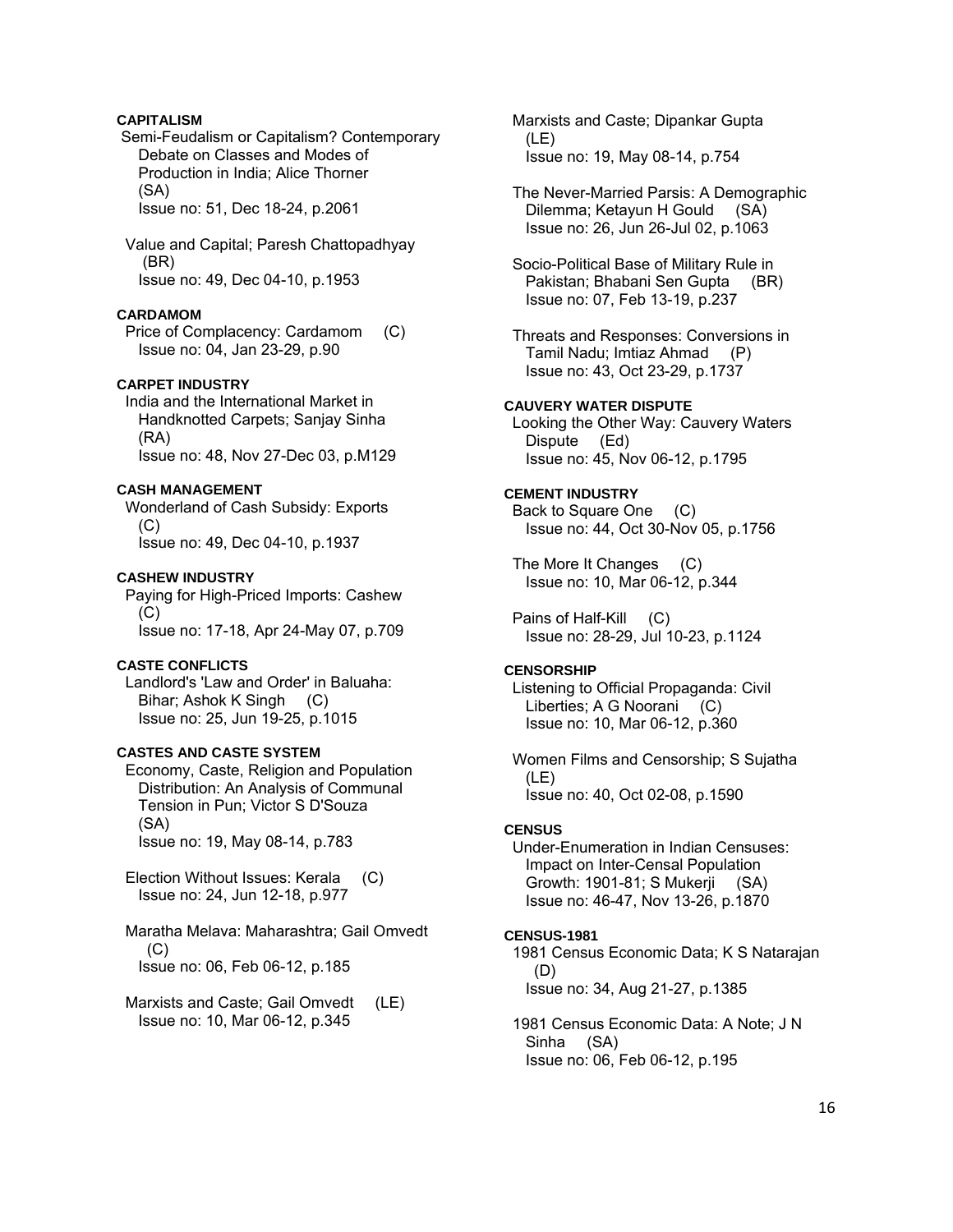**CAPITALISM**

Semi-Feudalism or Capitalism? Contemporary Debate on Classes and Modes of Production in India; Alice Thorner (SA)
Issue no: 51, Dec 18-24, p.2061

Value and Capital; Paresh Chattopadhyay (BR)
Issue no: 49, Dec 04-10, p.1953

**CARDAMOM**

Price of Complacency: Cardamom (C)
Issue no: 04, Jan 23-29, p.90

**CARPET INDUSTRY**

India and the International Market in Handknotted Carpets; Sanjay Sinha (RA)
Issue no: 48, Nov 27-Dec 03, p.M129

**CASH MANAGEMENT**

Wonderland of Cash Subsidy: Exports (C)
Issue no: 49, Dec 04-10, p.1937

**CASHEW INDUSTRY**

Paying for High-Priced Imports: Cashew (C)
Issue no: 17-18, Apr 24-May 07, p.709

**CASTE CONFLICTS**

Landlord's 'Law and Order' in Baluaha: Bihar; Ashok K Singh (C)
Issue no: 25, Jun 19-25, p.1015

**CASTES AND CASTE SYSTEM**

Economy, Caste, Religion and Population Distribution: An Analysis of Communal Tension in Pun; Victor S D'Souza (SA)
Issue no: 19, May 08-14, p.783

Election Without Issues: Kerala (C)
Issue no: 24, Jun 12-18, p.977

Maratha Melava: Maharashtra; Gail Omvedt (C)
Issue no: 06, Feb 06-12, p.185

Marxists and Caste; Gail Omvedt (LE)
Issue no: 10, Mar 06-12, p.345

Marxists and Caste; Dipankar Gupta (LE)
Issue no: 19, May 08-14, p.754

The Never-Married Parsis: A Demographic Dilemma; Ketayun H Gould (SA)
Issue no: 26, Jun 26-Jul 02, p.1063

Socio-Political Base of Military Rule in Pakistan; Bhabani Sen Gupta (BR)
Issue no: 07, Feb 13-19, p.237

Threats and Responses: Conversions in Tamil Nadu; Imtiaz Ahmad (P)
Issue no: 43, Oct 23-29, p.1737

**CAUVERY WATER DISPUTE**

Looking the Other Way: Cauvery Waters Dispute (Ed)
Issue no: 45, Nov 06-12, p.1795

**CEMENT INDUSTRY**

Back to Square One (C)
Issue no: 44, Oct 30-Nov 05, p.1756

The More It Changes (C)
Issue no: 10, Mar 06-12, p.344

Pains of Half-Kill (C)
Issue no: 28-29, Jul 10-23, p.1124

**CENSORSHIP**

Listening to Official Propaganda: Civil Liberties; A G Noorani (C)
Issue no: 10, Mar 06-12, p.360

Women Films and Censorship; S Sujatha (LE)
Issue no: 40, Oct 02-08, p.1590

**CENSUS**

Under-Enumeration in Indian Censuses: Impact on Inter-Censal Population Growth: 1901-81; S Mukerji (SA)
Issue no: 46-47, Nov 13-26, p.1870

**CENSUS-1981**

1981 Census Economic Data; K S Natarajan (D)
Issue no: 34, Aug 21-27, p.1385

1981 Census Economic Data: A Note; J N Sinha (SA)
Issue no: 06, Feb 06-12, p.195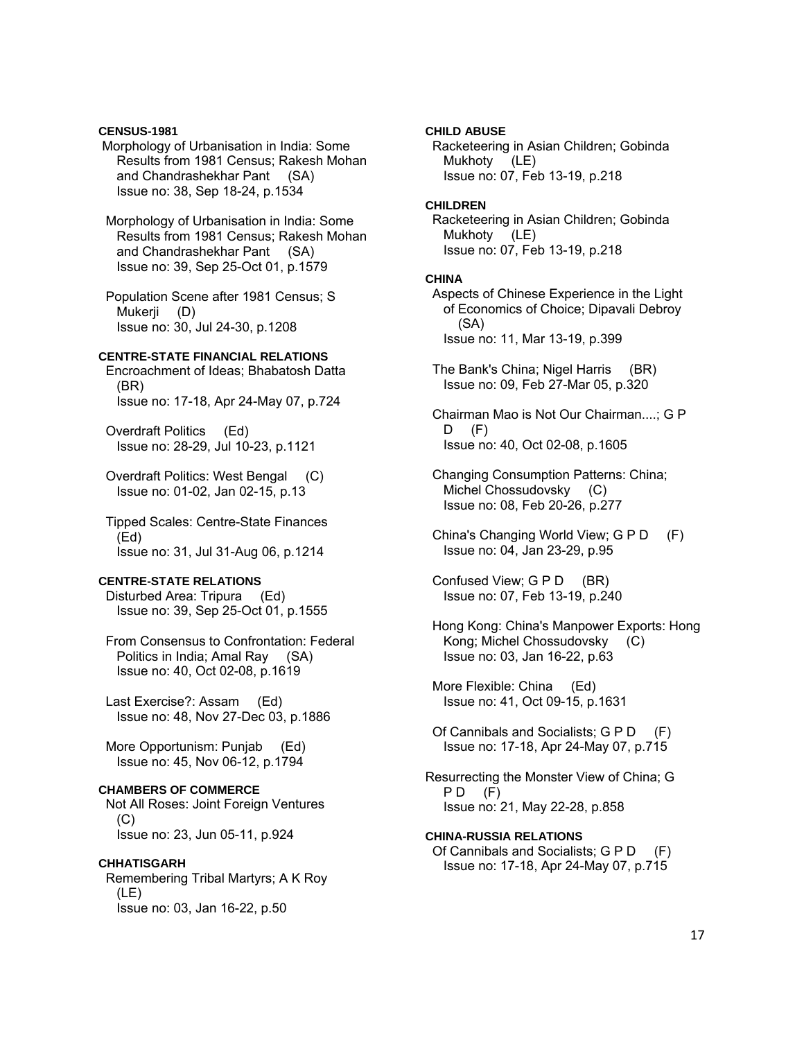**CENSUS-1981**

Morphology of Urbanisation in India: Some Results from 1981 Census; Rakesh Mohan and Chandrashekhar Pant (SA)
Issue no: 38, Sep 18-24, p.1534

Morphology of Urbanisation in India: Some Results from 1981 Census; Rakesh Mohan and Chandrashekhar Pant (SA)
Issue no: 39, Sep 25-Oct 01, p.1579

Population Scene after 1981 Census; S Mukerji (D)
Issue no: 30, Jul 24-30, p.1208

**CENTRE-STATE FINANCIAL RELATIONS**

Encroachment of Ideas; Bhabatosh Datta (BR)
Issue no: 17-18, Apr 24-May 07, p.724

Overdraft Politics (Ed)
Issue no: 28-29, Jul 10-23, p.1121

Overdraft Politics: West Bengal (C)
Issue no: 01-02, Jan 02-15, p.13

Tipped Scales: Centre-State Finances (Ed)
Issue no: 31, Jul 31-Aug 06, p.1214

**CENTRE-STATE RELATIONS**

Disturbed Area: Tripura (Ed)
Issue no: 39, Sep 25-Oct 01, p.1555

From Consensus to Confrontation: Federal Politics in India; Amal Ray (SA)
Issue no: 40, Oct 02-08, p.1619

Last Exercise?: Assam (Ed)
Issue no: 48, Nov 27-Dec 03, p.1886

More Opportunism: Punjab (Ed)
Issue no: 45, Nov 06-12, p.1794

**CHAMBERS OF COMMERCE**

Not All Roses: Joint Foreign Ventures (C)
Issue no: 23, Jun 05-11, p.924

**CHHATISGARH**

Remembering Tribal Martyrs; A K Roy (LE)
Issue no: 03, Jan 16-22, p.50

**CHILD ABUSE**

Racketeering in Asian Children; Gobinda Mukhoty (LE)
Issue no: 07, Feb 13-19, p.218

**CHILDREN**

Racketeering in Asian Children; Gobinda Mukhoty (LE)
Issue no: 07, Feb 13-19, p.218

**CHINA**

Aspects of Chinese Experience in the Light of Economics of Choice; Dipavali Debroy (SA)
Issue no: 11, Mar 13-19, p.399

The Bank's China; Nigel Harris (BR)
Issue no: 09, Feb 27-Mar 05, p.320

Chairman Mao is Not Our Chairman....; G P D (F)
Issue no: 40, Oct 02-08, p.1605

Changing Consumption Patterns: China; Michel Chossudovsky (C)
Issue no: 08, Feb 20-26, p.277

China's Changing World View; G P D (F)
Issue no: 04, Jan 23-29, p.95

Confused View; G P D (BR)
Issue no: 07, Feb 13-19, p.240

Hong Kong: China's Manpower Exports: Hong Kong; Michel Chossudovsky (C)
Issue no: 03, Jan 16-22, p.63

More Flexible: China (Ed)
Issue no: 41, Oct 09-15, p.1631

Of Cannibals and Socialists; G P D (F)
Issue no: 17-18, Apr 24-May 07, p.715

Resurrecting the Monster View of China; G P D (F)
Issue no: 21, May 22-28, p.858

**CHINA-RUSSIA RELATIONS**

Of Cannibals and Socialists; G P D (F)
Issue no: 17-18, Apr 24-May 07, p.715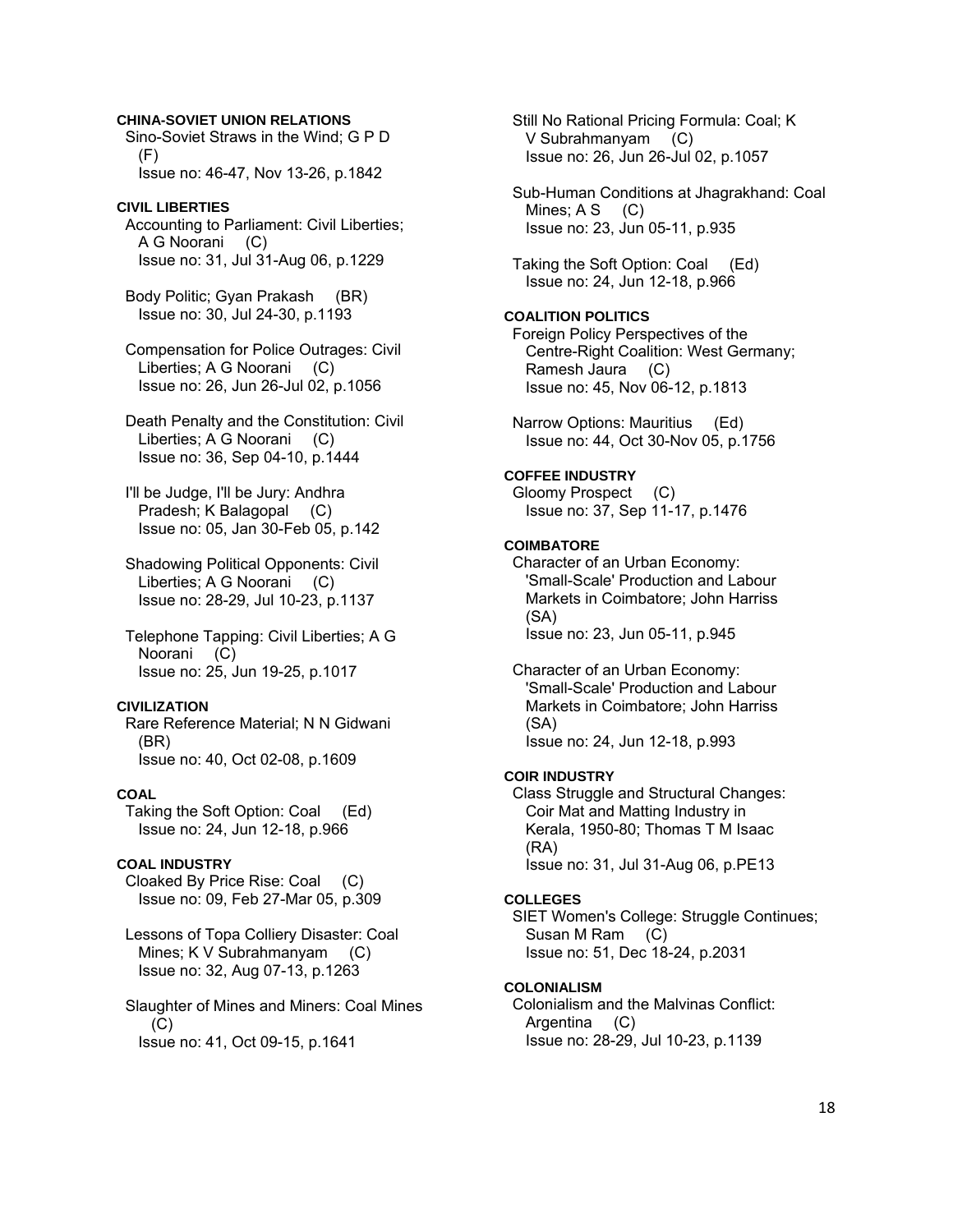**CHINA-SOVIET UNION RELATIONS**

Sino-Soviet Straws in the Wind; G P D (F)
Issue no: 46-47, Nov 13-26, p.1842

**CIVIL LIBERTIES**

Accounting to Parliament: Civil Liberties; A G Noorani (C)
Issue no: 31, Jul 31-Aug 06, p.1229

Body Politic; Gyan Prakash (BR)
Issue no: 30, Jul 24-30, p.1193

Compensation for Police Outrages: Civil Liberties; A G Noorani (C)
Issue no: 26, Jun 26-Jul 02, p.1056

Death Penalty and the Constitution: Civil Liberties; A G Noorani (C)
Issue no: 36, Sep 04-10, p.1444

I'll be Judge, I'll be Jury: Andhra Pradesh; K Balagopal (C)
Issue no: 05, Jan 30-Feb 05, p.142

Shadowing Political Opponents: Civil Liberties; A G Noorani (C)
Issue no: 28-29, Jul 10-23, p.1137

Telephone Tapping: Civil Liberties; A G Noorani (C)
Issue no: 25, Jun 19-25, p.1017

**CIVILIZATION**

Rare Reference Material; N N Gidwani (BR)
Issue no: 40, Oct 02-08, p.1609

**COAL**

Taking the Soft Option: Coal (Ed)
Issue no: 24, Jun 12-18, p.966

**COAL INDUSTRY**

Cloaked By Price Rise: Coal (C)
Issue no: 09, Feb 27-Mar 05, p.309

Lessons of Topa Colliery Disaster: Coal Mines; K V Subrahmanyam (C)
Issue no: 32, Aug 07-13, p.1263

Slaughter of Mines and Miners: Coal Mines (C)
Issue no: 41, Oct 09-15, p.1641

Still No Rational Pricing Formula: Coal; K V Subrahmanyam (C)
Issue no: 26, Jun 26-Jul 02, p.1057

Sub-Human Conditions at Jhagrakhand: Coal Mines; A S (C)
Issue no: 23, Jun 05-11, p.935

Taking the Soft Option: Coal (Ed)
Issue no: 24, Jun 12-18, p.966

**COALITION POLITICS**

Foreign Policy Perspectives of the Centre-Right Coalition: West Germany; Ramesh Jaura (C)
Issue no: 45, Nov 06-12, p.1813

Narrow Options: Mauritius (Ed)
Issue no: 44, Oct 30-Nov 05, p.1756

**COFFEE INDUSTRY**

Gloomy Prospect (C)
Issue no: 37, Sep 11-17, p.1476

**COIMBATORE**

Character of an Urban Economy: 'Small-Scale' Production and Labour Markets in Coimbatore; John Harriss (SA)
Issue no: 23, Jun 05-11, p.945

Character of an Urban Economy: 'Small-Scale' Production and Labour Markets in Coimbatore; John Harriss (SA)
Issue no: 24, Jun 12-18, p.993

**COIR INDUSTRY**

Class Struggle and Structural Changes: Coir Mat and Matting Industry in Kerala, 1950-80; Thomas T M Isaac (RA)
Issue no: 31, Jul 31-Aug 06, p.PE13

**COLLEGES**

SIET Women's College: Struggle Continues; Susan M Ram (C)
Issue no: 51, Dec 18-24, p.2031

**COLONIALISM**

Colonialism and the Malvinas Conflict: Argentina (C)
Issue no: 28-29, Jul 10-23, p.1139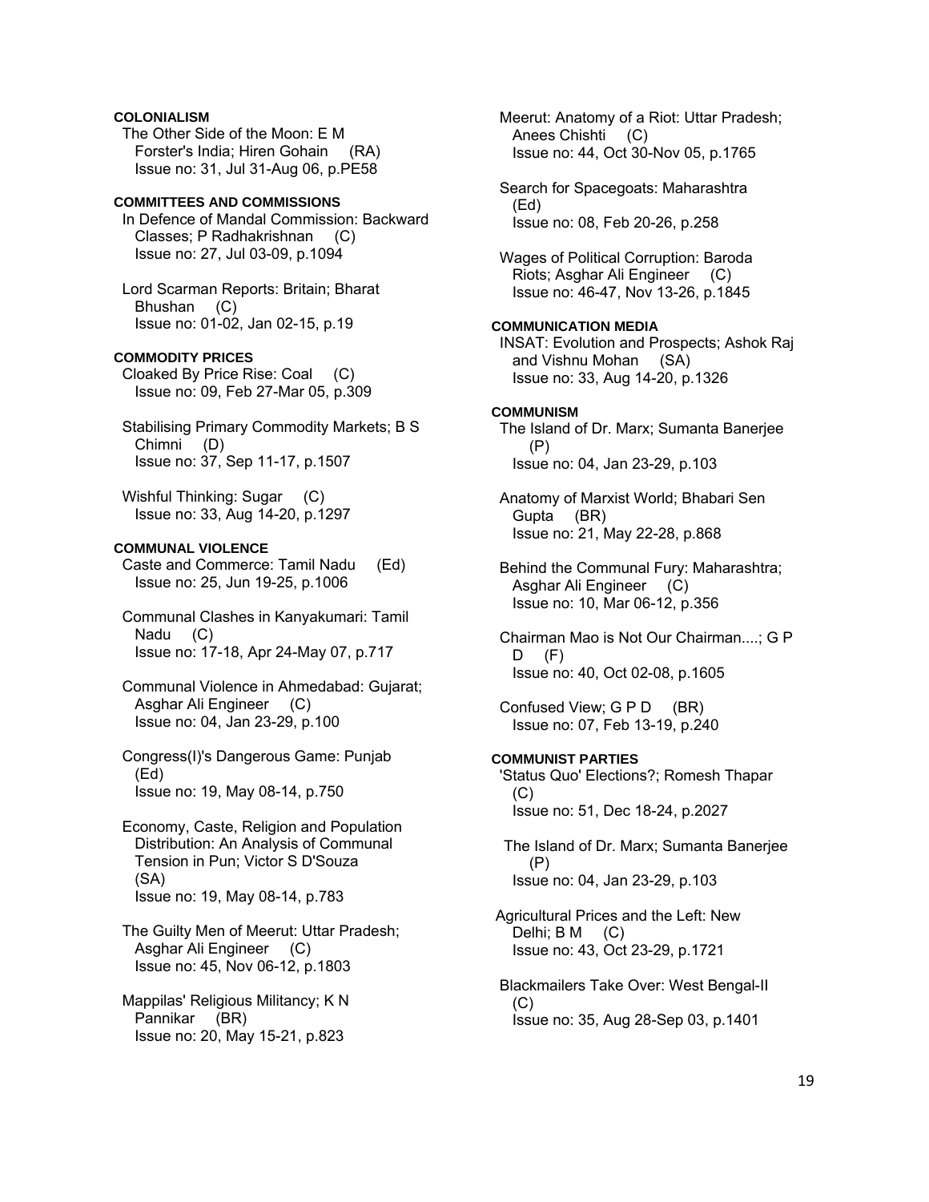**COLONIALISM**

The Other Side of the Moon: E M Forster's India; Hiren Gohain (RA)
Issue no: 31, Jul 31-Aug 06, p.PE58

**COMMITTEES AND COMMISSIONS**

In Defence of Mandal Commission: Backward Classes; P Radhakrishnan (C)
Issue no: 27, Jul 03-09, p.1094

Lord Scarman Reports: Britain; Bharat Bhushan (C)
Issue no: 01-02, Jan 02-15, p.19

**COMMODITY PRICES**

Cloaked By Price Rise: Coal (C)
Issue no: 09, Feb 27-Mar 05, p.309

Stabilising Primary Commodity Markets; B S Chimni (D)
Issue no: 37, Sep 11-17, p.1507

Wishful Thinking: Sugar (C)
Issue no: 33, Aug 14-20, p.1297

**COMMUNAL VIOLENCE**

Caste and Commerce: Tamil Nadu (Ed)
Issue no: 25, Jun 19-25, p.1006

Communal Clashes in Kanyakumari: Tamil Nadu (C)
Issue no: 17-18, Apr 24-May 07, p.717

Communal Violence in Ahmedabad: Gujarat; Asghar Ali Engineer (C)
Issue no: 04, Jan 23-29, p.100

Congress(I)'s Dangerous Game: Punjab (Ed)
Issue no: 19, May 08-14, p.750

Economy, Caste, Religion and Population Distribution: An Analysis of Communal Tension in Pun; Victor S D'Souza (SA)
Issue no: 19, May 08-14, p.783

The Guilty Men of Meerut: Uttar Pradesh; Asghar Ali Engineer (C)
Issue no: 45, Nov 06-12, p.1803

Mappilas' Religious Militancy; K N Pannikar (BR)
Issue no: 20, May 15-21, p.823

Meerut: Anatomy of a Riot: Uttar Pradesh; Anees Chishti (C)
Issue no: 44, Oct 30-Nov 05, p.1765

Search for Spacegoats: Maharashtra (Ed)
Issue no: 08, Feb 20-26, p.258

Wages of Political Corruption: Baroda Riots; Asghar Ali Engineer (C)
Issue no: 46-47, Nov 13-26, p.1845

**COMMUNICATION MEDIA**

INSAT: Evolution and Prospects; Ashok Raj and Vishnu Mohan (SA)
Issue no: 33, Aug 14-20, p.1326

**COMMUNISM**

The Island of Dr. Marx; Sumanta Banerjee (P)
Issue no: 04, Jan 23-29, p.103

Anatomy of Marxist World; Bhabari Sen Gupta (BR)
Issue no: 21, May 22-28, p.868

Behind the Communal Fury: Maharashtra; Asghar Ali Engineer (C)
Issue no: 10, Mar 06-12, p.356

Chairman Mao is Not Our Chairman....; G P D (F)
Issue no: 40, Oct 02-08, p.1605

Confused View; G P D (BR)
Issue no: 07, Feb 13-19, p.240

**COMMUNIST PARTIES**

'Status Quo' Elections?; Romesh Thapar (C)
Issue no: 51, Dec 18-24, p.2027

The Island of Dr. Marx; Sumanta Banerjee (P)
Issue no: 04, Jan 23-29, p.103

Agricultural Prices and the Left: New Delhi; B M (C)
Issue no: 43, Oct 23-29, p.1721

Blackmailers Take Over: West Bengal-II (C)
Issue no: 35, Aug 28-Sep 03, p.1401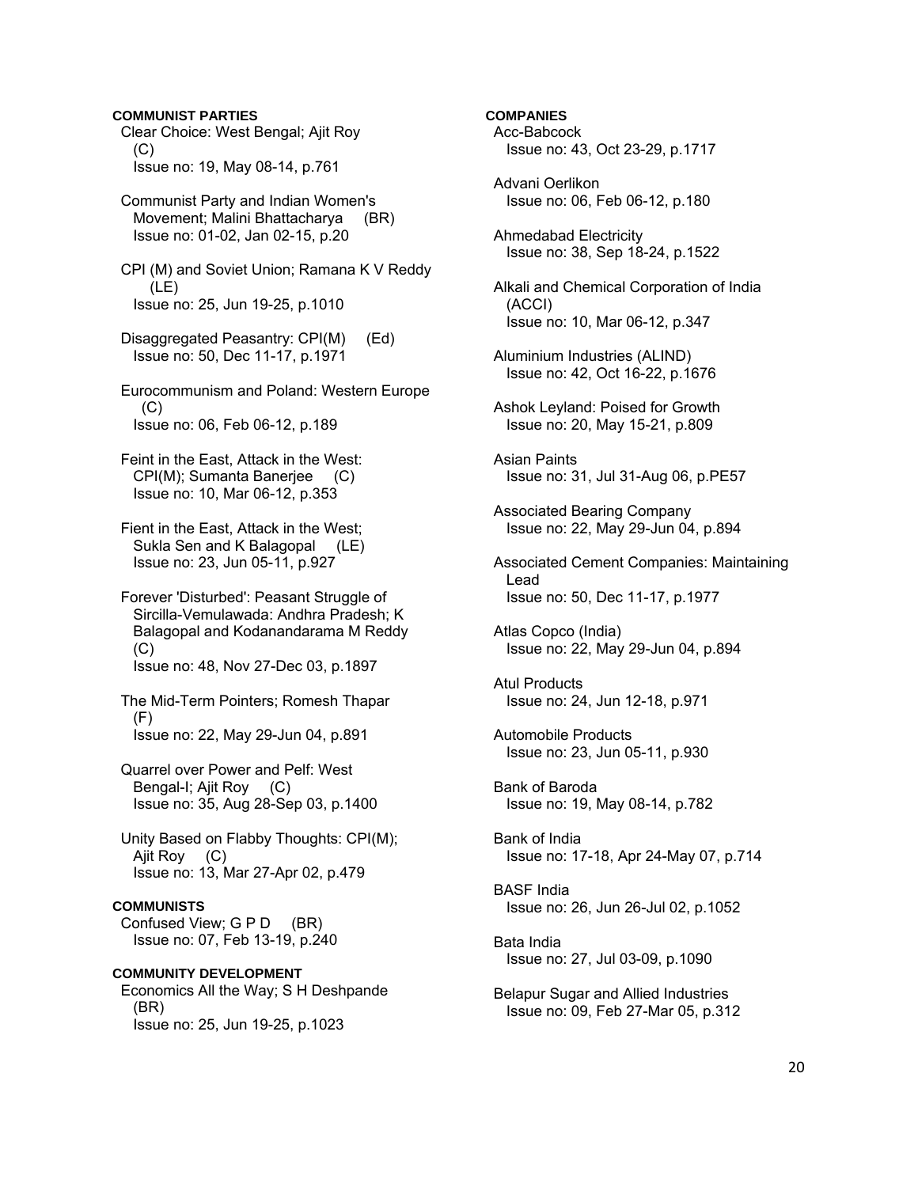**COMMUNIST PARTIES**

Clear Choice: West Bengal; Ajit Roy (C)
Issue no: 19, May 08-14, p.761

Communist Party and Indian Women's Movement; Malini Bhattacharya (BR)
Issue no: 01-02, Jan 02-15, p.20

CPI (M) and Soviet Union; Ramana K V Reddy (LE)
Issue no: 25, Jun 19-25, p.1010

Disaggregated Peasantry: CPI(M) (Ed)
Issue no: 50, Dec 11-17, p.1971

Eurocommunism and Poland: Western Europe (C)
Issue no: 06, Feb 06-12, p.189

Feint in the East, Attack in the West: CPI(M); Sumanta Banerjee (C)
Issue no: 10, Mar 06-12, p.353

Fient in the East, Attack in the West; Sukla Sen and K Balagopal (LE)
Issue no: 23, Jun 05-11, p.927

Forever 'Disturbed': Peasant Struggle of Sircilla-Vemulawada: Andhra Pradesh; K Balagopal and Kodanandarama M Reddy (C)
Issue no: 48, Nov 27-Dec 03, p.1897

The Mid-Term Pointers; Romesh Thapar (F)
Issue no: 22, May 29-Jun 04, p.891

Quarrel over Power and Pelf: West Bengal-I; Ajit Roy (C)
Issue no: 35, Aug 28-Sep 03, p.1400

Unity Based on Flabby Thoughts: CPI(M); Ajit Roy (C)
Issue no: 13, Mar 27-Apr 02, p.479

**COMMUNISTS**

Confused View; G P D (BR)
Issue no: 07, Feb 13-19, p.240

**COMMUNITY DEVELOPMENT**

Economics All the Way; S H Deshpande (BR)
Issue no: 25, Jun 19-25, p.1023

**COMPANIES**

Acc-Babcock
Issue no: 43, Oct 23-29, p.1717

Advani Oerlikon
Issue no: 06, Feb 06-12, p.180

Ahmedabad Electricity
Issue no: 38, Sep 18-24, p.1522

Alkali and Chemical Corporation of India (ACCI)
Issue no: 10, Mar 06-12, p.347

Aluminium Industries (ALIND)
Issue no: 42, Oct 16-22, p.1676

Ashok Leyland: Poised for Growth
Issue no: 20, May 15-21, p.809

Asian Paints
Issue no: 31, Jul 31-Aug 06, p.PE57

Associated Bearing Company
Issue no: 22, May 29-Jun 04, p.894

Associated Cement Companies: Maintaining Lead
Issue no: 50, Dec 11-17, p.1977

Atlas Copco (India)
Issue no: 22, May 29-Jun 04, p.894

Atul Products
Issue no: 24, Jun 12-18, p.971

Automobile Products
Issue no: 23, Jun 05-11, p.930

Bank of Baroda
Issue no: 19, May 08-14, p.782

Bank of India
Issue no: 17-18, Apr 24-May 07, p.714

BASF India
Issue no: 26, Jun 26-Jul 02, p.1052

Bata India
Issue no: 27, Jul 03-09, p.1090

Belapur Sugar and Allied Industries
Issue no: 09, Feb 27-Mar 05, p.312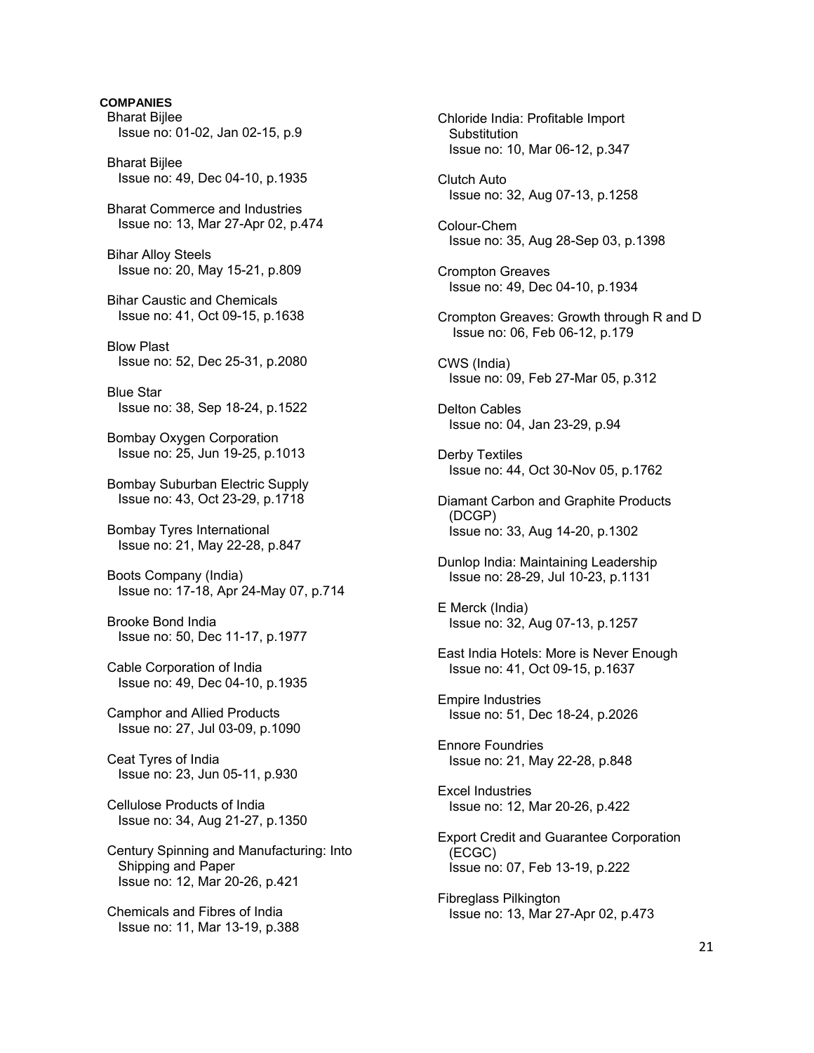**COMPANIES**

Bharat Bijlee
Issue no: 01-02, Jan 02-15, p.9

Bharat Bijlee
Issue no: 49, Dec 04-10, p.1935

Bharat Commerce and Industries
Issue no: 13, Mar 27-Apr 02, p.474

Bihar Alloy Steels
Issue no: 20, May 15-21, p.809

Bihar Caustic and Chemicals
Issue no: 41, Oct 09-15, p.1638

Blow Plast
Issue no: 52, Dec 25-31, p.2080

Blue Star
Issue no: 38, Sep 18-24, p.1522

Bombay Oxygen Corporation
Issue no: 25, Jun 19-25, p.1013

Bombay Suburban Electric Supply
Issue no: 43, Oct 23-29, p.1718

Bombay Tyres International
Issue no: 21, May 22-28, p.847

Boots Company (India)
Issue no: 17-18, Apr 24-May 07, p.714

Brooke Bond India
Issue no: 50, Dec 11-17, p.1977

Cable Corporation of India
Issue no: 49, Dec 04-10, p.1935

Camphor and Allied Products
Issue no: 27, Jul 03-09, p.1090

Ceat Tyres of India
Issue no: 23, Jun 05-11, p.930

Cellulose Products of India
Issue no: 34, Aug 21-27, p.1350

Century Spinning and Manufacturing: Into Shipping and Paper
Issue no: 12, Mar 20-26, p.421

Chemicals and Fibres of India
Issue no: 11, Mar 13-19, p.388

Chloride India: Profitable Import Substitution
Issue no: 10, Mar 06-12, p.347

Clutch Auto
Issue no: 32, Aug 07-13, p.1258

Colour-Chem
Issue no: 35, Aug 28-Sep 03, p.1398

Crompton Greaves
Issue no: 49, Dec 04-10, p.1934

Crompton Greaves: Growth through R and D
Issue no: 06, Feb 06-12, p.179

CWS (India)
Issue no: 09, Feb 27-Mar 05, p.312

Delton Cables
Issue no: 04, Jan 23-29, p.94

Derby Textiles
Issue no: 44, Oct 30-Nov 05, p.1762

Diamant Carbon and Graphite Products (DCGP)
Issue no: 33, Aug 14-20, p.1302

Dunlop India: Maintaining Leadership
Issue no: 28-29, Jul 10-23, p.1131

E Merck (India)
Issue no: 32, Aug 07-13, p.1257

East India Hotels: More is Never Enough
Issue no: 41, Oct 09-15, p.1637

Empire Industries
Issue no: 51, Dec 18-24, p.2026

Ennore Foundries
Issue no: 21, May 22-28, p.848

Excel Industries
Issue no: 12, Mar 20-26, p.422

Export Credit and Guarantee Corporation (ECGC)
Issue no: 07, Feb 13-19, p.222

Fibreglass Pilkington
Issue no: 13, Mar 27-Apr 02, p.473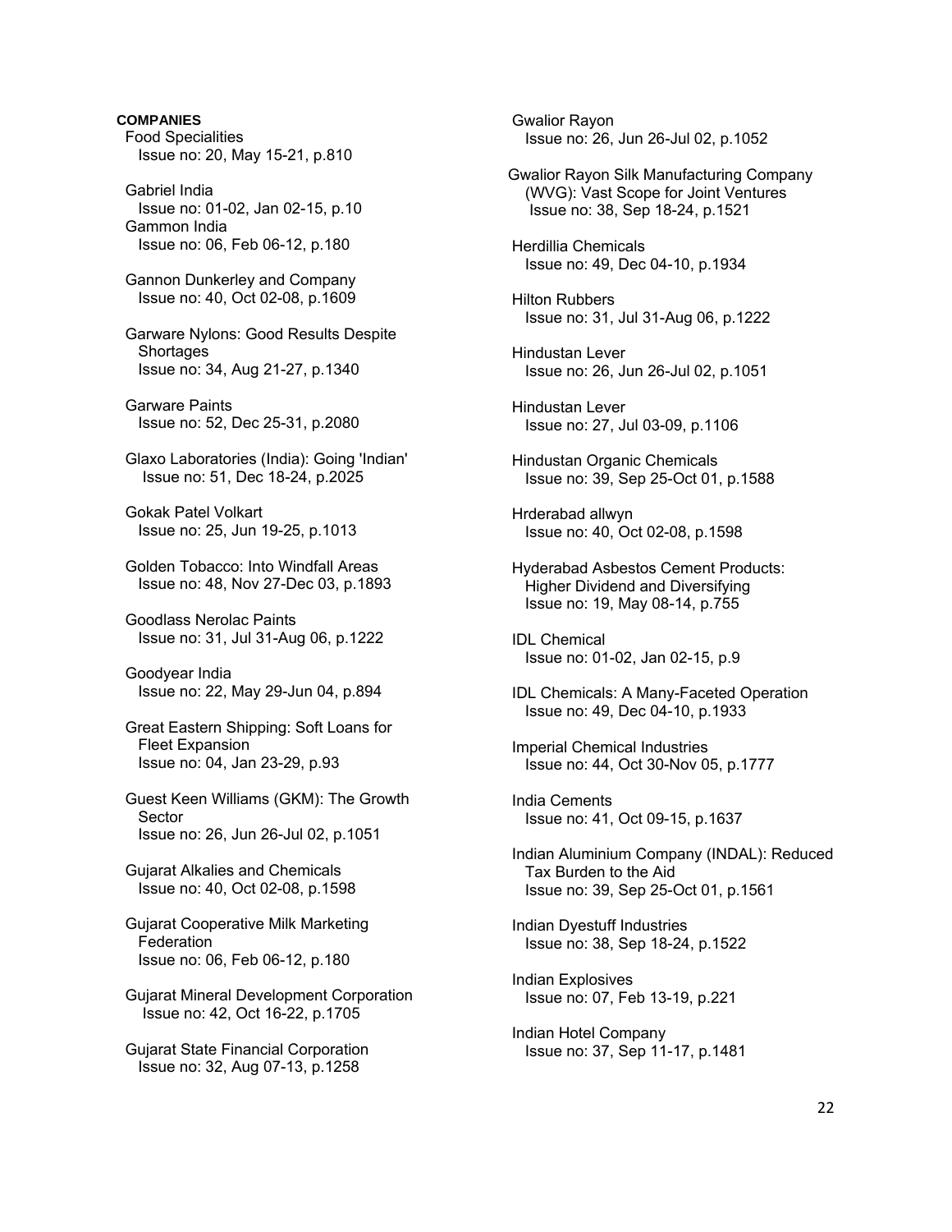**COMPANIES**

Food Specialities
Issue no: 20, May 15-21, p.810

Gabriel India
Issue no: 01-02, Jan 02-15, p.10

Gammon India
Issue no: 06, Feb 06-12, p.180

Gannon Dunkerley and Company
Issue no: 40, Oct 02-08, p.1609

Garware Nylons: Good Results Despite Shortages
Issue no: 34, Aug 21-27, p.1340

Garware Paints
Issue no: 52, Dec 25-31, p.2080

Glaxo Laboratories (India): Going 'Indian'
Issue no: 51, Dec 18-24, p.2025

Gokak Patel Volkart
Issue no: 25, Jun 19-25, p.1013

Golden Tobacco: Into Windfall Areas
Issue no: 48, Nov 27-Dec 03, p.1893

Goodlass Nerolac Paints
Issue no: 31, Jul 31-Aug 06, p.1222

Goodyear India
Issue no: 22, May 29-Jun 04, p.894

Great Eastern Shipping: Soft Loans for Fleet Expansion
Issue no: 04, Jan 23-29, p.93

Guest Keen Williams (GKM): The Growth Sector
Issue no: 26, Jun 26-Jul 02, p.1051

Gujarat Alkalies and Chemicals
Issue no: 40, Oct 02-08, p.1598

Gujarat Cooperative Milk Marketing Federation
Issue no: 06, Feb 06-12, p.180

Gujarat Mineral Development Corporation
Issue no: 42, Oct 16-22, p.1705

Gujarat State Financial Corporation
Issue no: 32, Aug 07-13, p.1258

Gwalior Rayon
Issue no: 26, Jun 26-Jul 02, p.1052

Gwalior Rayon Silk Manufacturing Company (WVG): Vast Scope for Joint Ventures
Issue no: 38, Sep 18-24, p.1521

Herdillia Chemicals
Issue no: 49, Dec 04-10, p.1934

Hilton Rubbers
Issue no: 31, Jul 31-Aug 06, p.1222

Hindustan Lever
Issue no: 26, Jun 26-Jul 02, p.1051

Hindustan Lever
Issue no: 27, Jul 03-09, p.1106

Hindustan Organic Chemicals
Issue no: 39, Sep 25-Oct 01, p.1588

Hrderabad allwyn
Issue no: 40, Oct 02-08, p.1598

Hyderabad Asbestos Cement Products: Higher Dividend and Diversifying
Issue no: 19, May 08-14, p.755

IDL Chemical
Issue no: 01-02, Jan 02-15, p.9

IDL Chemicals: A Many-Faceted Operation
Issue no: 49, Dec 04-10, p.1933

Imperial Chemical Industries
Issue no: 44, Oct 30-Nov 05, p.1777

India Cements
Issue no: 41, Oct 09-15, p.1637

Indian Aluminium Company (INDAL): Reduced Tax Burden to the Aid
Issue no: 39, Sep 25-Oct 01, p.1561

Indian Dyestuff Industries
Issue no: 38, Sep 18-24, p.1522

Indian Explosives
Issue no: 07, Feb 13-19, p.221

Indian Hotel Company
Issue no: 37, Sep 11-17, p.1481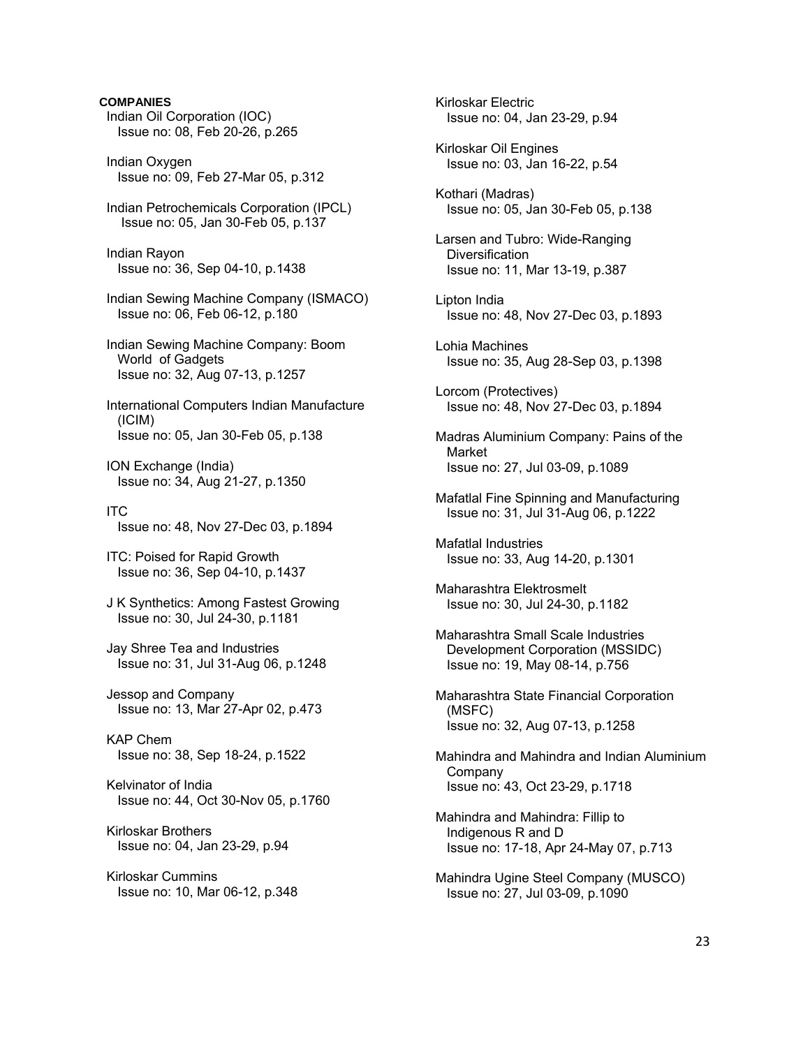**COMPANIES**

Indian Oil Corporation (IOC)
Issue no: 08, Feb 20-26, p.265

Indian Oxygen
Issue no: 09, Feb 27-Mar 05, p.312

Indian Petrochemicals Corporation (IPCL)
Issue no: 05, Jan 30-Feb 05, p.137

Indian Rayon
Issue no: 36, Sep 04-10, p.1438

Indian Sewing Machine Company (ISMACO)
Issue no: 06, Feb 06-12, p.180

Indian Sewing Machine Company: Boom World of Gadgets
Issue no: 32, Aug 07-13, p.1257

International Computers Indian Manufacture (ICIM)
Issue no: 05, Jan 30-Feb 05, p.138

ION Exchange (India)
Issue no: 34, Aug 21-27, p.1350

ITC
Issue no: 48, Nov 27-Dec 03, p.1894

ITC: Poised for Rapid Growth
Issue no: 36, Sep 04-10, p.1437

J K Synthetics: Among Fastest Growing
Issue no: 30, Jul 24-30, p.1181

Jay Shree Tea and Industries
Issue no: 31, Jul 31-Aug 06, p.1248

Jessop and Company
Issue no: 13, Mar 27-Apr 02, p.473

KAP Chem
Issue no: 38, Sep 18-24, p.1522

Kelvinator of India
Issue no: 44, Oct 30-Nov 05, p.1760

Kirloskar Brothers
Issue no: 04, Jan 23-29, p.94

Kirloskar Cummins
Issue no: 10, Mar 06-12, p.348

Kirloskar Electric
Issue no: 04, Jan 23-29, p.94

Kirloskar Oil Engines
Issue no: 03, Jan 16-22, p.54

Kothari (Madras)
Issue no: 05, Jan 30-Feb 05, p.138

Larsen and Tubro: Wide-Ranging Diversification
Issue no: 11, Mar 13-19, p.387

Lipton India
Issue no: 48, Nov 27-Dec 03, p.1893

Lohia Machines
Issue no: 35, Aug 28-Sep 03, p.1398

Lorcom (Protectives)
Issue no: 48, Nov 27-Dec 03, p.1894

Madras Aluminium Company: Pains of the Market
Issue no: 27, Jul 03-09, p.1089

Mafatlal Fine Spinning and Manufacturing
Issue no: 31, Jul 31-Aug 06, p.1222

Mafatlal Industries
Issue no: 33, Aug 14-20, p.1301

Maharashtra Elektrosmelt
Issue no: 30, Jul 24-30, p.1182

Maharashtra Small Scale Industries Development Corporation (MSSIDC)
Issue no: 19, May 08-14, p.756

Maharashtra State Financial Corporation (MSFC)
Issue no: 32, Aug 07-13, p.1258

Mahindra and Mahindra and Indian Aluminium Company
Issue no: 43, Oct 23-29, p.1718

Mahindra and Mahindra: Fillip to Indigenous R and D
Issue no: 17-18, Apr 24-May 07, p.713

Mahindra Ugine Steel Company (MUSCO)
Issue no: 27, Jul 03-09, p.1090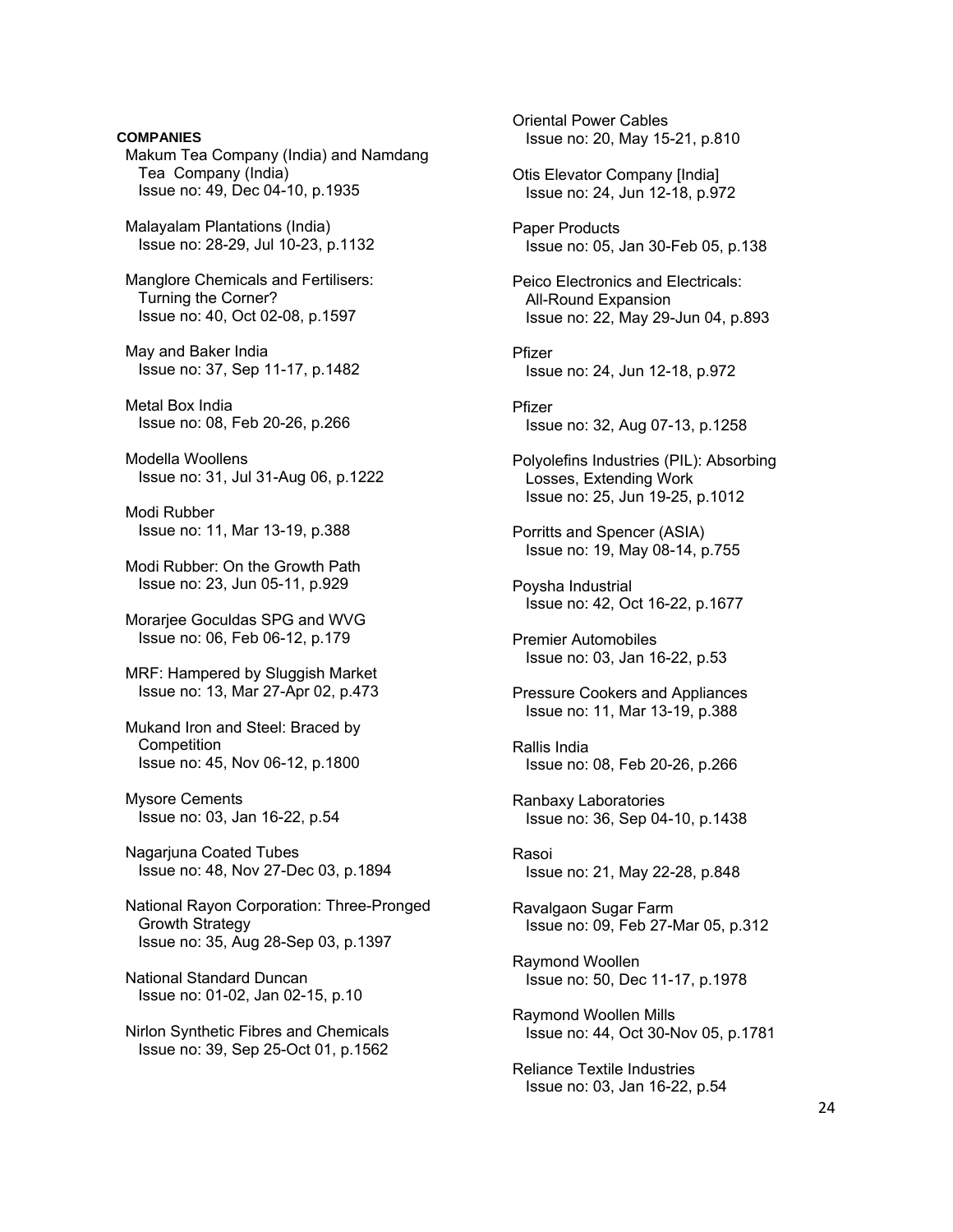**COMPANIES**

Makum Tea Company (India) and Namdang Tea Company (India)
Issue no: 49, Dec 04-10, p.1935

Malayalam Plantations (India)
Issue no: 28-29, Jul 10-23, p.1132

Manglore Chemicals and Fertilisers: Turning the Corner?
Issue no: 40, Oct 02-08, p.1597

May and Baker India
Issue no: 37, Sep 11-17, p.1482

Metal Box India
Issue no: 08, Feb 20-26, p.266

Modella Woollens
Issue no: 31, Jul 31-Aug 06, p.1222

Modi Rubber
Issue no: 11, Mar 13-19, p.388

Modi Rubber: On the Growth Path
Issue no: 23, Jun 05-11, p.929

Morarjee Goculdas SPG and WVG
Issue no: 06, Feb 06-12, p.179

MRF: Hampered by Sluggish Market
Issue no: 13, Mar 27-Apr 02, p.473

Mukand Iron and Steel: Braced by Competition
Issue no: 45, Nov 06-12, p.1800

Mysore Cements
Issue no: 03, Jan 16-22, p.54

Nagarjuna Coated Tubes
Issue no: 48, Nov 27-Dec 03, p.1894

National Rayon Corporation: Three-Pronged Growth Strategy
Issue no: 35, Aug 28-Sep 03, p.1397

National Standard Duncan
Issue no: 01-02, Jan 02-15, p.10

Nirlon Synthetic Fibres and Chemicals
Issue no: 39, Sep 25-Oct 01, p.1562

Oriental Power Cables
Issue no: 20, May 15-21, p.810

Otis Elevator Company [India]
Issue no: 24, Jun 12-18, p.972

Paper Products
Issue no: 05, Jan 30-Feb 05, p.138

Peico Electronics and Electricals: All-Round Expansion
Issue no: 22, May 29-Jun 04, p.893

Pfizer
Issue no: 24, Jun 12-18, p.972

Pfizer
Issue no: 32, Aug 07-13, p.1258

Polyolefins Industries (PIL): Absorbing Losses, Extending Work
Issue no: 25, Jun 19-25, p.1012

Porritts and Spencer (ASIA)
Issue no: 19, May 08-14, p.755

Poysha Industrial
Issue no: 42, Oct 16-22, p.1677

Premier Automobiles
Issue no: 03, Jan 16-22, p.53

Pressure Cookers and Appliances
Issue no: 11, Mar 13-19, p.388

Rallis India
Issue no: 08, Feb 20-26, p.266

Ranbaxy Laboratories
Issue no: 36, Sep 04-10, p.1438

Rasoi
Issue no: 21, May 22-28, p.848

Ravalgaon Sugar Farm
Issue no: 09, Feb 27-Mar 05, p.312

Raymond Woollen
Issue no: 50, Dec 11-17, p.1978

Raymond Woollen Mills
Issue no: 44, Oct 30-Nov 05, p.1781

Reliance Textile Industries
Issue no: 03, Jan 16-22, p.54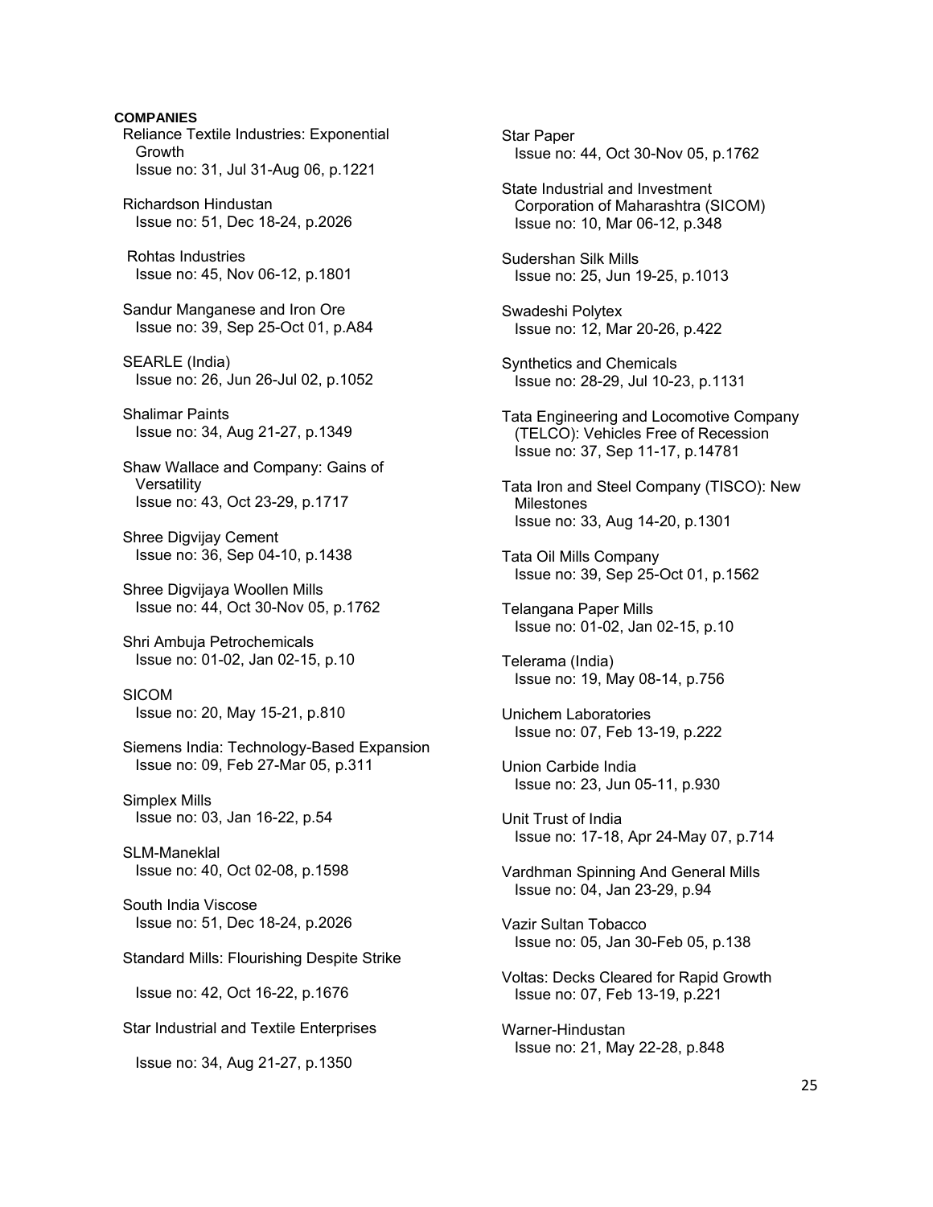**COMPANIES**

Reliance Textile Industries: Exponential Growth
Issue no: 31, Jul 31-Aug 06, p.1221

Richardson Hindustan
Issue no: 51, Dec 18-24, p.2026

Rohtas Industries
Issue no: 45, Nov 06-12, p.1801

Sandur Manganese and Iron Ore
Issue no: 39, Sep 25-Oct 01, p.A84

SEARLE (India)
Issue no: 26, Jun 26-Jul 02, p.1052

Shalimar Paints
Issue no: 34, Aug 21-27, p.1349

Shaw Wallace and Company: Gains of Versatility
Issue no: 43, Oct 23-29, p.1717

Shree Digvijay Cement
Issue no: 36, Sep 04-10, p.1438

Shree Digvijaya Woollen Mills
Issue no: 44, Oct 30-Nov 05, p.1762

Shri Ambuja Petrochemicals
Issue no: 01-02, Jan 02-15, p.10

SICOM
Issue no: 20, May 15-21, p.810

Siemens India: Technology-Based Expansion
Issue no: 09, Feb 27-Mar 05, p.311

Simplex Mills
Issue no: 03, Jan 16-22, p.54

SLM-Maneklal
Issue no: 40, Oct 02-08, p.1598

South India Viscose
Issue no: 51, Dec 18-24, p.2026

Standard Mills: Flourishing Despite Strike
Issue no: 42, Oct 16-22, p.1676

Star Industrial and Textile Enterprises
Issue no: 34, Aug 21-27, p.1350

Star Paper
Issue no: 44, Oct 30-Nov 05, p.1762

State Industrial and Investment Corporation of Maharashtra (SICOM)
Issue no: 10, Mar 06-12, p.348

Sudershan Silk Mills
Issue no: 25, Jun 19-25, p.1013

Swadeshi Polytex
Issue no: 12, Mar 20-26, p.422

Synthetics and Chemicals
Issue no: 28-29, Jul 10-23, p.1131

Tata Engineering and Locomotive Company (TELCO): Vehicles Free of Recession
Issue no: 37, Sep 11-17, p.14781

Tata Iron and Steel Company (TISCO): New Milestones
Issue no: 33, Aug 14-20, p.1301

Tata Oil Mills Company
Issue no: 39, Sep 25-Oct 01, p.1562

Telangana Paper Mills
Issue no: 01-02, Jan 02-15, p.10

Telerama (India)
Issue no: 19, May 08-14, p.756

Unichem Laboratories
Issue no: 07, Feb 13-19, p.222

Union Carbide India
Issue no: 23, Jun 05-11, p.930

Unit Trust of India
Issue no: 17-18, Apr 24-May 07, p.714

Vardhman Spinning And General Mills
Issue no: 04, Jan 23-29, p.94

Vazir Sultan Tobacco
Issue no: 05, Jan 30-Feb 05, p.138

Voltas: Decks Cleared for Rapid Growth
Issue no: 07, Feb 13-19, p.221

Warner-Hindustan
Issue no: 21, May 22-28, p.848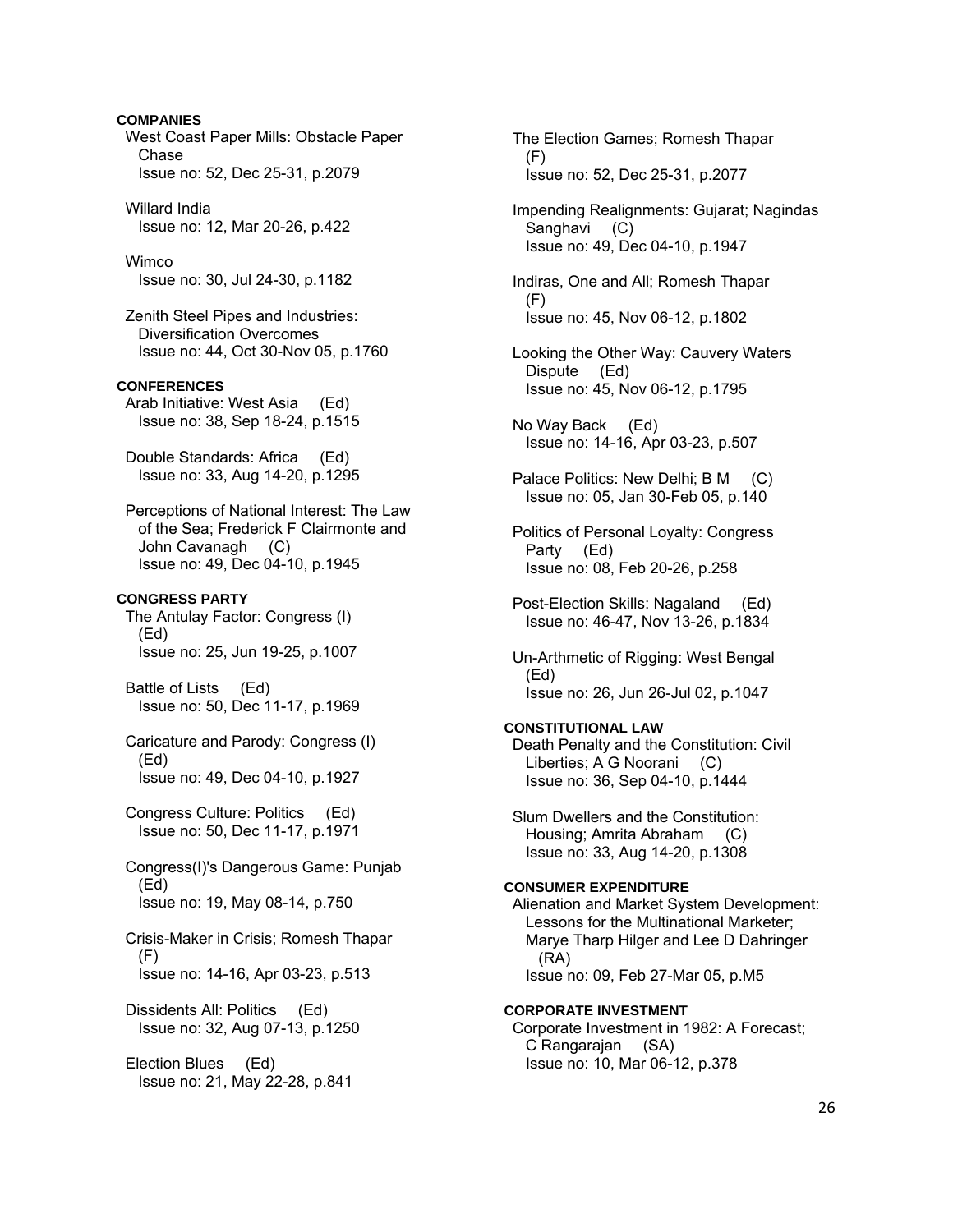**COMPANIES**

West Coast Paper Mills: Obstacle Paper Chase
Issue no: 52, Dec 25-31, p.2079

Willard India
Issue no: 12, Mar 20-26, p.422

Wimco
Issue no: 30, Jul 24-30, p.1182

Zenith Steel Pipes and Industries: Diversification Overcomes
Issue no: 44, Oct 30-Nov 05, p.1760

**CONFERENCES**

Arab Initiative: West Asia (Ed)
Issue no: 38, Sep 18-24, p.1515

Double Standards: Africa (Ed)
Issue no: 33, Aug 14-20, p.1295

Perceptions of National Interest: The Law of the Sea; Frederick F Clairmonte and John Cavanagh (C)
Issue no: 49, Dec 04-10, p.1945

**CONGRESS PARTY**

The Antulay Factor: Congress (I) (Ed)
Issue no: 25, Jun 19-25, p.1007

Battle of Lists (Ed)
Issue no: 50, Dec 11-17, p.1969

Caricature and Parody: Congress (I) (Ed)
Issue no: 49, Dec 04-10, p.1927

Congress Culture: Politics (Ed)
Issue no: 50, Dec 11-17, p.1971

Congress(I)'s Dangerous Game: Punjab (Ed)
Issue no: 19, May 08-14, p.750

Crisis-Maker in Crisis; Romesh Thapar (F)
Issue no: 14-16, Apr 03-23, p.513

Dissidents All: Politics (Ed)
Issue no: 32, Aug 07-13, p.1250

Election Blues (Ed)
Issue no: 21, May 22-28, p.841

The Election Games; Romesh Thapar (F)
Issue no: 52, Dec 25-31, p.2077

Impending Realignments: Gujarat; Nagindas Sanghavi (C)
Issue no: 49, Dec 04-10, p.1947

Indiras, One and All; Romesh Thapar (F)
Issue no: 45, Nov 06-12, p.1802

Looking the Other Way: Cauvery Waters Dispute (Ed)
Issue no: 45, Nov 06-12, p.1795

No Way Back (Ed)
Issue no: 14-16, Apr 03-23, p.507

Palace Politics: New Delhi; B M (C)
Issue no: 05, Jan 30-Feb 05, p.140

Politics of Personal Loyalty: Congress Party (Ed)
Issue no: 08, Feb 20-26, p.258

Post-Election Skills: Nagaland (Ed)
Issue no: 46-47, Nov 13-26, p.1834

Un-Arthmetic of Rigging: West Bengal (Ed)
Issue no: 26, Jun 26-Jul 02, p.1047

**CONSTITUTIONAL LAW**

Death Penalty and the Constitution: Civil Liberties; A G Noorani (C)
Issue no: 36, Sep 04-10, p.1444

Slum Dwellers and the Constitution: Housing; Amrita Abraham (C)
Issue no: 33, Aug 14-20, p.1308

**CONSUMER EXPENDITURE**

Alienation and Market System Development: Lessons for the Multinational Marketer; Marye Tharp Hilger and Lee D Dahringer (RA)
Issue no: 09, Feb 27-Mar 05, p.M5

**CORPORATE INVESTMENT**

Corporate Investment in 1982: A Forecast; C Rangarajan (SA)
Issue no: 10, Mar 06-12, p.378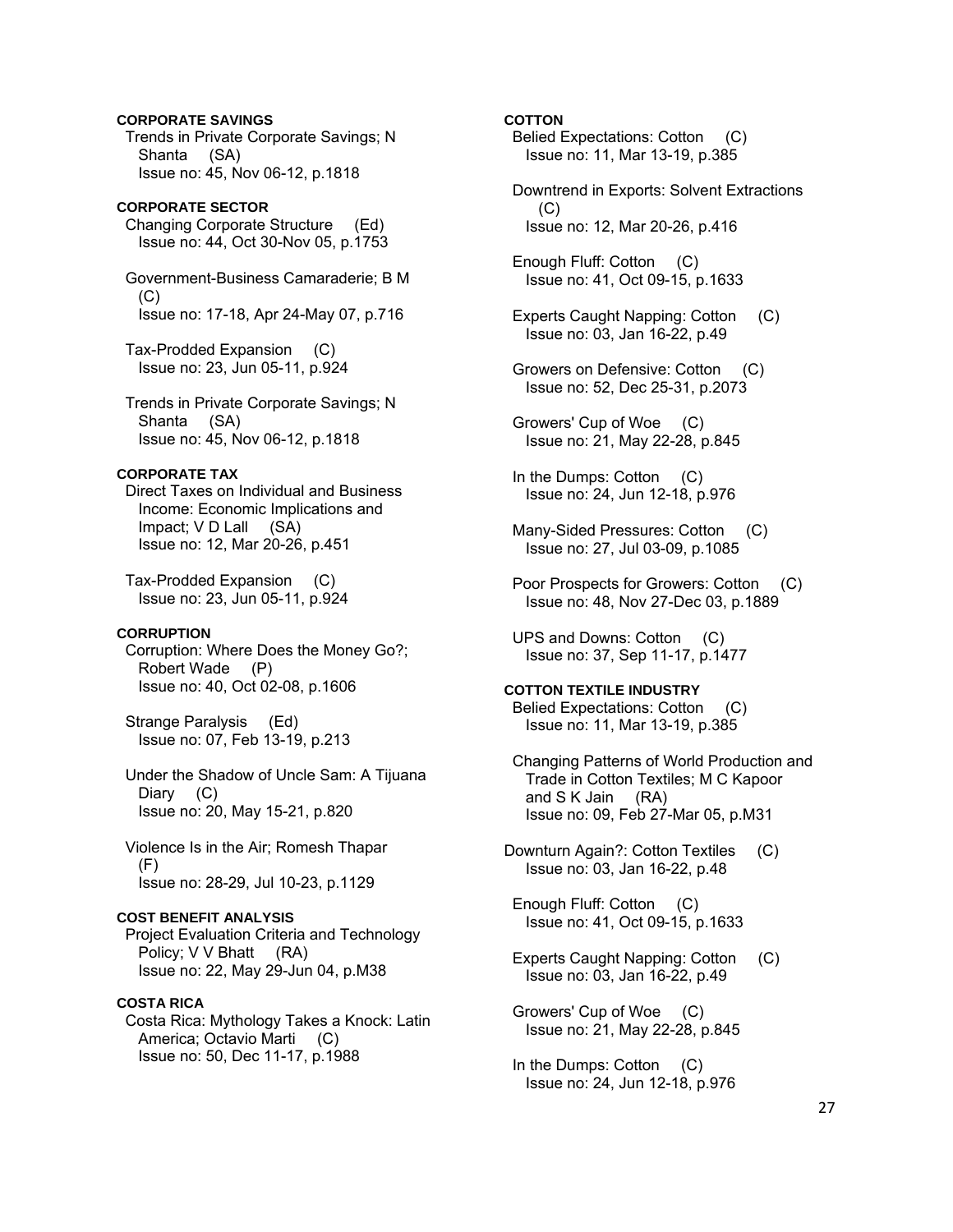**CORPORATE SAVINGS**

Trends in Private Corporate Savings; N Shanta (SA)
Issue no: 45, Nov 06-12, p.1818

**CORPORATE SECTOR**

Changing Corporate Structure (Ed)
Issue no: 44, Oct 30-Nov 05, p.1753

Government-Business Camaraderie; B M (C)
Issue no: 17-18, Apr 24-May 07, p.716

Tax-Prodded Expansion (C)
Issue no: 23, Jun 05-11, p.924

Trends in Private Corporate Savings; N Shanta (SA)
Issue no: 45, Nov 06-12, p.1818

**CORPORATE TAX**

Direct Taxes on Individual and Business Income: Economic Implications and Impact; V D Lall (SA)
Issue no: 12, Mar 20-26, p.451

Tax-Prodded Expansion (C)
Issue no: 23, Jun 05-11, p.924

**CORRUPTION**

Corruption: Where Does the Money Go?; Robert Wade (P)
Issue no: 40, Oct 02-08, p.1606

Strange Paralysis (Ed)
Issue no: 07, Feb 13-19, p.213

Under the Shadow of Uncle Sam: A Tijuana Diary (C)
Issue no: 20, May 15-21, p.820

Violence Is in the Air; Romesh Thapar (F)
Issue no: 28-29, Jul 10-23, p.1129

**COST BENEFIT ANALYSIS**

Project Evaluation Criteria and Technology Policy; V V Bhatt (RA)
Issue no: 22, May 29-Jun 04, p.M38

**COSTA RICA**

Costa Rica: Mythology Takes a Knock: Latin America; Octavio Marti (C)
Issue no: 50, Dec 11-17, p.1988

**COTTON**

Belied Expectations: Cotton (C)
Issue no: 11, Mar 13-19, p.385

Downtrend in Exports: Solvent Extractions (C)
Issue no: 12, Mar 20-26, p.416

Enough Fluff: Cotton (C)
Issue no: 41, Oct 09-15, p.1633

Experts Caught Napping: Cotton (C)
Issue no: 03, Jan 16-22, p.49

Growers on Defensive: Cotton (C)
Issue no: 52, Dec 25-31, p.2073

Growers' Cup of Woe (C)
Issue no: 21, May 22-28, p.845

In the Dumps: Cotton (C)
Issue no: 24, Jun 12-18, p.976

Many-Sided Pressures: Cotton (C)
Issue no: 27, Jul 03-09, p.1085

Poor Prospects for Growers: Cotton (C)
Issue no: 48, Nov 27-Dec 03, p.1889

UPS and Downs: Cotton (C)
Issue no: 37, Sep 11-17, p.1477

**COTTON TEXTILE INDUSTRY**

Belied Expectations: Cotton (C)
Issue no: 11, Mar 13-19, p.385

Changing Patterns of World Production and Trade in Cotton Textiles; M C Kapoor and S K Jain (RA)
Issue no: 09, Feb 27-Mar 05, p.M31

Downturn Again?: Cotton Textiles (C)
Issue no: 03, Jan 16-22, p.48

Enough Fluff: Cotton (C)
Issue no: 41, Oct 09-15, p.1633

Experts Caught Napping: Cotton (C)
Issue no: 03, Jan 16-22, p.49

Growers' Cup of Woe (C)
Issue no: 21, May 22-28, p.845

In the Dumps: Cotton (C)
Issue no: 24, Jun 12-18, p.976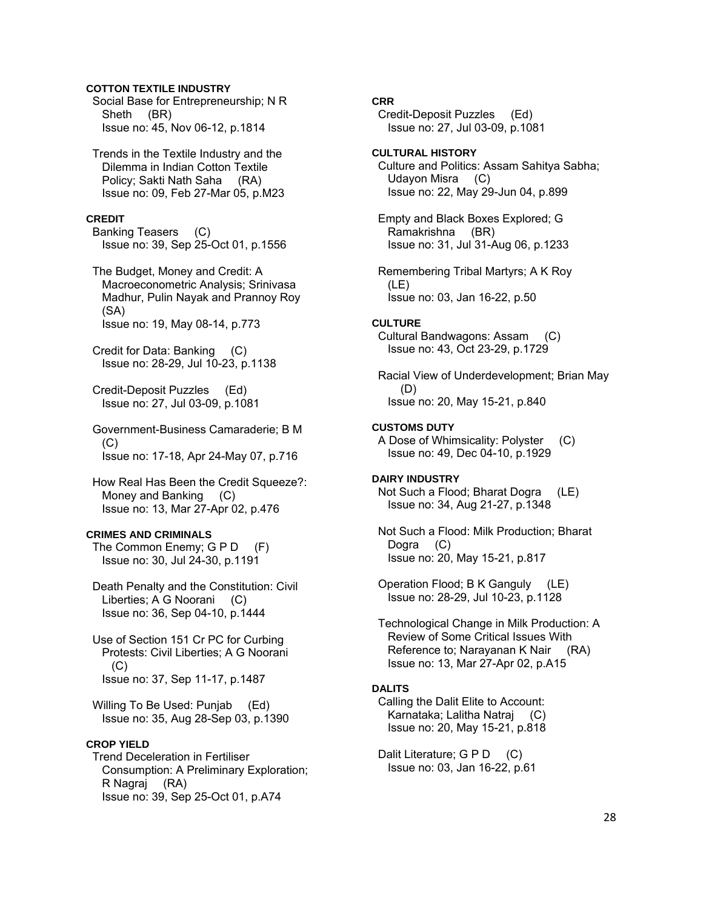**COTTON TEXTILE INDUSTRY**

Social Base for Entrepreneurship; N R Sheth (BR)
Issue no: 45, Nov 06-12, p.1814

Trends in the Textile Industry and the Dilemma in Indian Cotton Textile Policy; Sakti Nath Saha (RA)
Issue no: 09, Feb 27-Mar 05, p.M23

**CREDIT**

Banking Teasers (C)
Issue no: 39, Sep 25-Oct 01, p.1556

The Budget, Money and Credit: A Macroeconometric Analysis; Srinivasa Madhur, Pulin Nayak and Prannoy Roy (SA)
Issue no: 19, May 08-14, p.773

Credit for Data: Banking (C)
Issue no: 28-29, Jul 10-23, p.1138

Credit-Deposit Puzzles (Ed)
Issue no: 27, Jul 03-09, p.1081

Government-Business Camaraderie; B M (C)
Issue no: 17-18, Apr 24-May 07, p.716

How Real Has Been the Credit Squeeze?: Money and Banking (C)
Issue no: 13, Mar 27-Apr 02, p.476

**CRIMES AND CRIMINALS**

The Common Enemy; G P D (F)
Issue no: 30, Jul 24-30, p.1191

Death Penalty and the Constitution: Civil Liberties; A G Noorani (C)
Issue no: 36, Sep 04-10, p.1444

Use of Section 151 Cr PC for Curbing Protests: Civil Liberties; A G Noorani (C)
Issue no: 37, Sep 11-17, p.1487

Willing To Be Used: Punjab (Ed)
Issue no: 35, Aug 28-Sep 03, p.1390

**CROP YIELD**

Trend Deceleration in Fertiliser Consumption: A Preliminary Exploration; R Nagraj (RA)
Issue no: 39, Sep 25-Oct 01, p.A74

**CRR**

Credit-Deposit Puzzles (Ed)
Issue no: 27, Jul 03-09, p.1081

**CULTURAL HISTORY**

Culture and Politics: Assam Sahitya Sabha; Udayon Misra (C)
Issue no: 22, May 29-Jun 04, p.899

Empty and Black Boxes Explored; G Ramakrishna (BR)
Issue no: 31, Jul 31-Aug 06, p.1233

Remembering Tribal Martyrs; A K Roy (LE)
Issue no: 03, Jan 16-22, p.50

**CULTURE**

Cultural Bandwagons: Assam (C)
Issue no: 43, Oct 23-29, p.1729

Racial View of Underdevelopment; Brian May (D)
Issue no: 20, May 15-21, p.840

**CUSTOMS DUTY**

A Dose of Whimsicality: Polyster (C)
Issue no: 49, Dec 04-10, p.1929

**DAIRY INDUSTRY**

Not Such a Flood; Bharat Dogra (LE)
Issue no: 34, Aug 21-27, p.1348

Not Such a Flood: Milk Production; Bharat Dogra (C)
Issue no: 20, May 15-21, p.817

Operation Flood; B K Ganguly (LE)
Issue no: 28-29, Jul 10-23, p.1128

Technological Change in Milk Production: A Review of Some Critical Issues With Reference to; Narayanan K Nair (RA)
Issue no: 13, Mar 27-Apr 02, p.A15

**DALITS**

Calling the Dalit Elite to Account: Karnataka; Lalitha Natraj (C)
Issue no: 20, May 15-21, p.818

Dalit Literature; G P D (C)
Issue no: 03, Jan 16-22, p.61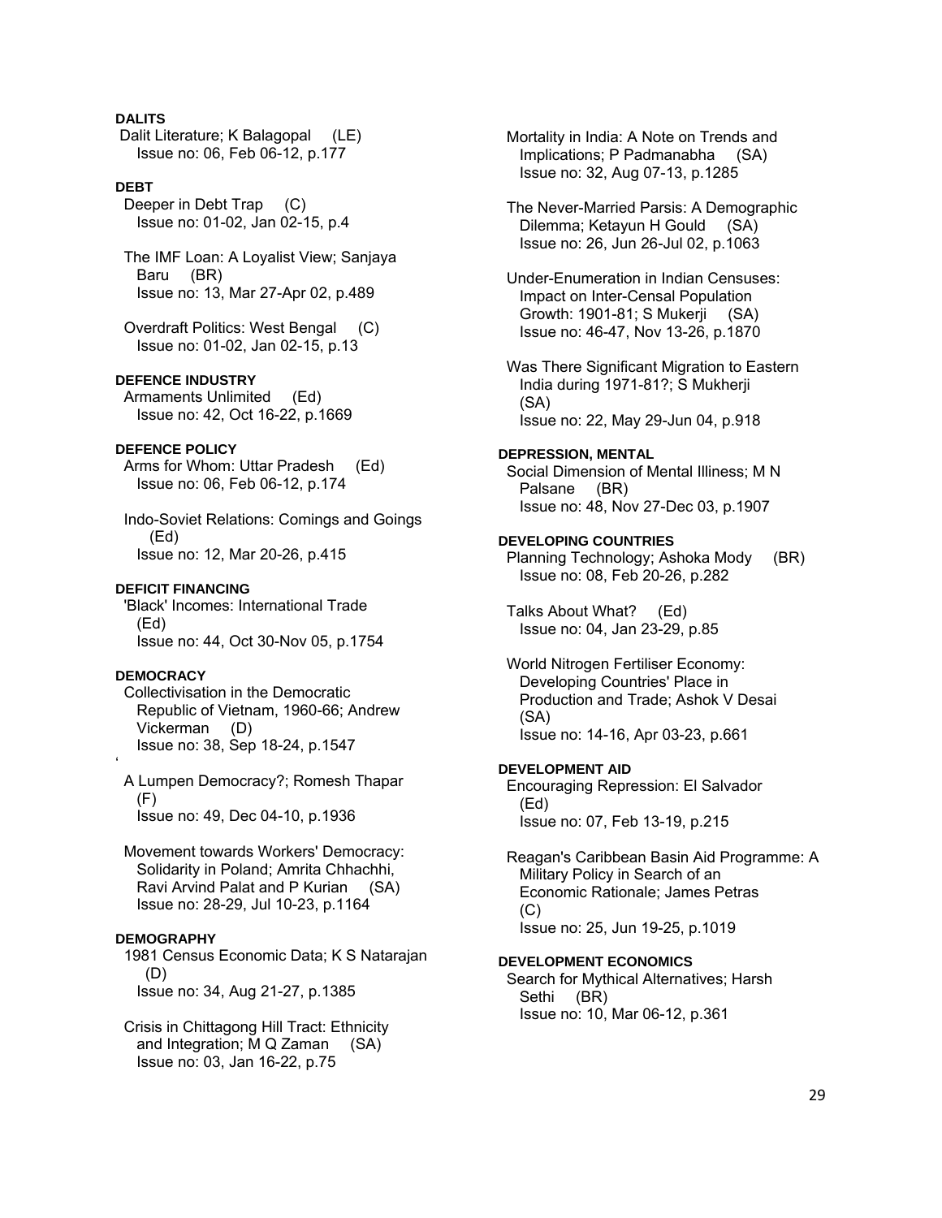**DALITS**

Dalit Literature; K Balagopal (LE)
Issue no: 06, Feb 06-12, p.177

**DEBT**

Deeper in Debt Trap (C)
Issue no: 01-02, Jan 02-15, p.4

The IMF Loan: A Loyalist View; Sanjaya Baru (BR)
Issue no: 13, Mar 27-Apr 02, p.489

Overdraft Politics: West Bengal (C)
Issue no: 01-02, Jan 02-15, p.13

**DEFENCE INDUSTRY**

Armaments Unlimited (Ed)
Issue no: 42, Oct 16-22, p.1669

**DEFENCE POLICY**

Arms for Whom: Uttar Pradesh (Ed)
Issue no: 06, Feb 06-12, p.174

Indo-Soviet Relations: Comings and Goings (Ed)
Issue no: 12, Mar 20-26, p.415

**DEFICIT FINANCING**

'Black' Incomes: International Trade (Ed)
Issue no: 44, Oct 30-Nov 05, p.1754

**DEMOCRACY**

Collectivisation in the Democratic Republic of Vietnam, 1960-66; Andrew Vickerman (D)
Issue no: 38, Sep 18-24, p.1547

A Lumpen Democracy?; Romesh Thapar (F)
Issue no: 49, Dec 04-10, p.1936

Movement towards Workers' Democracy: Solidarity in Poland; Amrita Chhachhi, Ravi Arvind Palat and P Kurian (SA)
Issue no: 28-29, Jul 10-23, p.1164

**DEMOGRAPHY**

1981 Census Economic Data; K S Natarajan (D)
Issue no: 34, Aug 21-27, p.1385

Crisis in Chittagong Hill Tract: Ethnicity and Integration; M Q Zaman (SA)
Issue no: 03, Jan 16-22, p.75

Mortality in India: A Note on Trends and Implications; P Padmanabha (SA)
Issue no: 32, Aug 07-13, p.1285

The Never-Married Parsis: A Demographic Dilemma; Ketayun H Gould (SA)
Issue no: 26, Jun 26-Jul 02, p.1063

Under-Enumeration in Indian Censuses: Impact on Inter-Censal Population Growth: 1901-81; S Mukerji (SA)
Issue no: 46-47, Nov 13-26, p.1870

Was There Significant Migration to Eastern India during 1971-81?; S Mukherji (SA)
Issue no: 22, May 29-Jun 04, p.918

**DEPRESSION, MENTAL**

Social Dimension of Mental Illiness; M N Palsane (BR)
Issue no: 48, Nov 27-Dec 03, p.1907

**DEVELOPING COUNTRIES**

Planning Technology; Ashoka Mody (BR)
Issue no: 08, Feb 20-26, p.282

Talks About What? (Ed)
Issue no: 04, Jan 23-29, p.85

World Nitrogen Fertiliser Economy: Developing Countries' Place in Production and Trade; Ashok V Desai (SA)
Issue no: 14-16, Apr 03-23, p.661

**DEVELOPMENT AID**

Encouraging Repression: El Salvador (Ed)
Issue no: 07, Feb 13-19, p.215

Reagan's Caribbean Basin Aid Programme: A Military Policy in Search of an Economic Rationale; James Petras (C)
Issue no: 25, Jun 19-25, p.1019

**DEVELOPMENT ECONOMICS**

Search for Mythical Alternatives; Harsh Sethi (BR)
Issue no: 10, Mar 06-12, p.361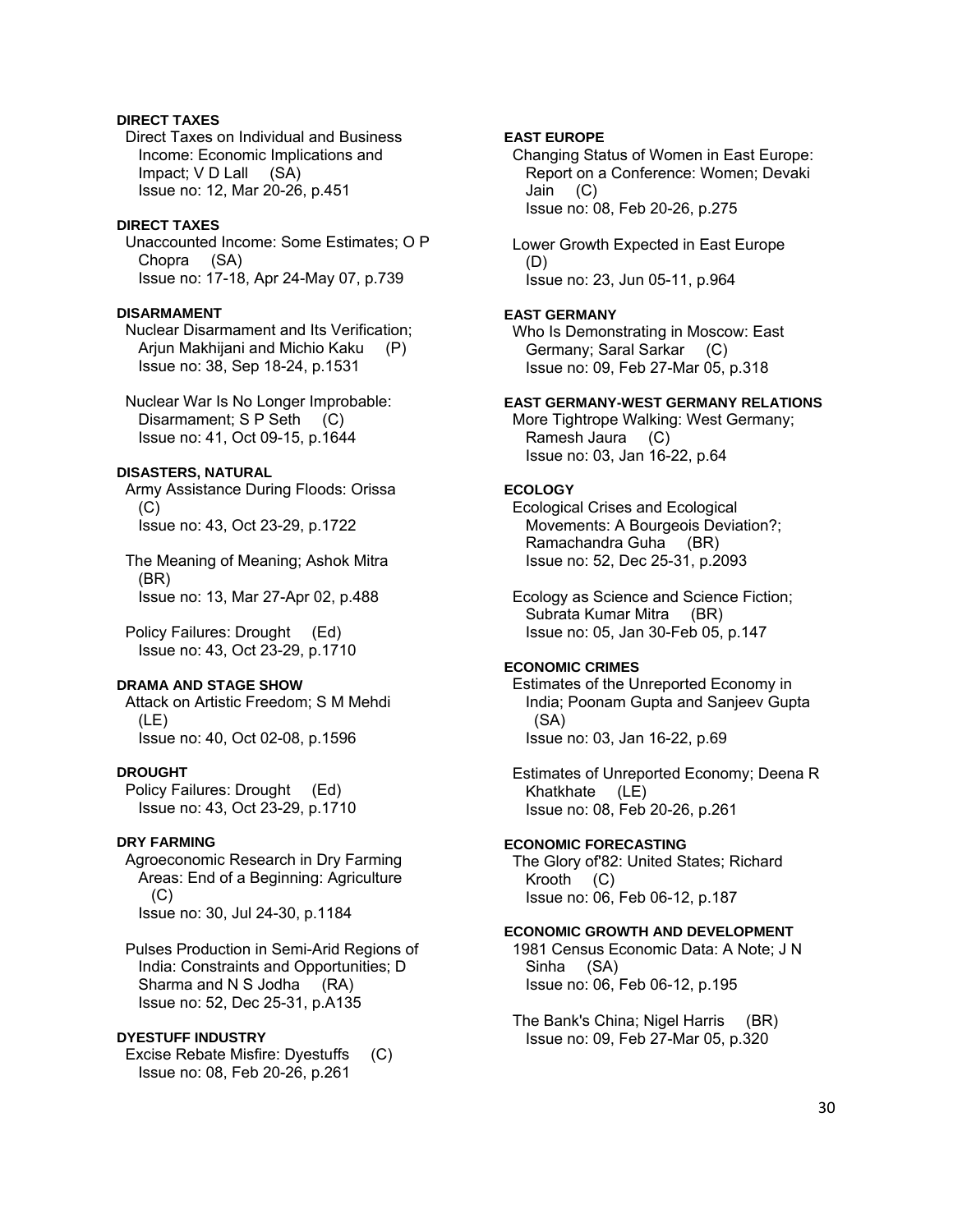**DIRECT TAXES**

Direct Taxes on Individual and Business Income: Economic Implications and Impact; V D Lall (SA)
Issue no: 12, Mar 20-26, p.451

**DIRECT TAXES**

Unaccounted Income: Some Estimates; O P Chopra (SA)
Issue no: 17-18, Apr 24-May 07, p.739

**DISARMAMENT**

Nuclear Disarmament and Its Verification; Arjun Makhijani and Michio Kaku (P)
Issue no: 38, Sep 18-24, p.1531

Nuclear War Is No Longer Improbable: Disarmament; S P Seth (C)
Issue no: 41, Oct 09-15, p.1644

**DISASTERS, NATURAL**

Army Assistance During Floods: Orissa (C)
Issue no: 43, Oct 23-29, p.1722

The Meaning of Meaning; Ashok Mitra (BR)
Issue no: 13, Mar 27-Apr 02, p.488

Policy Failures: Drought (Ed)
Issue no: 43, Oct 23-29, p.1710

**DRAMA AND STAGE SHOW**

Attack on Artistic Freedom; S M Mehdi (LE)
Issue no: 40, Oct 02-08, p.1596

**DROUGHT**

Policy Failures: Drought (Ed)
Issue no: 43, Oct 23-29, p.1710

**DRY FARMING**

Agroeconomic Research in Dry Farming Areas: End of a Beginning: Agriculture (C)
Issue no: 30, Jul 24-30, p.1184

Pulses Production in Semi-Arid Regions of India: Constraints and Opportunities; D Sharma and N S Jodha (RA)
Issue no: 52, Dec 25-31, p.A135

**DYESTUFF INDUSTRY**

Excise Rebate Misfire: Dyestuffs (C)
Issue no: 08, Feb 20-26, p.261

**EAST EUROPE**

Changing Status of Women in East Europe: Report on a Conference: Women; Devaki Jain (C)
Issue no: 08, Feb 20-26, p.275

Lower Growth Expected in East Europe (D)
Issue no: 23, Jun 05-11, p.964

**EAST GERMANY**

Who Is Demonstrating in Moscow: East Germany; Saral Sarkar (C)
Issue no: 09, Feb 27-Mar 05, p.318

**EAST GERMANY-WEST GERMANY RELATIONS**

More Tightrope Walking: West Germany; Ramesh Jaura (C)
Issue no: 03, Jan 16-22, p.64

**ECOLOGY**

Ecological Crises and Ecological Movements: A Bourgeois Deviation?; Ramachandra Guha (BR)
Issue no: 52, Dec 25-31, p.2093

Ecology as Science and Science Fiction; Subrata Kumar Mitra (BR)
Issue no: 05, Jan 30-Feb 05, p.147

**ECONOMIC CRIMES**

Estimates of the Unreported Economy in India; Poonam Gupta and Sanjeev Gupta (SA)
Issue no: 03, Jan 16-22, p.69

Estimates of Unreported Economy; Deena R Khatkhate (LE)
Issue no: 08, Feb 20-26, p.261

**ECONOMIC FORECASTING**

The Glory of'82: United States; Richard Krooth (C)
Issue no: 06, Feb 06-12, p.187

**ECONOMIC GROWTH AND DEVELOPMENT**

1981 Census Economic Data: A Note; J N Sinha (SA)
Issue no: 06, Feb 06-12, p.195

The Bank's China; Nigel Harris (BR)
Issue no: 09, Feb 27-Mar 05, p.320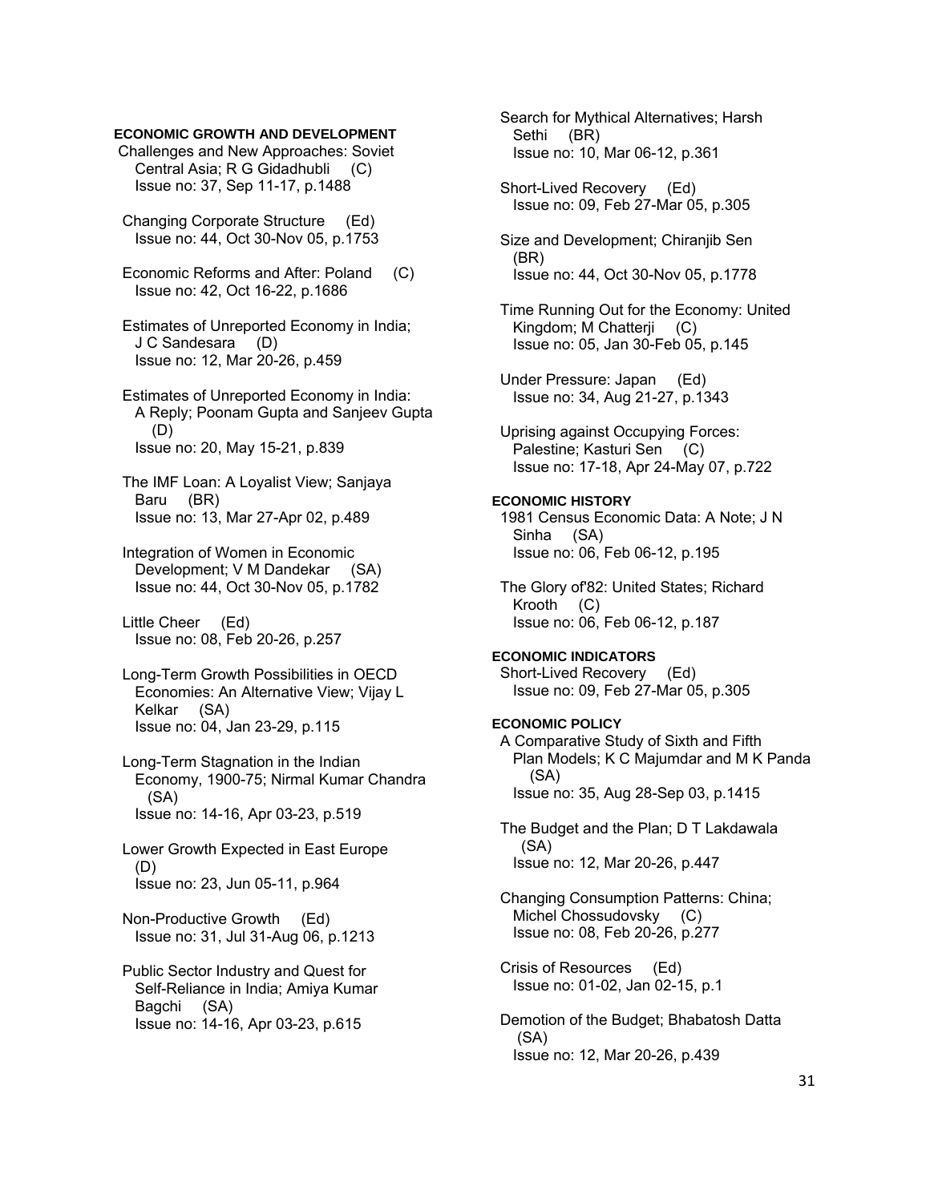**ECONOMIC GROWTH AND DEVELOPMENT**

Challenges and New Approaches: Soviet Central Asia; R G Gidadhubli (C)
Issue no: 37, Sep 11-17, p.1488

Changing Corporate Structure (Ed)
Issue no: 44, Oct 30-Nov 05, p.1753

Economic Reforms and After: Poland (C)
Issue no: 42, Oct 16-22, p.1686

Estimates of Unreported Economy in India; J C Sandesara (D)
Issue no: 12, Mar 20-26, p.459

Estimates of Unreported Economy in India: A Reply; Poonam Gupta and Sanjeev Gupta (D)
Issue no: 20, May 15-21, p.839

The IMF Loan: A Loyalist View; Sanjaya Baru (BR)
Issue no: 13, Mar 27-Apr 02, p.489

Integration of Women in Economic Development; V M Dandekar (SA)
Issue no: 44, Oct 30-Nov 05, p.1782

Little Cheer (Ed)
Issue no: 08, Feb 20-26, p.257

Long-Term Growth Possibilities in OECD Economies: An Alternative View; Vijay L Kelkar (SA)
Issue no: 04, Jan 23-29, p.115

Long-Term Stagnation in the Indian Economy, 1900-75; Nirmal Kumar Chandra (SA)
Issue no: 14-16, Apr 03-23, p.519

Lower Growth Expected in East Europe (D)
Issue no: 23, Jun 05-11, p.964

Non-Productive Growth (Ed)
Issue no: 31, Jul 31-Aug 06, p.1213

Public Sector Industry and Quest for Self-Reliance in India; Amiya Kumar Bagchi (SA)
Issue no: 14-16, Apr 03-23, p.615

Search for Mythical Alternatives; Harsh Sethi (BR)
Issue no: 10, Mar 06-12, p.361

Short-Lived Recovery (Ed)
Issue no: 09, Feb 27-Mar 05, p.305

Size and Development; Chiranjib Sen (BR)
Issue no: 44, Oct 30-Nov 05, p.1778

Time Running Out for the Economy: United Kingdom; M Chatterji (C)
Issue no: 05, Jan 30-Feb 05, p.145

Under Pressure: Japan (Ed)
Issue no: 34, Aug 21-27, p.1343

Uprising against Occupying Forces: Palestine; Kasturi Sen (C)
Issue no: 17-18, Apr 24-May 07, p.722

**ECONOMIC HISTORY**

1981 Census Economic Data: A Note; J N Sinha (SA)
Issue no: 06, Feb 06-12, p.195

The Glory of'82: United States; Richard Krooth (C)
Issue no: 06, Feb 06-12, p.187

**ECONOMIC INDICATORS**

Short-Lived Recovery (Ed)
Issue no: 09, Feb 27-Mar 05, p.305

**ECONOMIC POLICY**

A Comparative Study of Sixth and Fifth Plan Models; K C Majumdar and M K Panda (SA)
Issue no: 35, Aug 28-Sep 03, p.1415

The Budget and the Plan; D T Lakdawala (SA)
Issue no: 12, Mar 20-26, p.447

Changing Consumption Patterns: China; Michel Chossudovsky (C)
Issue no: 08, Feb 20-26, p.277

Crisis of Resources (Ed)
Issue no: 01-02, Jan 02-15, p.1

Demotion of the Budget; Bhabatosh Datta (SA)
Issue no: 12, Mar 20-26, p.439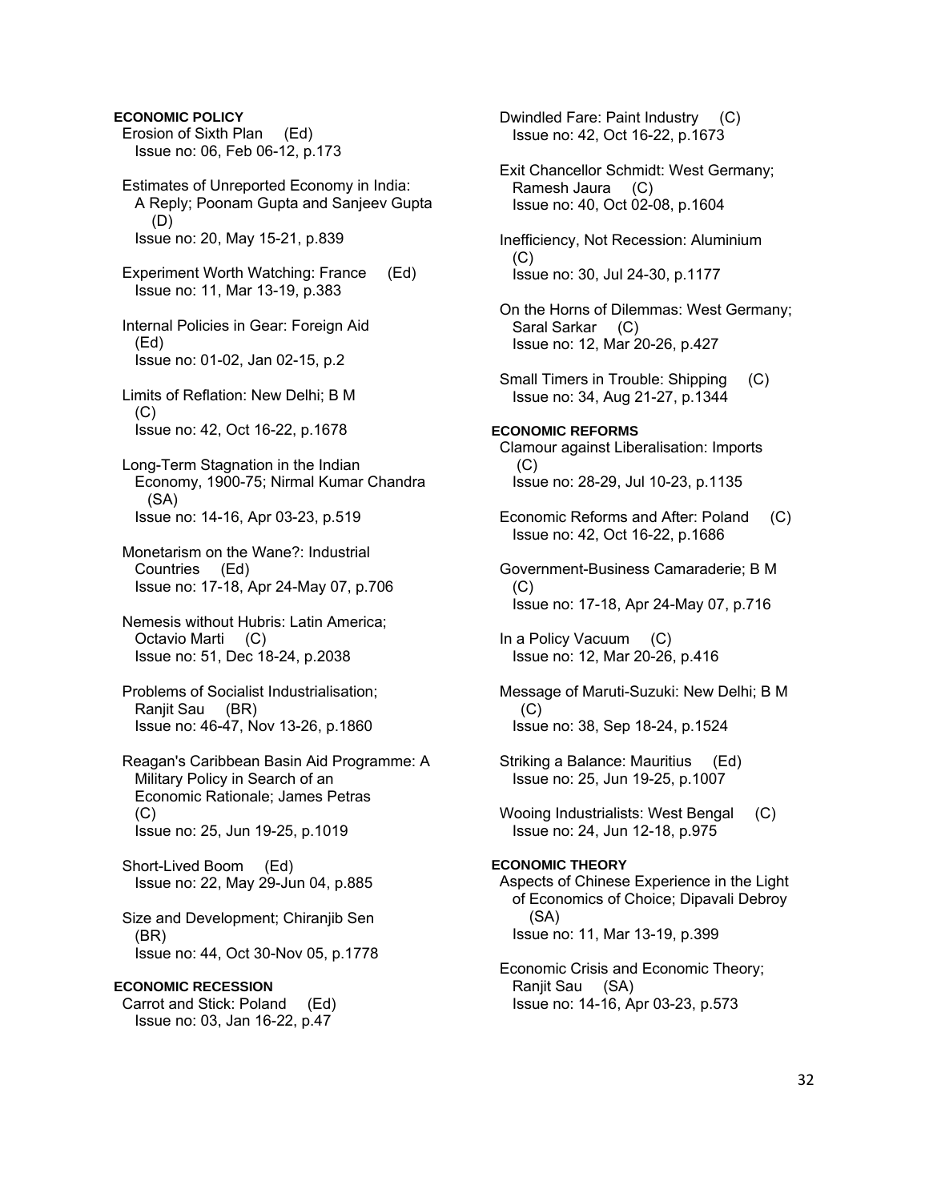**ECONOMIC POLICY**

Erosion of Sixth Plan (Ed)
Issue no: 06, Feb 06-12, p.173

Estimates of Unreported Economy in India: A Reply; Poonam Gupta and Sanjeev Gupta (D)
Issue no: 20, May 15-21, p.839

Experiment Worth Watching: France (Ed)
Issue no: 11, Mar 13-19, p.383

Internal Policies in Gear: Foreign Aid (Ed)
Issue no: 01-02, Jan 02-15, p.2

Limits of Reflation: New Delhi; B M (C)
Issue no: 42, Oct 16-22, p.1678

Long-Term Stagnation in the Indian Economy, 1900-75; Nirmal Kumar Chandra (SA)
Issue no: 14-16, Apr 03-23, p.519

Monetarism on the Wane?: Industrial Countries (Ed)
Issue no: 17-18, Apr 24-May 07, p.706

Nemesis without Hubris: Latin America; Octavio Marti (C)
Issue no: 51, Dec 18-24, p.2038

Problems of Socialist Industrialisation; Ranjit Sau (BR)
Issue no: 46-47, Nov 13-26, p.1860

Reagan's Caribbean Basin Aid Programme: A Military Policy in Search of an Economic Rationale; James Petras (C)
Issue no: 25, Jun 19-25, p.1019

Short-Lived Boom (Ed)
Issue no: 22, May 29-Jun 04, p.885

Size and Development; Chiranjib Sen (BR)
Issue no: 44, Oct 30-Nov 05, p.1778

**ECONOMIC RECESSION**

Carrot and Stick: Poland (Ed)
Issue no: 03, Jan 16-22, p.47

Dwindled Fare: Paint Industry (C)
Issue no: 42, Oct 16-22, p.1673

Exit Chancellor Schmidt: West Germany; Ramesh Jaura (C)
Issue no: 40, Oct 02-08, p.1604

Inefficiency, Not Recession: Aluminium (C)
Issue no: 30, Jul 24-30, p.1177

On the Horns of Dilemmas: West Germany; Saral Sarkar (C)
Issue no: 12, Mar 20-26, p.427

Small Timers in Trouble: Shipping (C)
Issue no: 34, Aug 21-27, p.1344

**ECONOMIC REFORMS**

Clamour against Liberalisation: Imports (C)
Issue no: 28-29, Jul 10-23, p.1135

Economic Reforms and After: Poland (C)
Issue no: 42, Oct 16-22, p.1686

Government-Business Camaraderie; B M (C)
Issue no: 17-18, Apr 24-May 07, p.716

In a Policy Vacuum (C)
Issue no: 12, Mar 20-26, p.416

Message of Maruti-Suzuki: New Delhi; B M (C)
Issue no: 38, Sep 18-24, p.1524

Striking a Balance: Mauritius (Ed)
Issue no: 25, Jun 19-25, p.1007

Wooing Industrialists: West Bengal (C)
Issue no: 24, Jun 12-18, p.975

**ECONOMIC THEORY**

Aspects of Chinese Experience in the Light of Economics of Choice; Dipavali Debroy (SA)
Issue no: 11, Mar 13-19, p.399

Economic Crisis and Economic Theory; Ranjit Sau (SA)
Issue no: 14-16, Apr 03-23, p.573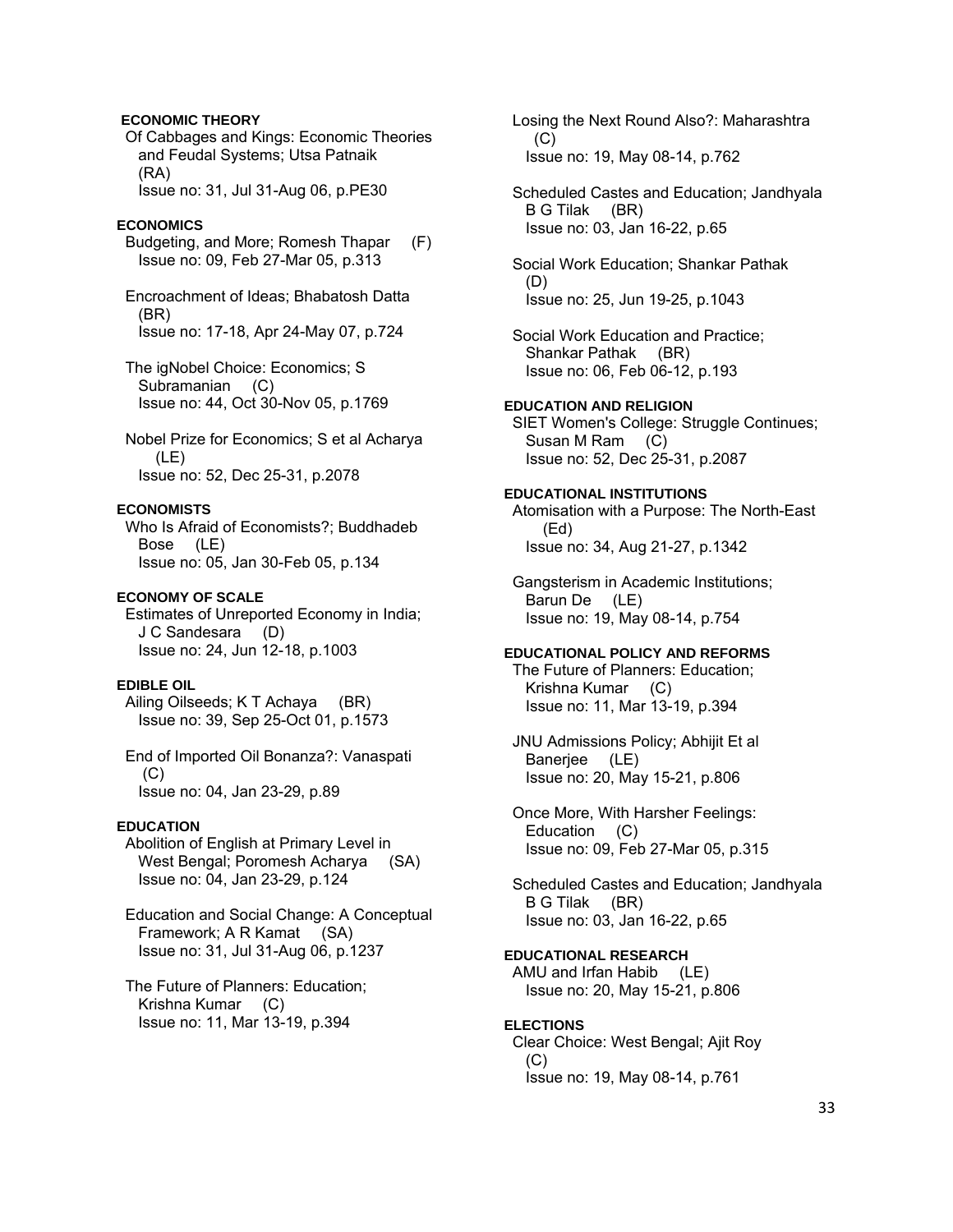**ECONOMIC THEORY**

Of Cabbages and Kings: Economic Theories and Feudal Systems; Utsa Patnaik (RA)
Issue no: 31, Jul 31-Aug 06, p.PE30

**ECONOMICS**

Budgeting, and More; Romesh Thapar (F)
Issue no: 09, Feb 27-Mar 05, p.313

Encroachment of Ideas; Bhabatosh Datta (BR)
Issue no: 17-18, Apr 24-May 07, p.724

The igNobel Choice: Economics; S Subramanian (C)
Issue no: 44, Oct 30-Nov 05, p.1769

Nobel Prize for Economics; S et al Acharya (LE)
Issue no: 52, Dec 25-31, p.2078

**ECONOMISTS**

Who Is Afraid of Economists?; Buddhadeb Bose (LE)
Issue no: 05, Jan 30-Feb 05, p.134

**ECONOMY OF SCALE**

Estimates of Unreported Economy in India; J C Sandesara (D)
Issue no: 24, Jun 12-18, p.1003

**EDIBLE OIL**

Ailing Oilseeds; K T Achaya (BR)
Issue no: 39, Sep 25-Oct 01, p.1573

End of Imported Oil Bonanza?: Vanaspati (C)
Issue no: 04, Jan 23-29, p.89

**EDUCATION**

Abolition of English at Primary Level in West Bengal; Poromesh Acharya (SA)
Issue no: 04, Jan 23-29, p.124

Education and Social Change: A Conceptual Framework; A R Kamat (SA)
Issue no: 31, Jul 31-Aug 06, p.1237

The Future of Planners: Education; Krishna Kumar (C)
Issue no: 11, Mar 13-19, p.394

Losing the Next Round Also?: Maharashtra (C)
Issue no: 19, May 08-14, p.762

Scheduled Castes and Education; Jandhyala B G Tilak (BR)
Issue no: 03, Jan 16-22, p.65

Social Work Education; Shankar Pathak (D)
Issue no: 25, Jun 19-25, p.1043

Social Work Education and Practice; Shankar Pathak (BR)
Issue no: 06, Feb 06-12, p.193

**EDUCATION AND RELIGION**

SIET Women's College: Struggle Continues; Susan M Ram (C)
Issue no: 52, Dec 25-31, p.2087

**EDUCATIONAL INSTITUTIONS**

Atomisation with a Purpose: The North-East (Ed)
Issue no: 34, Aug 21-27, p.1342

Gangsterism in Academic Institutions; Barun De (LE)
Issue no: 19, May 08-14, p.754

**EDUCATIONAL POLICY AND REFORMS**

The Future of Planners: Education; Krishna Kumar (C)
Issue no: 11, Mar 13-19, p.394

JNU Admissions Policy; Abhijit Et al Banerjee (LE)
Issue no: 20, May 15-21, p.806

Once More, With Harsher Feelings: Education (C)
Issue no: 09, Feb 27-Mar 05, p.315

Scheduled Castes and Education; Jandhyala B G Tilak (BR)
Issue no: 03, Jan 16-22, p.65

**EDUCATIONAL RESEARCH**

AMU and Irfan Habib (LE)
Issue no: 20, May 15-21, p.806

**ELECTIONS**

Clear Choice: West Bengal; Ajit Roy (C)
Issue no: 19, May 08-14, p.761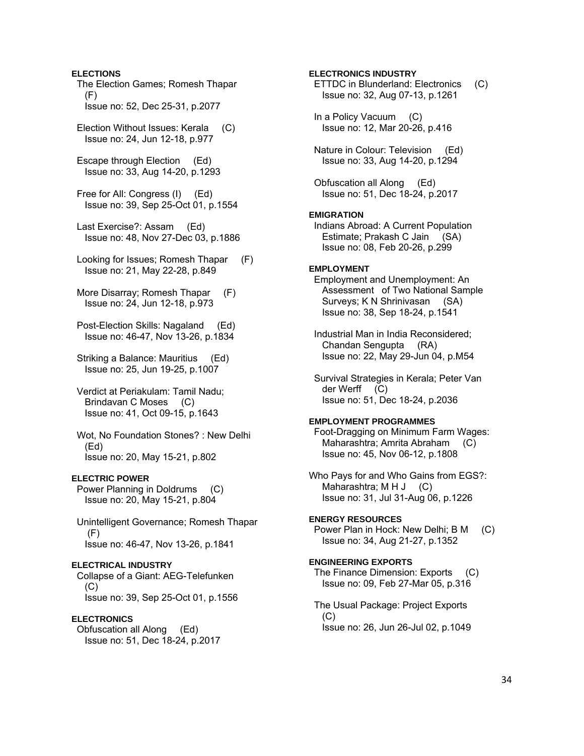**ELECTIONS**

The Election Games; Romesh Thapar (F)
Issue no: 52, Dec 25-31, p.2077

Election Without Issues: Kerala (C)
Issue no: 24, Jun 12-18, p.977

Escape through Election (Ed)
Issue no: 33, Aug 14-20, p.1293

Free for All: Congress (I) (Ed)
Issue no: 39, Sep 25-Oct 01, p.1554

Last Exercise?: Assam (Ed)
Issue no: 48, Nov 27-Dec 03, p.1886

Looking for Issues; Romesh Thapar (F)
Issue no: 21, May 22-28, p.849

More Disarray; Romesh Thapar (F)
Issue no: 24, Jun 12-18, p.973

Post-Election Skills: Nagaland (Ed)
Issue no: 46-47, Nov 13-26, p.1834

Striking a Balance: Mauritius (Ed)
Issue no: 25, Jun 19-25, p.1007

Verdict at Periakulam: Tamil Nadu; Brindavan C Moses (C)
Issue no: 41, Oct 09-15, p.1643

Wot, No Foundation Stones? : New Delhi (Ed)
Issue no: 20, May 15-21, p.802

**ELECTRIC POWER**

Power Planning in Doldrums (C)
Issue no: 20, May 15-21, p.804

Unintelligent Governance; Romesh Thapar (F)
Issue no: 46-47, Nov 13-26, p.1841

**ELECTRICAL INDUSTRY**

Collapse of a Giant: AEG-Telefunken (C)
Issue no: 39, Sep 25-Oct 01, p.1556

**ELECTRONICS**

Obfuscation all Along (Ed)
Issue no: 51, Dec 18-24, p.2017

**ELECTRONICS INDUSTRY**

ETTDC in Blunderland: Electronics (C)
Issue no: 32, Aug 07-13, p.1261

In a Policy Vacuum (C)
Issue no: 12, Mar 20-26, p.416

Nature in Colour: Television (Ed)
Issue no: 33, Aug 14-20, p.1294

Obfuscation all Along (Ed)
Issue no: 51, Dec 18-24, p.2017

**EMIGRATION**

Indians Abroad: A Current Population Estimate; Prakash C Jain (SA)
Issue no: 08, Feb 20-26, p.299

**EMPLOYMENT**

Employment and Unemployment: An Assessment of Two National Sample Surveys; K N Shrinivasan (SA)
Issue no: 38, Sep 18-24, p.1541

Industrial Man in India Reconsidered; Chandan Sengupta (RA)
Issue no: 22, May 29-Jun 04, p.M54

Survival Strategies in Kerala; Peter Van der Werff (C)
Issue no: 51, Dec 18-24, p.2036

**EMPLOYMENT PROGRAMMES**

Foot-Dragging on Minimum Farm Wages: Maharashtra; Amrita Abraham (C)
Issue no: 45, Nov 06-12, p.1808

Who Pays for and Who Gains from EGS?: Maharashtra; M H J (C)
Issue no: 31, Jul 31-Aug 06, p.1226

**ENERGY RESOURCES**

Power Plan in Hock: New Delhi; B M (C)
Issue no: 34, Aug 21-27, p.1352

**ENGINEERING EXPORTS**

The Finance Dimension: Exports (C)
Issue no: 09, Feb 27-Mar 05, p.316

The Usual Package: Project Exports (C)
Issue no: 26, Jun 26-Jul 02, p.1049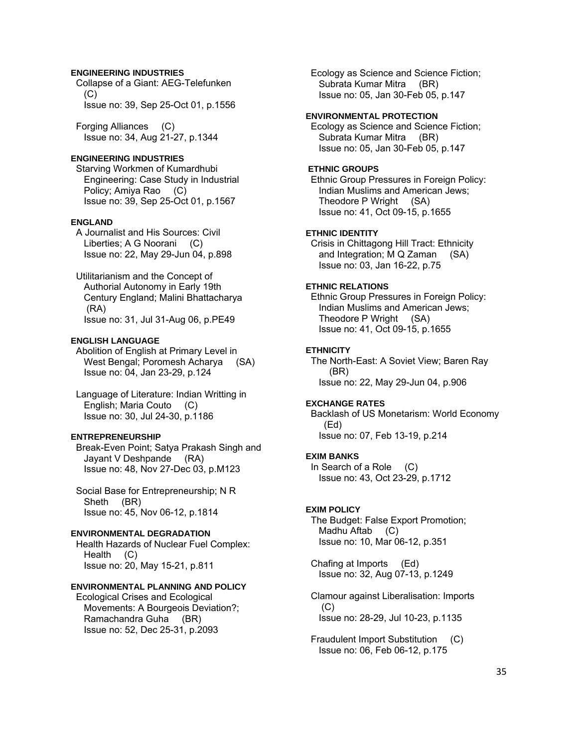**ENGINEERING INDUSTRIES**

Collapse of a Giant: AEG-Telefunken (C)
Issue no: 39, Sep 25-Oct 01, p.1556

Forging Alliances (C)
Issue no: 34, Aug 21-27, p.1344

**ENGINEERING INDUSTRIES**

Starving Workmen of Kumardhubi Engineering: Case Study in Industrial Policy; Amiya Rao (C)
Issue no: 39, Sep 25-Oct 01, p.1567

**ENGLAND**

A Journalist and His Sources: Civil Liberties; A G Noorani (C)
Issue no: 22, May 29-Jun 04, p.898

Utilitarianism and the Concept of Authorial Autonomy in Early 19th Century England; Malini Bhattacharya (RA)
Issue no: 31, Jul 31-Aug 06, p.PE49

**ENGLISH LANGUAGE**

Abolition of English at Primary Level in West Bengal; Poromesh Acharya (SA)
Issue no: 04, Jan 23-29, p.124

Language of Literature: Indian Writting in English; Maria Couto (C)
Issue no: 30, Jul 24-30, p.1186

**ENTREPRENEURSHIP**

Break-Even Point; Satya Prakash Singh and Jayant V Deshpande (RA)
Issue no: 48, Nov 27-Dec 03, p.M123

Social Base for Entrepreneurship; N R Sheth (BR)
Issue no: 45, Nov 06-12, p.1814

**ENVIRONMENTAL DEGRADATION**

Health Hazards of Nuclear Fuel Complex: Health (C)
Issue no: 20, May 15-21, p.811

**ENVIRONMENTAL PLANNING AND POLICY**

Ecological Crises and Ecological Movements: A Bourgeois Deviation?; Ramachandra Guha (BR)
Issue no: 52, Dec 25-31, p.2093

Ecology as Science and Science Fiction; Subrata Kumar Mitra (BR)
Issue no: 05, Jan 30-Feb 05, p.147

**ENVIRONMENTAL PROTECTION**

Ecology as Science and Science Fiction; Subrata Kumar Mitra (BR)
Issue no: 05, Jan 30-Feb 05, p.147

**ETHNIC GROUPS**

Ethnic Group Pressures in Foreign Policy: Indian Muslims and American Jews; Theodore P Wright (SA)
Issue no: 41, Oct 09-15, p.1655

**ETHNIC IDENTITY**

Crisis in Chittagong Hill Tract: Ethnicity and Integration; M Q Zaman (SA)
Issue no: 03, Jan 16-22, p.75

**ETHNIC RELATIONS**

Ethnic Group Pressures in Foreign Policy: Indian Muslims and American Jews; Theodore P Wright (SA)
Issue no: 41, Oct 09-15, p.1655

**ETHNICITY**

The North-East: A Soviet View; Baren Ray (BR)
Issue no: 22, May 29-Jun 04, p.906

**EXCHANGE RATES**

Backlash of US Monetarism: World Economy (Ed)
Issue no: 07, Feb 13-19, p.214

**EXIM BANKS**

In Search of a Role (C)
Issue no: 43, Oct 23-29, p.1712

**EXIM POLICY**

The Budget: False Export Promotion; Madhu Aftab (C)
Issue no: 10, Mar 06-12, p.351

Chafing at Imports (Ed)
Issue no: 32, Aug 07-13, p.1249

Clamour against Liberalisation: Imports (C)
Issue no: 28-29, Jul 10-23, p.1135

Fraudulent Import Substitution (C)
Issue no: 06, Feb 06-12, p.175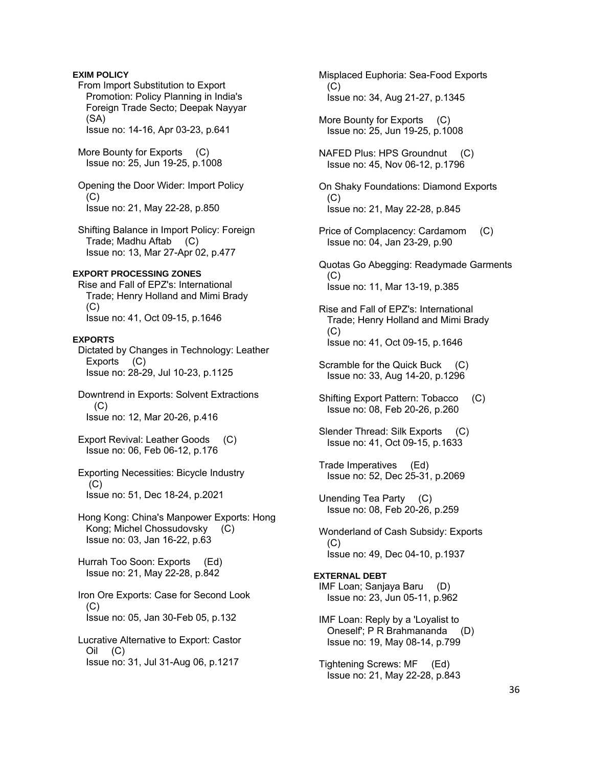**EXIM POLICY**

From Import Substitution to Export Promotion: Policy Planning in India's Foreign Trade Secto; Deepak Nayyar (SA)
Issue no: 14-16, Apr 03-23, p.641

More Bounty for Exports (C)
Issue no: 25, Jun 19-25, p.1008

Opening the Door Wider: Import Policy (C)
Issue no: 21, May 22-28, p.850

Shifting Balance in Import Policy: Foreign Trade; Madhu Aftab (C)
Issue no: 13, Mar 27-Apr 02, p.477

**EXPORT PROCESSING ZONES**

Rise and Fall of EPZ's: International Trade; Henry Holland and Mimi Brady (C)
Issue no: 41, Oct 09-15, p.1646

**EXPORTS**

Dictated by Changes in Technology: Leather Exports (C)
Issue no: 28-29, Jul 10-23, p.1125

Downtrend in Exports: Solvent Extractions (C)
Issue no: 12, Mar 20-26, p.416

Export Revival: Leather Goods (C)
Issue no: 06, Feb 06-12, p.176

Exporting Necessities: Bicycle Industry (C)
Issue no: 51, Dec 18-24, p.2021

Hong Kong: China's Manpower Exports: Hong Kong; Michel Chossudovsky (C)
Issue no: 03, Jan 16-22, p.63

Hurrah Too Soon: Exports (Ed)
Issue no: 21, May 22-28, p.842

Iron Ore Exports: Case for Second Look (C)
Issue no: 05, Jan 30-Feb 05, p.132

Lucrative Alternative to Export: Castor Oil (C)
Issue no: 31, Jul 31-Aug 06, p.1217

Misplaced Euphoria: Sea-Food Exports (C)
Issue no: 34, Aug 21-27, p.1345

More Bounty for Exports (C)
Issue no: 25, Jun 19-25, p.1008

NAFED Plus: HPS Groundnut (C)
Issue no: 45, Nov 06-12, p.1796

On Shaky Foundations: Diamond Exports (C)
Issue no: 21, May 22-28, p.845

Price of Complacency: Cardamom (C)
Issue no: 04, Jan 23-29, p.90

Quotas Go Abegging: Readymade Garments (C)
Issue no: 11, Mar 13-19, p.385

Rise and Fall of EPZ's: International Trade; Henry Holland and Mimi Brady (C)
Issue no: 41, Oct 09-15, p.1646

Scramble for the Quick Buck (C)
Issue no: 33, Aug 14-20, p.1296

Shifting Export Pattern: Tobacco (C)
Issue no: 08, Feb 20-26, p.260

Slender Thread: Silk Exports (C)
Issue no: 41, Oct 09-15, p.1633

Trade Imperatives (Ed)
Issue no: 52, Dec 25-31, p.2069

Unending Tea Party (C)
Issue no: 08, Feb 20-26, p.259

Wonderland of Cash Subsidy: Exports (C)
Issue no: 49, Dec 04-10, p.1937

**EXTERNAL DEBT**

IMF Loan; Sanjaya Baru (D)
Issue no: 23, Jun 05-11, p.962

IMF Loan: Reply by a 'Loyalist to Oneself'; P R Brahmananda (D)
Issue no: 19, May 08-14, p.799

Tightening Screws: MF (Ed)
Issue no: 21, May 22-28, p.843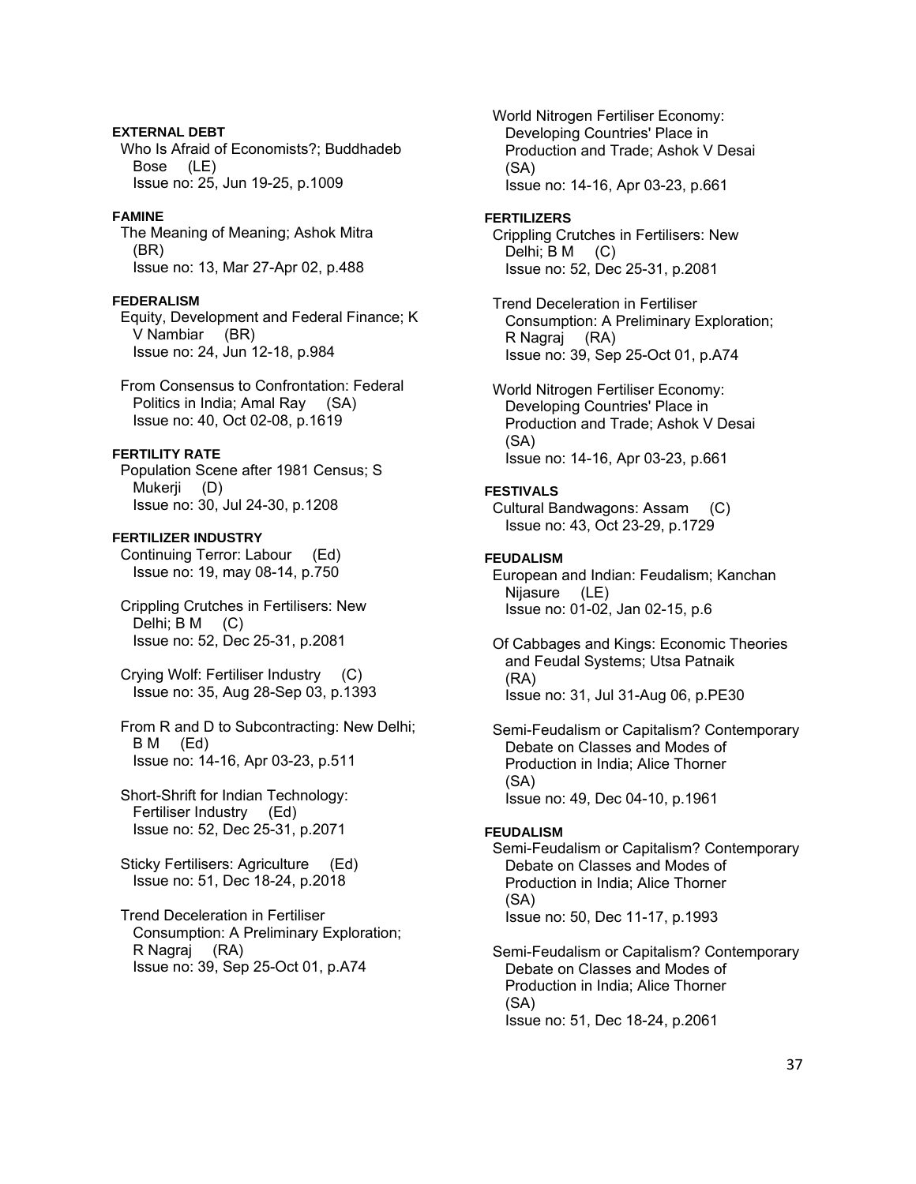**EXTERNAL DEBT**

Who Is Afraid of Economists?; Buddhadeb Bose (LE)
Issue no: 25, Jun 19-25, p.1009

**FAMINE**

The Meaning of Meaning; Ashok Mitra (BR)
Issue no: 13, Mar 27-Apr 02, p.488

**FEDERALISM**

Equity, Development and Federal Finance; K V Nambiar (BR)
Issue no: 24, Jun 12-18, p.984

From Consensus to Confrontation: Federal Politics in India; Amal Ray (SA)
Issue no: 40, Oct 02-08, p.1619

**FERTILITY RATE**

Population Scene after 1981 Census; S Mukerji (D)
Issue no: 30, Jul 24-30, p.1208

**FERTILIZER INDUSTRY**

Continuing Terror: Labour (Ed)
Issue no: 19, may 08-14, p.750

Crippling Crutches in Fertilisers: New Delhi; B M (C)
Issue no: 52, Dec 25-31, p.2081

Crying Wolf: Fertiliser Industry (C)
Issue no: 35, Aug 28-Sep 03, p.1393

From R and D to Subcontracting: New Delhi; B M (Ed)
Issue no: 14-16, Apr 03-23, p.511

Short-Shrift for Indian Technology: Fertiliser Industry (Ed)
Issue no: 52, Dec 25-31, p.2071

Sticky Fertilisers: Agriculture (Ed)
Issue no: 51, Dec 18-24, p.2018

Trend Deceleration in Fertiliser Consumption: A Preliminary Exploration; R Nagraj (RA)
Issue no: 39, Sep 25-Oct 01, p.A74

World Nitrogen Fertiliser Economy: Developing Countries' Place in Production and Trade; Ashok V Desai (SA)
Issue no: 14-16, Apr 03-23, p.661

**FERTILIZERS**

Crippling Crutches in Fertilisers: New Delhi; B M (C)
Issue no: 52, Dec 25-31, p.2081

Trend Deceleration in Fertiliser Consumption: A Preliminary Exploration; R Nagraj (RA)
Issue no: 39, Sep 25-Oct 01, p.A74

World Nitrogen Fertiliser Economy: Developing Countries' Place in Production and Trade; Ashok V Desai (SA)
Issue no: 14-16, Apr 03-23, p.661

**FESTIVALS**

Cultural Bandwagons: Assam (C)
Issue no: 43, Oct 23-29, p.1729

**FEUDALISM**

European and Indian: Feudalism; Kanchan Nijasure (LE)
Issue no: 01-02, Jan 02-15, p.6

Of Cabbages and Kings: Economic Theories and Feudal Systems; Utsa Patnaik (RA)
Issue no: 31, Jul 31-Aug 06, p.PE30

Semi-Feudalism or Capitalism? Contemporary Debate on Classes and Modes of Production in India; Alice Thorner (SA)
Issue no: 49, Dec 04-10, p.1961

**FEUDALISM**

Semi-Feudalism or Capitalism? Contemporary Debate on Classes and Modes of Production in India; Alice Thorner (SA)
Issue no: 50, Dec 11-17, p.1993

Semi-Feudalism or Capitalism? Contemporary Debate on Classes and Modes of Production in India; Alice Thorner (SA)
Issue no: 51, Dec 18-24, p.2061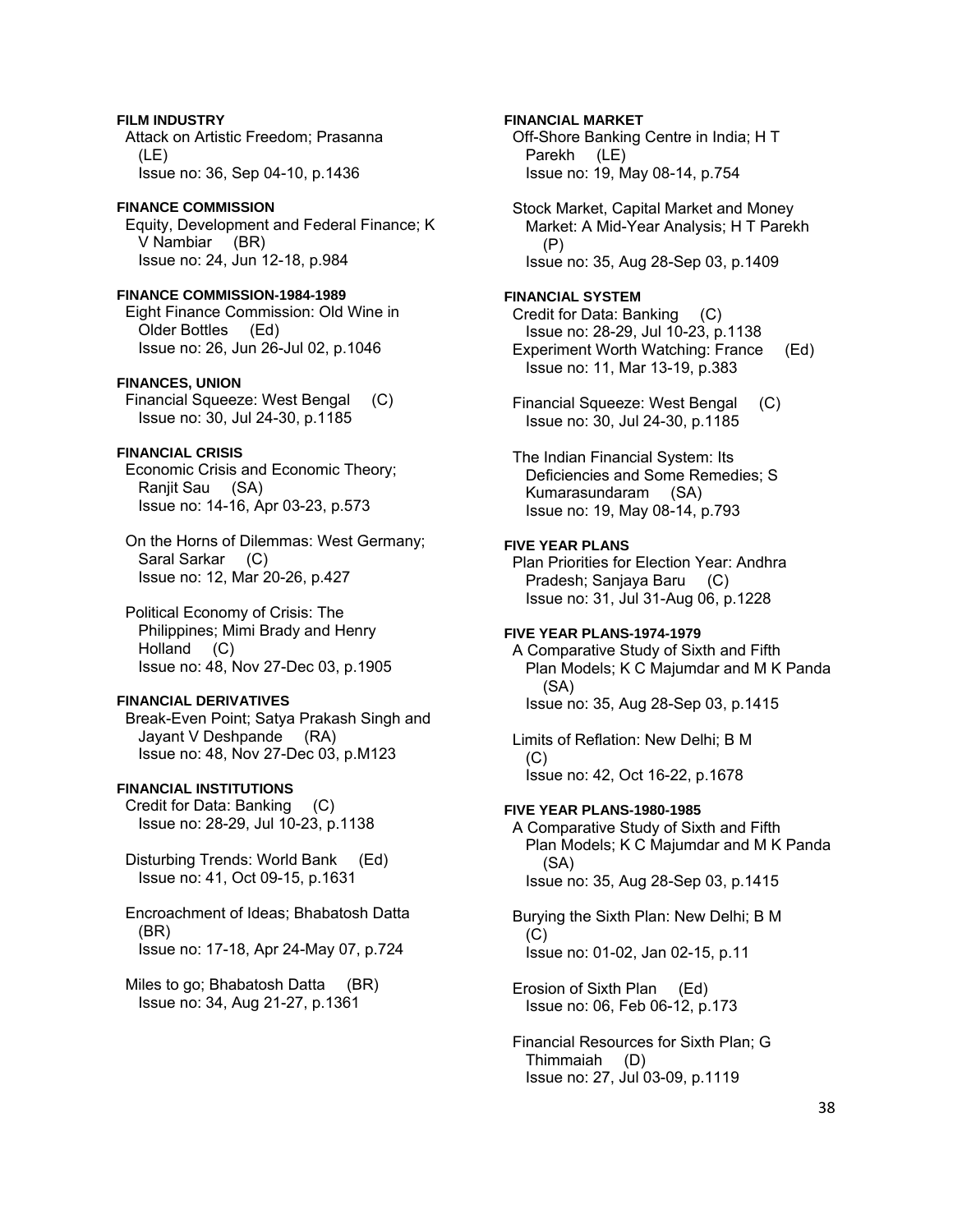**FILM INDUSTRY**

Attack on Artistic Freedom; Prasanna (LE)
Issue no: 36, Sep 04-10, p.1436

**FINANCE COMMISSION**

Equity, Development and Federal Finance; K V Nambiar (BR)
Issue no: 24, Jun 12-18, p.984

**FINANCE COMMISSION-1984-1989**

Eight Finance Commission: Old Wine in Older Bottles (Ed)
Issue no: 26, Jun 26-Jul 02, p.1046

**FINANCES, UNION**

Financial Squeeze: West Bengal (C)
Issue no: 30, Jul 24-30, p.1185

**FINANCIAL CRISIS**

Economic Crisis and Economic Theory; Ranjit Sau (SA)
Issue no: 14-16, Apr 03-23, p.573

On the Horns of Dilemmas: West Germany; Saral Sarkar (C)
Issue no: 12, Mar 20-26, p.427

Political Economy of Crisis: The Philippines; Mimi Brady and Henry Holland (C)
Issue no: 48, Nov 27-Dec 03, p.1905

**FINANCIAL DERIVATIVES**

Break-Even Point; Satya Prakash Singh and Jayant V Deshpande (RA)
Issue no: 48, Nov 27-Dec 03, p.M123

**FINANCIAL INSTITUTIONS**

Credit for Data: Banking (C)
Issue no: 28-29, Jul 10-23, p.1138

Disturbing Trends: World Bank (Ed)
Issue no: 41, Oct 09-15, p.1631

Encroachment of Ideas; Bhabatosh Datta (BR)
Issue no: 17-18, Apr 24-May 07, p.724

Miles to go; Bhabatosh Datta (BR)
Issue no: 34, Aug 21-27, p.1361

**FINANCIAL MARKET**

Off-Shore Banking Centre in India; H T Parekh (LE)
Issue no: 19, May 08-14, p.754

Stock Market, Capital Market and Money Market: A Mid-Year Analysis; H T Parekh (P)
Issue no: 35, Aug 28-Sep 03, p.1409

**FINANCIAL SYSTEM**

Credit for Data: Banking (C)
Issue no: 28-29, Jul 10-23, p.1138

Experiment Worth Watching: France (Ed)
Issue no: 11, Mar 13-19, p.383

Financial Squeeze: West Bengal (C)
Issue no: 30, Jul 24-30, p.1185

The Indian Financial System: Its Deficiencies and Some Remedies; S Kumarasundaram (SA)
Issue no: 19, May 08-14, p.793

**FIVE YEAR PLANS**

Plan Priorities for Election Year: Andhra Pradesh; Sanjaya Baru (C)
Issue no: 31, Jul 31-Aug 06, p.1228

**FIVE YEAR PLANS-1974-1979**

A Comparative Study of Sixth and Fifth Plan Models; K C Majumdar and M K Panda (SA)
Issue no: 35, Aug 28-Sep 03, p.1415

Limits of Reflation: New Delhi; B M (C)
Issue no: 42, Oct 16-22, p.1678

**FIVE YEAR PLANS-1980-1985**

A Comparative Study of Sixth and Fifth Plan Models; K C Majumdar and M K Panda (SA)
Issue no: 35, Aug 28-Sep 03, p.1415

Burying the Sixth Plan: New Delhi; B M (C)
Issue no: 01-02, Jan 02-15, p.11

Erosion of Sixth Plan (Ed)
Issue no: 06, Feb 06-12, p.173

Financial Resources for Sixth Plan; G Thimmaiah (D)
Issue no: 27, Jul 03-09, p.1119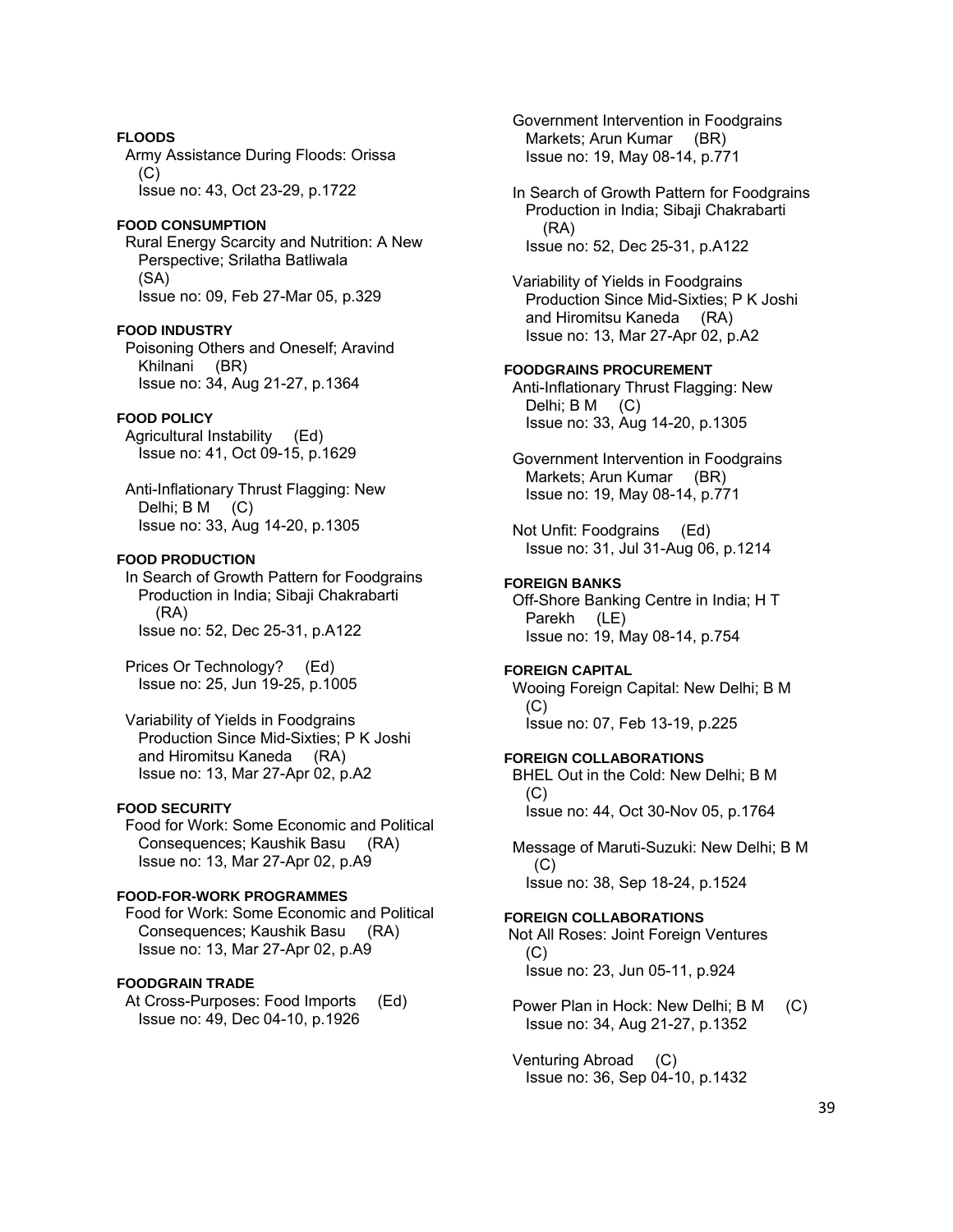**FLOODS**
Army Assistance During Floods: Orissa (C)
Issue no: 43, Oct 23-29, p.1722

**FOOD CONSUMPTION**
Rural Energy Scarcity and Nutrition: A New Perspective; Srilatha Batliwala (SA)
Issue no: 09, Feb 27-Mar 05, p.329

**FOOD INDUSTRY**
Poisoning Others and Oneself; Aravind Khilnani (BR)
Issue no: 34, Aug 21-27, p.1364

**FOOD POLICY**
Agricultural Instability (Ed)
Issue no: 41, Oct 09-15, p.1629

Anti-Inflationary Thrust Flagging: New Delhi; B M (C)
Issue no: 33, Aug 14-20, p.1305

**FOOD PRODUCTION**
In Search of Growth Pattern for Foodgrains Production in India; Sibaji Chakrabarti (RA)
Issue no: 52, Dec 25-31, p.A122

Prices Or Technology? (Ed)
Issue no: 25, Jun 19-25, p.1005

Variability of Yields in Foodgrains Production Since Mid-Sixties; P K Joshi and Hiromitsu Kaneda (RA)
Issue no: 13, Mar 27-Apr 02, p.A2

**FOOD SECURITY**
Food for Work: Some Economic and Political Consequences; Kaushik Basu (RA)
Issue no: 13, Mar 27-Apr 02, p.A9

**FOOD-FOR-WORK PROGRAMMES**
Food for Work: Some Economic and Political Consequences; Kaushik Basu (RA)
Issue no: 13, Mar 27-Apr 02, p.A9

**FOODGRAIN TRADE**
At Cross-Purposes: Food Imports (Ed)
Issue no: 49, Dec 04-10, p.1926

Government Intervention in Foodgrains Markets; Arun Kumar (BR)
Issue no: 19, May 08-14, p.771

In Search of Growth Pattern for Foodgrains Production in India; Sibaji Chakrabarti (RA)
Issue no: 52, Dec 25-31, p.A122

Variability of Yields in Foodgrains Production Since Mid-Sixties; P K Joshi and Hiromitsu Kaneda (RA)
Issue no: 13, Mar 27-Apr 02, p.A2

**FOODGRAINS PROCUREMENT**
Anti-Inflationary Thrust Flagging: New Delhi; B M (C)
Issue no: 33, Aug 14-20, p.1305

Government Intervention in Foodgrains Markets; Arun Kumar (BR)
Issue no: 19, May 08-14, p.771

Not Unfit: Foodgrains (Ed)
Issue no: 31, Jul 31-Aug 06, p.1214

**FOREIGN BANKS**
Off-Shore Banking Centre in India; H T Parekh (LE)
Issue no: 19, May 08-14, p.754

**FOREIGN CAPITAL**
Wooing Foreign Capital: New Delhi; B M (C)
Issue no: 07, Feb 13-19, p.225

**FOREIGN COLLABORATIONS**
BHEL Out in the Cold: New Delhi; B M (C)
Issue no: 44, Oct 30-Nov 05, p.1764

Message of Maruti-Suzuki: New Delhi; B M (C)
Issue no: 38, Sep 18-24, p.1524

**FOREIGN COLLABORATIONS**
Not All Roses: Joint Foreign Ventures (C)
Issue no: 23, Jun 05-11, p.924

Power Plan in Hock: New Delhi; B M (C)
Issue no: 34, Aug 21-27, p.1352

Venturing Abroad (C)
Issue no: 36, Sep 04-10, p.1432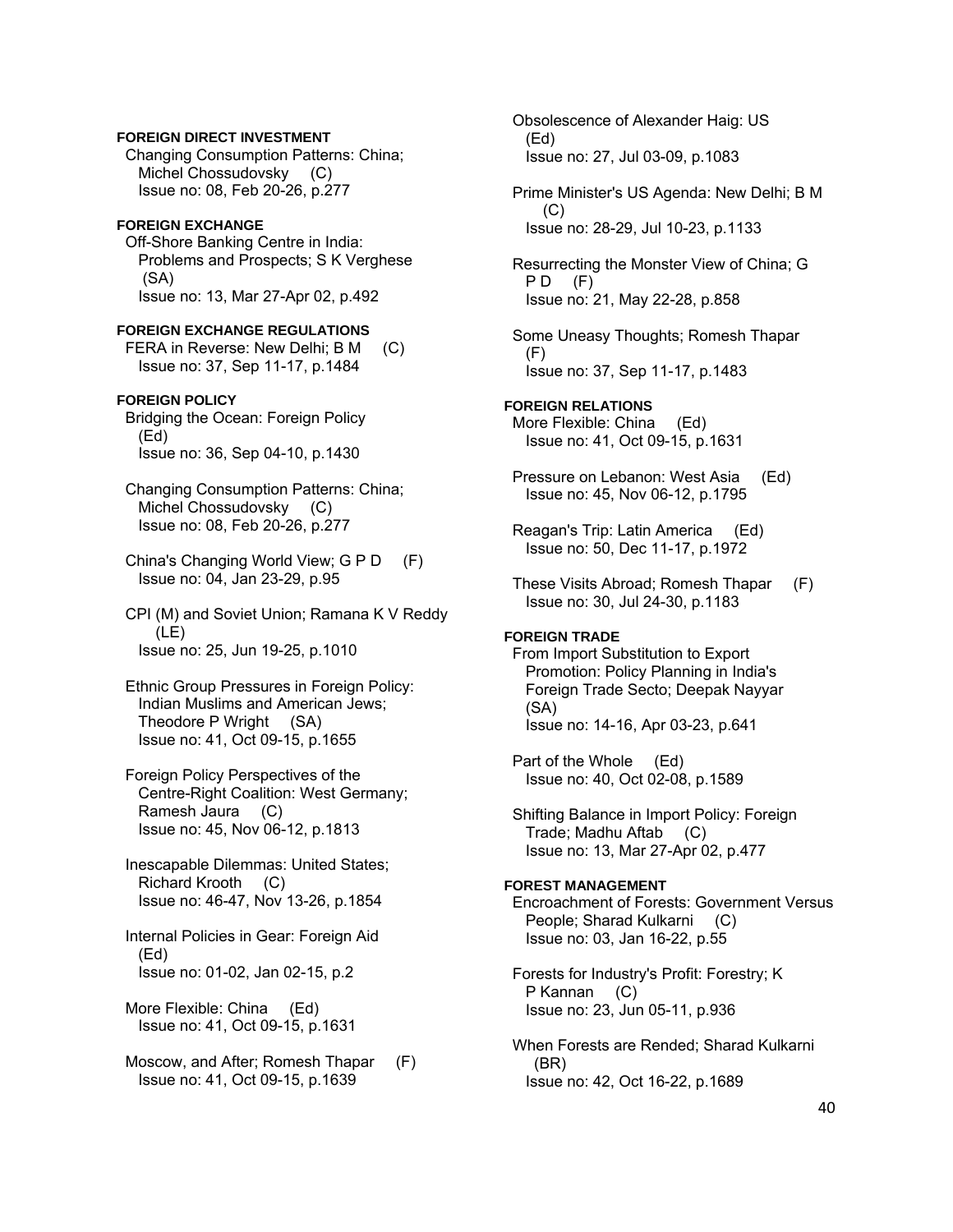**FOREIGN DIRECT INVESTMENT**

Changing Consumption Patterns: China; Michel Chossudovsky (C)
Issue no: 08, Feb 20-26, p.277

**FOREIGN EXCHANGE**

Off-Shore Banking Centre in India: Problems and Prospects; S K Verghese (SA)
Issue no: 13, Mar 27-Apr 02, p.492

**FOREIGN EXCHANGE REGULATIONS**

FERA in Reverse: New Delhi; B M (C)
Issue no: 37, Sep 11-17, p.1484

**FOREIGN POLICY**

Bridging the Ocean: Foreign Policy (Ed)
Issue no: 36, Sep 04-10, p.1430

Changing Consumption Patterns: China; Michel Chossudovsky (C)
Issue no: 08, Feb 20-26, p.277

China's Changing World View; G P D (F)
Issue no: 04, Jan 23-29, p.95

CPI (M) and Soviet Union; Ramana K V Reddy (LE)
Issue no: 25, Jun 19-25, p.1010

Ethnic Group Pressures in Foreign Policy: Indian Muslims and American Jews; Theodore P Wright (SA)
Issue no: 41, Oct 09-15, p.1655

Foreign Policy Perspectives of the Centre-Right Coalition: West Germany; Ramesh Jaura (C)
Issue no: 45, Nov 06-12, p.1813

Inescapable Dilemmas: United States; Richard Krooth (C)
Issue no: 46-47, Nov 13-26, p.1854

Internal Policies in Gear: Foreign Aid (Ed)
Issue no: 01-02, Jan 02-15, p.2

More Flexible: China (Ed)
Issue no: 41, Oct 09-15, p.1631

Moscow, and After; Romesh Thapar (F)
Issue no: 41, Oct 09-15, p.1639

Obsolescence of Alexander Haig: US (Ed)
Issue no: 27, Jul 03-09, p.1083

Prime Minister's US Agenda: New Delhi; B M (C)
Issue no: 28-29, Jul 10-23, p.1133

Resurrecting the Monster View of China; G P D (F)
Issue no: 21, May 22-28, p.858

Some Uneasy Thoughts; Romesh Thapar (F)
Issue no: 37, Sep 11-17, p.1483

**FOREIGN RELATIONS**

More Flexible: China (Ed)
Issue no: 41, Oct 09-15, p.1631

Pressure on Lebanon: West Asia (Ed)
Issue no: 45, Nov 06-12, p.1795

Reagan's Trip: Latin America (Ed)
Issue no: 50, Dec 11-17, p.1972

These Visits Abroad; Romesh Thapar (F)
Issue no: 30, Jul 24-30, p.1183

**FOREIGN TRADE**

From Import Substitution to Export Promotion: Policy Planning in India's Foreign Trade Secto; Deepak Nayyar (SA)
Issue no: 14-16, Apr 03-23, p.641

Part of the Whole (Ed)
Issue no: 40, Oct 02-08, p.1589

Shifting Balance in Import Policy: Foreign Trade; Madhu Aftab (C)
Issue no: 13, Mar 27-Apr 02, p.477

**FOREST MANAGEMENT**

Encroachment of Forests: Government Versus People; Sharad Kulkarni (C)
Issue no: 03, Jan 16-22, p.55

Forests for Industry's Profit: Forestry; K P Kannan (C)
Issue no: 23, Jun 05-11, p.936

When Forests are Rended; Sharad Kulkarni (BR)
Issue no: 42, Oct 16-22, p.1689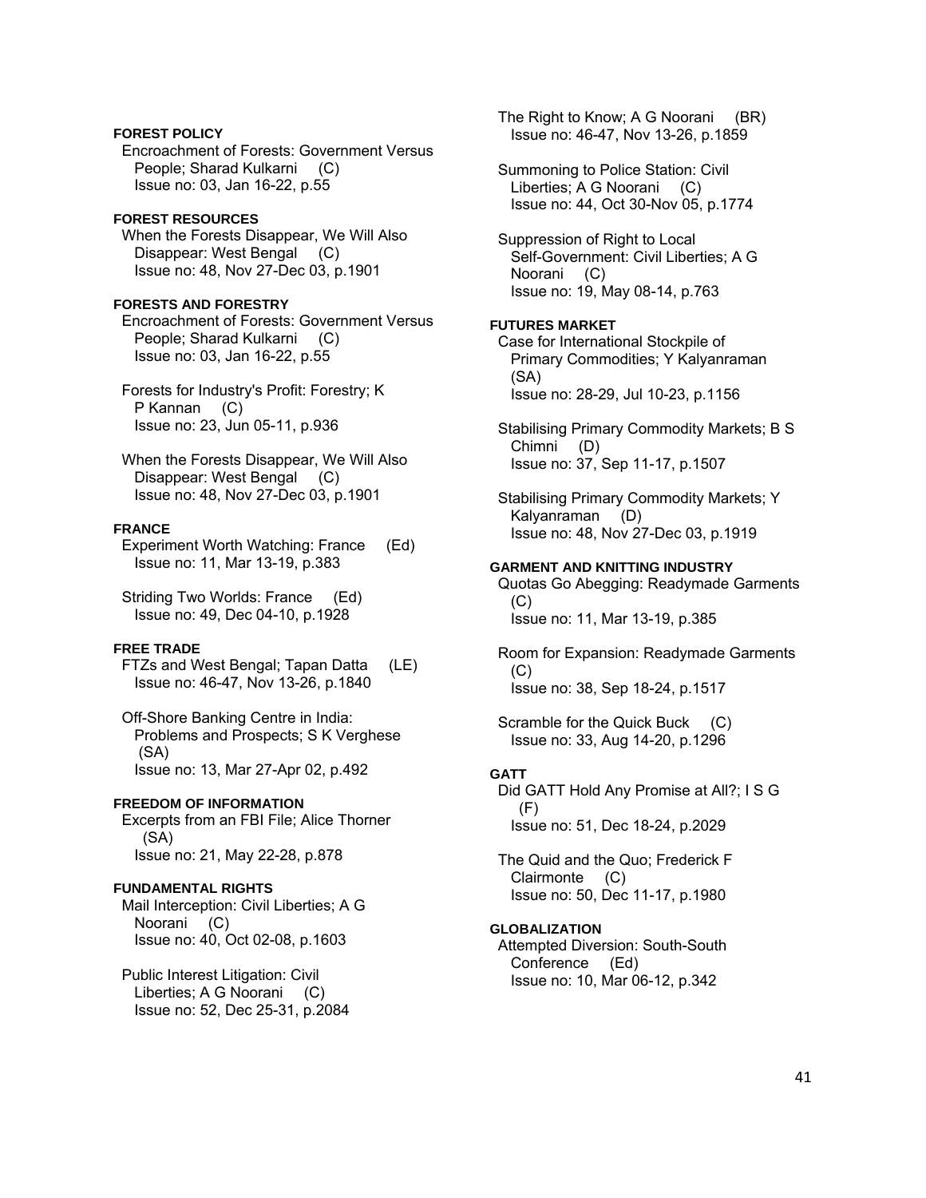**FOREST POLICY**

Encroachment of Forests: Government Versus People; Sharad Kulkarni (C)
Issue no: 03, Jan 16-22, p.55

**FOREST RESOURCES**

When the Forests Disappear, We Will Also Disappear: West Bengal (C)
Issue no: 48, Nov 27-Dec 03, p.1901

**FORESTS AND FORESTRY**

Encroachment of Forests: Government Versus People; Sharad Kulkarni (C)
Issue no: 03, Jan 16-22, p.55

Forests for Industry's Profit: Forestry; K P Kannan (C)
Issue no: 23, Jun 05-11, p.936

When the Forests Disappear, We Will Also Disappear: West Bengal (C)
Issue no: 48, Nov 27-Dec 03, p.1901

**FRANCE**

Experiment Worth Watching: France (Ed)
Issue no: 11, Mar 13-19, p.383

Striding Two Worlds: France (Ed)
Issue no: 49, Dec 04-10, p.1928

**FREE TRADE**

FTZs and West Bengal; Tapan Datta (LE)
Issue no: 46-47, Nov 13-26, p.1840

Off-Shore Banking Centre in India: Problems and Prospects; S K Verghese (SA)
Issue no: 13, Mar 27-Apr 02, p.492

**FREEDOM OF INFORMATION**

Excerpts from an FBI File; Alice Thorner (SA)
Issue no: 21, May 22-28, p.878

**FUNDAMENTAL RIGHTS**

Mail Interception: Civil Liberties; A G Noorani (C)
Issue no: 40, Oct 02-08, p.1603

Public Interest Litigation: Civil Liberties; A G Noorani (C)
Issue no: 52, Dec 25-31, p.2084

The Right to Know; A G Noorani (BR)
Issue no: 46-47, Nov 13-26, p.1859

Summoning to Police Station: Civil Liberties; A G Noorani (C)
Issue no: 44, Oct 30-Nov 05, p.1774

Suppression of Right to Local Self-Government: Civil Liberties; A G Noorani (C)
Issue no: 19, May 08-14, p.763

**FUTURES MARKET**

Case for International Stockpile of Primary Commodities; Y Kalyanraman (SA)
Issue no: 28-29, Jul 10-23, p.1156

Stabilising Primary Commodity Markets; B S Chimni (D)
Issue no: 37, Sep 11-17, p.1507

Stabilising Primary Commodity Markets; Y Kalyanraman (D)
Issue no: 48, Nov 27-Dec 03, p.1919

**GARMENT AND KNITTING INDUSTRY**

Quotas Go Abegging: Readymade Garments (C)
Issue no: 11, Mar 13-19, p.385

Room for Expansion: Readymade Garments (C)
Issue no: 38, Sep 18-24, p.1517

Scramble for the Quick Buck (C)
Issue no: 33, Aug 14-20, p.1296

**GATT**

Did GATT Hold Any Promise at All?; I S G (F)
Issue no: 51, Dec 18-24, p.2029

The Quid and the Quo; Frederick F Clairmonte (C)
Issue no: 50, Dec 11-17, p.1980

**GLOBALIZATION**

Attempted Diversion: South-South Conference (Ed)
Issue no: 10, Mar 06-12, p.342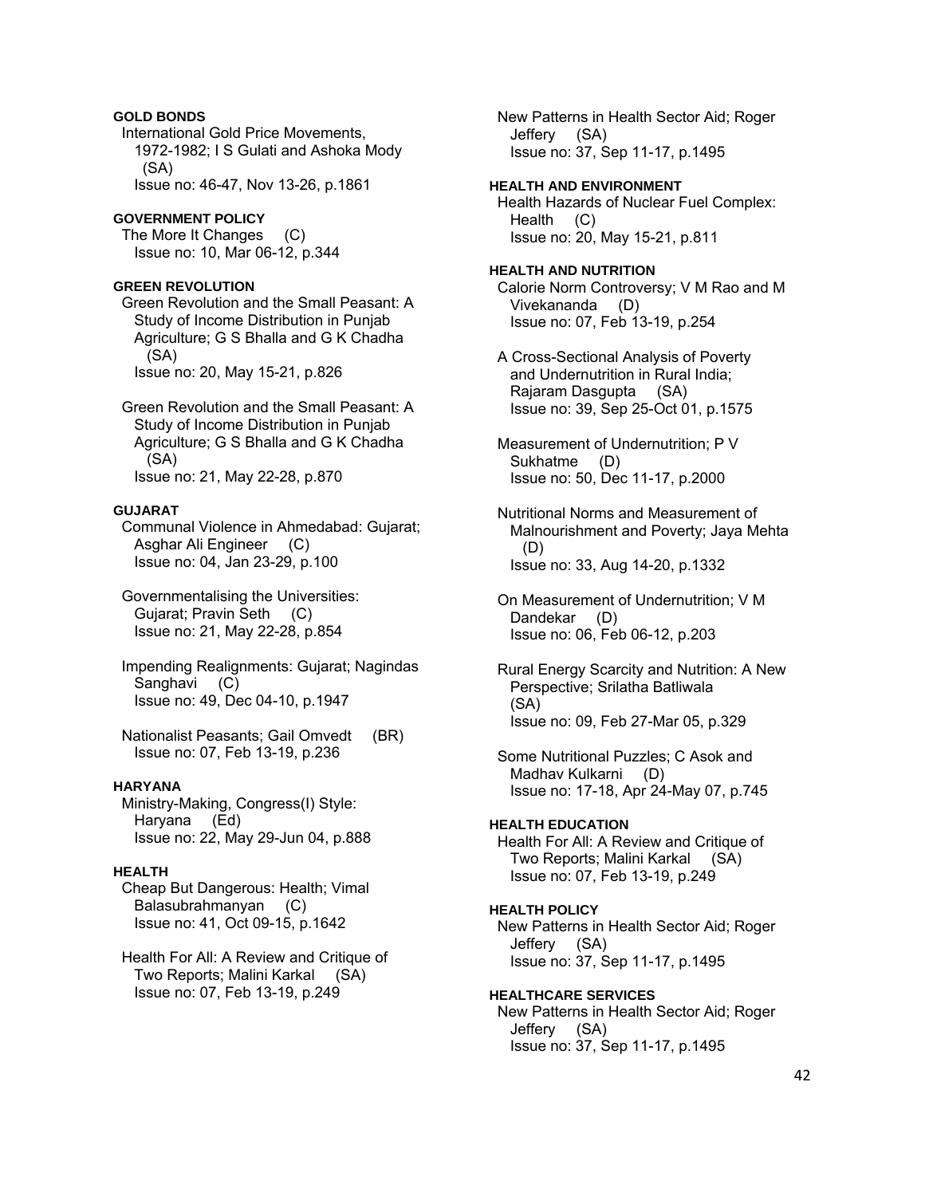**GOLD BONDS**

International Gold Price Movements, 1972-1982; I S Gulati and Ashoka Mody (SA)
Issue no: 46-47, Nov 13-26, p.1861

**GOVERNMENT POLICY**

The More It Changes (C)
Issue no: 10, Mar 06-12, p.344

**GREEN REVOLUTION**

Green Revolution and the Small Peasant: A Study of Income Distribution in Punjab Agriculture; G S Bhalla and G K Chadha (SA)
Issue no: 20, May 15-21, p.826

Green Revolution and the Small Peasant: A Study of Income Distribution in Punjab Agriculture; G S Bhalla and G K Chadha (SA)
Issue no: 21, May 22-28, p.870

**GUJARAT**

Communal Violence in Ahmedabad: Gujarat; Asghar Ali Engineer (C)
Issue no: 04, Jan 23-29, p.100

Governmentalising the Universities: Gujarat; Pravin Seth (C)
Issue no: 21, May 22-28, p.854

Impending Realignments: Gujarat; Nagindas Sanghavi (C)
Issue no: 49, Dec 04-10, p.1947

Nationalist Peasants; Gail Omvedt (BR)
Issue no: 07, Feb 13-19, p.236

**HARYANA**

Ministry-Making, Congress(I) Style: Haryana (Ed)
Issue no: 22, May 29-Jun 04, p.888

**HEALTH**

Cheap But Dangerous: Health; Vimal Balasubrahmanyan (C)
Issue no: 41, Oct 09-15, p.1642

Health For All: A Review and Critique of Two Reports; Malini Karkal (SA)
Issue no: 07, Feb 13-19, p.249

New Patterns in Health Sector Aid; Roger Jeffery (SA)
Issue no: 37, Sep 11-17, p.1495

**HEALTH AND ENVIRONMENT**

Health Hazards of Nuclear Fuel Complex: Health (C)
Issue no: 20, May 15-21, p.811

**HEALTH AND NUTRITION**

Calorie Norm Controversy; V M Rao and M Vivekananda (D)
Issue no: 07, Feb 13-19, p.254

A Cross-Sectional Analysis of Poverty and Undernutrition in Rural India; Rajaram Dasgupta (SA)
Issue no: 39, Sep 25-Oct 01, p.1575

Measurement of Undernutrition; P V Sukhatme (D)
Issue no: 50, Dec 11-17, p.2000

Nutritional Norms and Measurement of Malnourishment and Poverty; Jaya Mehta (D)
Issue no: 33, Aug 14-20, p.1332

On Measurement of Undernutrition; V M Dandekar (D)
Issue no: 06, Feb 06-12, p.203

Rural Energy Scarcity and Nutrition: A New Perspective; Srilatha Batliwala (SA)
Issue no: 09, Feb 27-Mar 05, p.329

Some Nutritional Puzzles; C Asok and Madhav Kulkarni (D)
Issue no: 17-18, Apr 24-May 07, p.745

**HEALTH EDUCATION**

Health For All: A Review and Critique of Two Reports; Malini Karkal (SA)
Issue no: 07, Feb 13-19, p.249

**HEALTH POLICY**

New Patterns in Health Sector Aid; Roger Jeffery (SA)
Issue no: 37, Sep 11-17, p.1495

**HEALTHCARE SERVICES**

New Patterns in Health Sector Aid; Roger Jeffery (SA)
Issue no: 37, Sep 11-17, p.1495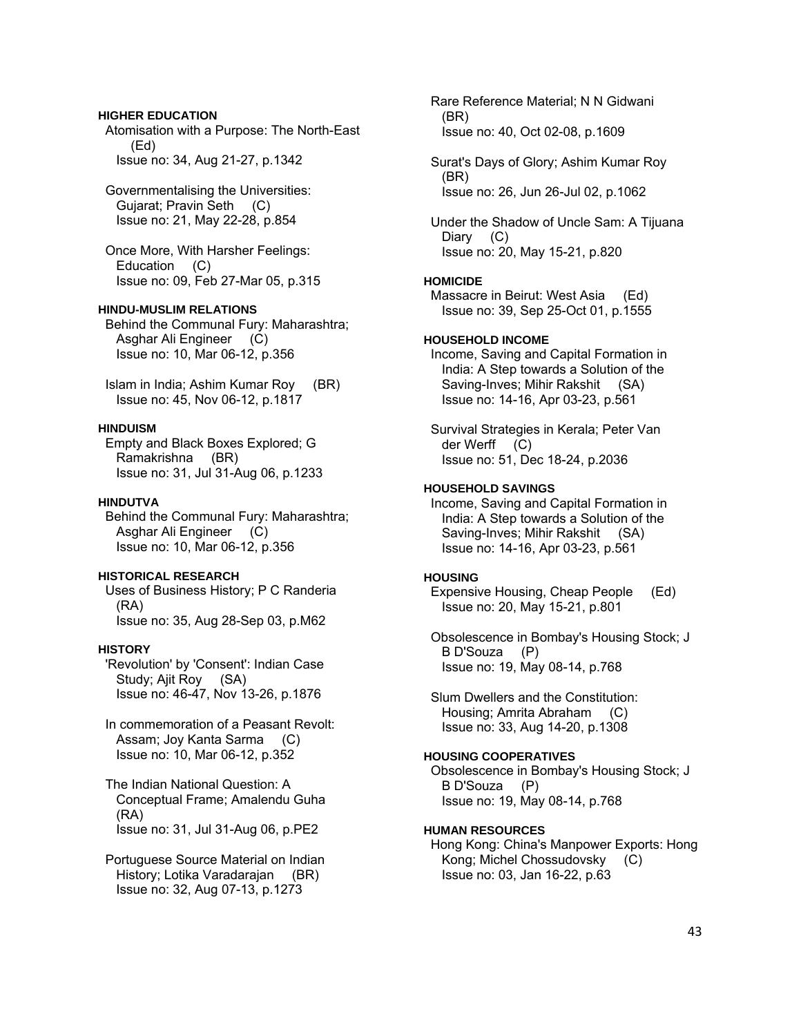**HIGHER EDUCATION**

Atomisation with a Purpose: The North-East (Ed)
Issue no: 34, Aug 21-27, p.1342

Governmentalising the Universities: Gujarat; Pravin Seth (C)
Issue no: 21, May 22-28, p.854

Once More, With Harsher Feelings: Education (C)
Issue no: 09, Feb 27-Mar 05, p.315

**HINDU-MUSLIM RELATIONS**

Behind the Communal Fury: Maharashtra; Asghar Ali Engineer (C)
Issue no: 10, Mar 06-12, p.356

Islam in India; Ashim Kumar Roy (BR)
Issue no: 45, Nov 06-12, p.1817

**HINDUISM**

Empty and Black Boxes Explored; G Ramakrishna (BR)
Issue no: 31, Jul 31-Aug 06, p.1233

**HINDUTVA**

Behind the Communal Fury: Maharashtra; Asghar Ali Engineer (C)
Issue no: 10, Mar 06-12, p.356

**HISTORICAL RESEARCH**

Uses of Business History; P C Randeria (RA)
Issue no: 35, Aug 28-Sep 03, p.M62

**HISTORY**

'Revolution' by 'Consent': Indian Case Study; Ajit Roy (SA)
Issue no: 46-47, Nov 13-26, p.1876

In commemoration of a Peasant Revolt: Assam; Joy Kanta Sarma (C)
Issue no: 10, Mar 06-12, p.352

The Indian National Question: A Conceptual Frame; Amalendu Guha (RA)
Issue no: 31, Jul 31-Aug 06, p.PE2

Portuguese Source Material on Indian History; Lotika Varadarajan (BR)
Issue no: 32, Aug 07-13, p.1273

Rare Reference Material; N N Gidwani (BR)
Issue no: 40, Oct 02-08, p.1609

Surat's Days of Glory; Ashim Kumar Roy (BR)
Issue no: 26, Jun 26-Jul 02, p.1062

Under the Shadow of Uncle Sam: A Tijuana Diary (C)
Issue no: 20, May 15-21, p.820

**HOMICIDE**

Massacre in Beirut: West Asia (Ed)
Issue no: 39, Sep 25-Oct 01, p.1555

**HOUSEHOLD INCOME**

Income, Saving and Capital Formation in India: A Step towards a Solution of the Saving-Inves; Mihir Rakshit (SA)
Issue no: 14-16, Apr 03-23, p.561

Survival Strategies in Kerala; Peter Van der Werff (C)
Issue no: 51, Dec 18-24, p.2036

**HOUSEHOLD SAVINGS**

Income, Saving and Capital Formation in India: A Step towards a Solution of the Saving-Inves; Mihir Rakshit (SA)
Issue no: 14-16, Apr 03-23, p.561

**HOUSING**

Expensive Housing, Cheap People (Ed)
Issue no: 20, May 15-21, p.801

Obsolescence in Bombay's Housing Stock; J B D'Souza (P)
Issue no: 19, May 08-14, p.768

Slum Dwellers and the Constitution: Housing; Amrita Abraham (C)
Issue no: 33, Aug 14-20, p.1308

**HOUSING COOPERATIVES**

Obsolescence in Bombay's Housing Stock; J B D'Souza (P)
Issue no: 19, May 08-14, p.768

**HUMAN RESOURCES**

Hong Kong: China's Manpower Exports: Hong Kong; Michel Chossudovsky (C)
Issue no: 03, Jan 16-22, p.63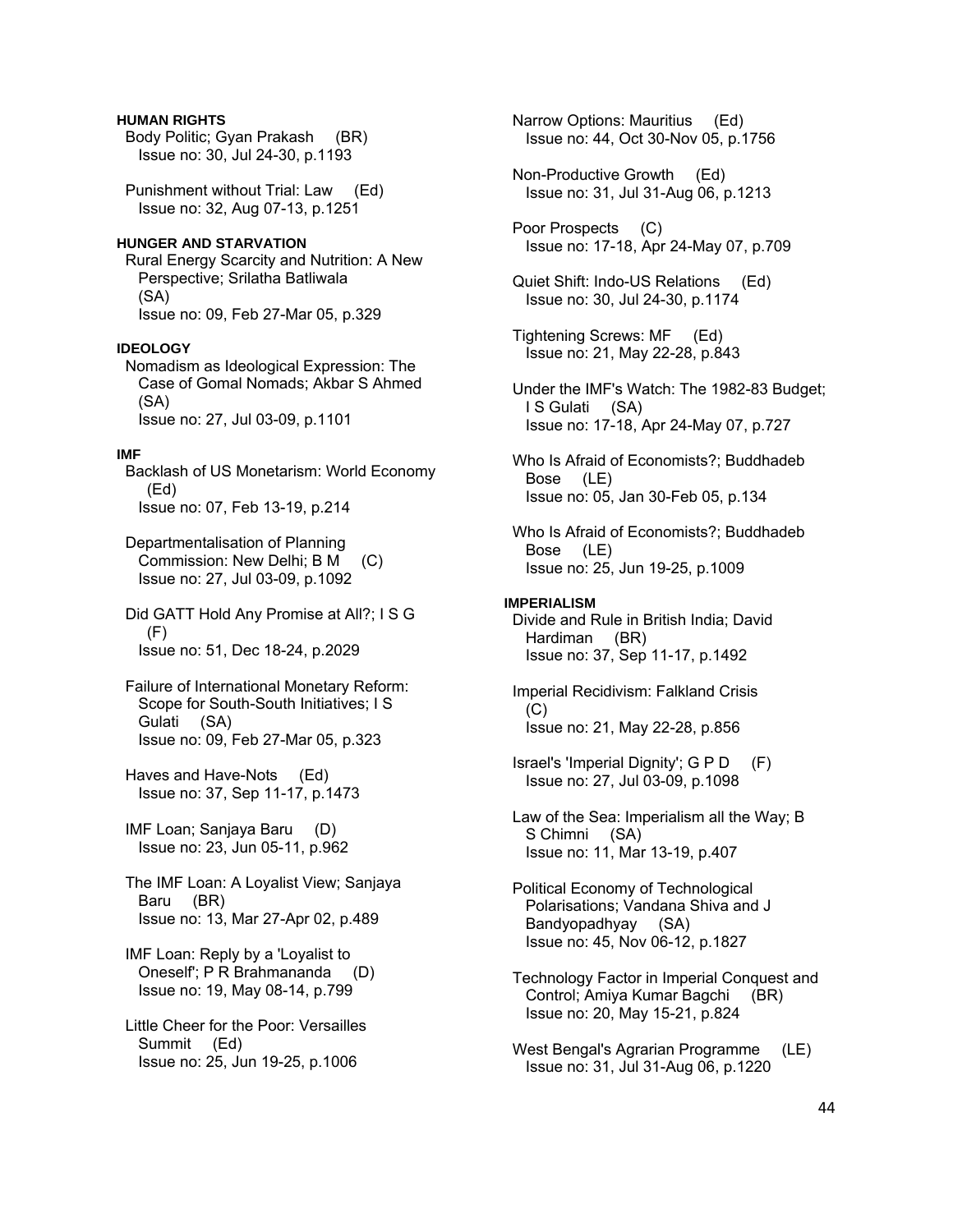**HUMAN RIGHTS**

Body Politic; Gyan Prakash (BR)
Issue no: 30, Jul 24-30, p.1193

Punishment without Trial: Law (Ed)
Issue no: 32, Aug 07-13, p.1251

**HUNGER AND STARVATION**

Rural Energy Scarcity and Nutrition: A New Perspective; Srilatha Batliwala (SA)
Issue no: 09, Feb 27-Mar 05, p.329

**IDEOLOGY**

Nomadism as Ideological Expression: The Case of Gomal Nomads; Akbar S Ahmed (SA)
Issue no: 27, Jul 03-09, p.1101

**IMF**

Backlash of US Monetarism: World Economy (Ed)
Issue no: 07, Feb 13-19, p.214

Departmentalisation of Planning Commission: New Delhi; B M (C)
Issue no: 27, Jul 03-09, p.1092

Did GATT Hold Any Promise at All?; I S G (F)
Issue no: 51, Dec 18-24, p.2029

Failure of International Monetary Reform: Scope for South-South Initiatives; I S Gulati (SA)
Issue no: 09, Feb 27-Mar 05, p.323

Haves and Have-Nots (Ed)
Issue no: 37, Sep 11-17, p.1473

IMF Loan; Sanjaya Baru (D)
Issue no: 23, Jun 05-11, p.962

The IMF Loan: A Loyalist View; Sanjaya Baru (BR)
Issue no: 13, Mar 27-Apr 02, p.489

IMF Loan: Reply by a 'Loyalist to Oneself'; P R Brahmananda (D)
Issue no: 19, May 08-14, p.799

Little Cheer for the Poor: Versailles Summit (Ed)
Issue no: 25, Jun 19-25, p.1006

Narrow Options: Mauritius (Ed)
Issue no: 44, Oct 30-Nov 05, p.1756

Non-Productive Growth (Ed)
Issue no: 31, Jul 31-Aug 06, p.1213

Poor Prospects (C)
Issue no: 17-18, Apr 24-May 07, p.709

Quiet Shift: Indo-US Relations (Ed)
Issue no: 30, Jul 24-30, p.1174

Tightening Screws: MF (Ed)
Issue no: 21, May 22-28, p.843

Under the IMF's Watch: The 1982-83 Budget; I S Gulati (SA)
Issue no: 17-18, Apr 24-May 07, p.727

Who Is Afraid of Economists?; Buddhadeb Bose (LE)
Issue no: 05, Jan 30-Feb 05, p.134

Who Is Afraid of Economists?; Buddhadeb Bose (LE)
Issue no: 25, Jun 19-25, p.1009

**IMPERIALISM**

Divide and Rule in British India; David Hardiman (BR)
Issue no: 37, Sep 11-17, p.1492

Imperial Recidivism: Falkland Crisis (C)
Issue no: 21, May 22-28, p.856

Israel's 'Imperial Dignity'; G P D (F)
Issue no: 27, Jul 03-09, p.1098

Law of the Sea: Imperialism all the Way; B S Chimni (SA)
Issue no: 11, Mar 13-19, p.407

Political Economy of Technological Polarisations; Vandana Shiva and J Bandyopadhyay (SA)
Issue no: 45, Nov 06-12, p.1827

Technology Factor in Imperial Conquest and Control; Amiya Kumar Bagchi (BR)
Issue no: 20, May 15-21, p.824

West Bengal's Agrarian Programme (LE)
Issue no: 31, Jul 31-Aug 06, p.1220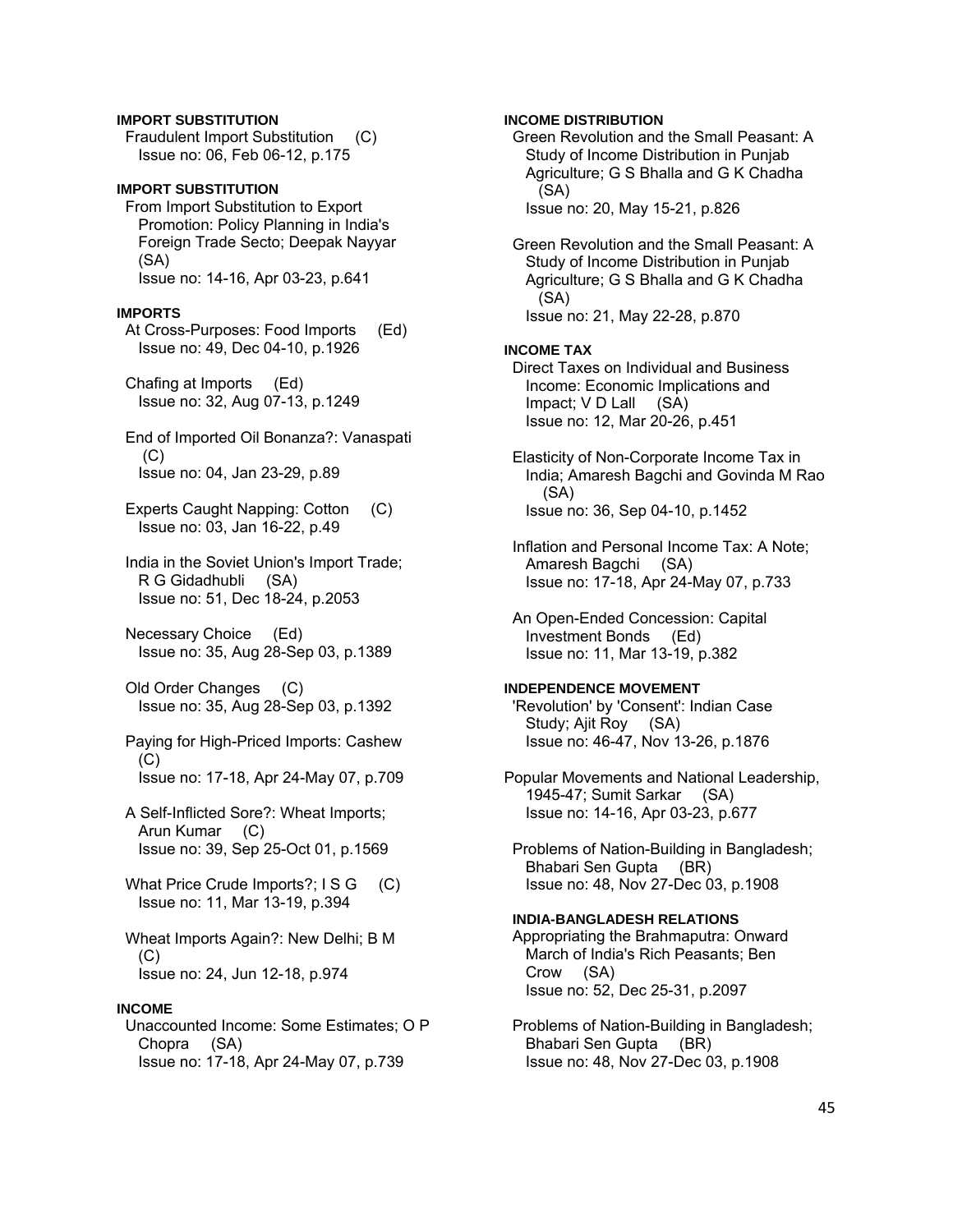**IMPORT SUBSTITUTION**

Fraudulent Import Substitution (C)
Issue no: 06, Feb 06-12, p.175

**IMPORT SUBSTITUTION**

From Import Substitution to Export Promotion: Policy Planning in India's Foreign Trade Secto; Deepak Nayyar (SA)
Issue no: 14-16, Apr 03-23, p.641

**IMPORTS**

At Cross-Purposes: Food Imports (Ed)
Issue no: 49, Dec 04-10, p.1926

Chafing at Imports (Ed)
Issue no: 32, Aug 07-13, p.1249

End of Imported Oil Bonanza?: Vanaspati (C)
Issue no: 04, Jan 23-29, p.89

Experts Caught Napping: Cotton (C)
Issue no: 03, Jan 16-22, p.49

India in the Soviet Union's Import Trade; R G Gidadhubli (SA)
Issue no: 51, Dec 18-24, p.2053

Necessary Choice (Ed)
Issue no: 35, Aug 28-Sep 03, p.1389

Old Order Changes (C)
Issue no: 35, Aug 28-Sep 03, p.1392

Paying for High-Priced Imports: Cashew (C)
Issue no: 17-18, Apr 24-May 07, p.709

A Self-Inflicted Sore?: Wheat Imports; Arun Kumar (C)
Issue no: 39, Sep 25-Oct 01, p.1569

What Price Crude Imports?; I S G (C)
Issue no: 11, Mar 13-19, p.394

Wheat Imports Again?: New Delhi; B M (C)
Issue no: 24, Jun 12-18, p.974

**INCOME**

Unaccounted Income: Some Estimates; O P Chopra (SA)
Issue no: 17-18, Apr 24-May 07, p.739

**INCOME DISTRIBUTION**

Green Revolution and the Small Peasant: A Study of Income Distribution in Punjab Agriculture; G S Bhalla and G K Chadha (SA)
Issue no: 20, May 15-21, p.826

Green Revolution and the Small Peasant: A Study of Income Distribution in Punjab Agriculture; G S Bhalla and G K Chadha (SA)
Issue no: 21, May 22-28, p.870

**INCOME TAX**

Direct Taxes on Individual and Business Income: Economic Implications and Impact; V D Lall (SA)
Issue no: 12, Mar 20-26, p.451

Elasticity of Non-Corporate Income Tax in India; Amaresh Bagchi and Govinda M Rao (SA)
Issue no: 36, Sep 04-10, p.1452

Inflation and Personal Income Tax: A Note; Amaresh Bagchi (SA)
Issue no: 17-18, Apr 24-May 07, p.733

An Open-Ended Concession: Capital Investment Bonds (Ed)
Issue no: 11, Mar 13-19, p.382

**INDEPENDENCE MOVEMENT**

'Revolution' by 'Consent': Indian Case Study; Ajit Roy (SA)
Issue no: 46-47, Nov 13-26, p.1876

Popular Movements and National Leadership, 1945-47; Sumit Sarkar (SA)
Issue no: 14-16, Apr 03-23, p.677

Problems of Nation-Building in Bangladesh; Bhabari Sen Gupta (BR)
Issue no: 48, Nov 27-Dec 03, p.1908

**INDIA-BANGLADESH RELATIONS**

Appropriating the Brahmaputra: Onward March of India's Rich Peasants; Ben Crow (SA)
Issue no: 52, Dec 25-31, p.2097

Problems of Nation-Building in Bangladesh; Bhabari Sen Gupta (BR)
Issue no: 48, Nov 27-Dec 03, p.1908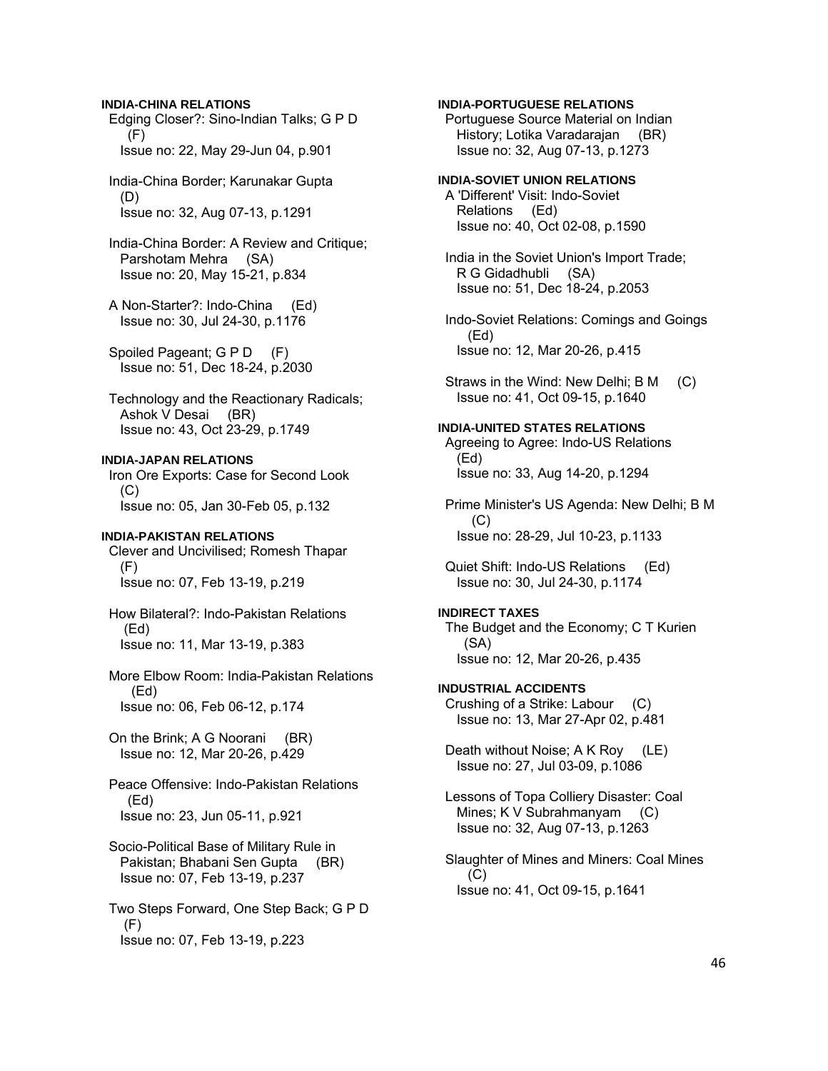**INDIA-CHINA RELATIONS**

Edging Closer?: Sino-Indian Talks; G P D (F)
Issue no: 22, May 29-Jun 04, p.901

India-China Border; Karunakar Gupta (D)
Issue no: 32, Aug 07-13, p.1291

India-China Border: A Review and Critique; Parshotam Mehra (SA)
Issue no: 20, May 15-21, p.834

A Non-Starter?: Indo-China (Ed)
Issue no: 30, Jul 24-30, p.1176

Spoiled Pageant; G P D (F)
Issue no: 51, Dec 18-24, p.2030

Technology and the Reactionary Radicals; Ashok V Desai (BR)
Issue no: 43, Oct 23-29, p.1749

**INDIA-JAPAN RELATIONS**

Iron Ore Exports: Case for Second Look (C)
Issue no: 05, Jan 30-Feb 05, p.132

**INDIA-PAKISTAN RELATIONS**

Clever and Uncivilised; Romesh Thapar (F)
Issue no: 07, Feb 13-19, p.219

How Bilateral?: Indo-Pakistan Relations (Ed)
Issue no: 11, Mar 13-19, p.383

More Elbow Room: India-Pakistan Relations (Ed)
Issue no: 06, Feb 06-12, p.174

On the Brink; A G Noorani (BR)
Issue no: 12, Mar 20-26, p.429

Peace Offensive: Indo-Pakistan Relations (Ed)
Issue no: 23, Jun 05-11, p.921

Socio-Political Base of Military Rule in Pakistan; Bhabani Sen Gupta (BR)
Issue no: 07, Feb 13-19, p.237

Two Steps Forward, One Step Back; G P D (F)
Issue no: 07, Feb 13-19, p.223

**INDIA-PORTUGUESE RELATIONS**

Portuguese Source Material on Indian History; Lotika Varadarajan (BR)
Issue no: 32, Aug 07-13, p.1273

**INDIA-SOVIET UNION RELATIONS**

A 'Different' Visit: Indo-Soviet Relations (Ed)
Issue no: 40, Oct 02-08, p.1590

India in the Soviet Union's Import Trade; R G Gidadhubli (SA)
Issue no: 51, Dec 18-24, p.2053

Indo-Soviet Relations: Comings and Goings (Ed)
Issue no: 12, Mar 20-26, p.415

Straws in the Wind: New Delhi; B M (C)
Issue no: 41, Oct 09-15, p.1640

**INDIA-UNITED STATES RELATIONS**

Agreeing to Agree: Indo-US Relations (Ed)
Issue no: 33, Aug 14-20, p.1294

Prime Minister's US Agenda: New Delhi; B M (C)
Issue no: 28-29, Jul 10-23, p.1133

Quiet Shift: Indo-US Relations (Ed)
Issue no: 30, Jul 24-30, p.1174

**INDIRECT TAXES**

The Budget and the Economy; C T Kurien (SA)
Issue no: 12, Mar 20-26, p.435

**INDUSTRIAL ACCIDENTS**

Crushing of a Strike: Labour (C)
Issue no: 13, Mar 27-Apr 02, p.481

Death without Noise; A K Roy (LE)
Issue no: 27, Jul 03-09, p.1086

Lessons of Topa Colliery Disaster: Coal Mines; K V Subrahmanyam (C)
Issue no: 32, Aug 07-13, p.1263

Slaughter of Mines and Miners: Coal Mines (C)
Issue no: 41, Oct 09-15, p.1641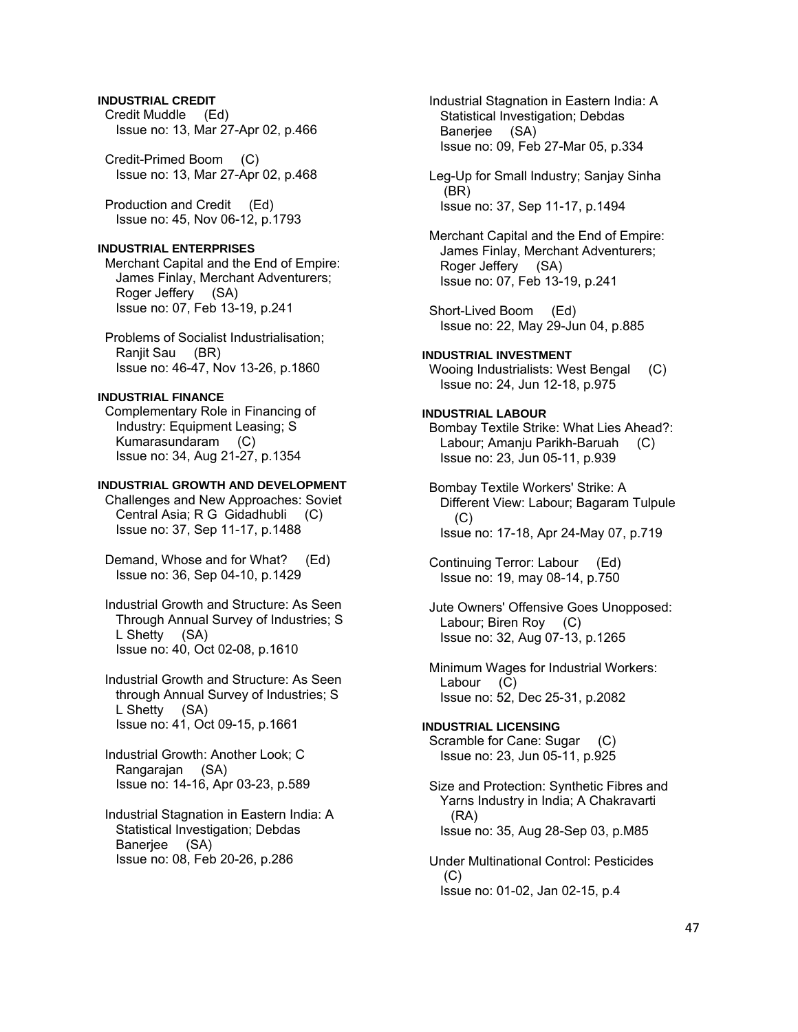**INDUSTRIAL CREDIT**

Credit Muddle (Ed)
Issue no: 13, Mar 27-Apr 02, p.466

Credit-Primed Boom (C)
Issue no: 13, Mar 27-Apr 02, p.468

Production and Credit (Ed)
Issue no: 45, Nov 06-12, p.1793

**INDUSTRIAL ENTERPRISES**

Merchant Capital and the End of Empire: James Finlay, Merchant Adventurers; Roger Jeffery (SA)
Issue no: 07, Feb 13-19, p.241

Problems of Socialist Industrialisation; Ranjit Sau (BR)
Issue no: 46-47, Nov 13-26, p.1860

**INDUSTRIAL FINANCE**

Complementary Role in Financing of Industry: Equipment Leasing; S Kumarasundaram (C)
Issue no: 34, Aug 21-27, p.1354

**INDUSTRIAL GROWTH AND DEVELOPMENT**

Challenges and New Approaches: Soviet Central Asia; R G Gidadhubli (C)
Issue no: 37, Sep 11-17, p.1488

Demand, Whose and for What? (Ed)
Issue no: 36, Sep 04-10, p.1429

Industrial Growth and Structure: As Seen Through Annual Survey of Industries; S L Shetty (SA)
Issue no: 40, Oct 02-08, p.1610

Industrial Growth and Structure: As Seen through Annual Survey of Industries; S L Shetty (SA)
Issue no: 41, Oct 09-15, p.1661

Industrial Growth: Another Look; C Rangarajan (SA)
Issue no: 14-16, Apr 03-23, p.589

Industrial Stagnation in Eastern India: A Statistical Investigation; Debdas Banerjee (SA)
Issue no: 08, Feb 20-26, p.286

Industrial Stagnation in Eastern India: A Statistical Investigation; Debdas Banerjee (SA)
Issue no: 09, Feb 27-Mar 05, p.334

Leg-Up for Small Industry; Sanjay Sinha (BR)
Issue no: 37, Sep 11-17, p.1494

Merchant Capital and the End of Empire: James Finlay, Merchant Adventurers; Roger Jeffery (SA)
Issue no: 07, Feb 13-19, p.241

Short-Lived Boom (Ed)
Issue no: 22, May 29-Jun 04, p.885

**INDUSTRIAL INVESTMENT**

Wooing Industrialists: West Bengal (C)
Issue no: 24, Jun 12-18, p.975

**INDUSTRIAL LABOUR**

Bombay Textile Strike: What Lies Ahead?: Labour; Amanju Parikh-Baruah (C)
Issue no: 23, Jun 05-11, p.939

Bombay Textile Workers' Strike: A Different View: Labour; Bagaram Tulpule (C)
Issue no: 17-18, Apr 24-May 07, p.719

Continuing Terror: Labour (Ed)
Issue no: 19, may 08-14, p.750

Jute Owners' Offensive Goes Unopposed: Labour; Biren Roy (C)
Issue no: 32, Aug 07-13, p.1265

Minimum Wages for Industrial Workers: Labour (C)
Issue no: 52, Dec 25-31, p.2082

**INDUSTRIAL LICENSING**

Scramble for Cane: Sugar (C)
Issue no: 23, Jun 05-11, p.925

Size and Protection: Synthetic Fibres and Yarns Industry in India; A Chakravarti (RA)
Issue no: 35, Aug 28-Sep 03, p.M85

Under Multinational Control: Pesticides (C)
Issue no: 01-02, Jan 02-15, p.4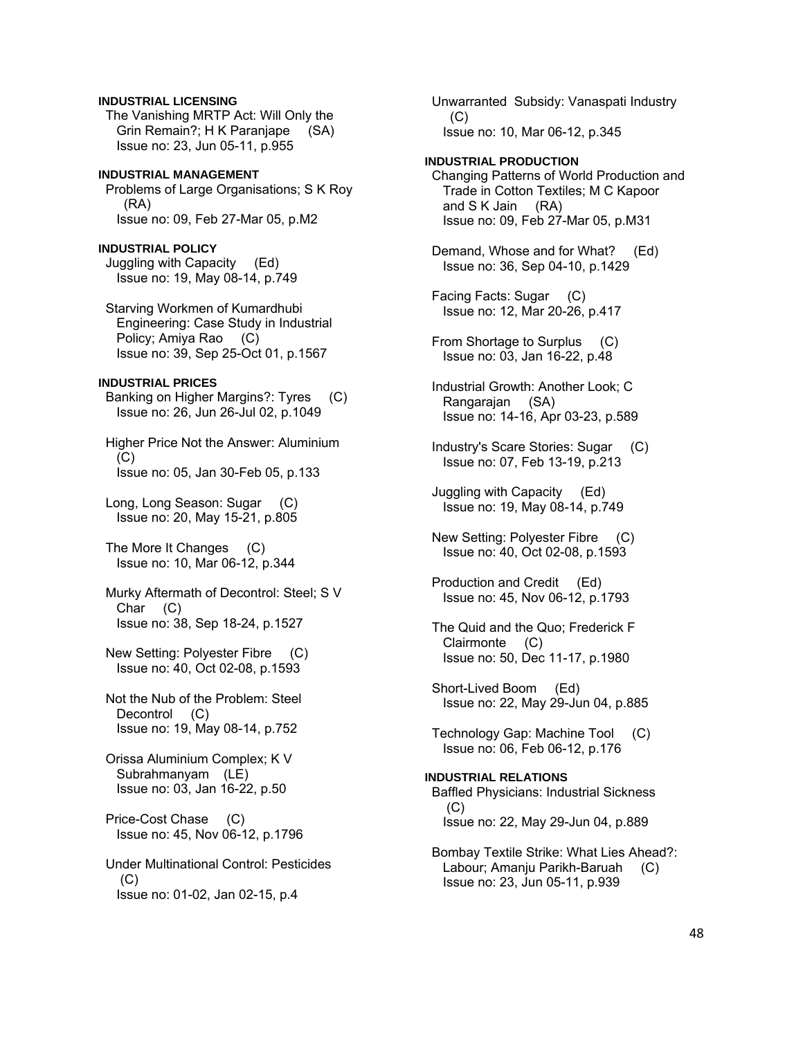**INDUSTRIAL LICENSING**

The Vanishing MRTP Act: Will Only the Grin Remain?; H K Paranjape (SA)
Issue no: 23, Jun 05-11, p.955

**INDUSTRIAL MANAGEMENT**

Problems of Large Organisations; S K Roy (RA)
Issue no: 09, Feb 27-Mar 05, p.M2

**INDUSTRIAL POLICY**

Juggling with Capacity (Ed)
Issue no: 19, May 08-14, p.749

Starving Workmen of Kumardhubi Engineering: Case Study in Industrial Policy; Amiya Rao (C)
Issue no: 39, Sep 25-Oct 01, p.1567

**INDUSTRIAL PRICES**

Banking on Higher Margins?: Tyres (C)
Issue no: 26, Jun 26-Jul 02, p.1049

Higher Price Not the Answer: Aluminium (C)
Issue no: 05, Jan 30-Feb 05, p.133

Long, Long Season: Sugar (C)
Issue no: 20, May 15-21, p.805

The More It Changes (C)
Issue no: 10, Mar 06-12, p.344

Murky Aftermath of Decontrol: Steel; S V Char (C)
Issue no: 38, Sep 18-24, p.1527

New Setting: Polyester Fibre (C)
Issue no: 40, Oct 02-08, p.1593

Not the Nub of the Problem: Steel Decontrol (C)
Issue no: 19, May 08-14, p.752

Orissa Aluminium Complex; K V Subrahmanyam (LE)
Issue no: 03, Jan 16-22, p.50

Price-Cost Chase (C)
Issue no: 45, Nov 06-12, p.1796

Under Multinational Control: Pesticides (C)
Issue no: 01-02, Jan 02-15, p.4

Unwarranted Subsidy: Vanaspati Industry (C)
Issue no: 10, Mar 06-12, p.345

**INDUSTRIAL PRODUCTION**

Changing Patterns of World Production and Trade in Cotton Textiles; M C Kapoor and S K Jain (RA)
Issue no: 09, Feb 27-Mar 05, p.M31

Demand, Whose and for What? (Ed)
Issue no: 36, Sep 04-10, p.1429

Facing Facts: Sugar (C)
Issue no: 12, Mar 20-26, p.417

From Shortage to Surplus (C)
Issue no: 03, Jan 16-22, p.48

Industrial Growth: Another Look; C Rangarajan (SA)
Issue no: 14-16, Apr 03-23, p.589

Industry's Scare Stories: Sugar (C)
Issue no: 07, Feb 13-19, p.213

Juggling with Capacity (Ed)
Issue no: 19, May 08-14, p.749

New Setting: Polyester Fibre (C)
Issue no: 40, Oct 02-08, p.1593

Production and Credit (Ed)
Issue no: 45, Nov 06-12, p.1793

The Quid and the Quo; Frederick F Clairmonte (C)
Issue no: 50, Dec 11-17, p.1980

Short-Lived Boom (Ed)
Issue no: 22, May 29-Jun 04, p.885

Technology Gap: Machine Tool (C)
Issue no: 06, Feb 06-12, p.176

**INDUSTRIAL RELATIONS**

Baffled Physicians: Industrial Sickness (C)
Issue no: 22, May 29-Jun 04, p.889

Bombay Textile Strike: What Lies Ahead?: Labour; Amanju Parikh-Baruah (C)
Issue no: 23, Jun 05-11, p.939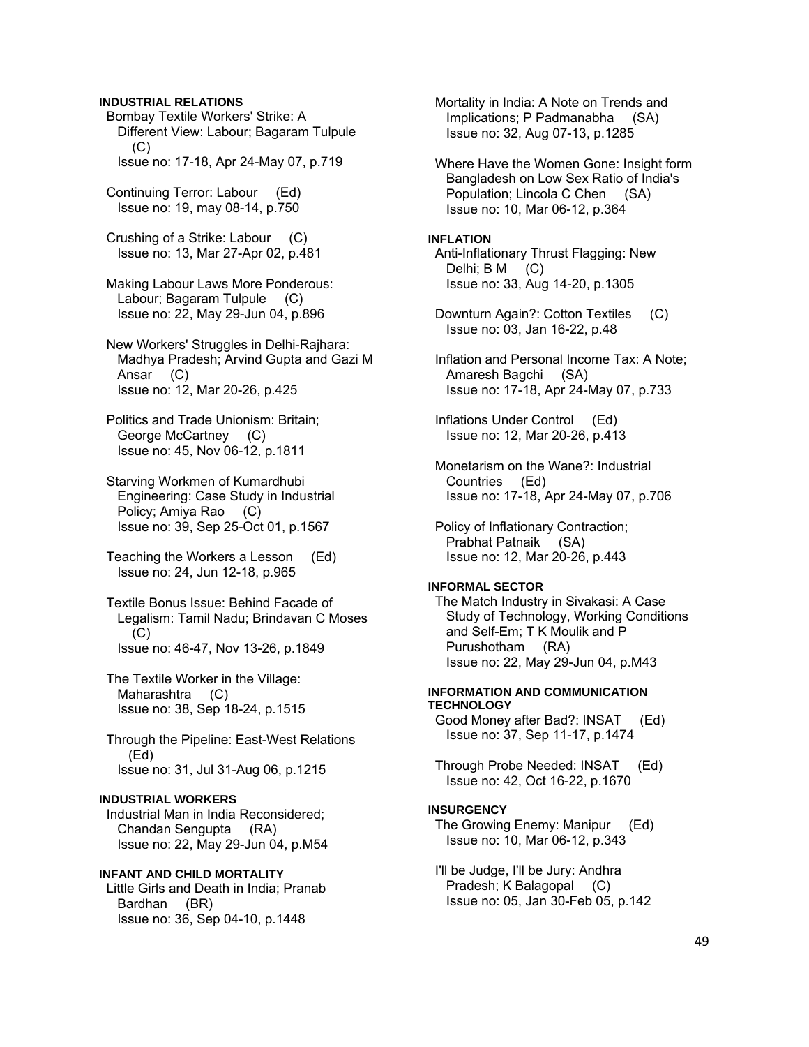**INDUSTRIAL RELATIONS**

Bombay Textile Workers' Strike: A Different View: Labour; Bagaram Tulpule (C)
Issue no: 17-18, Apr 24-May 07, p.719

Continuing Terror: Labour (Ed)
Issue no: 19, may 08-14, p.750

Crushing of a Strike: Labour (C)
Issue no: 13, Mar 27-Apr 02, p.481

Making Labour Laws More Ponderous: Labour; Bagaram Tulpule (C)
Issue no: 22, May 29-Jun 04, p.896

New Workers' Struggles in Delhi-Rajhara: Madhya Pradesh; Arvind Gupta and Gazi M Ansar (C)
Issue no: 12, Mar 20-26, p.425

Politics and Trade Unionism: Britain; George McCartney (C)
Issue no: 45, Nov 06-12, p.1811

Starving Workmen of Kumardhubi Engineering: Case Study in Industrial Policy; Amiya Rao (C)
Issue no: 39, Sep 25-Oct 01, p.1567

Teaching the Workers a Lesson (Ed)
Issue no: 24, Jun 12-18, p.965

Textile Bonus Issue: Behind Facade of Legalism: Tamil Nadu; Brindavan C Moses (C)
Issue no: 46-47, Nov 13-26, p.1849

The Textile Worker in the Village: Maharashtra (C)
Issue no: 38, Sep 18-24, p.1515

Through the Pipeline: East-West Relations (Ed)
Issue no: 31, Jul 31-Aug 06, p.1215

**INDUSTRIAL WORKERS**

Industrial Man in India Reconsidered; Chandan Sengupta (RA)
Issue no: 22, May 29-Jun 04, p.M54

**INFANT AND CHILD MORTALITY**

Little Girls and Death in India; Pranab Bardhan (BR)
Issue no: 36, Sep 04-10, p.1448

Mortality in India: A Note on Trends and Implications; P Padmanabha (SA)
Issue no: 32, Aug 07-13, p.1285

Where Have the Women Gone: Insight form Bangladesh on Low Sex Ratio of India's Population; Lincola C Chen (SA)
Issue no: 10, Mar 06-12, p.364

**INFLATION**

Anti-Inflationary Thrust Flagging: New Delhi; B M (C)
Issue no: 33, Aug 14-20, p.1305

Downturn Again?: Cotton Textiles (C)
Issue no: 03, Jan 16-22, p.48

Inflation and Personal Income Tax: A Note; Amaresh Bagchi (SA)
Issue no: 17-18, Apr 24-May 07, p.733

Inflations Under Control (Ed)
Issue no: 12, Mar 20-26, p.413

Monetarism on the Wane?: Industrial Countries (Ed)
Issue no: 17-18, Apr 24-May 07, p.706

Policy of Inflationary Contraction; Prabhat Patnaik (SA)
Issue no: 12, Mar 20-26, p.443

**INFORMAL SECTOR**

The Match Industry in Sivakasi: A Case Study of Technology, Working Conditions and Self-Em; T K Moulik and P Purushotham (RA)
Issue no: 22, May 29-Jun 04, p.M43

**INFORMATION AND COMMUNICATION TECHNOLOGY**

Good Money after Bad?: INSAT (Ed)
Issue no: 37, Sep 11-17, p.1474

Through Probe Needed: INSAT (Ed)
Issue no: 42, Oct 16-22, p.1670

**INSURGENCY**

The Growing Enemy: Manipur (Ed)
Issue no: 10, Mar 06-12, p.343

I'll be Judge, I'll be Jury: Andhra Pradesh; K Balagopal (C)
Issue no: 05, Jan 30-Feb 05, p.142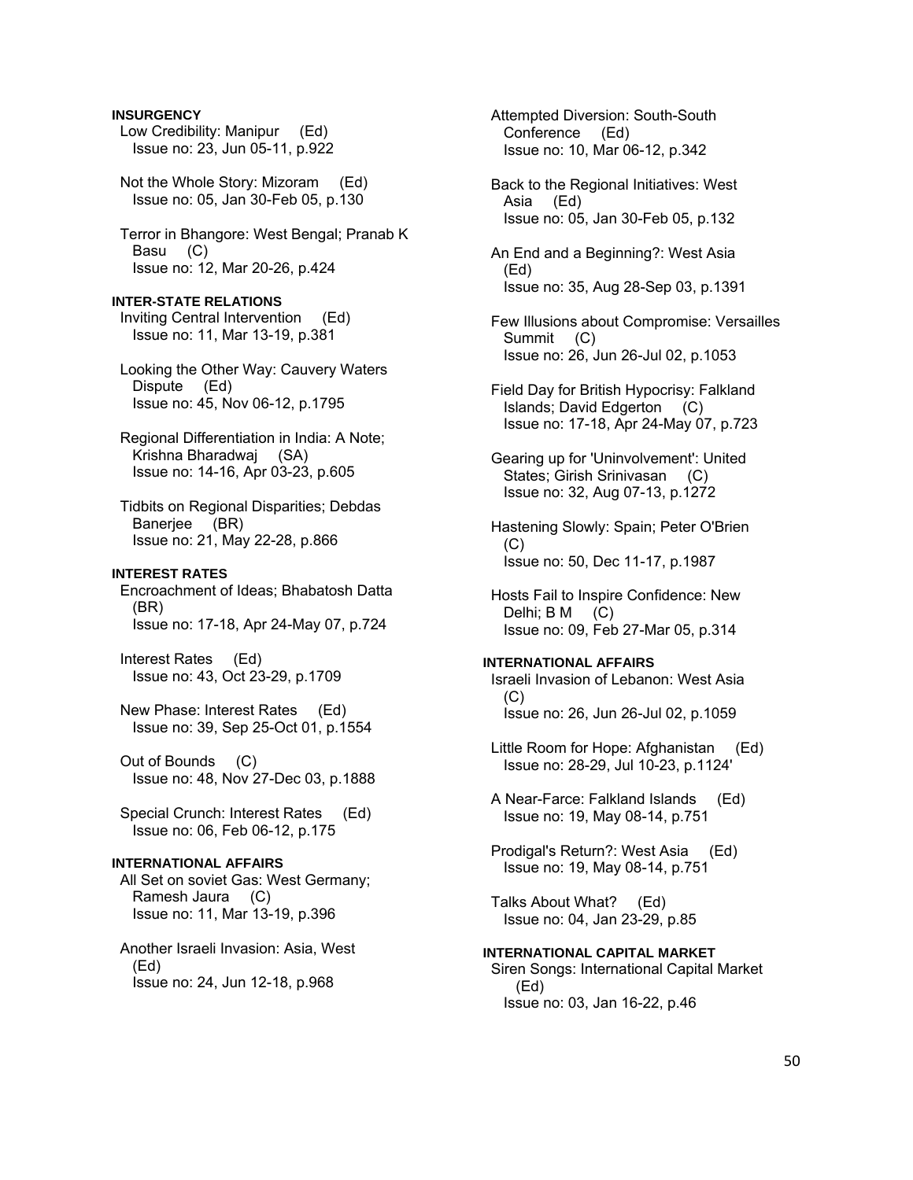**INSURGENCY**

Low Credibility: Manipur (Ed)
Issue no: 23, Jun 05-11, p.922

Not the Whole Story: Mizoram (Ed)
Issue no: 05, Jan 30-Feb 05, p.130

Terror in Bhangore: West Bengal; Pranab K Basu (C)
Issue no: 12, Mar 20-26, p.424

**INTER-STATE RELATIONS**

Inviting Central Intervention (Ed)
Issue no: 11, Mar 13-19, p.381

Looking the Other Way: Cauvery Waters Dispute (Ed)
Issue no: 45, Nov 06-12, p.1795

Regional Differentiation in India: A Note; Krishna Bharadwaj (SA)
Issue no: 14-16, Apr 03-23, p.605

Tidbits on Regional Disparities; Debdas Banerjee (BR)
Issue no: 21, May 22-28, p.866

**INTEREST RATES**

Encroachment of Ideas; Bhabatosh Datta (BR)
Issue no: 17-18, Apr 24-May 07, p.724

Interest Rates (Ed)
Issue no: 43, Oct 23-29, p.1709

New Phase: Interest Rates (Ed)
Issue no: 39, Sep 25-Oct 01, p.1554

Out of Bounds (C)
Issue no: 48, Nov 27-Dec 03, p.1888

Special Crunch: Interest Rates (Ed)
Issue no: 06, Feb 06-12, p.175

**INTERNATIONAL AFFAIRS**

All Set on soviet Gas: West Germany; Ramesh Jaura (C)
Issue no: 11, Mar 13-19, p.396

Another Israeli Invasion: Asia, West (Ed)
Issue no: 24, Jun 12-18, p.968

Attempted Diversion: South-South Conference (Ed)
Issue no: 10, Mar 06-12, p.342

Back to the Regional Initiatives: West Asia (Ed)
Issue no: 05, Jan 30-Feb 05, p.132

An End and a Beginning?: West Asia (Ed)
Issue no: 35, Aug 28-Sep 03, p.1391

Few Illusions about Compromise: Versailles Summit (C)
Issue no: 26, Jun 26-Jul 02, p.1053

Field Day for British Hypocrisy: Falkland Islands; David Edgerton (C)
Issue no: 17-18, Apr 24-May 07, p.723

Gearing up for 'Uninvolvement': United States; Girish Srinivasan (C)
Issue no: 32, Aug 07-13, p.1272

Hastening Slowly: Spain; Peter O'Brien (C)
Issue no: 50, Dec 11-17, p.1987

Hosts Fail to Inspire Confidence: New Delhi; B M (C)
Issue no: 09, Feb 27-Mar 05, p.314

**INTERNATIONAL AFFAIRS**

Israeli Invasion of Lebanon: West Asia (C)
Issue no: 26, Jun 26-Jul 02, p.1059

Little Room for Hope: Afghanistan (Ed)
Issue no: 28-29, Jul 10-23, p.1124'

A Near-Farce: Falkland Islands (Ed)
Issue no: 19, May 08-14, p.751

Prodigal's Return?: West Asia (Ed)
Issue no: 19, May 08-14, p.751

Talks About What? (Ed)
Issue no: 04, Jan 23-29, p.85

**INTERNATIONAL CAPITAL MARKET**

Siren Songs: International Capital Market (Ed)
Issue no: 03, Jan 16-22, p.46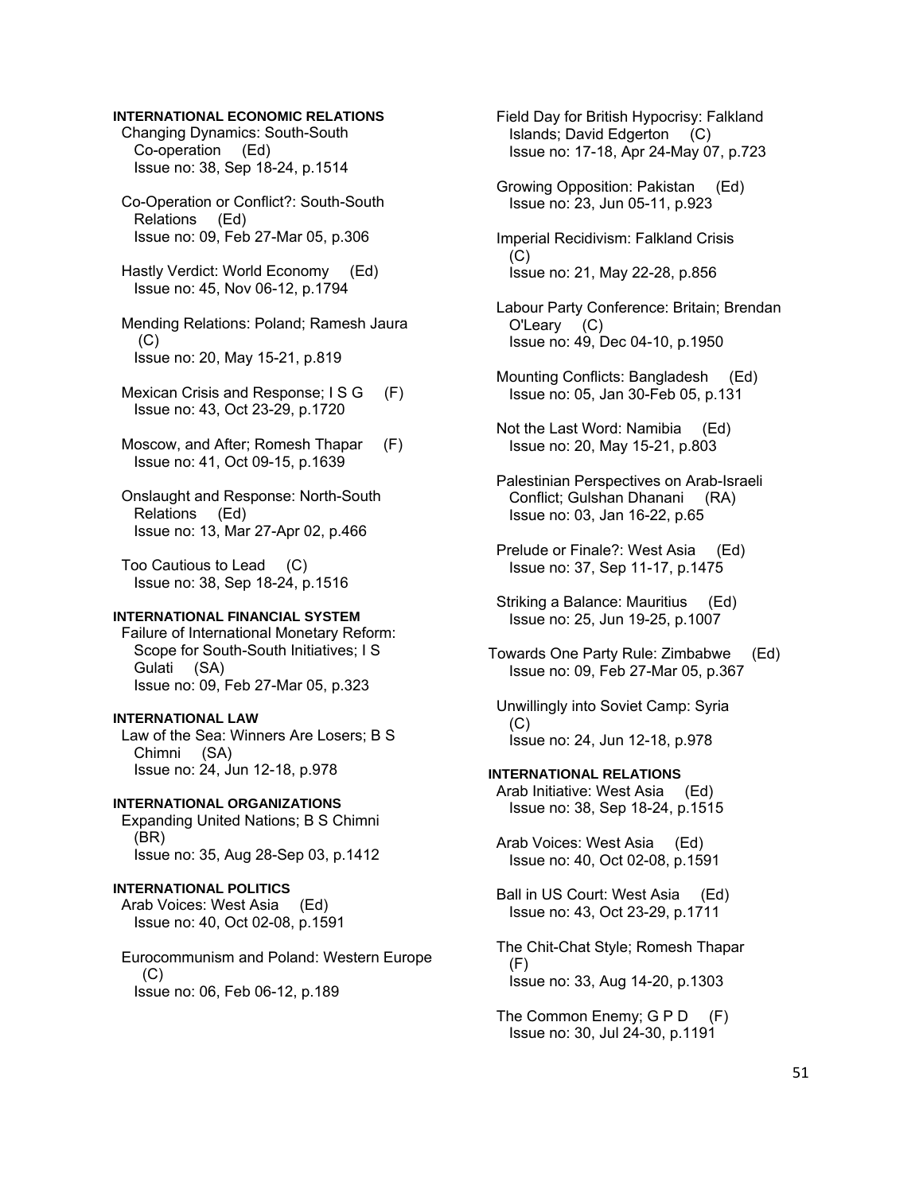**INTERNATIONAL ECONOMIC RELATIONS**

Changing Dynamics: South-South Co-operation (Ed)
Issue no: 38, Sep 18-24, p.1514

Co-Operation or Conflict?: South-South Relations (Ed)
Issue no: 09, Feb 27-Mar 05, p.306

Hastly Verdict: World Economy (Ed)
Issue no: 45, Nov 06-12, p.1794

Mending Relations: Poland; Ramesh Jaura (C)
Issue no: 20, May 15-21, p.819

Mexican Crisis and Response; I S G (F)
Issue no: 43, Oct 23-29, p.1720

Moscow, and After; Romesh Thapar (F)
Issue no: 41, Oct 09-15, p.1639

Onslaught and Response: North-South Relations (Ed)
Issue no: 13, Mar 27-Apr 02, p.466

Too Cautious to Lead (C)
Issue no: 38, Sep 18-24, p.1516

**INTERNATIONAL FINANCIAL SYSTEM**

Failure of International Monetary Reform: Scope for South-South Initiatives; I S Gulati (SA)
Issue no: 09, Feb 27-Mar 05, p.323

**INTERNATIONAL LAW**

Law of the Sea: Winners Are Losers; B S Chimni (SA)
Issue no: 24, Jun 12-18, p.978

**INTERNATIONAL ORGANIZATIONS**

Expanding United Nations; B S Chimni (BR)
Issue no: 35, Aug 28-Sep 03, p.1412

**INTERNATIONAL POLITICS**

Arab Voices: West Asia (Ed)
Issue no: 40, Oct 02-08, p.1591

Eurocommunism and Poland: Western Europe (C)
Issue no: 06, Feb 06-12, p.189

Field Day for British Hypocrisy: Falkland Islands; David Edgerton (C)
Issue no: 17-18, Apr 24-May 07, p.723

Growing Opposition: Pakistan (Ed)
Issue no: 23, Jun 05-11, p.923

Imperial Recidivism: Falkland Crisis (C)
Issue no: 21, May 22-28, p.856

Labour Party Conference: Britain; Brendan O'Leary (C)
Issue no: 49, Dec 04-10, p.1950

Mounting Conflicts: Bangladesh (Ed)
Issue no: 05, Jan 30-Feb 05, p.131

Not the Last Word: Namibia (Ed)
Issue no: 20, May 15-21, p.803

Palestinian Perspectives on Arab-Israeli Conflict; Gulshan Dhanani (RA)
Issue no: 03, Jan 16-22, p.65

Prelude or Finale?: West Asia (Ed)
Issue no: 37, Sep 11-17, p.1475

Striking a Balance: Mauritius (Ed)
Issue no: 25, Jun 19-25, p.1007

Towards One Party Rule: Zimbabwe (Ed)
Issue no: 09, Feb 27-Mar 05, p.367

Unwillingly into Soviet Camp: Syria (C)
Issue no: 24, Jun 12-18, p.978

**INTERNATIONAL RELATIONS**

Arab Initiative: West Asia (Ed)
Issue no: 38, Sep 18-24, p.1515

Arab Voices: West Asia (Ed)
Issue no: 40, Oct 02-08, p.1591

Ball in US Court: West Asia (Ed)
Issue no: 43, Oct 23-29, p.1711

The Chit-Chat Style; Romesh Thapar (F)
Issue no: 33, Aug 14-20, p.1303

The Common Enemy; G P D (F)
Issue no: 30, Jul 24-30, p.1191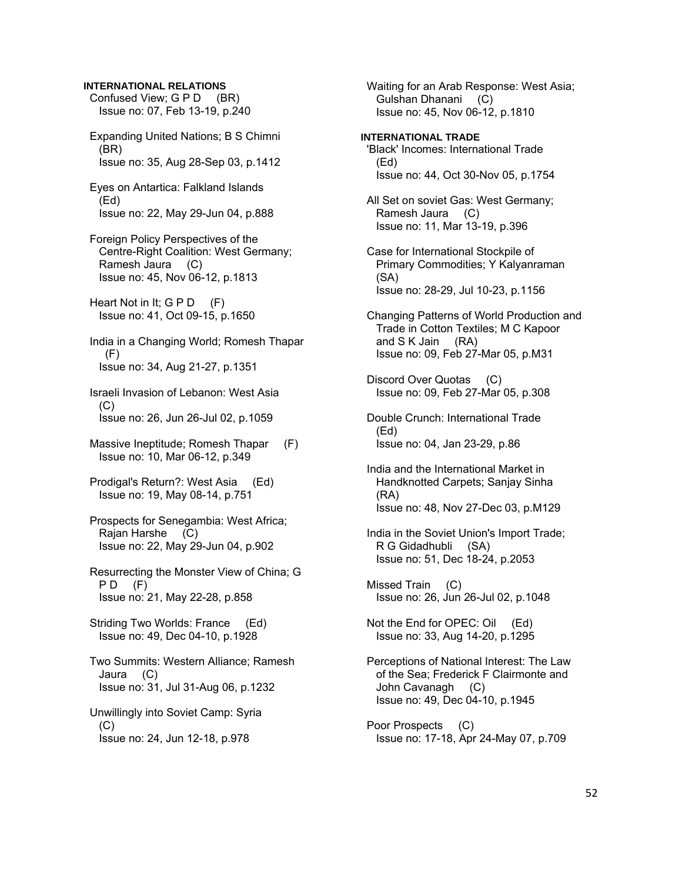**INTERNATIONAL RELATIONS**

Confused View; G P D (BR)
Issue no: 07, Feb 13-19, p.240

Expanding United Nations; B S Chimni (BR)
Issue no: 35, Aug 28-Sep 03, p.1412

Eyes on Antartica: Falkland Islands (Ed)
Issue no: 22, May 29-Jun 04, p.888

Foreign Policy Perspectives of the Centre-Right Coalition: West Germany; Ramesh Jaura (C)
Issue no: 45, Nov 06-12, p.1813

Heart Not in It; G P D (F)
Issue no: 41, Oct 09-15, p.1650

India in a Changing World; Romesh Thapar (F)
Issue no: 34, Aug 21-27, p.1351

Israeli Invasion of Lebanon: West Asia (C)
Issue no: 26, Jun 26-Jul 02, p.1059

Massive Ineptitude; Romesh Thapar (F)
Issue no: 10, Mar 06-12, p.349

Prodigal's Return?: West Asia (Ed)
Issue no: 19, May 08-14, p.751

Prospects for Senegambia: West Africa; Rajan Harshe (C)
Issue no: 22, May 29-Jun 04, p.902

Resurrecting the Monster View of China; G P D (F)
Issue no: 21, May 22-28, p.858

Striding Two Worlds: France (Ed)
Issue no: 49, Dec 04-10, p.1928

Two Summits: Western Alliance; Ramesh Jaura (C)
Issue no: 31, Jul 31-Aug 06, p.1232

Unwillingly into Soviet Camp: Syria (C)
Issue no: 24, Jun 12-18, p.978

Waiting for an Arab Response: West Asia; Gulshan Dhanani (C)
Issue no: 45, Nov 06-12, p.1810

**INTERNATIONAL TRADE**

'Black' Incomes: International Trade (Ed)
Issue no: 44, Oct 30-Nov 05, p.1754

All Set on soviet Gas: West Germany; Ramesh Jaura (C)
Issue no: 11, Mar 13-19, p.396

Case for International Stockpile of Primary Commodities; Y Kalyanraman (SA)
Issue no: 28-29, Jul 10-23, p.1156

Changing Patterns of World Production and Trade in Cotton Textiles; M C Kapoor and S K Jain (RA)
Issue no: 09, Feb 27-Mar 05, p.M31

Discord Over Quotas (C)
Issue no: 09, Feb 27-Mar 05, p.308

Double Crunch: International Trade (Ed)
Issue no: 04, Jan 23-29, p.86

India and the International Market in Handknotted Carpets; Sanjay Sinha (RA)
Issue no: 48, Nov 27-Dec 03, p.M129

India in the Soviet Union's Import Trade; R G Gidadhubli (SA)
Issue no: 51, Dec 18-24, p.2053

Missed Train (C)
Issue no: 26, Jun 26-Jul 02, p.1048

Not the End for OPEC: Oil (Ed)
Issue no: 33, Aug 14-20, p.1295

Perceptions of National Interest: The Law of the Sea; Frederick F Clairmonte and John Cavanagh (C)
Issue no: 49, Dec 04-10, p.1945

Poor Prospects (C)
Issue no: 17-18, Apr 24-May 07, p.709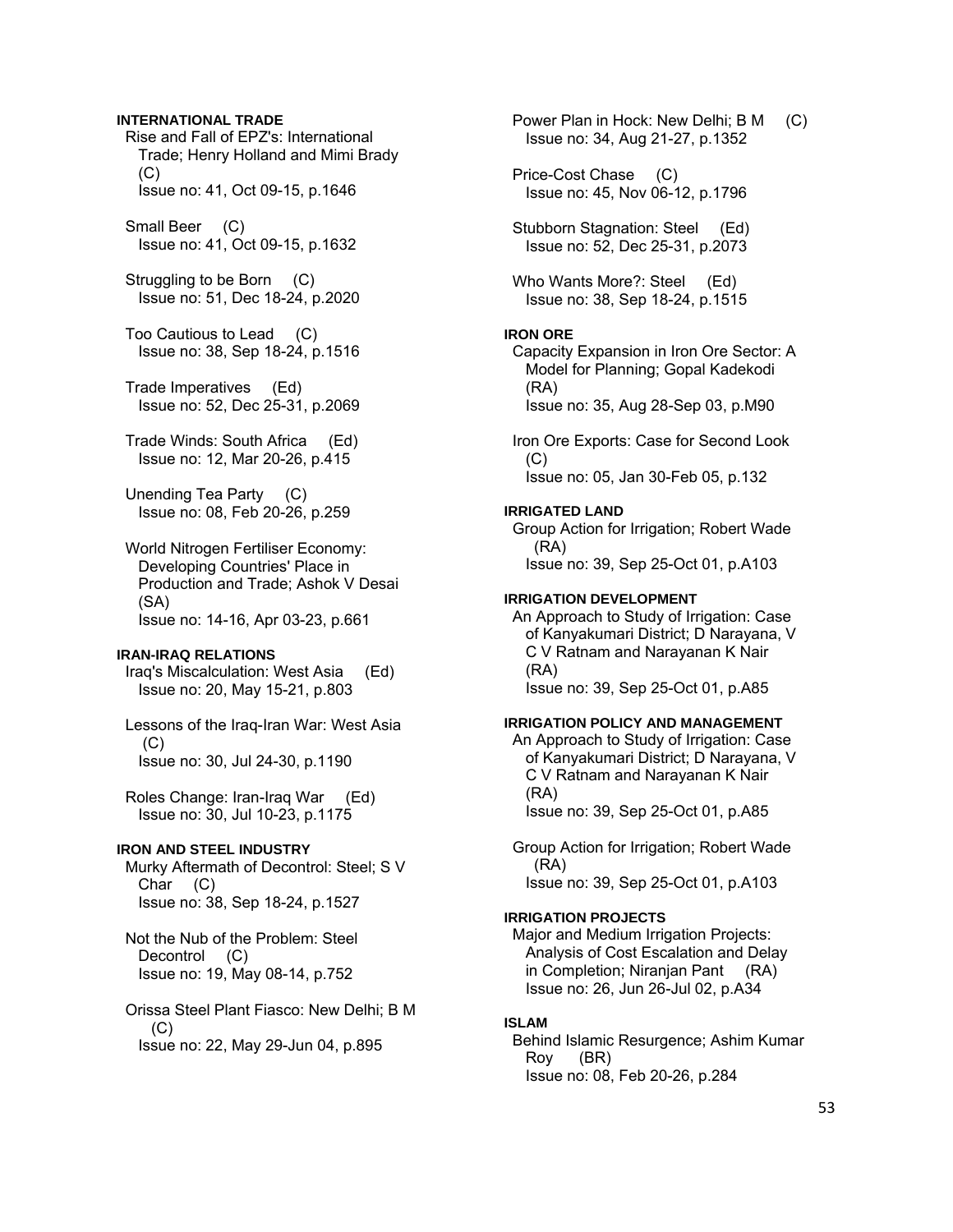**INTERNATIONAL TRADE**

Rise and Fall of EPZ's: International Trade; Henry Holland and Mimi Brady (C)
Issue no: 41, Oct 09-15, p.1646

Small Beer (C)
Issue no: 41, Oct 09-15, p.1632

Struggling to be Born (C)
Issue no: 51, Dec 18-24, p.2020

Too Cautious to Lead (C)
Issue no: 38, Sep 18-24, p.1516

Trade Imperatives (Ed)
Issue no: 52, Dec 25-31, p.2069

Trade Winds: South Africa (Ed)
Issue no: 12, Mar 20-26, p.415

Unending Tea Party (C)
Issue no: 08, Feb 20-26, p.259

World Nitrogen Fertiliser Economy: Developing Countries' Place in Production and Trade; Ashok V Desai (SA)
Issue no: 14-16, Apr 03-23, p.661

**IRAN-IRAQ RELATIONS**

Iraq's Miscalculation: West Asia (Ed)
Issue no: 20, May 15-21, p.803

Lessons of the Iraq-Iran War: West Asia (C)
Issue no: 30, Jul 24-30, p.1190

Roles Change: Iran-Iraq War (Ed)
Issue no: 30, Jul 10-23, p.1175

**IRON AND STEEL INDUSTRY**

Murky Aftermath of Decontrol: Steel; S V Char (C)
Issue no: 38, Sep 18-24, p.1527

Not the Nub of the Problem: Steel Decontrol (C)
Issue no: 19, May 08-14, p.752

Orissa Steel Plant Fiasco: New Delhi; B M (C)
Issue no: 22, May 29-Jun 04, p.895

Power Plan in Hock: New Delhi; B M (C)
Issue no: 34, Aug 21-27, p.1352

Price-Cost Chase (C)
Issue no: 45, Nov 06-12, p.1796

Stubborn Stagnation: Steel (Ed)
Issue no: 52, Dec 25-31, p.2073

Who Wants More?: Steel (Ed)
Issue no: 38, Sep 18-24, p.1515

**IRON ORE**

Capacity Expansion in Iron Ore Sector: A Model for Planning; Gopal Kadekodi (RA)
Issue no: 35, Aug 28-Sep 03, p.M90

Iron Ore Exports: Case for Second Look (C)
Issue no: 05, Jan 30-Feb 05, p.132

**IRRIGATED LAND**

Group Action for Irrigation; Robert Wade (RA)
Issue no: 39, Sep 25-Oct 01, p.A103

**IRRIGATION DEVELOPMENT**

An Approach to Study of Irrigation: Case of Kanyakumari District; D Narayana, V C V Ratnam and Narayanan K Nair (RA)
Issue no: 39, Sep 25-Oct 01, p.A85

**IRRIGATION POLICY AND MANAGEMENT**

An Approach to Study of Irrigation: Case of Kanyakumari District; D Narayana, V C V Ratnam and Narayanan K Nair (RA)
Issue no: 39, Sep 25-Oct 01, p.A85

Group Action for Irrigation; Robert Wade (RA)
Issue no: 39, Sep 25-Oct 01, p.A103

**IRRIGATION PROJECTS**

Major and Medium Irrigation Projects: Analysis of Cost Escalation and Delay in Completion; Niranjan Pant (RA)
Issue no: 26, Jun 26-Jul 02, p.A34

**ISLAM**

Behind Islamic Resurgence; Ashim Kumar Roy (BR)
Issue no: 08, Feb 20-26, p.284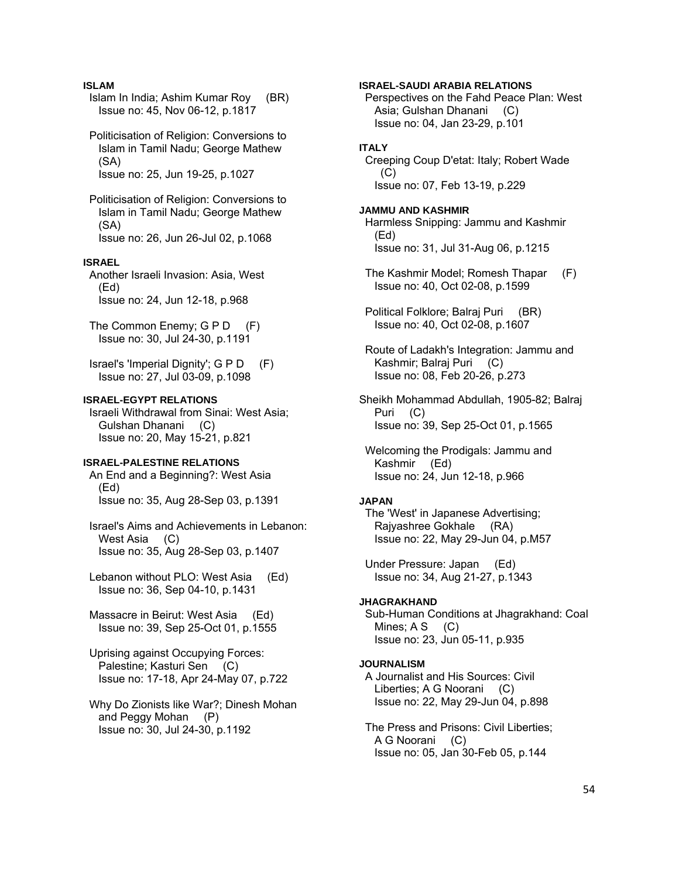**ISLAM**

Islam In India; Ashim Kumar Roy (BR)
Issue no: 45, Nov 06-12, p.1817

Politicisation of Religion: Conversions to Islam in Tamil Nadu; George Mathew (SA)
Issue no: 25, Jun 19-25, p.1027

Politicisation of Religion: Conversions to Islam in Tamil Nadu; George Mathew (SA)
Issue no: 26, Jun 26-Jul 02, p.1068

**ISRAEL**

Another Israeli Invasion: Asia, West (Ed)
Issue no: 24, Jun 12-18, p.968

The Common Enemy; G P D (F)
Issue no: 30, Jul 24-30, p.1191

Israel's 'Imperial Dignity'; G P D (F)
Issue no: 27, Jul 03-09, p.1098

**ISRAEL-EGYPT RELATIONS**

Israeli Withdrawal from Sinai: West Asia; Gulshan Dhanani (C)
Issue no: 20, May 15-21, p.821

**ISRAEL-PALESTINE RELATIONS**

An End and a Beginning?: West Asia (Ed)
Issue no: 35, Aug 28-Sep 03, p.1391

Israel's Aims and Achievements in Lebanon: West Asia (C)
Issue no: 35, Aug 28-Sep 03, p.1407

Lebanon without PLO: West Asia (Ed)
Issue no: 36, Sep 04-10, p.1431

Massacre in Beirut: West Asia (Ed)
Issue no: 39, Sep 25-Oct 01, p.1555

Uprising against Occupying Forces: Palestine; Kasturi Sen (C)
Issue no: 17-18, Apr 24-May 07, p.722

Why Do Zionists like War?; Dinesh Mohan and Peggy Mohan (P)
Issue no: 30, Jul 24-30, p.1192

**ISRAEL-SAUDI ARABIA RELATIONS**

Perspectives on the Fahd Peace Plan: West Asia; Gulshan Dhanani (C)
Issue no: 04, Jan 23-29, p.101

**ITALY**

Creeping Coup D'etat: Italy; Robert Wade (C)
Issue no: 07, Feb 13-19, p.229

**JAMMU AND KASHMIR**

Harmless Snipping: Jammu and Kashmir (Ed)
Issue no: 31, Jul 31-Aug 06, p.1215

The Kashmir Model; Romesh Thapar (F)
Issue no: 40, Oct 02-08, p.1599

Political Folklore; Balraj Puri (BR)
Issue no: 40, Oct 02-08, p.1607

Route of Ladakh's Integration: Jammu and Kashmir; Balraj Puri (C)
Issue no: 08, Feb 20-26, p.273

Sheikh Mohammad Abdullah, 1905-82; Balraj Puri (C)
Issue no: 39, Sep 25-Oct 01, p.1565

Welcoming the Prodigals: Jammu and Kashmir (Ed)
Issue no: 24, Jun 12-18, p.966

**JAPAN**

The 'West' in Japanese Advertising; Rajyashree Gokhale (RA)
Issue no: 22, May 29-Jun 04, p.M57

Under Pressure: Japan (Ed)
Issue no: 34, Aug 21-27, p.1343

**JHAGRAKHAND**

Sub-Human Conditions at Jhagrakhand: Coal Mines; A S (C)
Issue no: 23, Jun 05-11, p.935

**JOURNALISM**

A Journalist and His Sources: Civil Liberties; A G Noorani (C)
Issue no: 22, May 29-Jun 04, p.898

The Press and Prisons: Civil Liberties; A G Noorani (C)
Issue no: 05, Jan 30-Feb 05, p.144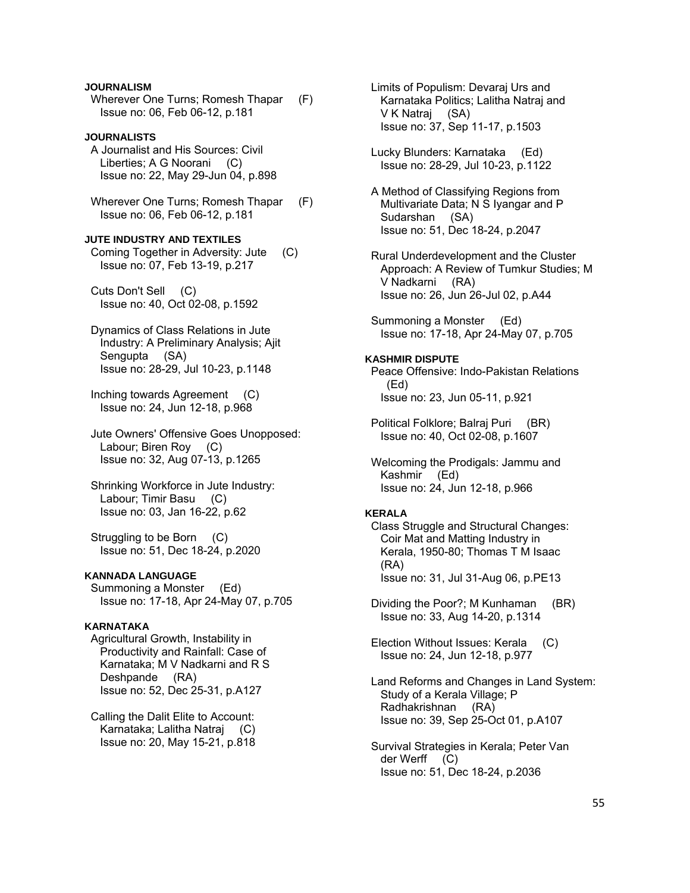**JOURNALISM**

Wherever One Turns; Romesh Thapar (F)
Issue no: 06, Feb 06-12, p.181

**JOURNALISTS**

A Journalist and His Sources: Civil Liberties; A G Noorani (C)
Issue no: 22, May 29-Jun 04, p.898

Wherever One Turns; Romesh Thapar (F)
Issue no: 06, Feb 06-12, p.181

**JUTE INDUSTRY AND TEXTILES**

Coming Together in Adversity: Jute (C)
Issue no: 07, Feb 13-19, p.217

Cuts Don't Sell (C)
Issue no: 40, Oct 02-08, p.1592

Dynamics of Class Relations in Jute Industry: A Preliminary Analysis; Ajit Sengupta (SA)
Issue no: 28-29, Jul 10-23, p.1148

Inching towards Agreement (C)
Issue no: 24, Jun 12-18, p.968

Jute Owners' Offensive Goes Unopposed: Labour; Biren Roy (C)
Issue no: 32, Aug 07-13, p.1265

Shrinking Workforce in Jute Industry: Labour; Timir Basu (C)
Issue no: 03, Jan 16-22, p.62

Struggling to be Born (C)
Issue no: 51, Dec 18-24, p.2020

**KANNADA LANGUAGE**

Summoning a Monster (Ed)
Issue no: 17-18, Apr 24-May 07, p.705

**KARNATAKA**

Agricultural Growth, Instability in Productivity and Rainfall: Case of Karnataka; M V Nadkarni and R S Deshpande (RA)
Issue no: 52, Dec 25-31, p.A127

Calling the Dalit Elite to Account: Karnataka; Lalitha Natraj (C)
Issue no: 20, May 15-21, p.818

Limits of Populism: Devaraj Urs and Karnataka Politics; Lalitha Natraj and V K Natraj (SA)
Issue no: 37, Sep 11-17, p.1503

Lucky Blunders: Karnataka (Ed)
Issue no: 28-29, Jul 10-23, p.1122

A Method of Classifying Regions from Multivariate Data; N S Iyangar and P Sudarshan (SA)
Issue no: 51, Dec 18-24, p.2047

Rural Underdevelopment and the Cluster Approach: A Review of Tumkur Studies; M V Nadkarni (RA)
Issue no: 26, Jun 26-Jul 02, p.A44

Summoning a Monster (Ed)
Issue no: 17-18, Apr 24-May 07, p.705

**KASHMIR DISPUTE**

Peace Offensive: Indo-Pakistan Relations (Ed)
Issue no: 23, Jun 05-11, p.921

Political Folklore; Balraj Puri (BR)
Issue no: 40, Oct 02-08, p.1607

Welcoming the Prodigals: Jammu and Kashmir (Ed)
Issue no: 24, Jun 12-18, p.966

**KERALA**

Class Struggle and Structural Changes: Coir Mat and Matting Industry in Kerala, 1950-80; Thomas T M Isaac (RA)
Issue no: 31, Jul 31-Aug 06, p.PE13

Dividing the Poor?; M Kunhaman (BR)
Issue no: 33, Aug 14-20, p.1314

Election Without Issues: Kerala (C)
Issue no: 24, Jun 12-18, p.977

Land Reforms and Changes in Land System: Study of a Kerala Village; P Radhakrishnan (RA)
Issue no: 39, Sep 25-Oct 01, p.A107

Survival Strategies in Kerala; Peter Van der Werff (C)
Issue no: 51, Dec 18-24, p.2036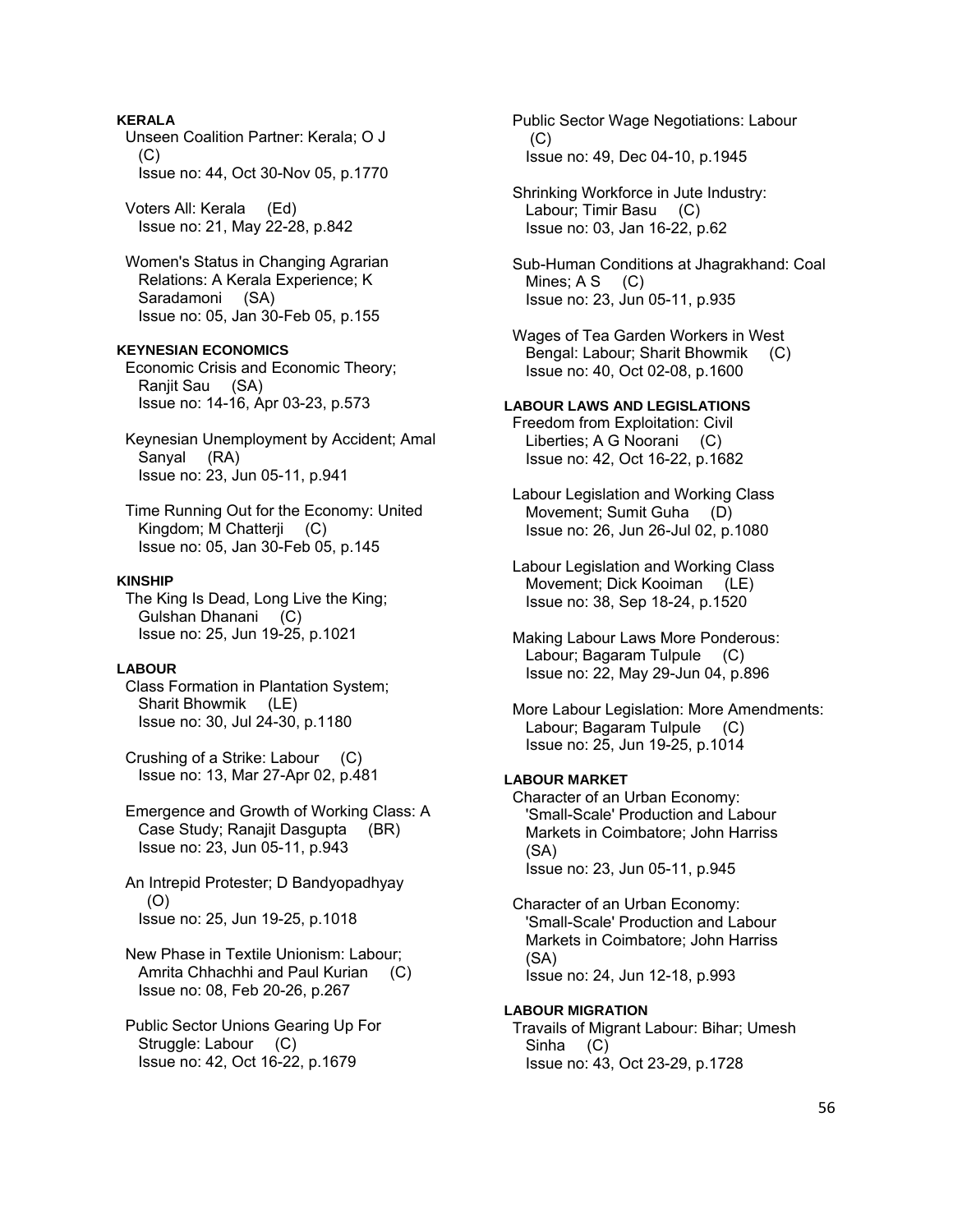**KERALA**

Unseen Coalition Partner: Kerala; O J (C)
Issue no: 44, Oct 30-Nov 05, p.1770

Voters All: Kerala (Ed)
Issue no: 21, May 22-28, p.842

Women's Status in Changing Agrarian Relations: A Kerala Experience; K Saradamoni (SA)
Issue no: 05, Jan 30-Feb 05, p.155

**KEYNESIAN ECONOMICS**

Economic Crisis and Economic Theory; Ranjit Sau (SA)
Issue no: 14-16, Apr 03-23, p.573

Keynesian Unemployment by Accident; Amal Sanyal (RA)
Issue no: 23, Jun 05-11, p.941

Time Running Out for the Economy: United Kingdom; M Chatterji (C)
Issue no: 05, Jan 30-Feb 05, p.145

**KINSHIP**

The King Is Dead, Long Live the King; Gulshan Dhanani (C)
Issue no: 25, Jun 19-25, p.1021

**LABOUR**

Class Formation in Plantation System; Sharit Bhowmik (LE)
Issue no: 30, Jul 24-30, p.1180

Crushing of a Strike: Labour (C)
Issue no: 13, Mar 27-Apr 02, p.481

Emergence and Growth of Working Class: A Case Study; Ranajit Dasgupta (BR)
Issue no: 23, Jun 05-11, p.943

An Intrepid Protester; D Bandyopadhyay (O)
Issue no: 25, Jun 19-25, p.1018

New Phase in Textile Unionism: Labour; Amrita Chhachhi and Paul Kurian (C)
Issue no: 08, Feb 20-26, p.267

Public Sector Unions Gearing Up For Struggle: Labour (C)
Issue no: 42, Oct 16-22, p.1679

Public Sector Wage Negotiations: Labour (C)
Issue no: 49, Dec 04-10, p.1945

Shrinking Workforce in Jute Industry: Labour; Timir Basu (C)
Issue no: 03, Jan 16-22, p.62

Sub-Human Conditions at Jhagrakhand: Coal Mines; A S (C)
Issue no: 23, Jun 05-11, p.935

Wages of Tea Garden Workers in West Bengal: Labour; Sharit Bhowmik (C)
Issue no: 40, Oct 02-08, p.1600

**LABOUR LAWS AND LEGISLATIONS**

Freedom from Exploitation: Civil Liberties; A G Noorani (C)
Issue no: 42, Oct 16-22, p.1682

Labour Legislation and Working Class Movement; Sumit Guha (D)
Issue no: 26, Jun 26-Jul 02, p.1080

Labour Legislation and Working Class Movement; Dick Kooiman (LE)
Issue no: 38, Sep 18-24, p.1520

Making Labour Laws More Ponderous: Labour; Bagaram Tulpule (C)
Issue no: 22, May 29-Jun 04, p.896

More Labour Legislation: More Amendments: Labour; Bagaram Tulpule (C)
Issue no: 25, Jun 19-25, p.1014

**LABOUR MARKET**

Character of an Urban Economy: 'Small-Scale' Production and Labour Markets in Coimbatore; John Harriss (SA)
Issue no: 23, Jun 05-11, p.945

Character of an Urban Economy: 'Small-Scale' Production and Labour Markets in Coimbatore; John Harriss (SA)
Issue no: 24, Jun 12-18, p.993

**LABOUR MIGRATION**

Travails of Migrant Labour: Bihar; Umesh Sinha (C)
Issue no: 43, Oct 23-29, p.1728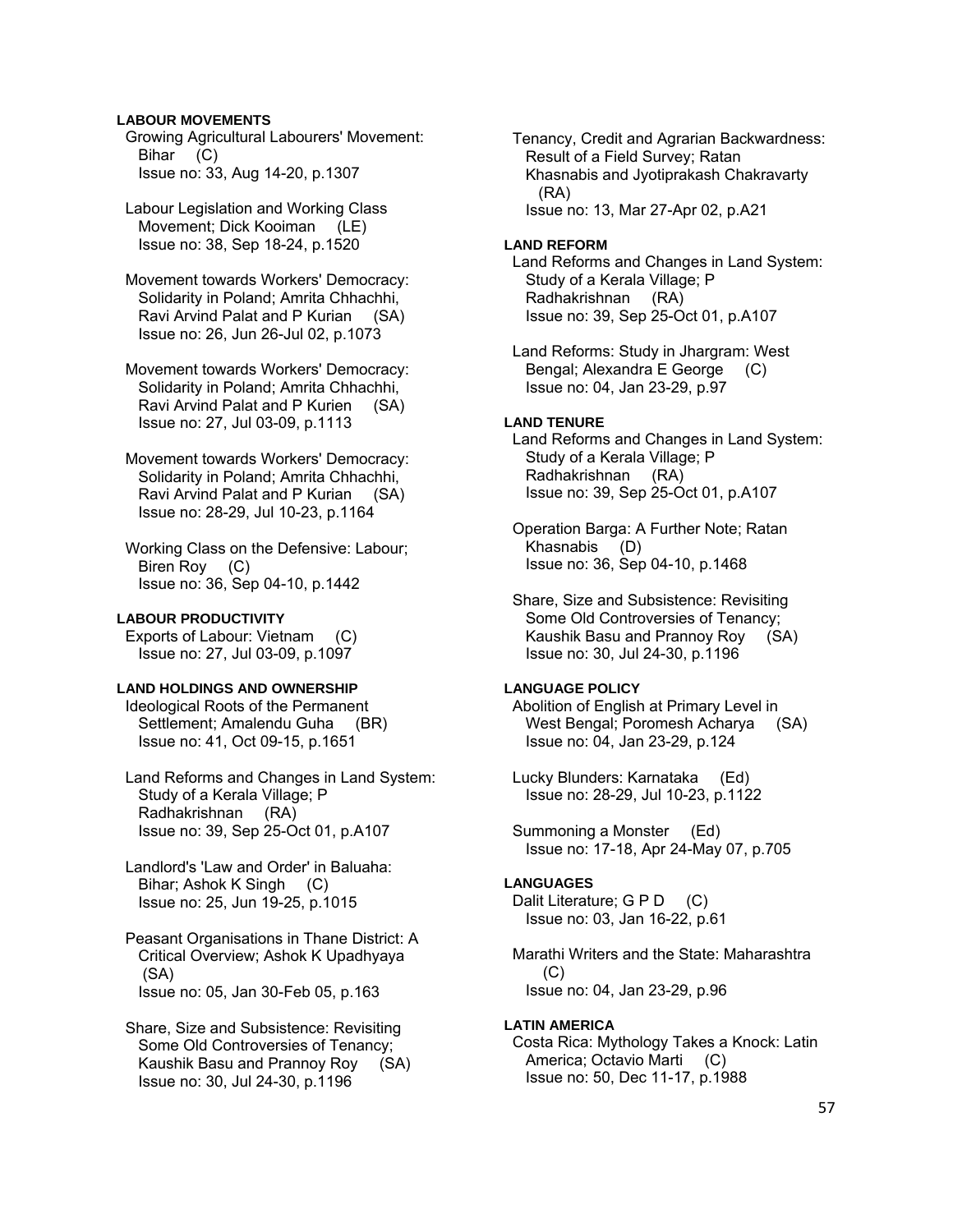**LABOUR MOVEMENTS**

Growing Agricultural Labourers' Movement: Bihar (C)
Issue no: 33, Aug 14-20, p.1307

Labour Legislation and Working Class Movement; Dick Kooiman (LE)
Issue no: 38, Sep 18-24, p.1520

Movement towards Workers' Democracy: Solidarity in Poland; Amrita Chhachhi, Ravi Arvind Palat and P Kurian (SA)
Issue no: 26, Jun 26-Jul 02, p.1073

Movement towards Workers' Democracy: Solidarity in Poland; Amrita Chhachhi, Ravi Arvind Palat and P Kurien (SA)
Issue no: 27, Jul 03-09, p.1113

Movement towards Workers' Democracy: Solidarity in Poland; Amrita Chhachhi, Ravi Arvind Palat and P Kurian (SA)
Issue no: 28-29, Jul 10-23, p.1164

Working Class on the Defensive: Labour; Biren Roy (C)
Issue no: 36, Sep 04-10, p.1442

**LABOUR PRODUCTIVITY**

Exports of Labour: Vietnam (C)
Issue no: 27, Jul 03-09, p.1097

**LAND HOLDINGS AND OWNERSHIP**

Ideological Roots of the Permanent Settlement; Amalendu Guha (BR)
Issue no: 41, Oct 09-15, p.1651

Land Reforms and Changes in Land System: Study of a Kerala Village; P Radhakrishnan (RA)
Issue no: 39, Sep 25-Oct 01, p.A107

Landlord's 'Law and Order' in Baluaha: Bihar; Ashok K Singh (C)
Issue no: 25, Jun 19-25, p.1015

Peasant Organisations in Thane District: A Critical Overview; Ashok K Upadhyaya (SA)
Issue no: 05, Jan 30-Feb 05, p.163

Share, Size and Subsistence: Revisiting Some Old Controversies of Tenancy; Kaushik Basu and Prannoy Roy (SA)
Issue no: 30, Jul 24-30, p.1196

Tenancy, Credit and Agrarian Backwardness: Result of a Field Survey; Ratan Khasnabis and Jyotiprakash Chakravarty (RA)
Issue no: 13, Mar 27-Apr 02, p.A21

**LAND REFORM**

Land Reforms and Changes in Land System: Study of a Kerala Village; P Radhakrishnan (RA)
Issue no: 39, Sep 25-Oct 01, p.A107

Land Reforms: Study in Jhargram: West Bengal; Alexandra E George (C)
Issue no: 04, Jan 23-29, p.97

**LAND TENURE**

Land Reforms and Changes in Land System: Study of a Kerala Village; P Radhakrishnan (RA)
Issue no: 39, Sep 25-Oct 01, p.A107

Operation Barga: A Further Note; Ratan Khasnabis (D)
Issue no: 36, Sep 04-10, p.1468

Share, Size and Subsistence: Revisiting Some Old Controversies of Tenancy; Kaushik Basu and Prannoy Roy (SA)
Issue no: 30, Jul 24-30, p.1196

**LANGUAGE POLICY**

Abolition of English at Primary Level in West Bengal; Poromesh Acharya (SA)
Issue no: 04, Jan 23-29, p.124

Lucky Blunders: Karnataka (Ed)
Issue no: 28-29, Jul 10-23, p.1122

Summoning a Monster (Ed)
Issue no: 17-18, Apr 24-May 07, p.705

**LANGUAGES**

Dalit Literature; G P D (C)
Issue no: 03, Jan 16-22, p.61

Marathi Writers and the State: Maharashtra (C)
Issue no: 04, Jan 23-29, p.96

**LATIN AMERICA**

Costa Rica: Mythology Takes a Knock: Latin America; Octavio Marti (C)
Issue no: 50, Dec 11-17, p.1988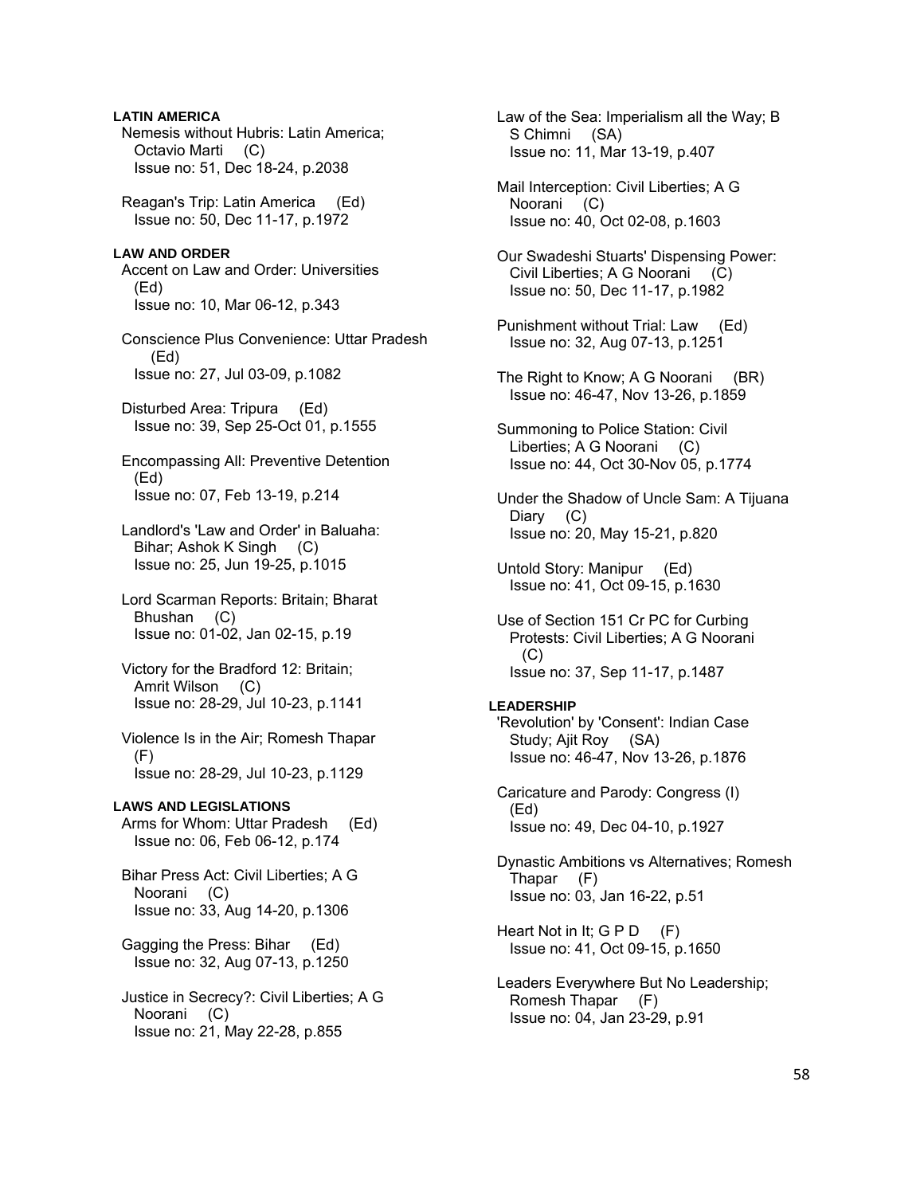**LATIN AMERICA**

Nemesis without Hubris: Latin America; Octavio Marti (C)
Issue no: 51, Dec 18-24, p.2038

Reagan's Trip: Latin America (Ed)
Issue no: 50, Dec 11-17, p.1972

**LAW AND ORDER**

Accent on Law and Order: Universities (Ed)
Issue no: 10, Mar 06-12, p.343

Conscience Plus Convenience: Uttar Pradesh (Ed)
Issue no: 27, Jul 03-09, p.1082

Disturbed Area: Tripura (Ed)
Issue no: 39, Sep 25-Oct 01, p.1555

Encompassing All: Preventive Detention (Ed)
Issue no: 07, Feb 13-19, p.214

Landlord's 'Law and Order' in Baluaha: Bihar; Ashok K Singh (C)
Issue no: 25, Jun 19-25, p.1015

Lord Scarman Reports: Britain; Bharat Bhushan (C)
Issue no: 01-02, Jan 02-15, p.19

Victory for the Bradford 12: Britain; Amrit Wilson (C)
Issue no: 28-29, Jul 10-23, p.1141

Violence Is in the Air; Romesh Thapar (F)
Issue no: 28-29, Jul 10-23, p.1129

**LAWS AND LEGISLATIONS**

Arms for Whom: Uttar Pradesh (Ed)
Issue no: 06, Feb 06-12, p.174

Bihar Press Act: Civil Liberties; A G Noorani (C)
Issue no: 33, Aug 14-20, p.1306

Gagging the Press: Bihar (Ed)
Issue no: 32, Aug 07-13, p.1250

Justice in Secrecy?: Civil Liberties; A G Noorani (C)
Issue no: 21, May 22-28, p.855

Law of the Sea: Imperialism all the Way; B S Chimni (SA)
Issue no: 11, Mar 13-19, p.407

Mail Interception: Civil Liberties; A G Noorani (C)
Issue no: 40, Oct 02-08, p.1603

Our Swadeshi Stuarts' Dispensing Power: Civil Liberties; A G Noorani (C)
Issue no: 50, Dec 11-17, p.1982

Punishment without Trial: Law (Ed)
Issue no: 32, Aug 07-13, p.1251

The Right to Know; A G Noorani (BR)
Issue no: 46-47, Nov 13-26, p.1859

Summoning to Police Station: Civil Liberties; A G Noorani (C)
Issue no: 44, Oct 30-Nov 05, p.1774

Under the Shadow of Uncle Sam: A Tijuana Diary (C)
Issue no: 20, May 15-21, p.820

Untold Story: Manipur (Ed)
Issue no: 41, Oct 09-15, p.1630

Use of Section 151 Cr PC for Curbing Protests: Civil Liberties; A G Noorani (C)
Issue no: 37, Sep 11-17, p.1487

**LEADERSHIP**

'Revolution' by 'Consent': Indian Case Study; Ajit Roy (SA)
Issue no: 46-47, Nov 13-26, p.1876

Caricature and Parody: Congress (I) (Ed)
Issue no: 49, Dec 04-10, p.1927

Dynastic Ambitions vs Alternatives; Romesh Thapar (F)
Issue no: 03, Jan 16-22, p.51

Heart Not in It; G P D (F)
Issue no: 41, Oct 09-15, p.1650

Leaders Everywhere But No Leadership; Romesh Thapar (F)
Issue no: 04, Jan 23-29, p.91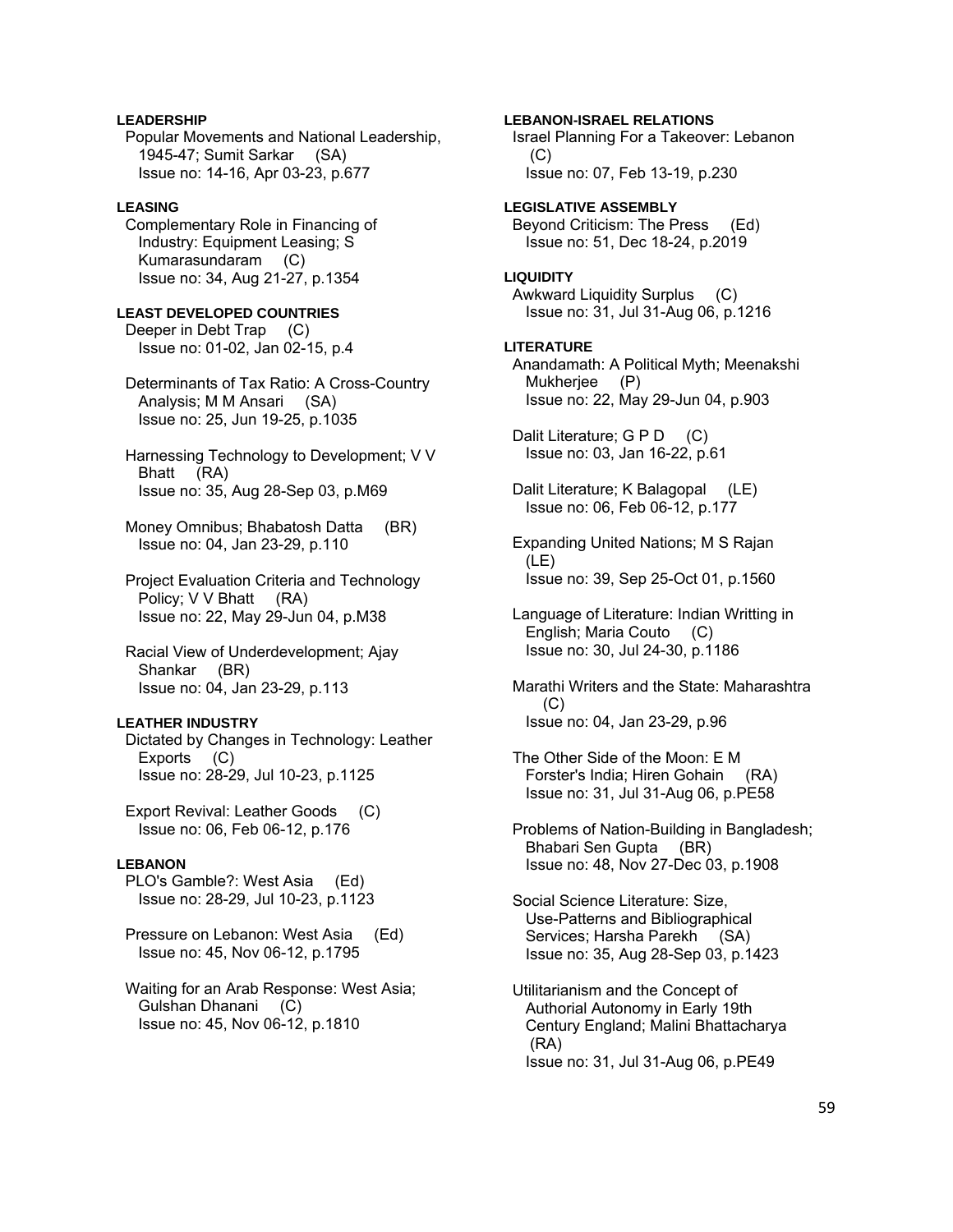**LEADERSHIP**

Popular Movements and National Leadership, 1945-47; Sumit Sarkar (SA)
Issue no: 14-16, Apr 03-23, p.677

**LEASING**

Complementary Role in Financing of Industry: Equipment Leasing; S Kumarasundaram (C)
Issue no: 34, Aug 21-27, p.1354

**LEAST DEVELOPED COUNTRIES**

Deeper in Debt Trap (C)
Issue no: 01-02, Jan 02-15, p.4

Determinants of Tax Ratio: A Cross-Country Analysis; M M Ansari (SA)
Issue no: 25, Jun 19-25, p.1035

Harnessing Technology to Development; V V Bhatt (RA)
Issue no: 35, Aug 28-Sep 03, p.M69

Money Omnibus; Bhabatosh Datta (BR)
Issue no: 04, Jan 23-29, p.110

Project Evaluation Criteria and Technology Policy; V V Bhatt (RA)
Issue no: 22, May 29-Jun 04, p.M38

Racial View of Underdevelopment; Ajay Shankar (BR)
Issue no: 04, Jan 23-29, p.113

**LEATHER INDUSTRY**

Dictated by Changes in Technology: Leather Exports (C)
Issue no: 28-29, Jul 10-23, p.1125

Export Revival: Leather Goods (C)
Issue no: 06, Feb 06-12, p.176

**LEBANON**

PLO's Gamble?: West Asia (Ed)
Issue no: 28-29, Jul 10-23, p.1123

Pressure on Lebanon: West Asia (Ed)
Issue no: 45, Nov 06-12, p.1795

Waiting for an Arab Response: West Asia; Gulshan Dhanani (C)
Issue no: 45, Nov 06-12, p.1810

**LEBANON-ISRAEL RELATIONS**

Israel Planning For a Takeover: Lebanon (C)
Issue no: 07, Feb 13-19, p.230

**LEGISLATIVE ASSEMBLY**

Beyond Criticism: The Press (Ed)
Issue no: 51, Dec 18-24, p.2019

**LIQUIDITY**

Awkward Liquidity Surplus (C)
Issue no: 31, Jul 31-Aug 06, p.1216

**LITERATURE**

Anandamath: A Political Myth; Meenakshi Mukherjee (P)
Issue no: 22, May 29-Jun 04, p.903

Dalit Literature; G P D (C)
Issue no: 03, Jan 16-22, p.61

Dalit Literature; K Balagopal (LE)
Issue no: 06, Feb 06-12, p.177

Expanding United Nations; M S Rajan (LE)
Issue no: 39, Sep 25-Oct 01, p.1560

Language of Literature: Indian Writting in English; Maria Couto (C)
Issue no: 30, Jul 24-30, p.1186

Marathi Writers and the State: Maharashtra (C)
Issue no: 04, Jan 23-29, p.96

The Other Side of the Moon: E M Forster's India; Hiren Gohain (RA)
Issue no: 31, Jul 31-Aug 06, p.PE58

Problems of Nation-Building in Bangladesh; Bhabari Sen Gupta (BR)
Issue no: 48, Nov 27-Dec 03, p.1908

Social Science Literature: Size, Use-Patterns and Bibliographical Services; Harsha Parekh (SA)
Issue no: 35, Aug 28-Sep 03, p.1423

Utilitarianism and the Concept of Authorial Autonomy in Early 19th Century England; Malini Bhattacharya (RA)
Issue no: 31, Jul 31-Aug 06, p.PE49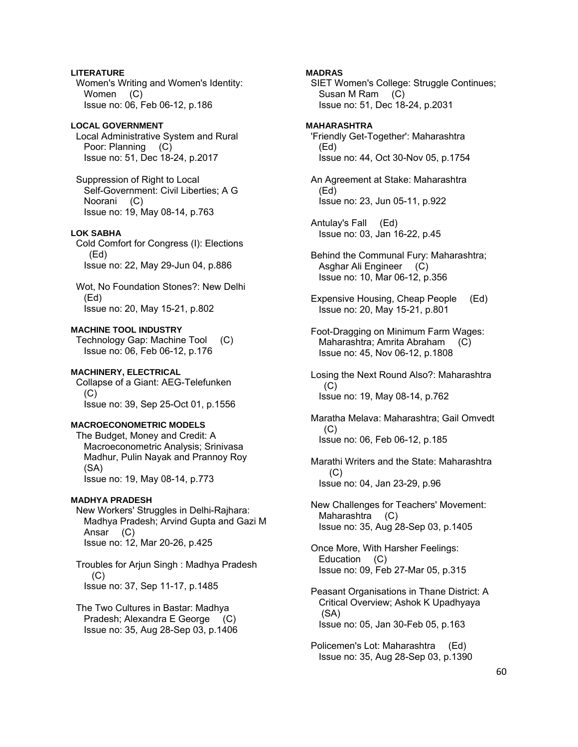**LITERATURE**

Women's Writing and Women's Identity: Women (C)
Issue no: 06, Feb 06-12, p.186

**LOCAL GOVERNMENT**

Local Administrative System and Rural Poor: Planning (C)
Issue no: 51, Dec 18-24, p.2017

Suppression of Right to Local Self-Government: Civil Liberties; A G Noorani (C)
Issue no: 19, May 08-14, p.763

**LOK SABHA**

Cold Comfort for Congress (I): Elections (Ed)
Issue no: 22, May 29-Jun 04, p.886

Wot, No Foundation Stones?: New Delhi (Ed)
Issue no: 20, May 15-21, p.802

**MACHINE TOOL INDUSTRY**

Technology Gap: Machine Tool (C)
Issue no: 06, Feb 06-12, p.176

**MACHINERY, ELECTRICAL**

Collapse of a Giant: AEG-Telefunken (C)
Issue no: 39, Sep 25-Oct 01, p.1556

**MACROECONOMETRIC MODELS**

The Budget, Money and Credit: A Macroeconometric Analysis; Srinivasa Madhur, Pulin Nayak and Prannoy Roy (SA)
Issue no: 19, May 08-14, p.773

**MADHYA PRADESH**

New Workers' Struggles in Delhi-Rajhara: Madhya Pradesh; Arvind Gupta and Gazi M Ansar (C)
Issue no: 12, Mar 20-26, p.425

Troubles for Arjun Singh : Madhya Pradesh (C)
Issue no: 37, Sep 11-17, p.1485

The Two Cultures in Bastar: Madhya Pradesh; Alexandra E George (C)
Issue no: 35, Aug 28-Sep 03, p.1406

**MADRAS**

SIET Women's College: Struggle Continues; Susan M Ram (C)
Issue no: 51, Dec 18-24, p.2031

**MAHARASHTRA**

'Friendly Get-Together': Maharashtra (Ed)
Issue no: 44, Oct 30-Nov 05, p.1754

An Agreement at Stake: Maharashtra (Ed)
Issue no: 23, Jun 05-11, p.922

Antulay's Fall (Ed)
Issue no: 03, Jan 16-22, p.45

Behind the Communal Fury: Maharashtra; Asghar Ali Engineer (C)
Issue no: 10, Mar 06-12, p.356

Expensive Housing, Cheap People (Ed)
Issue no: 20, May 15-21, p.801

Foot-Dragging on Minimum Farm Wages: Maharashtra; Amrita Abraham (C)
Issue no: 45, Nov 06-12, p.1808

Losing the Next Round Also?: Maharashtra (C)
Issue no: 19, May 08-14, p.762

Maratha Melava: Maharashtra; Gail Omvedt (C)
Issue no: 06, Feb 06-12, p.185

Marathi Writers and the State: Maharashtra (C)
Issue no: 04, Jan 23-29, p.96

New Challenges for Teachers' Movement: Maharashtra (C)
Issue no: 35, Aug 28-Sep 03, p.1405

Once More, With Harsher Feelings: Education (C)
Issue no: 09, Feb 27-Mar 05, p.315

Peasant Organisations in Thane District: A Critical Overview; Ashok K Upadhyaya (SA)
Issue no: 05, Jan 30-Feb 05, p.163

Policemen's Lot: Maharashtra (Ed)
Issue no: 35, Aug 28-Sep 03, p.1390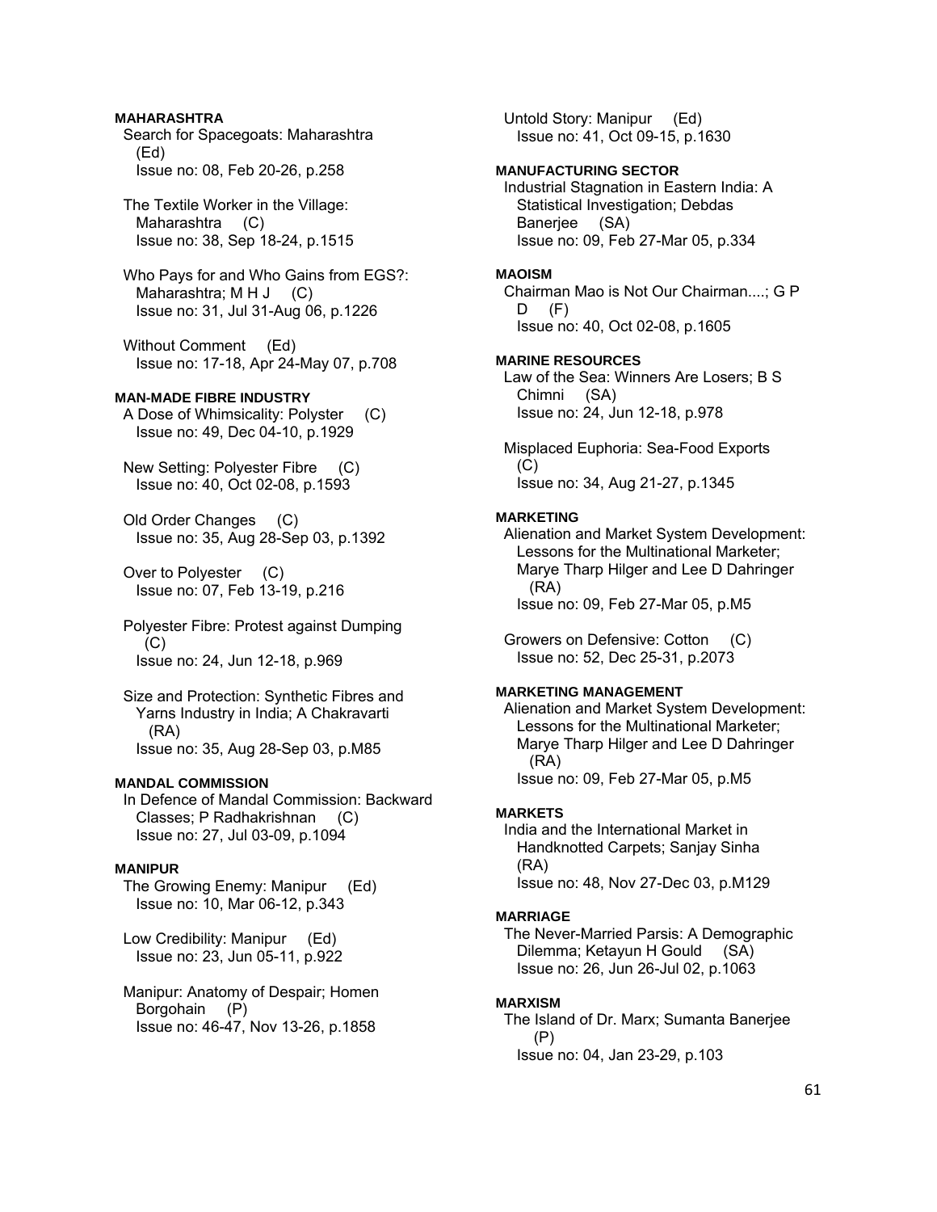**MAHARASHTRA**

Search for Spacegoats: Maharashtra (Ed)
Issue no: 08, Feb 20-26, p.258

The Textile Worker in the Village: Maharashtra (C)
Issue no: 38, Sep 18-24, p.1515

Who Pays for and Who Gains from EGS?: Maharashtra; M H J (C)
Issue no: 31, Jul 31-Aug 06, p.1226

Without Comment (Ed)
Issue no: 17-18, Apr 24-May 07, p.708

**MAN-MADE FIBRE INDUSTRY**

A Dose of Whimsicality: Polyster (C)
Issue no: 49, Dec 04-10, p.1929

New Setting: Polyester Fibre (C)
Issue no: 40, Oct 02-08, p.1593

Old Order Changes (C)
Issue no: 35, Aug 28-Sep 03, p.1392

Over to Polyester (C)
Issue no: 07, Feb 13-19, p.216

Polyester Fibre: Protest against Dumping (C)
Issue no: 24, Jun 12-18, p.969

Size and Protection: Synthetic Fibres and Yarns Industry in India; A Chakravarti (RA)
Issue no: 35, Aug 28-Sep 03, p.M85

**MANDAL COMMISSION**

In Defence of Mandal Commission: Backward Classes; P Radhakrishnan (C)
Issue no: 27, Jul 03-09, p.1094

**MANIPUR**

The Growing Enemy: Manipur (Ed)
Issue no: 10, Mar 06-12, p.343

Low Credibility: Manipur (Ed)
Issue no: 23, Jun 05-11, p.922

Manipur: Anatomy of Despair; Homen Borgohain (P)
Issue no: 46-47, Nov 13-26, p.1858

Untold Story: Manipur (Ed)
Issue no: 41, Oct 09-15, p.1630

**MANUFACTURING SECTOR**

Industrial Stagnation in Eastern India: A Statistical Investigation; Debdas Banerjee (SA)
Issue no: 09, Feb 27-Mar 05, p.334

**MAOISM**

Chairman Mao is Not Our Chairman....; G P D (F)
Issue no: 40, Oct 02-08, p.1605

**MARINE RESOURCES**

Law of the Sea: Winners Are Losers; B S Chimni (SA)
Issue no: 24, Jun 12-18, p.978

Misplaced Euphoria: Sea-Food Exports (C)
Issue no: 34, Aug 21-27, p.1345

**MARKETING**

Alienation and Market System Development: Lessons for the Multinational Marketer; Marye Tharp Hilger and Lee D Dahringer (RA)
Issue no: 09, Feb 27-Mar 05, p.M5

Growers on Defensive: Cotton (C)
Issue no: 52, Dec 25-31, p.2073

**MARKETING MANAGEMENT**

Alienation and Market System Development: Lessons for the Multinational Marketer; Marye Tharp Hilger and Lee D Dahringer (RA)
Issue no: 09, Feb 27-Mar 05, p.M5

**MARKETS**

India and the International Market in Handknotted Carpets; Sanjay Sinha (RA)
Issue no: 48, Nov 27-Dec 03, p.M129

**MARRIAGE**

The Never-Married Parsis: A Demographic Dilemma; Ketayun H Gould (SA)
Issue no: 26, Jun 26-Jul 02, p.1063

**MARXISM**

The Island of Dr. Marx; Sumanta Banerjee (P)
Issue no: 04, Jan 23-29, p.103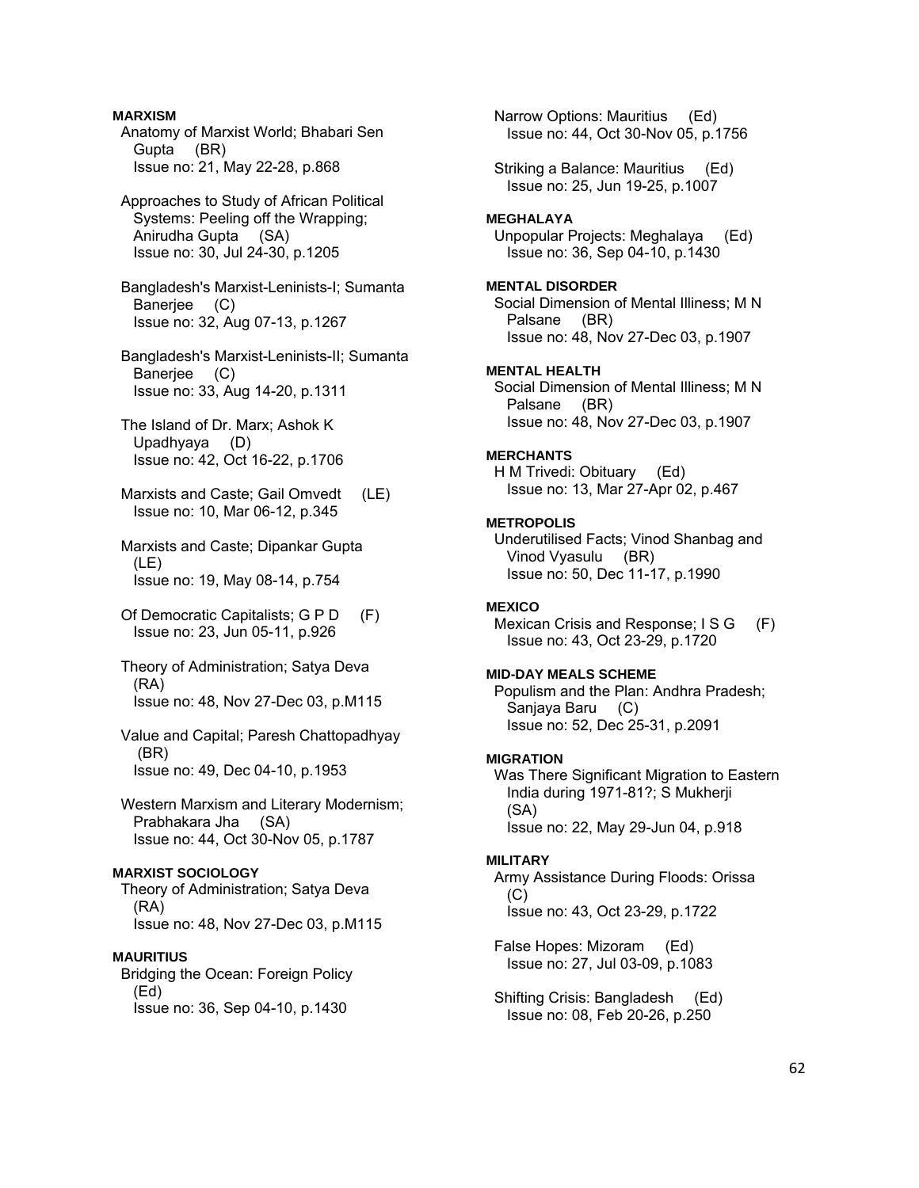**MARXISM**

Anatomy of Marxist World; Bhabari Sen Gupta (BR)
Issue no: 21, May 22-28, p.868

Approaches to Study of African Political Systems: Peeling off the Wrapping; Anirudha Gupta (SA)
Issue no: 30, Jul 24-30, p.1205

Bangladesh's Marxist-Leninists-I; Sumanta Banerjee (C)
Issue no: 32, Aug 07-13, p.1267

Bangladesh's Marxist-Leninists-II; Sumanta Banerjee (C)
Issue no: 33, Aug 14-20, p.1311

The Island of Dr. Marx; Ashok K Upadhyaya (D)
Issue no: 42, Oct 16-22, p.1706

Marxists and Caste; Gail Omvedt (LE)
Issue no: 10, Mar 06-12, p.345

Marxists and Caste; Dipankar Gupta (LE)
Issue no: 19, May 08-14, p.754

Of Democratic Capitalists; G P D (F)
Issue no: 23, Jun 05-11, p.926

Theory of Administration; Satya Deva (RA)
Issue no: 48, Nov 27-Dec 03, p.M115

Value and Capital; Paresh Chattopadhyay (BR)
Issue no: 49, Dec 04-10, p.1953

Western Marxism and Literary Modernism; Prabhakara Jha (SA)
Issue no: 44, Oct 30-Nov 05, p.1787

**MARXIST SOCIOLOGY**

Theory of Administration; Satya Deva (RA)
Issue no: 48, Nov 27-Dec 03, p.M115

**MAURITIUS**

Bridging the Ocean: Foreign Policy (Ed)
Issue no: 36, Sep 04-10, p.1430

Narrow Options: Mauritius (Ed)
Issue no: 44, Oct 30-Nov 05, p.1756

Striking a Balance: Mauritius (Ed)
Issue no: 25, Jun 19-25, p.1007

**MEGHALAYA**

Unpopular Projects: Meghalaya (Ed)
Issue no: 36, Sep 04-10, p.1430

**MENTAL DISORDER**

Social Dimension of Mental Illiness; M N Palsane (BR)
Issue no: 48, Nov 27-Dec 03, p.1907

**MENTAL HEALTH**

Social Dimension of Mental Illiness; M N Palsane (BR)
Issue no: 48, Nov 27-Dec 03, p.1907

**MERCHANTS**

H M Trivedi: Obituary (Ed)
Issue no: 13, Mar 27-Apr 02, p.467

**METROPOLIS**

Underutilised Facts; Vinod Shanbag and Vinod Vyasulu (BR)
Issue no: 50, Dec 11-17, p.1990

**MEXICO**

Mexican Crisis and Response; I S G (F)
Issue no: 43, Oct 23-29, p.1720

**MID-DAY MEALS SCHEME**

Populism and the Plan: Andhra Pradesh; Sanjaya Baru (C)
Issue no: 52, Dec 25-31, p.2091

**MIGRATION**

Was There Significant Migration to Eastern India during 1971-81?; S Mukherji (SA)
Issue no: 22, May 29-Jun 04, p.918

**MILITARY**

Army Assistance During Floods: Orissa (C)
Issue no: 43, Oct 23-29, p.1722

False Hopes: Mizoram (Ed)
Issue no: 27, Jul 03-09, p.1083

Shifting Crisis: Bangladesh (Ed)
Issue no: 08, Feb 20-26, p.250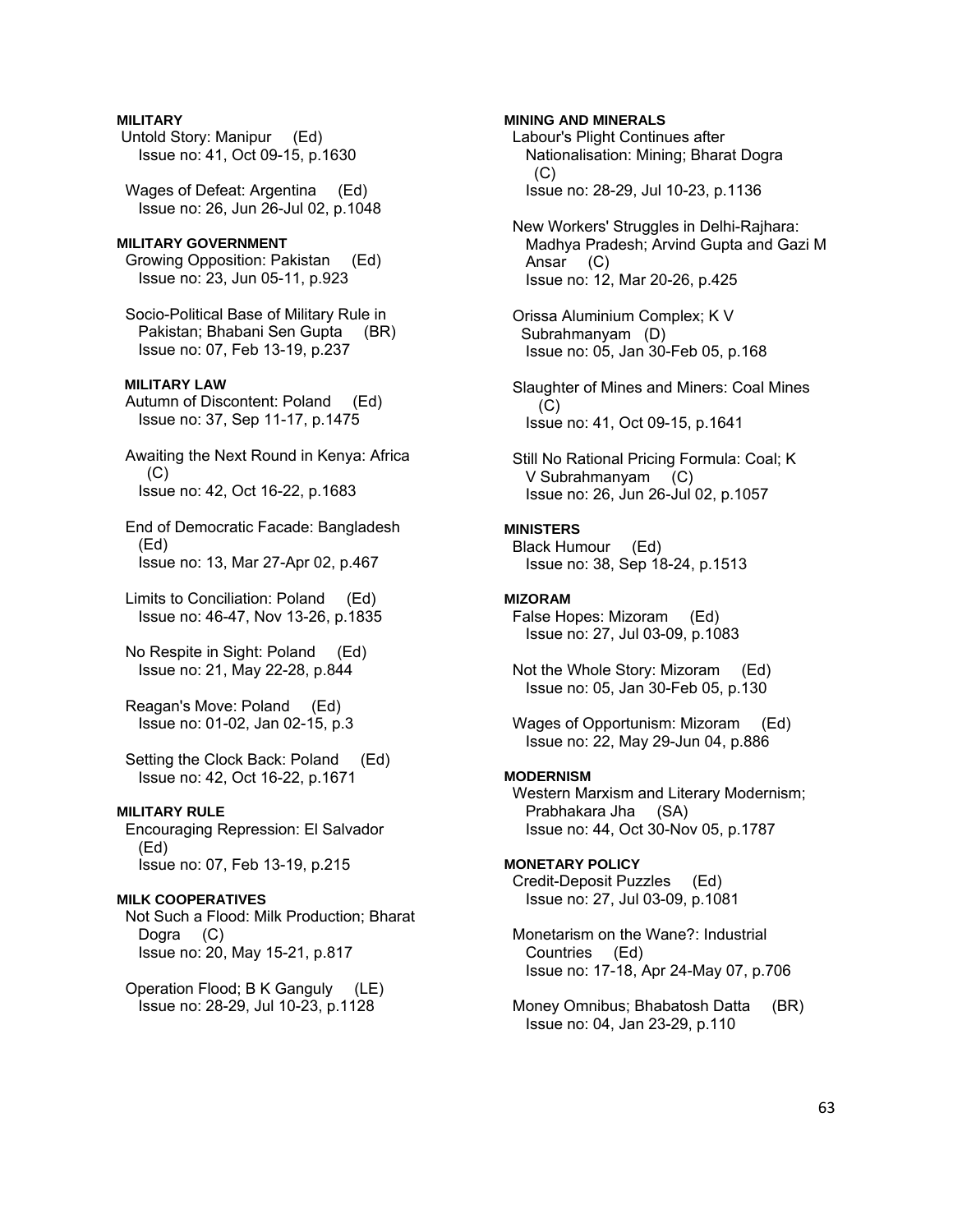**MILITARY**

Untold Story: Manipur (Ed)
Issue no: 41, Oct 09-15, p.1630

Wages of Defeat: Argentina (Ed)
Issue no: 26, Jun 26-Jul 02, p.1048

**MILITARY GOVERNMENT**

Growing Opposition: Pakistan (Ed)
Issue no: 23, Jun 05-11, p.923

Socio-Political Base of Military Rule in Pakistan; Bhabani Sen Gupta (BR)
Issue no: 07, Feb 13-19, p.237

**MILITARY LAW**

Autumn of Discontent: Poland (Ed)
Issue no: 37, Sep 11-17, p.1475

Awaiting the Next Round in Kenya: Africa (C)
Issue no: 42, Oct 16-22, p.1683

End of Democratic Facade: Bangladesh (Ed)
Issue no: 13, Mar 27-Apr 02, p.467

Limits to Conciliation: Poland (Ed)
Issue no: 46-47, Nov 13-26, p.1835

No Respite in Sight: Poland (Ed)
Issue no: 21, May 22-28, p.844

Reagan's Move: Poland (Ed)
Issue no: 01-02, Jan 02-15, p.3

Setting the Clock Back: Poland (Ed)
Issue no: 42, Oct 16-22, p.1671

**MILITARY RULE**

Encouraging Repression: El Salvador (Ed)
Issue no: 07, Feb 13-19, p.215

**MILK COOPERATIVES**

Not Such a Flood: Milk Production; Bharat Dogra (C)
Issue no: 20, May 15-21, p.817

Operation Flood; B K Ganguly (LE)
Issue no: 28-29, Jul 10-23, p.1128

**MINING AND MINERALS**

Labour's Plight Continues after Nationalisation: Mining; Bharat Dogra (C)
Issue no: 28-29, Jul 10-23, p.1136

New Workers' Struggles in Delhi-Rajhara: Madhya Pradesh; Arvind Gupta and Gazi M Ansar (C)
Issue no: 12, Mar 20-26, p.425

Orissa Aluminium Complex; K V Subrahmanyam (D)
Issue no: 05, Jan 30-Feb 05, p.168

Slaughter of Mines and Miners: Coal Mines (C)
Issue no: 41, Oct 09-15, p.1641

Still No Rational Pricing Formula: Coal; K V Subrahmanyam (C)
Issue no: 26, Jun 26-Jul 02, p.1057

**MINISTERS**

Black Humour (Ed)
Issue no: 38, Sep 18-24, p.1513

**MIZORAM**

False Hopes: Mizoram (Ed)
Issue no: 27, Jul 03-09, p.1083

Not the Whole Story: Mizoram (Ed)
Issue no: 05, Jan 30-Feb 05, p.130

Wages of Opportunism: Mizoram (Ed)
Issue no: 22, May 29-Jun 04, p.886

**MODERNISM**

Western Marxism and Literary Modernism; Prabhakara Jha (SA)
Issue no: 44, Oct 30-Nov 05, p.1787

**MONETARY POLICY**

Credit-Deposit Puzzles (Ed)
Issue no: 27, Jul 03-09, p.1081

Monetarism on the Wane?: Industrial Countries (Ed)
Issue no: 17-18, Apr 24-May 07, p.706

Money Omnibus; Bhabatosh Datta (BR)
Issue no: 04, Jan 23-29, p.110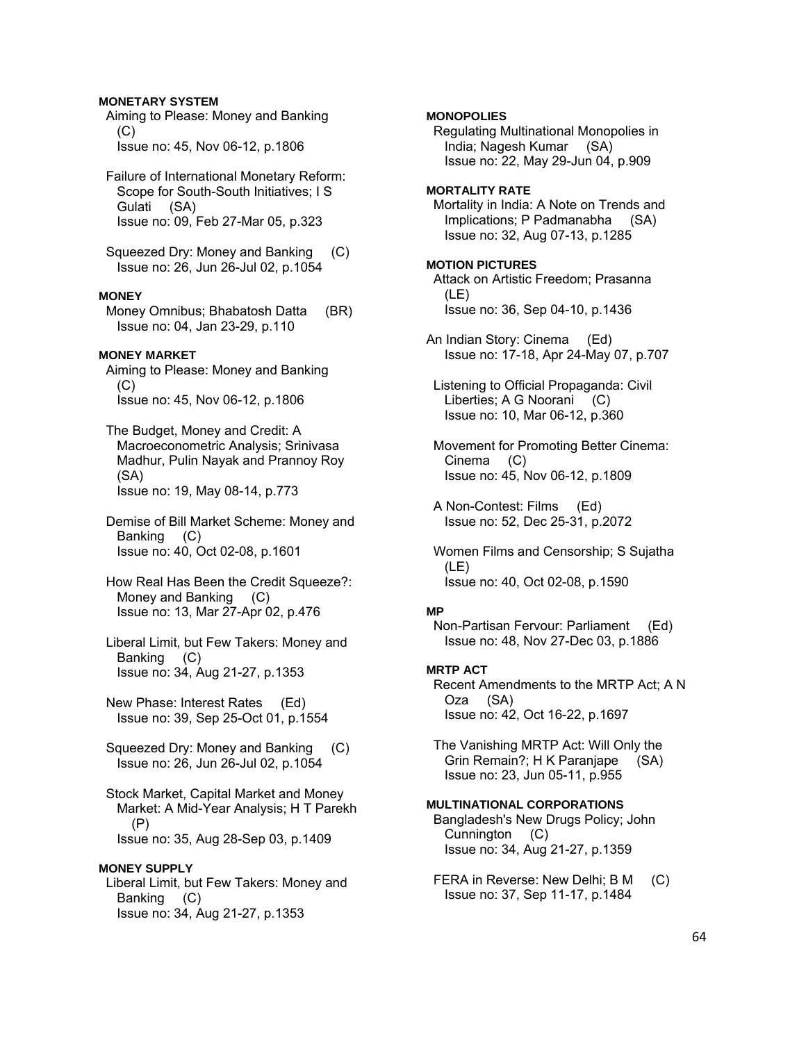**MONETARY SYSTEM**

Aiming to Please: Money and Banking (C)
Issue no: 45, Nov 06-12, p.1806

Failure of International Monetary Reform: Scope for South-South Initiatives; I S Gulati (SA)
Issue no: 09, Feb 27-Mar 05, p.323

Squeezed Dry: Money and Banking (C)
Issue no: 26, Jun 26-Jul 02, p.1054

**MONEY**

Money Omnibus; Bhabatosh Datta (BR)
Issue no: 04, Jan 23-29, p.110

**MONEY MARKET**

Aiming to Please: Money and Banking (C)
Issue no: 45, Nov 06-12, p.1806

The Budget, Money and Credit: A Macroeconometric Analysis; Srinivasa Madhur, Pulin Nayak and Prannoy Roy (SA)
Issue no: 19, May 08-14, p.773

Demise of Bill Market Scheme: Money and Banking (C)
Issue no: 40, Oct 02-08, p.1601

How Real Has Been the Credit Squeeze?: Money and Banking (C)
Issue no: 13, Mar 27-Apr 02, p.476

Liberal Limit, but Few Takers: Money and Banking (C)
Issue no: 34, Aug 21-27, p.1353

New Phase: Interest Rates (Ed)
Issue no: 39, Sep 25-Oct 01, p.1554

Squeezed Dry: Money and Banking (C)
Issue no: 26, Jun 26-Jul 02, p.1054

Stock Market, Capital Market and Money Market: A Mid-Year Analysis; H T Parekh (P)
Issue no: 35, Aug 28-Sep 03, p.1409

**MONEY SUPPLY**

Liberal Limit, but Few Takers: Money and Banking (C)
Issue no: 34, Aug 21-27, p.1353

**MONOPOLIES**

Regulating Multinational Monopolies in India; Nagesh Kumar (SA)
Issue no: 22, May 29-Jun 04, p.909

**MORTALITY RATE**

Mortality in India: A Note on Trends and Implications; P Padmanabha (SA)
Issue no: 32, Aug 07-13, p.1285

**MOTION PICTURES**

Attack on Artistic Freedom; Prasanna (LE)
Issue no: 36, Sep 04-10, p.1436

An Indian Story: Cinema (Ed)
Issue no: 17-18, Apr 24-May 07, p.707

Listening to Official Propaganda: Civil Liberties; A G Noorani (C)
Issue no: 10, Mar 06-12, p.360

Movement for Promoting Better Cinema: Cinema (C)
Issue no: 45, Nov 06-12, p.1809

A Non-Contest: Films (Ed)
Issue no: 52, Dec 25-31, p.2072

Women Films and Censorship; S Sujatha (LE)
Issue no: 40, Oct 02-08, p.1590

**MP**

Non-Partisan Fervour: Parliament (Ed)
Issue no: 48, Nov 27-Dec 03, p.1886

**MRTP ACT**

Recent Amendments to the MRTP Act; A N Oza (SA)
Issue no: 42, Oct 16-22, p.1697

The Vanishing MRTP Act: Will Only the Grin Remain?; H K Paranjape (SA)
Issue no: 23, Jun 05-11, p.955

**MULTINATIONAL CORPORATIONS**

Bangladesh's New Drugs Policy; John Cunnington (C)
Issue no: 34, Aug 21-27, p.1359

FERA in Reverse: New Delhi; B M (C)
Issue no: 37, Sep 11-17, p.1484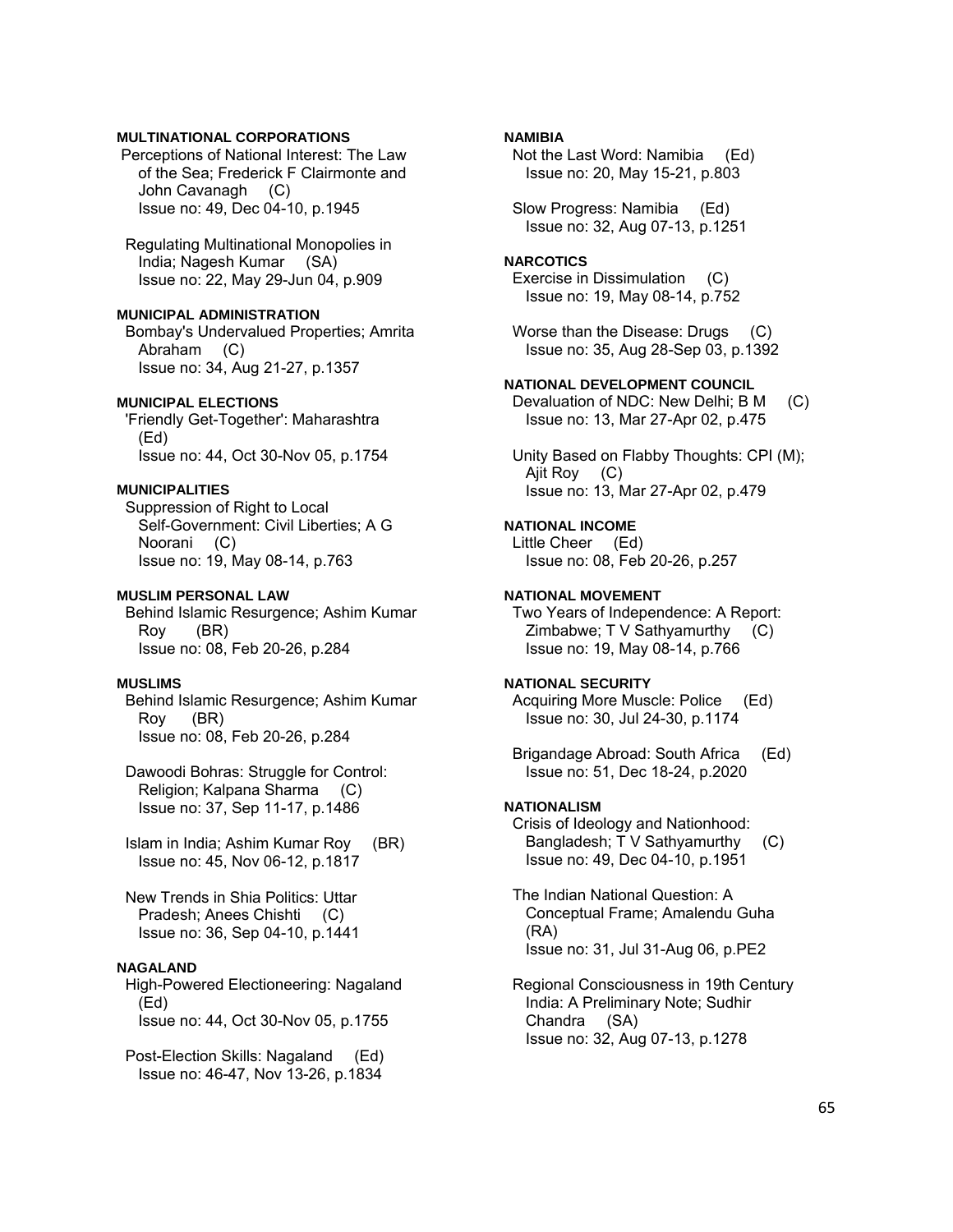**MULTINATIONAL CORPORATIONS**

Perceptions of National Interest: The Law of the Sea; Frederick F Clairmonte and John Cavanagh (C)
Issue no: 49, Dec 04-10, p.1945

Regulating Multinational Monopolies in India; Nagesh Kumar (SA)
Issue no: 22, May 29-Jun 04, p.909

**MUNICIPAL ADMINISTRATION**

Bombay's Undervalued Properties; Amrita Abraham (C)
Issue no: 34, Aug 21-27, p.1357

**MUNICIPAL ELECTIONS**

'Friendly Get-Together': Maharashtra (Ed)
Issue no: 44, Oct 30-Nov 05, p.1754

**MUNICIPALITIES**

Suppression of Right to Local Self-Government: Civil Liberties; A G Noorani (C)
Issue no: 19, May 08-14, p.763

**MUSLIM PERSONAL LAW**

Behind Islamic Resurgence; Ashim Kumar Roy (BR)
Issue no: 08, Feb 20-26, p.284

**MUSLIMS**

Behind Islamic Resurgence; Ashim Kumar Roy (BR)
Issue no: 08, Feb 20-26, p.284

Dawoodi Bohras: Struggle for Control: Religion; Kalpana Sharma (C)
Issue no: 37, Sep 11-17, p.1486

Islam in India; Ashim Kumar Roy (BR)
Issue no: 45, Nov 06-12, p.1817

New Trends in Shia Politics: Uttar Pradesh; Anees Chishti (C)
Issue no: 36, Sep 04-10, p.1441

**NAGALAND**

High-Powered Electioneering: Nagaland (Ed)
Issue no: 44, Oct 30-Nov 05, p.1755

Post-Election Skills: Nagaland (Ed)
Issue no: 46-47, Nov 13-26, p.1834

**NAMIBIA**

Not the Last Word: Namibia (Ed)
Issue no: 20, May 15-21, p.803

Slow Progress: Namibia (Ed)
Issue no: 32, Aug 07-13, p.1251

**NARCOTICS**

Exercise in Dissimulation (C)
Issue no: 19, May 08-14, p.752

Worse than the Disease: Drugs (C)
Issue no: 35, Aug 28-Sep 03, p.1392

**NATIONAL DEVELOPMENT COUNCIL**

Devaluation of NDC: New Delhi; B M (C)
Issue no: 13, Mar 27-Apr 02, p.475

Unity Based on Flabby Thoughts: CPI (M); Ajit Roy (C)
Issue no: 13, Mar 27-Apr 02, p.479

**NATIONAL INCOME**

Little Cheer (Ed)
Issue no: 08, Feb 20-26, p.257

**NATIONAL MOVEMENT**

Two Years of Independence: A Report: Zimbabwe; T V Sathyamurthy (C)
Issue no: 19, May 08-14, p.766

**NATIONAL SECURITY**

Acquiring More Muscle: Police (Ed)
Issue no: 30, Jul 24-30, p.1174

Brigandage Abroad: South Africa (Ed)
Issue no: 51, Dec 18-24, p.2020

**NATIONALISM**

Crisis of Ideology and Nationhood: Bangladesh; T V Sathyamurthy (C)
Issue no: 49, Dec 04-10, p.1951

The Indian National Question: A Conceptual Frame; Amalendu Guha (RA)
Issue no: 31, Jul 31-Aug 06, p.PE2

Regional Consciousness in 19th Century India: A Preliminary Note; Sudhir Chandra (SA)
Issue no: 32, Aug 07-13, p.1278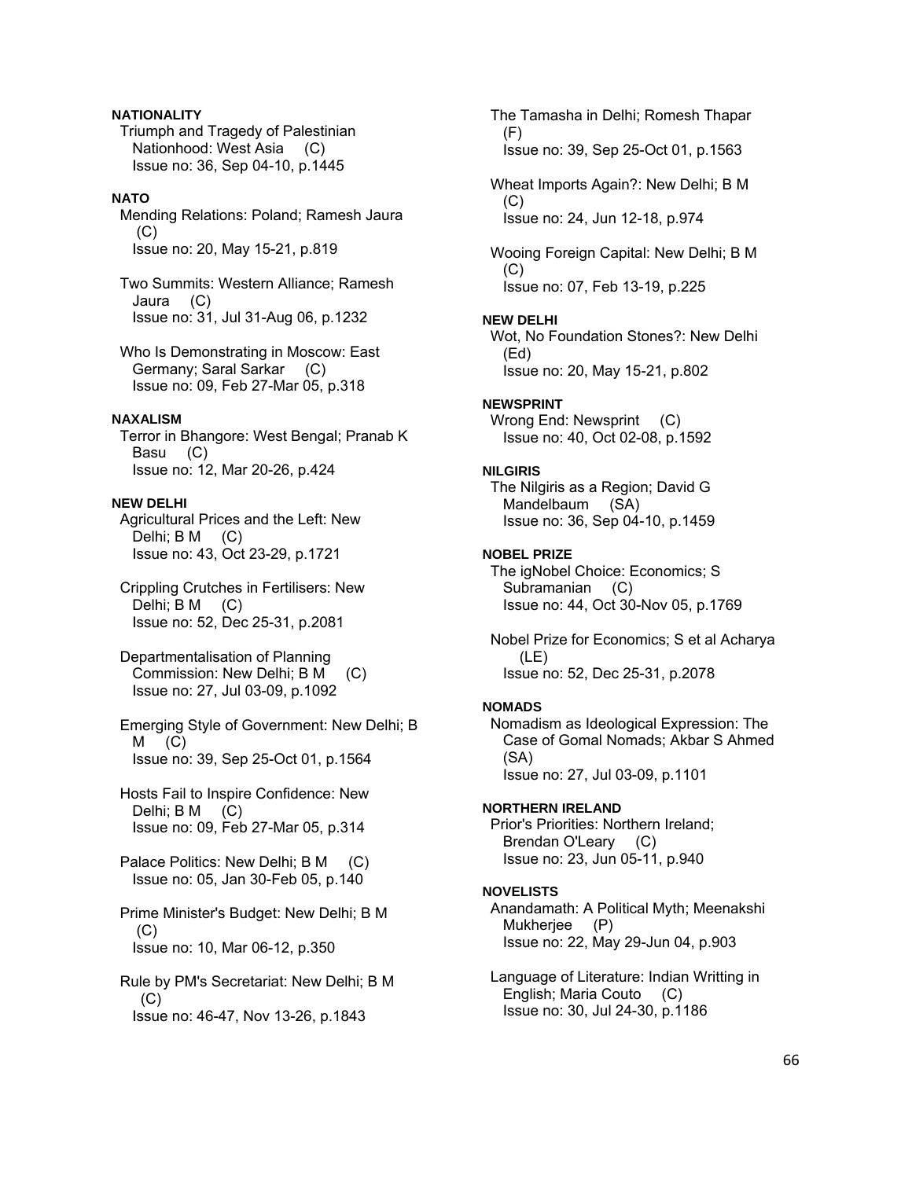**NATIONALITY**

Triumph and Tragedy of Palestinian Nationhood: West Asia (C)
Issue no: 36, Sep 04-10, p.1445

**NATO**

Mending Relations: Poland; Ramesh Jaura (C)
Issue no: 20, May 15-21, p.819

Two Summits: Western Alliance; Ramesh Jaura (C)
Issue no: 31, Jul 31-Aug 06, p.1232

Who Is Demonstrating in Moscow: East Germany; Saral Sarkar (C)
Issue no: 09, Feb 27-Mar 05, p.318

**NAXALISM**

Terror in Bhangore: West Bengal; Pranab K Basu (C)
Issue no: 12, Mar 20-26, p.424

**NEW DELHI**

Agricultural Prices and the Left: New Delhi; B M (C)
Issue no: 43, Oct 23-29, p.1721

Crippling Crutches in Fertilisers: New Delhi; B M (C)
Issue no: 52, Dec 25-31, p.2081

Departmentalisation of Planning Commission: New Delhi; B M (C)
Issue no: 27, Jul 03-09, p.1092

Emerging Style of Government: New Delhi; B M (C)
Issue no: 39, Sep 25-Oct 01, p.1564

Hosts Fail to Inspire Confidence: New Delhi; B M (C)
Issue no: 09, Feb 27-Mar 05, p.314

Palace Politics: New Delhi; B M (C)
Issue no: 05, Jan 30-Feb 05, p.140

Prime Minister's Budget: New Delhi; B M (C)
Issue no: 10, Mar 06-12, p.350

Rule by PM's Secretariat: New Delhi; B M (C)
Issue no: 46-47, Nov 13-26, p.1843

The Tamasha in Delhi; Romesh Thapar (F)
Issue no: 39, Sep 25-Oct 01, p.1563

Wheat Imports Again?: New Delhi; B M (C)
Issue no: 24, Jun 12-18, p.974

Wooing Foreign Capital: New Delhi; B M (C)
Issue no: 07, Feb 13-19, p.225

**NEW DELHI**

Wot, No Foundation Stones?: New Delhi (Ed)
Issue no: 20, May 15-21, p.802

**NEWSPRINT**

Wrong End: Newsprint (C)
Issue no: 40, Oct 02-08, p.1592

**NILGIRIS**

The Nilgiris as a Region; David G Mandelbaum (SA)
Issue no: 36, Sep 04-10, p.1459

**NOBEL PRIZE**

The igNobel Choice: Economics; S Subramanian (C)
Issue no: 44, Oct 30-Nov 05, p.1769

Nobel Prize for Economics; S et al Acharya (LE)
Issue no: 52, Dec 25-31, p.2078

**NOMADS**

Nomadism as Ideological Expression: The Case of Gomal Nomads; Akbar S Ahmed (SA)
Issue no: 27, Jul 03-09, p.1101

**NORTHERN IRELAND**

Prior's Priorities: Northern Ireland; Brendan O'Leary (C)
Issue no: 23, Jun 05-11, p.940

**NOVELISTS**

Anandamath: A Political Myth; Meenakshi Mukherjee (P)
Issue no: 22, May 29-Jun 04, p.903

Language of Literature: Indian Writting in English; Maria Couto (C)
Issue no: 30, Jul 24-30, p.1186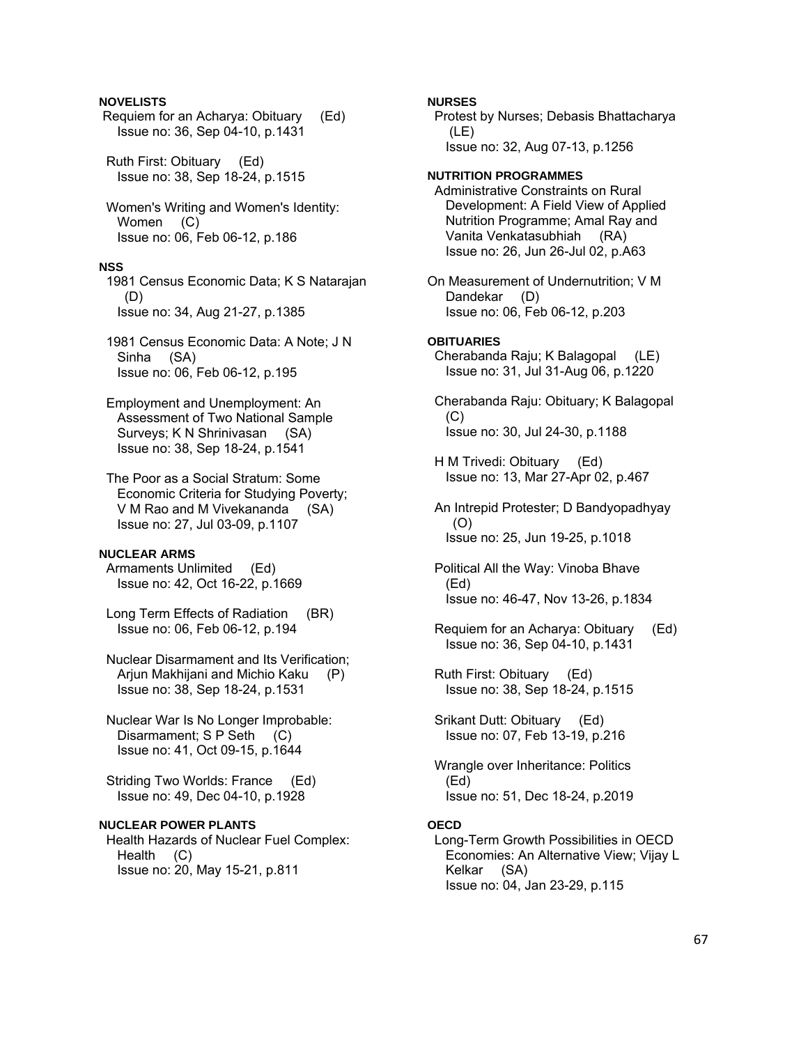**NOVELISTS**

Requiem for an Acharya: Obituary (Ed)
Issue no: 36, Sep 04-10, p.1431

Ruth First: Obituary (Ed)
Issue no: 38, Sep 18-24, p.1515

Women's Writing and Women's Identity: Women (C)
Issue no: 06, Feb 06-12, p.186

**NSS**

1981 Census Economic Data; K S Natarajan (D)
Issue no: 34, Aug 21-27, p.1385

1981 Census Economic Data: A Note; J N Sinha (SA)
Issue no: 06, Feb 06-12, p.195

Employment and Unemployment: An Assessment of Two National Sample Surveys; K N Shrinivasan (SA)
Issue no: 38, Sep 18-24, p.1541

The Poor as a Social Stratum: Some Economic Criteria for Studying Poverty; V M Rao and M Vivekananda (SA)
Issue no: 27, Jul 03-09, p.1107

**NUCLEAR ARMS**

Armaments Unlimited (Ed)
Issue no: 42, Oct 16-22, p.1669

Long Term Effects of Radiation (BR)
Issue no: 06, Feb 06-12, p.194

Nuclear Disarmament and Its Verification; Arjun Makhijani and Michio Kaku (P)
Issue no: 38, Sep 18-24, p.1531

Nuclear War Is No Longer Improbable: Disarmament; S P Seth (C)
Issue no: 41, Oct 09-15, p.1644

Striding Two Worlds: France (Ed)
Issue no: 49, Dec 04-10, p.1928

**NUCLEAR POWER PLANTS**

Health Hazards of Nuclear Fuel Complex: Health (C)
Issue no: 20, May 15-21, p.811

**NURSES**

Protest by Nurses; Debasis Bhattacharya (LE)
Issue no: 32, Aug 07-13, p.1256

**NUTRITION PROGRAMMES**

Administrative Constraints on Rural Development: A Field View of Applied Nutrition Programme; Amal Ray and Vanita Venkatasubhiah (RA)
Issue no: 26, Jun 26-Jul 02, p.A63

On Measurement of Undernutrition; V M Dandekar (D)
Issue no: 06, Feb 06-12, p.203

**OBITUARIES**

Cherabanda Raju; K Balagopal (LE)
Issue no: 31, Jul 31-Aug 06, p.1220

Cherabanda Raju: Obituary; K Balagopal (C)
Issue no: 30, Jul 24-30, p.1188

H M Trivedi: Obituary (Ed)
Issue no: 13, Mar 27-Apr 02, p.467

An Intrepid Protester; D Bandyopadhyay (O)
Issue no: 25, Jun 19-25, p.1018

Political All the Way: Vinoba Bhave (Ed)
Issue no: 46-47, Nov 13-26, p.1834

Requiem for an Acharya: Obituary (Ed)
Issue no: 36, Sep 04-10, p.1431

Ruth First: Obituary (Ed)
Issue no: 38, Sep 18-24, p.1515

Srikant Dutt: Obituary (Ed)
Issue no: 07, Feb 13-19, p.216

Wrangle over Inheritance: Politics (Ed)
Issue no: 51, Dec 18-24, p.2019

**OECD**

Long-Term Growth Possibilities in OECD Economies: An Alternative View; Vijay L Kelkar (SA)
Issue no: 04, Jan 23-29, p.115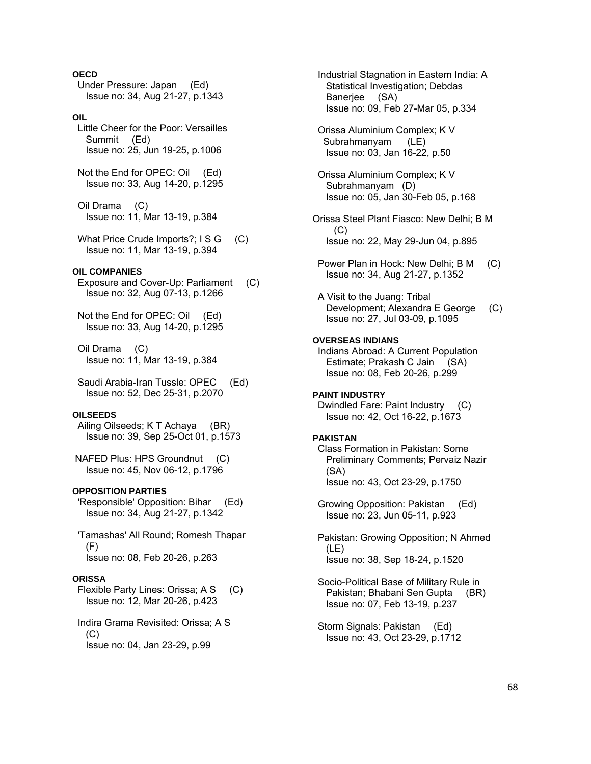**OECD**

Under Pressure: Japan (Ed)
Issue no: 34, Aug 21-27, p.1343

**OIL**

Little Cheer for the Poor: Versailles Summit (Ed)
Issue no: 25, Jun 19-25, p.1006

Not the End for OPEC: Oil (Ed)
Issue no: 33, Aug 14-20, p.1295

Oil Drama (C)
Issue no: 11, Mar 13-19, p.384

What Price Crude Imports?; I S G (C)
Issue no: 11, Mar 13-19, p.394

**OIL COMPANIES**

Exposure and Cover-Up: Parliament (C)
Issue no: 32, Aug 07-13, p.1266

Not the End for OPEC: Oil (Ed)
Issue no: 33, Aug 14-20, p.1295

Oil Drama (C)
Issue no: 11, Mar 13-19, p.384

Saudi Arabia-Iran Tussle: OPEC (Ed)
Issue no: 52, Dec 25-31, p.2070

**OILSEEDS**

Ailing Oilseeds; K T Achaya (BR)
Issue no: 39, Sep 25-Oct 01, p.1573

NAFED Plus: HPS Groundnut (C)
Issue no: 45, Nov 06-12, p.1796

**OPPOSITION PARTIES**

'Responsible' Opposition: Bihar (Ed)
Issue no: 34, Aug 21-27, p.1342

'Tamashas' All Round; Romesh Thapar (F)
Issue no: 08, Feb 20-26, p.263

**ORISSA**

Flexible Party Lines: Orissa; A S (C)
Issue no: 12, Mar 20-26, p.423

Indira Grama Revisited: Orissa; A S (C)
Issue no: 04, Jan 23-29, p.99

Industrial Stagnation in Eastern India: A Statistical Investigation; Debdas Banerjee (SA)
Issue no: 09, Feb 27-Mar 05, p.334

Orissa Aluminium Complex; K V Subrahmanyam (LE)
Issue no: 03, Jan 16-22, p.50

Orissa Aluminium Complex; K V Subrahmanyam (D)
Issue no: 05, Jan 30-Feb 05, p.168

Orissa Steel Plant Fiasco: New Delhi; B M (C)
Issue no: 22, May 29-Jun 04, p.895

Power Plan in Hock: New Delhi; B M (C)
Issue no: 34, Aug 21-27, p.1352

A Visit to the Juang: Tribal Development; Alexandra E George (C)
Issue no: 27, Jul 03-09, p.1095

**OVERSEAS INDIANS**

Indians Abroad: A Current Population Estimate; Prakash C Jain (SA)
Issue no: 08, Feb 20-26, p.299

**PAINT INDUSTRY**

Dwindled Fare: Paint Industry (C)
Issue no: 42, Oct 16-22, p.1673

**PAKISTAN**

Class Formation in Pakistan: Some Preliminary Comments; Pervaiz Nazir (SA)
Issue no: 43, Oct 23-29, p.1750

Growing Opposition: Pakistan (Ed)
Issue no: 23, Jun 05-11, p.923

Pakistan: Growing Opposition; N Ahmed (LE)
Issue no: 38, Sep 18-24, p.1520

Socio-Political Base of Military Rule in Pakistan; Bhabani Sen Gupta (BR)
Issue no: 07, Feb 13-19, p.237

Storm Signals: Pakistan (Ed)
Issue no: 43, Oct 23-29, p.1712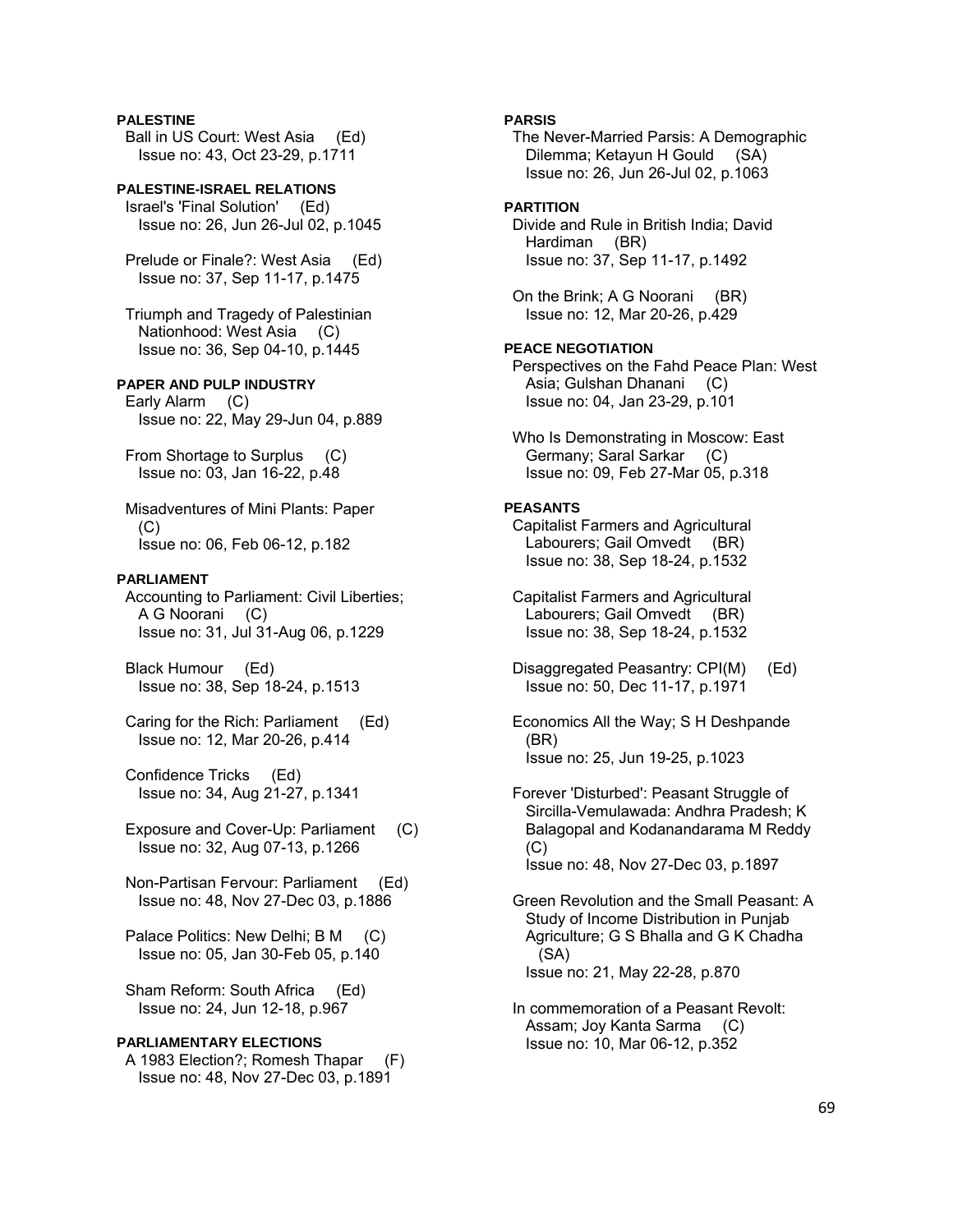**PALESTINE**

Ball in US Court: West Asia (Ed)
Issue no: 43, Oct 23-29, p.1711

**PALESTINE-ISRAEL RELATIONS**

Israel's 'Final Solution' (Ed)
Issue no: 26, Jun 26-Jul 02, p.1045

Prelude or Finale?: West Asia (Ed)
Issue no: 37, Sep 11-17, p.1475

Triumph and Tragedy of Palestinian Nationhood: West Asia (C)
Issue no: 36, Sep 04-10, p.1445

**PAPER AND PULP INDUSTRY**

Early Alarm (C)
Issue no: 22, May 29-Jun 04, p.889

From Shortage to Surplus (C)
Issue no: 03, Jan 16-22, p.48

Misadventures of Mini Plants: Paper (C)
Issue no: 06, Feb 06-12, p.182

**PARLIAMENT**

Accounting to Parliament: Civil Liberties; A G Noorani (C)
Issue no: 31, Jul 31-Aug 06, p.1229

Black Humour (Ed)
Issue no: 38, Sep 18-24, p.1513

Caring for the Rich: Parliament (Ed)
Issue no: 12, Mar 20-26, p.414

Confidence Tricks (Ed)
Issue no: 34, Aug 21-27, p.1341

Exposure and Cover-Up: Parliament (C)
Issue no: 32, Aug 07-13, p.1266

Non-Partisan Fervour: Parliament (Ed)
Issue no: 48, Nov 27-Dec 03, p.1886

Palace Politics: New Delhi; B M (C)
Issue no: 05, Jan 30-Feb 05, p.140

Sham Reform: South Africa (Ed)
Issue no: 24, Jun 12-18, p.967

**PARLIAMENTARY ELECTIONS**

A 1983 Election?; Romesh Thapar (F)
Issue no: 48, Nov 27-Dec 03, p.1891

**PARSIS**

The Never-Married Parsis: A Demographic Dilemma; Ketayun H Gould (SA)
Issue no: 26, Jun 26-Jul 02, p.1063

**PARTITION**

Divide and Rule in British India; David Hardiman (BR)
Issue no: 37, Sep 11-17, p.1492

On the Brink; A G Noorani (BR)
Issue no: 12, Mar 20-26, p.429

**PEACE NEGOTIATION**

Perspectives on the Fahd Peace Plan: West Asia; Gulshan Dhanani (C)
Issue no: 04, Jan 23-29, p.101

Who Is Demonstrating in Moscow: East Germany; Saral Sarkar (C)
Issue no: 09, Feb 27-Mar 05, p.318

**PEASANTS**

Capitalist Farmers and Agricultural Labourers; Gail Omvedt (BR)
Issue no: 38, Sep 18-24, p.1532

Capitalist Farmers and Agricultural Labourers; Gail Omvedt (BR)
Issue no: 38, Sep 18-24, p.1532

Disaggregated Peasantry: CPI(M) (Ed)
Issue no: 50, Dec 11-17, p.1971

Economics All the Way; S H Deshpande (BR)
Issue no: 25, Jun 19-25, p.1023

Forever 'Disturbed': Peasant Struggle of Sircilla-Vemulawada: Andhra Pradesh; K Balagopal and Kodanandarama M Reddy (C)
Issue no: 48, Nov 27-Dec 03, p.1897

Green Revolution and the Small Peasant: A Study of Income Distribution in Punjab Agriculture; G S Bhalla and G K Chadha (SA)
Issue no: 21, May 22-28, p.870

In commemoration of a Peasant Revolt: Assam; Joy Kanta Sarma (C)
Issue no: 10, Mar 06-12, p.352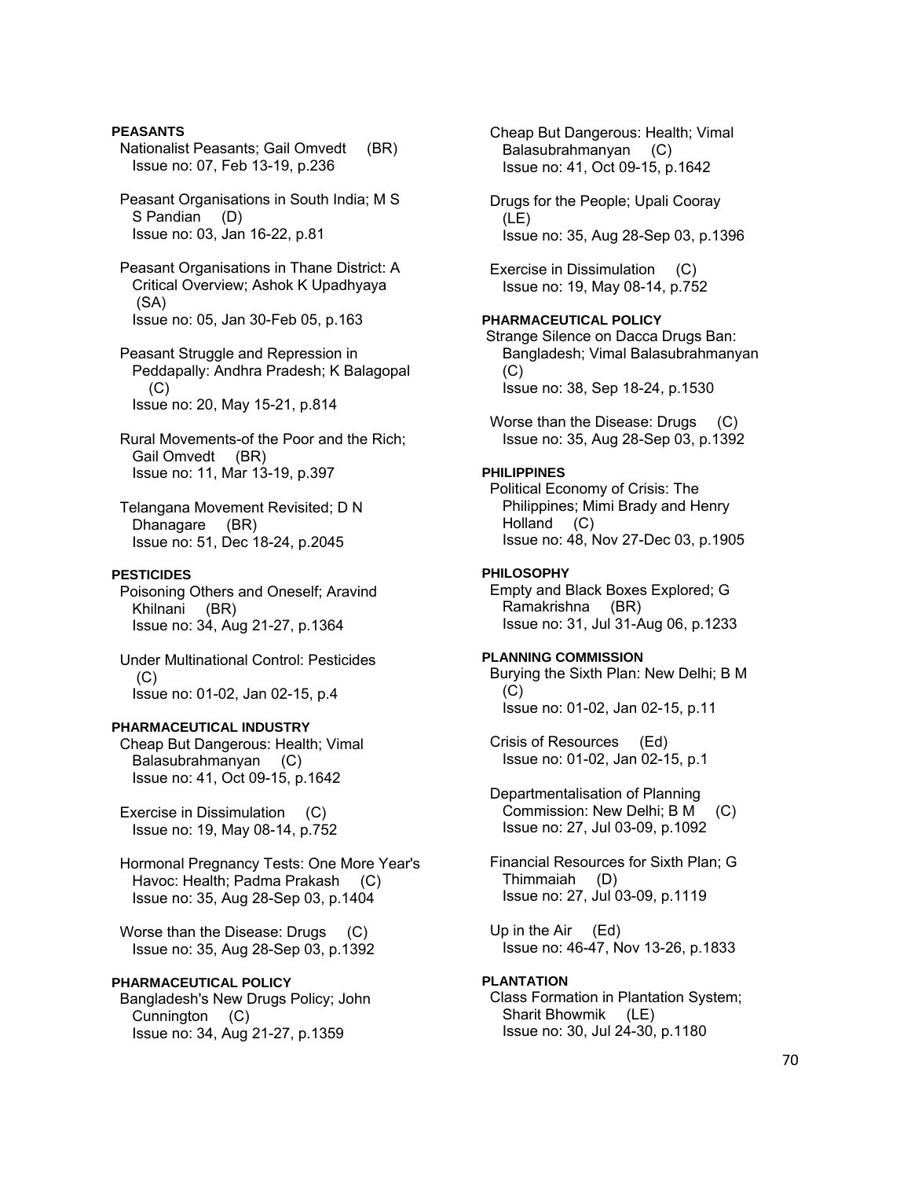**PEASANTS**

Nationalist Peasants; Gail Omvedt (BR)
Issue no: 07, Feb 13-19, p.236

Peasant Organisations in South India; M S S Pandian (D)
Issue no: 03, Jan 16-22, p.81

Peasant Organisations in Thane District: A Critical Overview; Ashok K Upadhyaya (SA)
Issue no: 05, Jan 30-Feb 05, p.163

Peasant Struggle and Repression in Peddapally: Andhra Pradesh; K Balagopal (C)
Issue no: 20, May 15-21, p.814

Rural Movements-of the Poor and the Rich; Gail Omvedt (BR)
Issue no: 11, Mar 13-19, p.397

Telangana Movement Revisited; D N Dhanagare (BR)
Issue no: 51, Dec 18-24, p.2045

**PESTICIDES**

Poisoning Others and Oneself; Aravind Khilnani (BR)
Issue no: 34, Aug 21-27, p.1364

Under Multinational Control: Pesticides (C)
Issue no: 01-02, Jan 02-15, p.4

**PHARMACEUTICAL INDUSTRY**

Cheap But Dangerous: Health; Vimal Balasubrahmanyan (C)
Issue no: 41, Oct 09-15, p.1642

Exercise in Dissimulation (C)
Issue no: 19, May 08-14, p.752

Hormonal Pregnancy Tests: One More Year's Havoc: Health; Padma Prakash (C)
Issue no: 35, Aug 28-Sep 03, p.1404

Worse than the Disease: Drugs (C)
Issue no: 35, Aug 28-Sep 03, p.1392

**PHARMACEUTICAL POLICY**

Bangladesh's New Drugs Policy; John Cunnington (C)
Issue no: 34, Aug 21-27, p.1359

Cheap But Dangerous: Health; Vimal Balasubrahmanyan (C)
Issue no: 41, Oct 09-15, p.1642

Drugs for the People; Upali Cooray (LE)
Issue no: 35, Aug 28-Sep 03, p.1396

Exercise in Dissimulation (C)
Issue no: 19, May 08-14, p.752

**PHARMACEUTICAL POLICY**

Strange Silence on Dacca Drugs Ban: Bangladesh; Vimal Balasubrahmanyan (C)
Issue no: 38, Sep 18-24, p.1530

Worse than the Disease: Drugs (C)
Issue no: 35, Aug 28-Sep 03, p.1392

**PHILIPPINES**

Political Economy of Crisis: The Philippines; Mimi Brady and Henry Holland (C)
Issue no: 48, Nov 27-Dec 03, p.1905

**PHILOSOPHY**

Empty and Black Boxes Explored; G Ramakrishna (BR)
Issue no: 31, Jul 31-Aug 06, p.1233

**PLANNING COMMISSION**

Burying the Sixth Plan: New Delhi; B M (C)
Issue no: 01-02, Jan 02-15, p.11

Crisis of Resources (Ed)
Issue no: 01-02, Jan 02-15, p.1

Departmentalisation of Planning Commission: New Delhi; B M (C)
Issue no: 27, Jul 03-09, p.1092

Financial Resources for Sixth Plan; G Thimmaiah (D)
Issue no: 27, Jul 03-09, p.1119

Up in the Air (Ed)
Issue no: 46-47, Nov 13-26, p.1833

**PLANTATION**

Class Formation in Plantation System; Sharit Bhowmik (LE)
Issue no: 30, Jul 24-30, p.1180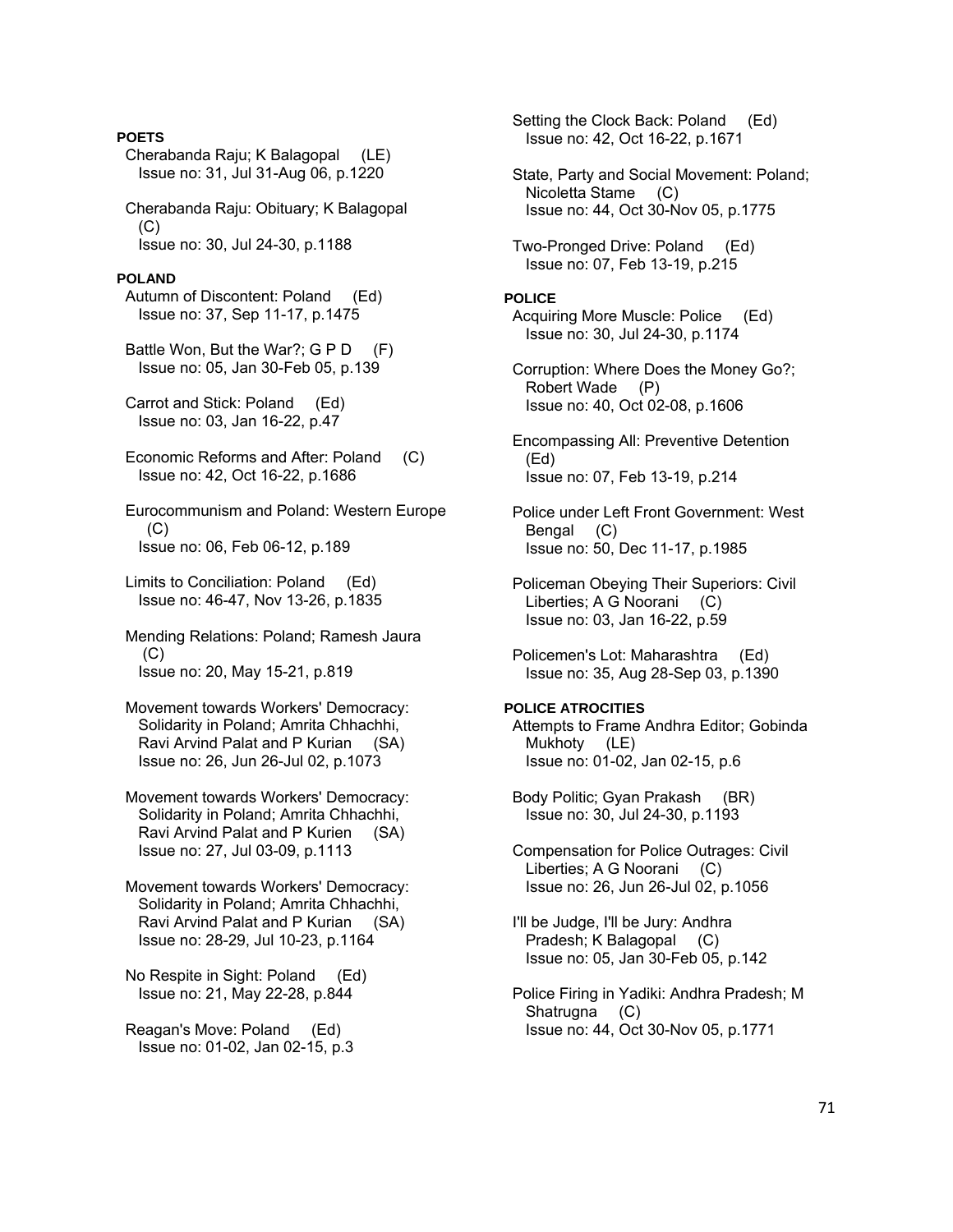**POETS**

Cherabanda Raju; K Balagopal (LE)
Issue no: 31, Jul 31-Aug 06, p.1220

Cherabanda Raju: Obituary; K Balagopal (C)
Issue no: 30, Jul 24-30, p.1188

**POLAND**

Autumn of Discontent: Poland (Ed)
Issue no: 37, Sep 11-17, p.1475

Battle Won, But the War?; G P D (F)
Issue no: 05, Jan 30-Feb 05, p.139

Carrot and Stick: Poland (Ed)
Issue no: 03, Jan 16-22, p.47

Economic Reforms and After: Poland (C)
Issue no: 42, Oct 16-22, p.1686

Eurocommunism and Poland: Western Europe (C)
Issue no: 06, Feb 06-12, p.189

Limits to Conciliation: Poland (Ed)
Issue no: 46-47, Nov 13-26, p.1835

Mending Relations: Poland; Ramesh Jaura (C)
Issue no: 20, May 15-21, p.819

Movement towards Workers' Democracy: Solidarity in Poland; Amrita Chhachhi, Ravi Arvind Palat and P Kurian (SA)
Issue no: 26, Jun 26-Jul 02, p.1073

Movement towards Workers' Democracy: Solidarity in Poland; Amrita Chhachhi, Ravi Arvind Palat and P Kurien (SA)
Issue no: 27, Jul 03-09, p.1113

Movement towards Workers' Democracy: Solidarity in Poland; Amrita Chhachhi, Ravi Arvind Palat and P Kurian (SA)
Issue no: 28-29, Jul 10-23, p.1164

No Respite in Sight: Poland (Ed)
Issue no: 21, May 22-28, p.844

Reagan's Move: Poland (Ed)
Issue no: 01-02, Jan 02-15, p.3

Setting the Clock Back: Poland (Ed)
Issue no: 42, Oct 16-22, p.1671

State, Party and Social Movement: Poland; Nicoletta Stame (C)
Issue no: 44, Oct 30-Nov 05, p.1775

Two-Pronged Drive: Poland (Ed)
Issue no: 07, Feb 13-19, p.215

**POLICE**

Acquiring More Muscle: Police (Ed)
Issue no: 30, Jul 24-30, p.1174

Corruption: Where Does the Money Go?; Robert Wade (P)
Issue no: 40, Oct 02-08, p.1606

Encompassing All: Preventive Detention (Ed)
Issue no: 07, Feb 13-19, p.214

Police under Left Front Government: West Bengal (C)
Issue no: 50, Dec 11-17, p.1985

Policeman Obeying Their Superiors: Civil Liberties; A G Noorani (C)
Issue no: 03, Jan 16-22, p.59

Policemen's Lot: Maharashtra (Ed)
Issue no: 35, Aug 28-Sep 03, p.1390

**POLICE ATROCITIES**

Attempts to Frame Andhra Editor; Gobinda Mukhoty (LE)
Issue no: 01-02, Jan 02-15, p.6

Body Politic; Gyan Prakash (BR)
Issue no: 30, Jul 24-30, p.1193

Compensation for Police Outrages: Civil Liberties; A G Noorani (C)
Issue no: 26, Jun 26-Jul 02, p.1056

I'll be Judge, I'll be Jury: Andhra Pradesh; K Balagopal (C)
Issue no: 05, Jan 30-Feb 05, p.142

Police Firing in Yadiki: Andhra Pradesh; M Shatrugna (C)
Issue no: 44, Oct 30-Nov 05, p.1771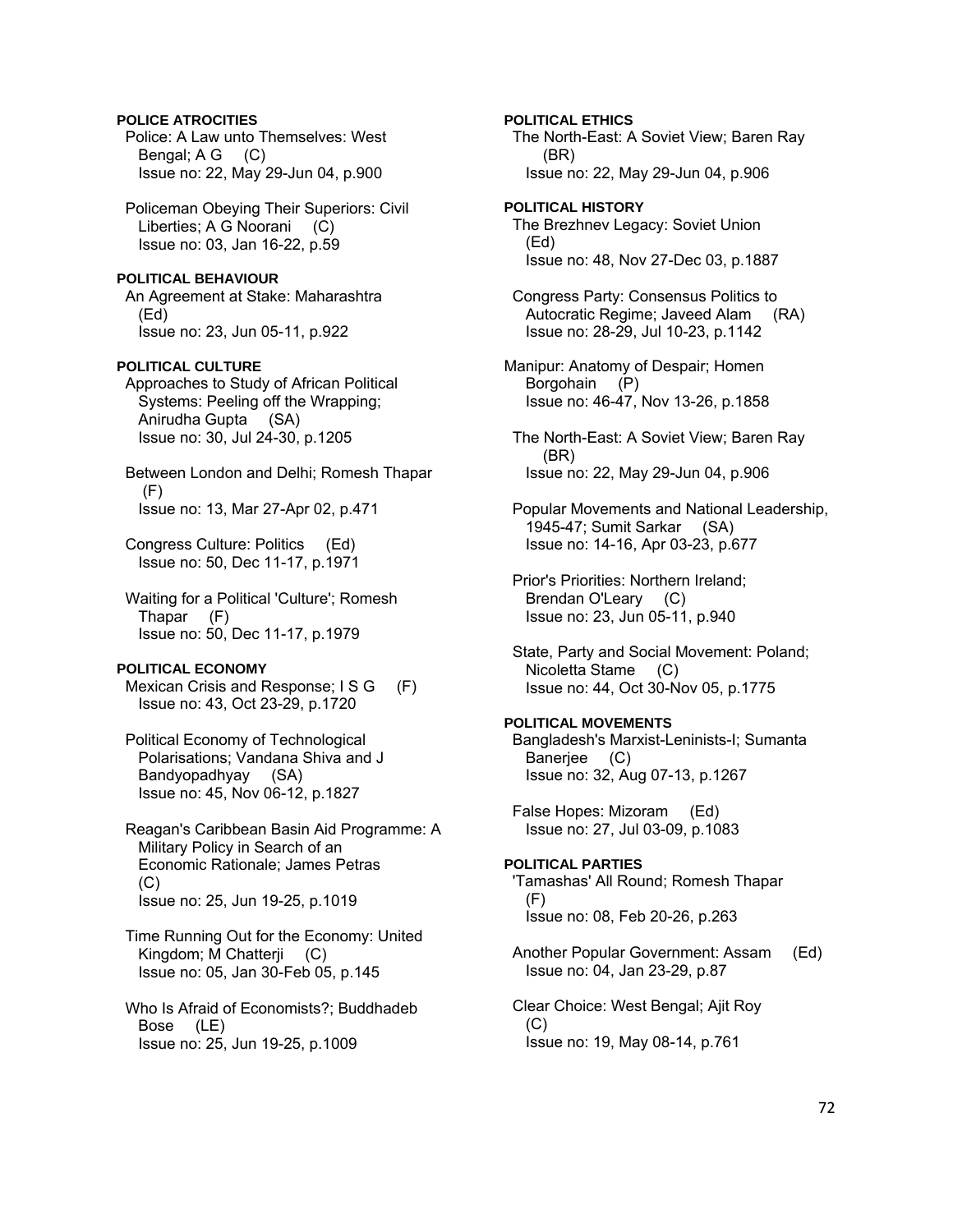**POLICE ATROCITIES**

Police: A Law unto Themselves: West Bengal; A G (C)
Issue no: 22, May 29-Jun 04, p.900

Policeman Obeying Their Superiors: Civil Liberties; A G Noorani (C)
Issue no: 03, Jan 16-22, p.59

**POLITICAL BEHAVIOUR**

An Agreement at Stake: Maharashtra (Ed)
Issue no: 23, Jun 05-11, p.922

**POLITICAL CULTURE**

Approaches to Study of African Political Systems: Peeling off the Wrapping; Anirudha Gupta (SA)
Issue no: 30, Jul 24-30, p.1205

Between London and Delhi; Romesh Thapar (F)
Issue no: 13, Mar 27-Apr 02, p.471

Congress Culture: Politics (Ed)
Issue no: 50, Dec 11-17, p.1971

Waiting for a Political 'Culture'; Romesh Thapar (F)
Issue no: 50, Dec 11-17, p.1979

**POLITICAL ECONOMY**

Mexican Crisis and Response; I S G (F)
Issue no: 43, Oct 23-29, p.1720

Political Economy of Technological Polarisations; Vandana Shiva and J Bandyopadhyay (SA)
Issue no: 45, Nov 06-12, p.1827

Reagan's Caribbean Basin Aid Programme: A Military Policy in Search of an Economic Rationale; James Petras (C)
Issue no: 25, Jun 19-25, p.1019

Time Running Out for the Economy: United Kingdom; M Chatterji (C)
Issue no: 05, Jan 30-Feb 05, p.145

Who Is Afraid of Economists?; Buddhadeb Bose (LE)
Issue no: 25, Jun 19-25, p.1009

**POLITICAL ETHICS**

The North-East: A Soviet View; Baren Ray (BR)
Issue no: 22, May 29-Jun 04, p.906

**POLITICAL HISTORY**

The Brezhnev Legacy: Soviet Union (Ed)
Issue no: 48, Nov 27-Dec 03, p.1887

Congress Party: Consensus Politics to Autocratic Regime; Javeed Alam (RA)
Issue no: 28-29, Jul 10-23, p.1142

Manipur: Anatomy of Despair; Homen Borgohain (P)
Issue no: 46-47, Nov 13-26, p.1858

The North-East: A Soviet View; Baren Ray (BR)
Issue no: 22, May 29-Jun 04, p.906

Popular Movements and National Leadership, 1945-47; Sumit Sarkar (SA)
Issue no: 14-16, Apr 03-23, p.677

Prior's Priorities: Northern Ireland; Brendan O'Leary (C)
Issue no: 23, Jun 05-11, p.940

State, Party and Social Movement: Poland; Nicoletta Stame (C)
Issue no: 44, Oct 30-Nov 05, p.1775

**POLITICAL MOVEMENTS**

Bangladesh's Marxist-Leninists-I; Sumanta Banerjee (C)
Issue no: 32, Aug 07-13, p.1267

False Hopes: Mizoram (Ed)
Issue no: 27, Jul 03-09, p.1083

**POLITICAL PARTIES**

'Tamashas' All Round; Romesh Thapar (F)
Issue no: 08, Feb 20-26, p.263

Another Popular Government: Assam (Ed)
Issue no: 04, Jan 23-29, p.87

Clear Choice: West Bengal; Ajit Roy (C)
Issue no: 19, May 08-14, p.761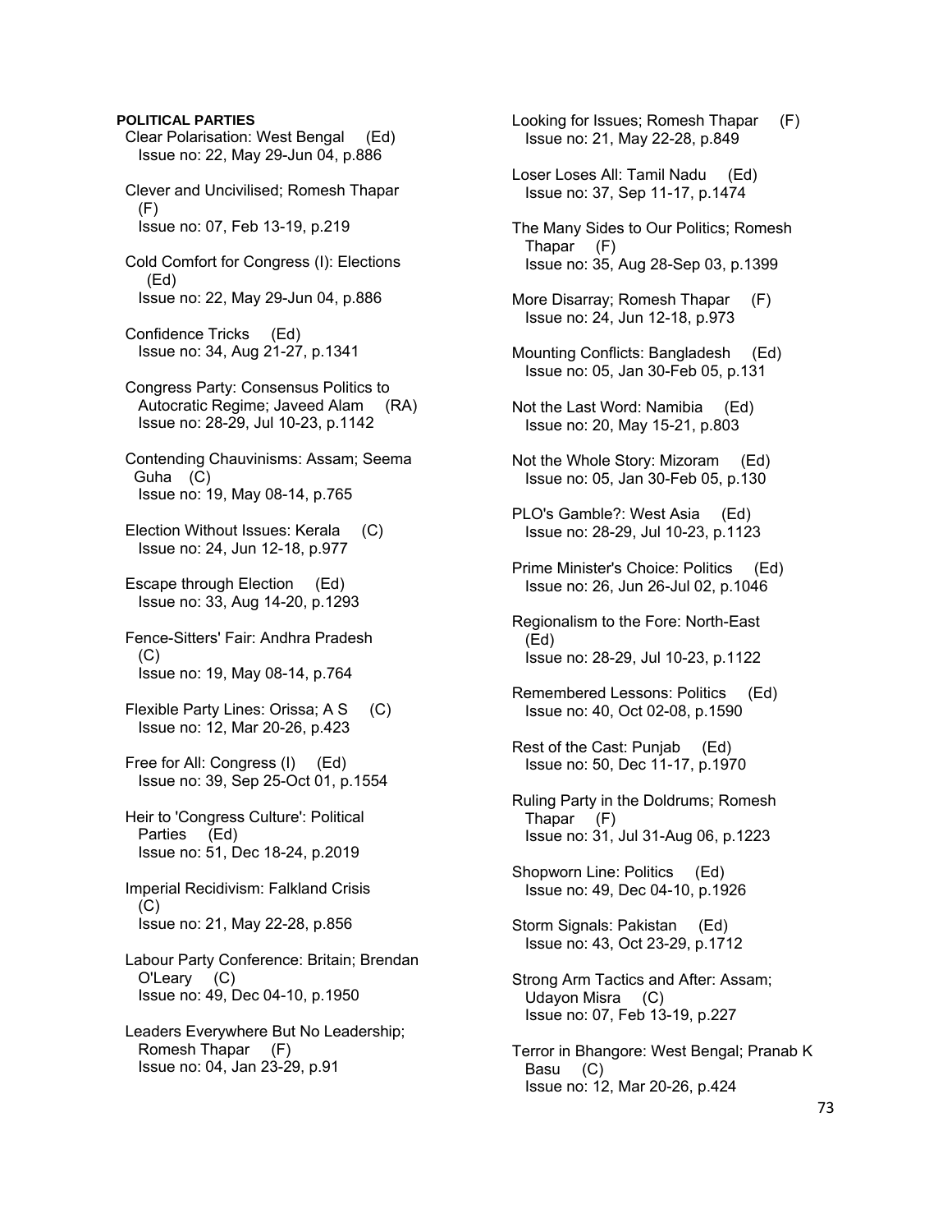**POLITICAL PARTIES**

Clear Polarisation: West Bengal (Ed)
Issue no: 22, May 29-Jun 04, p.886

Clever and Uncivilised; Romesh Thapar (F)
Issue no: 07, Feb 13-19, p.219

Cold Comfort for Congress (I): Elections (Ed)
Issue no: 22, May 29-Jun 04, p.886

Confidence Tricks (Ed)
Issue no: 34, Aug 21-27, p.1341

Congress Party: Consensus Politics to Autocratic Regime; Javeed Alam (RA)
Issue no: 28-29, Jul 10-23, p.1142

Contending Chauvinisms: Assam; Seema Guha (C)
Issue no: 19, May 08-14, p.765

Election Without Issues: Kerala (C)
Issue no: 24, Jun 12-18, p.977

Escape through Election (Ed)
Issue no: 33, Aug 14-20, p.1293

Fence-Sitters' Fair: Andhra Pradesh (C)
Issue no: 19, May 08-14, p.764

Flexible Party Lines: Orissa; A S (C)
Issue no: 12, Mar 20-26, p.423

Free for All: Congress (I) (Ed)
Issue no: 39, Sep 25-Oct 01, p.1554

Heir to 'Congress Culture': Political Parties (Ed)
Issue no: 51, Dec 18-24, p.2019

Imperial Recidivism: Falkland Crisis (C)
Issue no: 21, May 22-28, p.856

Labour Party Conference: Britain; Brendan O'Leary (C)
Issue no: 49, Dec 04-10, p.1950

Leaders Everywhere But No Leadership; Romesh Thapar (F)
Issue no: 04, Jan 23-29, p.91

Looking for Issues; Romesh Thapar (F)
Issue no: 21, May 22-28, p.849

Loser Loses All: Tamil Nadu (Ed)
Issue no: 37, Sep 11-17, p.1474

The Many Sides to Our Politics; Romesh Thapar (F)
Issue no: 35, Aug 28-Sep 03, p.1399

More Disarray; Romesh Thapar (F)
Issue no: 24, Jun 12-18, p.973

Mounting Conflicts: Bangladesh (Ed)
Issue no: 05, Jan 30-Feb 05, p.131

Not the Last Word: Namibia (Ed)
Issue no: 20, May 15-21, p.803

Not the Whole Story: Mizoram (Ed)
Issue no: 05, Jan 30-Feb 05, p.130

PLO's Gamble?: West Asia (Ed)
Issue no: 28-29, Jul 10-23, p.1123

Prime Minister's Choice: Politics (Ed)
Issue no: 26, Jun 26-Jul 02, p.1046

Regionalism to the Fore: North-East (Ed)
Issue no: 28-29, Jul 10-23, p.1122

Remembered Lessons: Politics (Ed)
Issue no: 40, Oct 02-08, p.1590

Rest of the Cast: Punjab (Ed)
Issue no: 50, Dec 11-17, p.1970

Ruling Party in the Doldrums; Romesh Thapar (F)
Issue no: 31, Jul 31-Aug 06, p.1223

Shopworn Line: Politics (Ed)
Issue no: 49, Dec 04-10, p.1926

Storm Signals: Pakistan (Ed)
Issue no: 43, Oct 23-29, p.1712

Strong Arm Tactics and After: Assam; Udayon Misra (C)
Issue no: 07, Feb 13-19, p.227

Terror in Bhangore: West Bengal; Pranab K Basu (C)
Issue no: 12, Mar 20-26, p.424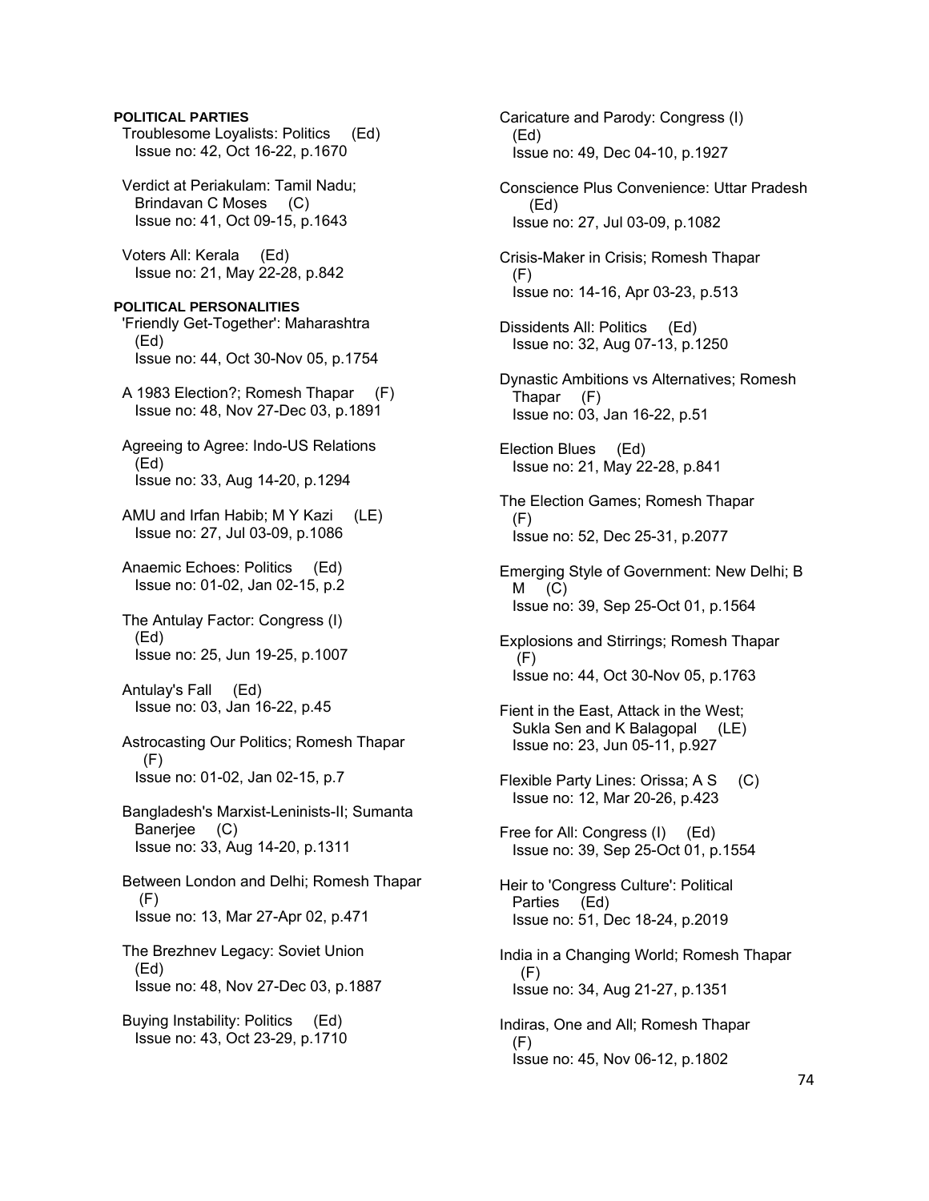**POLITICAL PARTIES**

Troublesome Loyalists: Politics (Ed)
Issue no: 42, Oct 16-22, p.1670

Verdict at Periakulam: Tamil Nadu; Brindavan C Moses (C)
Issue no: 41, Oct 09-15, p.1643

Voters All: Kerala (Ed)
Issue no: 21, May 22-28, p.842

**POLITICAL PERSONALITIES**

'Friendly Get-Together': Maharashtra (Ed)
Issue no: 44, Oct 30-Nov 05, p.1754

A 1983 Election?; Romesh Thapar (F)
Issue no: 48, Nov 27-Dec 03, p.1891

Agreeing to Agree: Indo-US Relations (Ed)
Issue no: 33, Aug 14-20, p.1294

AMU and Irfan Habib; M Y Kazi (LE)
Issue no: 27, Jul 03-09, p.1086

Anaemic Echoes: Politics (Ed)
Issue no: 01-02, Jan 02-15, p.2

The Antulay Factor: Congress (I) (Ed)
Issue no: 25, Jun 19-25, p.1007

Antulay's Fall (Ed)
Issue no: 03, Jan 16-22, p.45

Astrocasting Our Politics; Romesh Thapar (F)
Issue no: 01-02, Jan 02-15, p.7

Bangladesh's Marxist-Leninists-II; Sumanta Banerjee (C)
Issue no: 33, Aug 14-20, p.1311

Between London and Delhi; Romesh Thapar (F)
Issue no: 13, Mar 27-Apr 02, p.471

The Brezhnev Legacy: Soviet Union (Ed)
Issue no: 48, Nov 27-Dec 03, p.1887

Buying Instability: Politics (Ed)
Issue no: 43, Oct 23-29, p.1710

Caricature and Parody: Congress (I) (Ed)
Issue no: 49, Dec 04-10, p.1927

Conscience Plus Convenience: Uttar Pradesh (Ed)
Issue no: 27, Jul 03-09, p.1082

Crisis-Maker in Crisis; Romesh Thapar (F)
Issue no: 14-16, Apr 03-23, p.513

Dissidents All: Politics (Ed)
Issue no: 32, Aug 07-13, p.1250

Dynastic Ambitions vs Alternatives; Romesh Thapar (F)
Issue no: 03, Jan 16-22, p.51

Election Blues (Ed)
Issue no: 21, May 22-28, p.841

The Election Games; Romesh Thapar (F)
Issue no: 52, Dec 25-31, p.2077

Emerging Style of Government: New Delhi; B M (C)
Issue no: 39, Sep 25-Oct 01, p.1564

Explosions and Stirrings; Romesh Thapar (F)
Issue no: 44, Oct 30-Nov 05, p.1763

Fient in the East, Attack in the West; Sukla Sen and K Balagopal (LE)
Issue no: 23, Jun 05-11, p.927

Flexible Party Lines: Orissa; A S (C)
Issue no: 12, Mar 20-26, p.423

Free for All: Congress (I) (Ed)
Issue no: 39, Sep 25-Oct 01, p.1554

Heir to 'Congress Culture': Political Parties (Ed)
Issue no: 51, Dec 18-24, p.2019

India in a Changing World; Romesh Thapar (F)
Issue no: 34, Aug 21-27, p.1351

Indiras, One and All; Romesh Thapar (F)
Issue no: 45, Nov 06-12, p.1802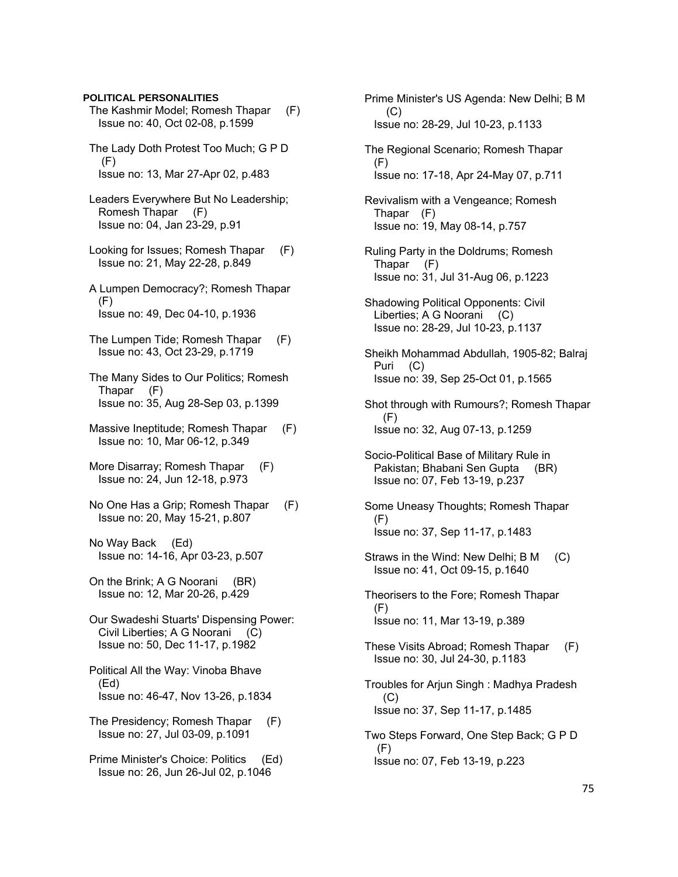**POLITICAL PERSONALITIES**

The Kashmir Model; Romesh Thapar (F)
Issue no: 40, Oct 02-08, p.1599

The Lady Doth Protest Too Much; G P D (F)
Issue no: 13, Mar 27-Apr 02, p.483

Leaders Everywhere But No Leadership; Romesh Thapar (F)
Issue no: 04, Jan 23-29, p.91

Looking for Issues; Romesh Thapar (F)
Issue no: 21, May 22-28, p.849

A Lumpen Democracy?; Romesh Thapar (F)
Issue no: 49, Dec 04-10, p.1936

The Lumpen Tide; Romesh Thapar (F)
Issue no: 43, Oct 23-29, p.1719

The Many Sides to Our Politics; Romesh Thapar (F)
Issue no: 35, Aug 28-Sep 03, p.1399

Massive Ineptitude; Romesh Thapar (F)
Issue no: 10, Mar 06-12, p.349

More Disarray; Romesh Thapar (F)
Issue no: 24, Jun 12-18, p.973

No One Has a Grip; Romesh Thapar (F)
Issue no: 20, May 15-21, p.807

No Way Back (Ed)
Issue no: 14-16, Apr 03-23, p.507

On the Brink; A G Noorani (BR)
Issue no: 12, Mar 20-26, p.429

Our Swadeshi Stuarts' Dispensing Power: Civil Liberties; A G Noorani (C)
Issue no: 50, Dec 11-17, p.1982

Political All the Way: Vinoba Bhave (Ed)
Issue no: 46-47, Nov 13-26, p.1834

The Presidency; Romesh Thapar (F)
Issue no: 27, Jul 03-09, p.1091

Prime Minister's Choice: Politics (Ed)
Issue no: 26, Jun 26-Jul 02, p.1046

Prime Minister's US Agenda: New Delhi; B M (C)
Issue no: 28-29, Jul 10-23, p.1133

The Regional Scenario; Romesh Thapar (F)
Issue no: 17-18, Apr 24-May 07, p.711

Revivalism with a Vengeance; Romesh Thapar (F)
Issue no: 19, May 08-14, p.757

Ruling Party in the Doldrums; Romesh Thapar (F)
Issue no: 31, Jul 31-Aug 06, p.1223

Shadowing Political Opponents: Civil Liberties; A G Noorani (C)
Issue no: 28-29, Jul 10-23, p.1137

Sheikh Mohammad Abdullah, 1905-82; Balraj Puri (C)
Issue no: 39, Sep 25-Oct 01, p.1565

Shot through with Rumours?; Romesh Thapar (F)
Issue no: 32, Aug 07-13, p.1259

Socio-Political Base of Military Rule in Pakistan; Bhabani Sen Gupta (BR)
Issue no: 07, Feb 13-19, p.237

Some Uneasy Thoughts; Romesh Thapar (F)
Issue no: 37, Sep 11-17, p.1483

Straws in the Wind: New Delhi; B M (C)
Issue no: 41, Oct 09-15, p.1640

Theorisers to the Fore; Romesh Thapar (F)
Issue no: 11, Mar 13-19, p.389

These Visits Abroad; Romesh Thapar (F)
Issue no: 30, Jul 24-30, p.1183

Troubles for Arjun Singh : Madhya Pradesh (C)
Issue no: 37, Sep 11-17, p.1485

Two Steps Forward, One Step Back; G P D (F)
Issue no: 07, Feb 13-19, p.223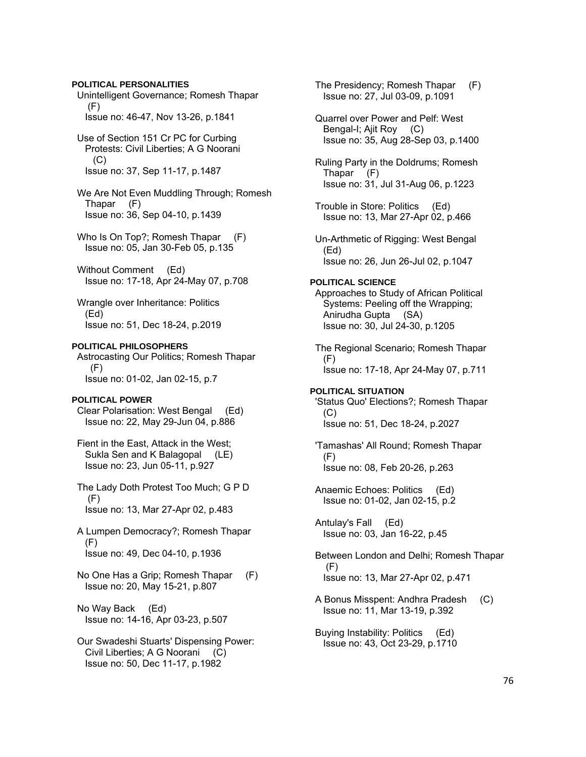**POLITICAL PERSONALITIES**

Unintelligent Governance; Romesh Thapar (F)
Issue no: 46-47, Nov 13-26, p.1841

Use of Section 151 Cr PC for Curbing Protests: Civil Liberties; A G Noorani (C)
Issue no: 37, Sep 11-17, p.1487

We Are Not Even Muddling Through; Romesh Thapar (F)
Issue no: 36, Sep 04-10, p.1439

Who Is On Top?; Romesh Thapar (F)
Issue no: 05, Jan 30-Feb 05, p.135

Without Comment (Ed)
Issue no: 17-18, Apr 24-May 07, p.708

Wrangle over Inheritance: Politics (Ed)
Issue no: 51, Dec 18-24, p.2019

**POLITICAL PHILOSOPHERS**

Astrocasting Our Politics; Romesh Thapar (F)
Issue no: 01-02, Jan 02-15, p.7

**POLITICAL POWER**

Clear Polarisation: West Bengal (Ed)
Issue no: 22, May 29-Jun 04, p.886

Fient in the East, Attack in the West; Sukla Sen and K Balagopal (LE)
Issue no: 23, Jun 05-11, p.927

The Lady Doth Protest Too Much; G P D (F)
Issue no: 13, Mar 27-Apr 02, p.483

A Lumpen Democracy?; Romesh Thapar (F)
Issue no: 49, Dec 04-10, p.1936

No One Has a Grip; Romesh Thapar (F)
Issue no: 20, May 15-21, p.807

No Way Back (Ed)
Issue no: 14-16, Apr 03-23, p.507

Our Swadeshi Stuarts' Dispensing Power: Civil Liberties; A G Noorani (C)
Issue no: 50, Dec 11-17, p.1982

The Presidency; Romesh Thapar (F)
Issue no: 27, Jul 03-09, p.1091

Quarrel over Power and Pelf: West Bengal-I; Ajit Roy (C)
Issue no: 35, Aug 28-Sep 03, p.1400

Ruling Party in the Doldrums; Romesh Thapar (F)
Issue no: 31, Jul 31-Aug 06, p.1223

Trouble in Store: Politics (Ed)
Issue no: 13, Mar 27-Apr 02, p.466

Un-Arthmetic of Rigging: West Bengal (Ed)
Issue no: 26, Jun 26-Jul 02, p.1047

**POLITICAL SCIENCE**

Approaches to Study of African Political Systems: Peeling off the Wrapping; Anirudha Gupta (SA)
Issue no: 30, Jul 24-30, p.1205

The Regional Scenario; Romesh Thapar (F)
Issue no: 17-18, Apr 24-May 07, p.711

**POLITICAL SITUATION**

'Status Quo' Elections?; Romesh Thapar (C)
Issue no: 51, Dec 18-24, p.2027

'Tamashas' All Round; Romesh Thapar (F)
Issue no: 08, Feb 20-26, p.263

Anaemic Echoes: Politics (Ed)
Issue no: 01-02, Jan 02-15, p.2

Antulay's Fall (Ed)
Issue no: 03, Jan 16-22, p.45

Between London and Delhi; Romesh Thapar (F)
Issue no: 13, Mar 27-Apr 02, p.471

A Bonus Misspent: Andhra Pradesh (C)
Issue no: 11, Mar 13-19, p.392

Buying Instability: Politics (Ed)
Issue no: 43, Oct 23-29, p.1710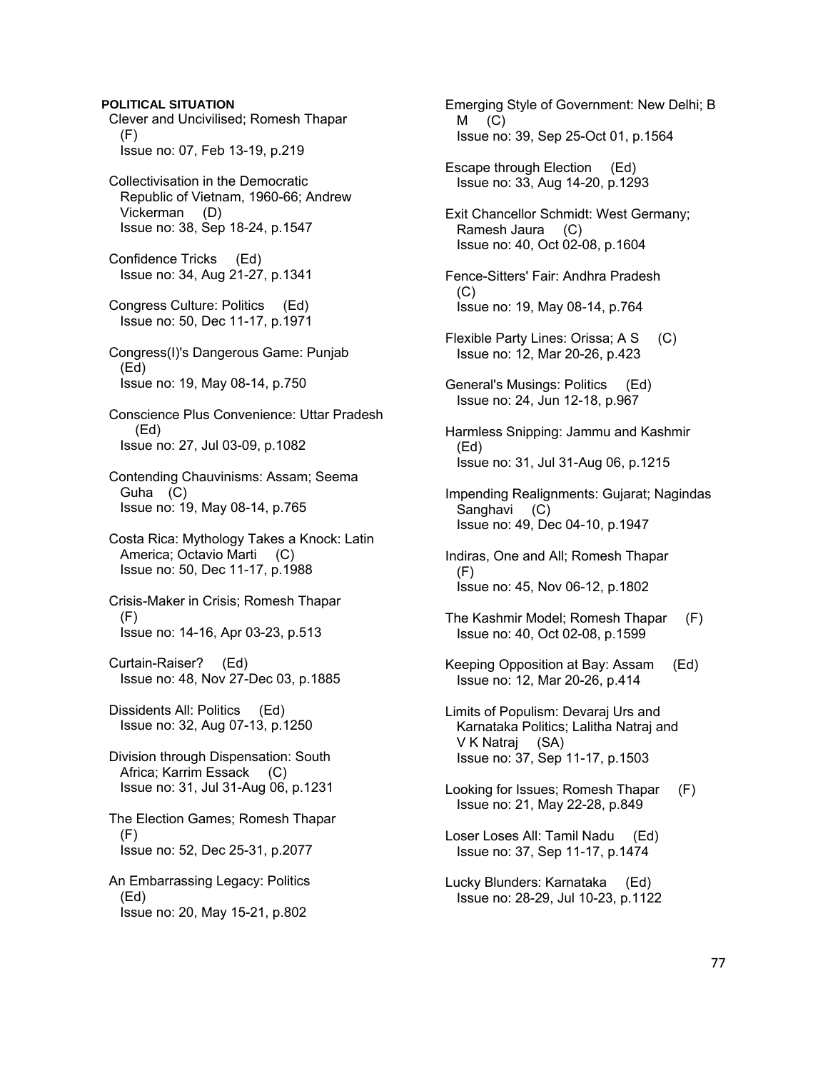**POLITICAL SITUATION**

Clever and Uncivilised; Romesh Thapar (F)
Issue no: 07, Feb 13-19, p.219

Collectivisation in the Democratic Republic of Vietnam, 1960-66; Andrew Vickerman (D)
Issue no: 38, Sep 18-24, p.1547

Confidence Tricks (Ed)
Issue no: 34, Aug 21-27, p.1341

Congress Culture: Politics (Ed)
Issue no: 50, Dec 11-17, p.1971

Congress(I)'s Dangerous Game: Punjab (Ed)
Issue no: 19, May 08-14, p.750

Conscience Plus Convenience: Uttar Pradesh (Ed)
Issue no: 27, Jul 03-09, p.1082

Contending Chauvinisms: Assam; Seema Guha (C)
Issue no: 19, May 08-14, p.765

Costa Rica: Mythology Takes a Knock: Latin America; Octavio Marti (C)
Issue no: 50, Dec 11-17, p.1988

Crisis-Maker in Crisis; Romesh Thapar (F)
Issue no: 14-16, Apr 03-23, p.513

Curtain-Raiser? (Ed)
Issue no: 48, Nov 27-Dec 03, p.1885

Dissidents All: Politics (Ed)
Issue no: 32, Aug 07-13, p.1250

Division through Dispensation: South Africa; Karrim Essack (C)
Issue no: 31, Jul 31-Aug 06, p.1231

The Election Games; Romesh Thapar (F)
Issue no: 52, Dec 25-31, p.2077

An Embarrassing Legacy: Politics (Ed)
Issue no: 20, May 15-21, p.802

Emerging Style of Government: New Delhi; B M (C)
Issue no: 39, Sep 25-Oct 01, p.1564

Escape through Election (Ed)
Issue no: 33, Aug 14-20, p.1293

Exit Chancellor Schmidt: West Germany; Ramesh Jaura (C)
Issue no: 40, Oct 02-08, p.1604

Fence-Sitters' Fair: Andhra Pradesh (C)
Issue no: 19, May 08-14, p.764

Flexible Party Lines: Orissa; A S (C)
Issue no: 12, Mar 20-26, p.423

General's Musings: Politics (Ed)
Issue no: 24, Jun 12-18, p.967

Harmless Snipping: Jammu and Kashmir (Ed)
Issue no: 31, Jul 31-Aug 06, p.1215

Impending Realignments: Gujarat; Nagindas Sanghavi (C)
Issue no: 49, Dec 04-10, p.1947

Indiras, One and All; Romesh Thapar (F)
Issue no: 45, Nov 06-12, p.1802

The Kashmir Model; Romesh Thapar (F)
Issue no: 40, Oct 02-08, p.1599

Keeping Opposition at Bay: Assam (Ed)
Issue no: 12, Mar 20-26, p.414

Limits of Populism: Devaraj Urs and Karnataka Politics; Lalitha Natraj and V K Natraj (SA)
Issue no: 37, Sep 11-17, p.1503

Looking for Issues; Romesh Thapar (F)
Issue no: 21, May 22-28, p.849

Loser Loses All: Tamil Nadu (Ed)
Issue no: 37, Sep 11-17, p.1474

Lucky Blunders: Karnataka (Ed)
Issue no: 28-29, Jul 10-23, p.1122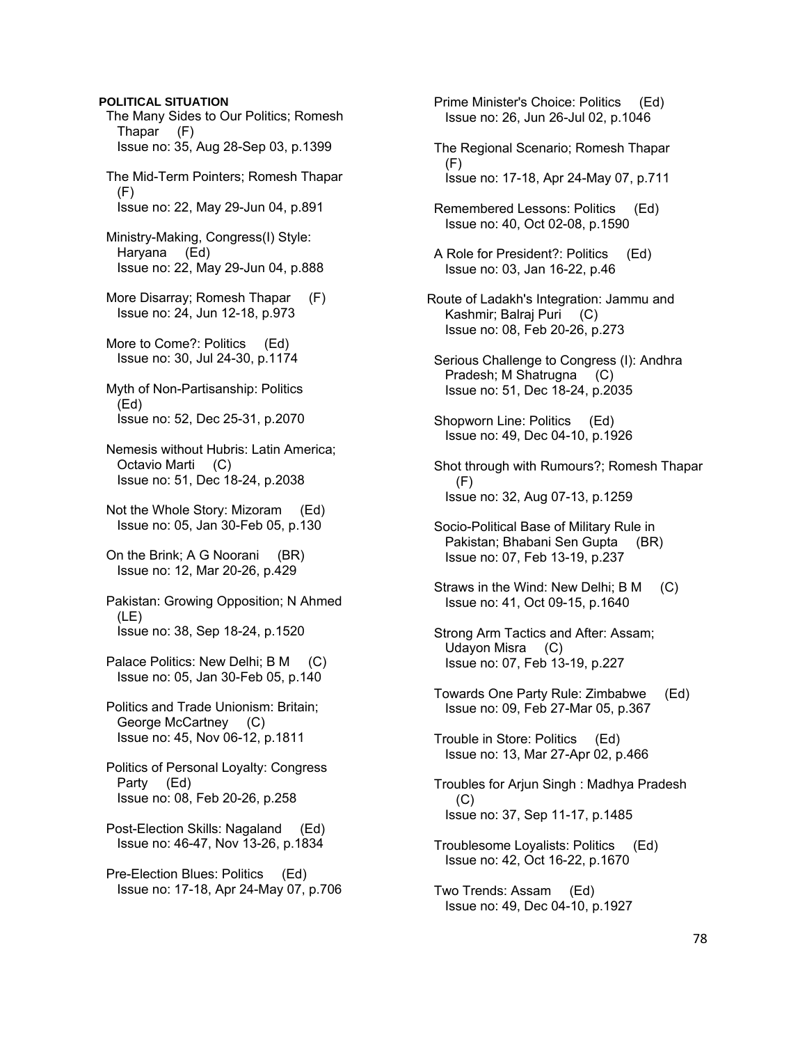**POLITICAL SITUATION**

The Many Sides to Our Politics; Romesh Thapar (F)
Issue no: 35, Aug 28-Sep 03, p.1399

The Mid-Term Pointers; Romesh Thapar (F)
Issue no: 22, May 29-Jun 04, p.891

Ministry-Making, Congress(I) Style: Haryana (Ed)
Issue no: 22, May 29-Jun 04, p.888

More Disarray; Romesh Thapar (F)
Issue no: 24, Jun 12-18, p.973

More to Come?: Politics (Ed)
Issue no: 30, Jul 24-30, p.1174

Myth of Non-Partisanship: Politics (Ed)
Issue no: 52, Dec 25-31, p.2070

Nemesis without Hubris: Latin America; Octavio Marti (C)
Issue no: 51, Dec 18-24, p.2038

Not the Whole Story: Mizoram (Ed)
Issue no: 05, Jan 30-Feb 05, p.130

On the Brink; A G Noorani (BR)
Issue no: 12, Mar 20-26, p.429

Pakistan: Growing Opposition; N Ahmed (LE)
Issue no: 38, Sep 18-24, p.1520

Palace Politics: New Delhi; B M (C)
Issue no: 05, Jan 30-Feb 05, p.140

Politics and Trade Unionism: Britain; George McCartney (C)
Issue no: 45, Nov 06-12, p.1811

Politics of Personal Loyalty: Congress Party (Ed)
Issue no: 08, Feb 20-26, p.258

Post-Election Skills: Nagaland (Ed)
Issue no: 46-47, Nov 13-26, p.1834

Pre-Election Blues: Politics (Ed)
Issue no: 17-18, Apr 24-May 07, p.706

Prime Minister's Choice: Politics (Ed)
Issue no: 26, Jun 26-Jul 02, p.1046

The Regional Scenario; Romesh Thapar (F)
Issue no: 17-18, Apr 24-May 07, p.711

Remembered Lessons: Politics (Ed)
Issue no: 40, Oct 02-08, p.1590

A Role for President?: Politics (Ed)
Issue no: 03, Jan 16-22, p.46

Route of Ladakh's Integration: Jammu and Kashmir; Balraj Puri (C)
Issue no: 08, Feb 20-26, p.273

Serious Challenge to Congress (I): Andhra Pradesh; M Shatrugna (C)
Issue no: 51, Dec 18-24, p.2035

Shopworn Line: Politics (Ed)
Issue no: 49, Dec 04-10, p.1926

Shot through with Rumours?; Romesh Thapar (F)
Issue no: 32, Aug 07-13, p.1259

Socio-Political Base of Military Rule in Pakistan; Bhabani Sen Gupta (BR)
Issue no: 07, Feb 13-19, p.237

Straws in the Wind: New Delhi; B M (C)
Issue no: 41, Oct 09-15, p.1640

Strong Arm Tactics and After: Assam; Udayon Misra (C)
Issue no: 07, Feb 13-19, p.227

Towards One Party Rule: Zimbabwe (Ed)
Issue no: 09, Feb 27-Mar 05, p.367

Trouble in Store: Politics (Ed)
Issue no: 13, Mar 27-Apr 02, p.466

Troubles for Arjun Singh : Madhya Pradesh (C)
Issue no: 37, Sep 11-17, p.1485

Troublesome Loyalists: Politics (Ed)
Issue no: 42, Oct 16-22, p.1670

Two Trends: Assam (Ed)
Issue no: 49, Dec 04-10, p.1927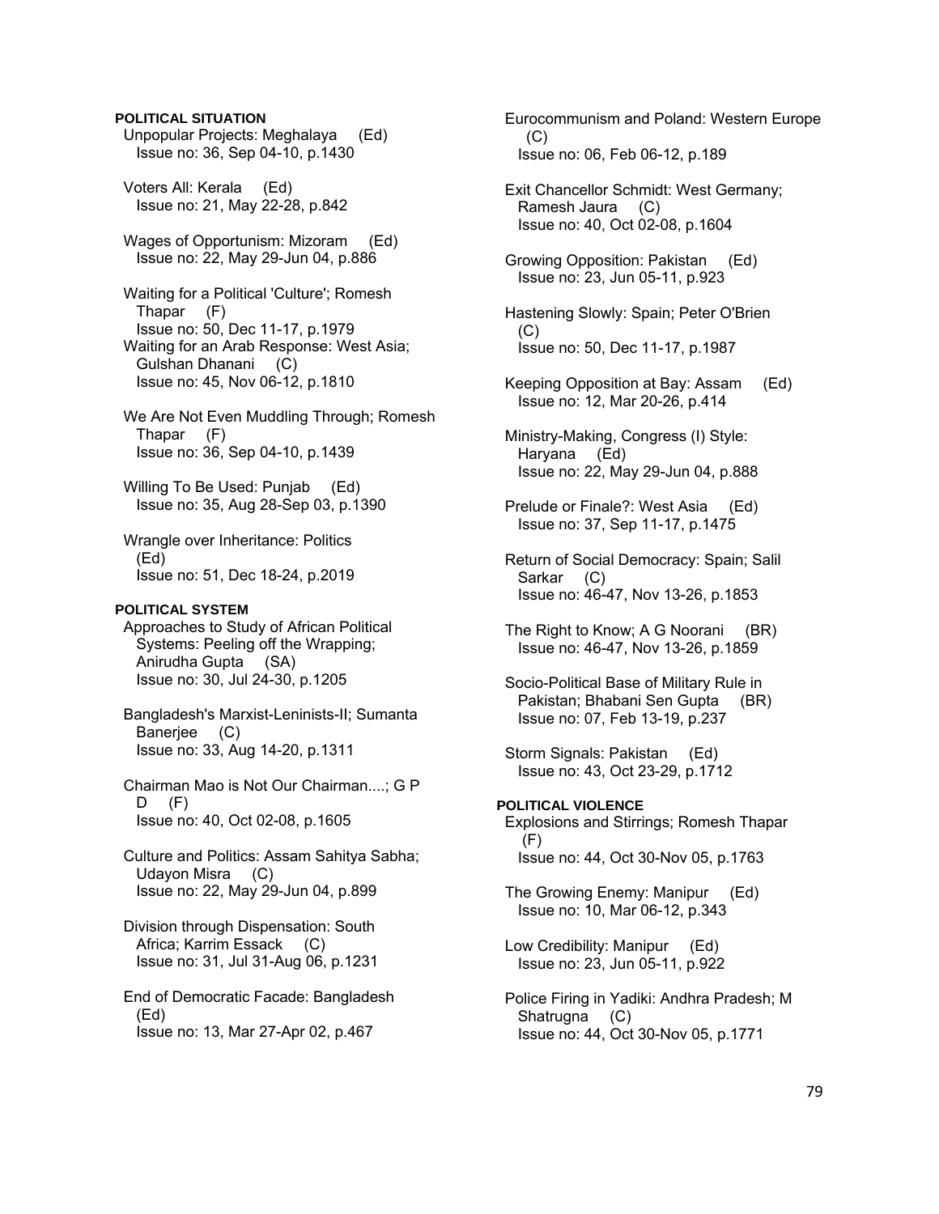**POLITICAL SITUATION**

Unpopular Projects: Meghalaya (Ed)
Issue no: 36, Sep 04-10, p.1430

Voters All: Kerala (Ed)
Issue no: 21, May 22-28, p.842

Wages of Opportunism: Mizoram (Ed)
Issue no: 22, May 29-Jun 04, p.886

Waiting for a Political 'Culture'; Romesh Thapar (F)
Issue no: 50, Dec 11-17, p.1979

Waiting for an Arab Response: West Asia; Gulshan Dhanani (C)
Issue no: 45, Nov 06-12, p.1810

We Are Not Even Muddling Through; Romesh Thapar (F)
Issue no: 36, Sep 04-10, p.1439

Willing To Be Used: Punjab (Ed)
Issue no: 35, Aug 28-Sep 03, p.1390

Wrangle over Inheritance: Politics (Ed)
Issue no: 51, Dec 18-24, p.2019

**POLITICAL SYSTEM**

Approaches to Study of African Political Systems: Peeling off the Wrapping; Anirudha Gupta (SA)
Issue no: 30, Jul 24-30, p.1205

Bangladesh's Marxist-Leninists-II; Sumanta Banerjee (C)
Issue no: 33, Aug 14-20, p.1311

Chairman Mao is Not Our Chairman....; G P D (F)
Issue no: 40, Oct 02-08, p.1605

Culture and Politics: Assam Sahitya Sabha; Udayon Misra (C)
Issue no: 22, May 29-Jun 04, p.899

Division through Dispensation: South Africa; Karrim Essack (C)
Issue no: 31, Jul 31-Aug 06, p.1231

End of Democratic Facade: Bangladesh (Ed)
Issue no: 13, Mar 27-Apr 02, p.467

Eurocommunism and Poland: Western Europe (C)
Issue no: 06, Feb 06-12, p.189

Exit Chancellor Schmidt: West Germany; Ramesh Jaura (C)
Issue no: 40, Oct 02-08, p.1604

Growing Opposition: Pakistan (Ed)
Issue no: 23, Jun 05-11, p.923

Hastening Slowly: Spain; Peter O'Brien (C)
Issue no: 50, Dec 11-17, p.1987

Keeping Opposition at Bay: Assam (Ed)
Issue no: 12, Mar 20-26, p.414

Ministry-Making, Congress (I) Style: Haryana (Ed)
Issue no: 22, May 29-Jun 04, p.888

Prelude or Finale?: West Asia (Ed)
Issue no: 37, Sep 11-17, p.1475

Return of Social Democracy: Spain; Salil Sarkar (C)
Issue no: 46-47, Nov 13-26, p.1853

The Right to Know; A G Noorani (BR)
Issue no: 46-47, Nov 13-26, p.1859

Socio-Political Base of Military Rule in Pakistan; Bhabani Sen Gupta (BR)
Issue no: 07, Feb 13-19, p.237

Storm Signals: Pakistan (Ed)
Issue no: 43, Oct 23-29, p.1712

**POLITICAL VIOLENCE**

Explosions and Stirrings; Romesh Thapar (F)
Issue no: 44, Oct 30-Nov 05, p.1763

The Growing Enemy: Manipur (Ed)
Issue no: 10, Mar 06-12, p.343

Low Credibility: Manipur (Ed)
Issue no: 23, Jun 05-11, p.922

Police Firing in Yadiki: Andhra Pradesh; M Shatrugna (C)
Issue no: 44, Oct 30-Nov 05, p.1771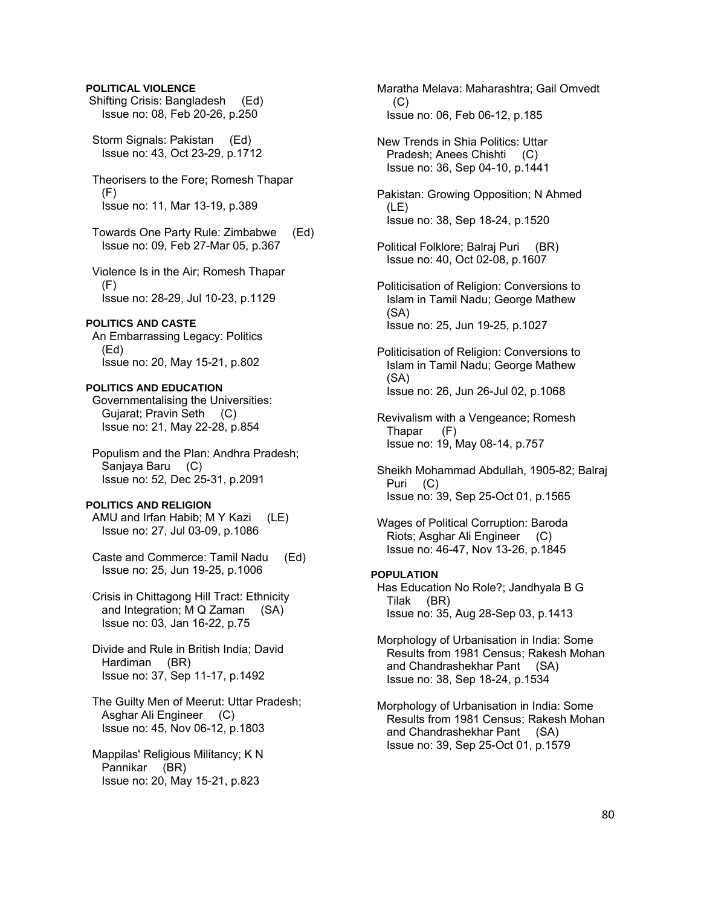**POLITICAL VIOLENCE**

Shifting Crisis: Bangladesh (Ed)
Issue no: 08, Feb 20-26, p.250

Storm Signals: Pakistan (Ed)
Issue no: 43, Oct 23-29, p.1712

Theorisers to the Fore; Romesh Thapar (F)
Issue no: 11, Mar 13-19, p.389

Towards One Party Rule: Zimbabwe (Ed)
Issue no: 09, Feb 27-Mar 05, p.367

Violence Is in the Air; Romesh Thapar (F)
Issue no: 28-29, Jul 10-23, p.1129

**POLITICS AND CASTE**

An Embarrassing Legacy: Politics (Ed)
Issue no: 20, May 15-21, p.802

**POLITICS AND EDUCATION**

Governmentalising the Universities: Gujarat; Pravin Seth (C)
Issue no: 21, May 22-28, p.854

Populism and the Plan: Andhra Pradesh; Sanjaya Baru (C)
Issue no: 52, Dec 25-31, p.2091

**POLITICS AND RELIGION**

AMU and Irfan Habib; M Y Kazi (LE)
Issue no: 27, Jul 03-09, p.1086

Caste and Commerce: Tamil Nadu (Ed)
Issue no: 25, Jun 19-25, p.1006

Crisis in Chittagong Hill Tract: Ethnicity and Integration; M Q Zaman (SA)
Issue no: 03, Jan 16-22, p.75

Divide and Rule in British India; David Hardiman (BR)
Issue no: 37, Sep 11-17, p.1492

The Guilty Men of Meerut: Uttar Pradesh; Asghar Ali Engineer (C)
Issue no: 45, Nov 06-12, p.1803

Mappilas' Religious Militancy; K N Pannikar (BR)
Issue no: 20, May 15-21, p.823

Maratha Melava: Maharashtra; Gail Omvedt (C)
Issue no: 06, Feb 06-12, p.185

New Trends in Shia Politics: Uttar Pradesh; Anees Chishti (C)
Issue no: 36, Sep 04-10, p.1441

Pakistan: Growing Opposition; N Ahmed (LE)
Issue no: 38, Sep 18-24, p.1520

Political Folklore; Balraj Puri (BR)
Issue no: 40, Oct 02-08, p.1607

Politicisation of Religion: Conversions to Islam in Tamil Nadu; George Mathew (SA)
Issue no: 25, Jun 19-25, p.1027

Politicisation of Religion: Conversions to Islam in Tamil Nadu; George Mathew (SA)
Issue no: 26, Jun 26-Jul 02, p.1068

Revivalism with a Vengeance; Romesh Thapar (F)
Issue no: 19, May 08-14, p.757

Sheikh Mohammad Abdullah, 1905-82; Balraj Puri (C)
Issue no: 39, Sep 25-Oct 01, p.1565

Wages of Political Corruption: Baroda Riots; Asghar Ali Engineer (C)
Issue no: 46-47, Nov 13-26, p.1845

**POPULATION**

Has Education No Role?; Jandhyala B G Tilak (BR)
Issue no: 35, Aug 28-Sep 03, p.1413

Morphology of Urbanisation in India: Some Results from 1981 Census; Rakesh Mohan and Chandrashekhar Pant (SA)
Issue no: 38, Sep 18-24, p.1534

Morphology of Urbanisation in India: Some Results from 1981 Census; Rakesh Mohan and Chandrashekhar Pant (SA)
Issue no: 39, Sep 25-Oct 01, p.1579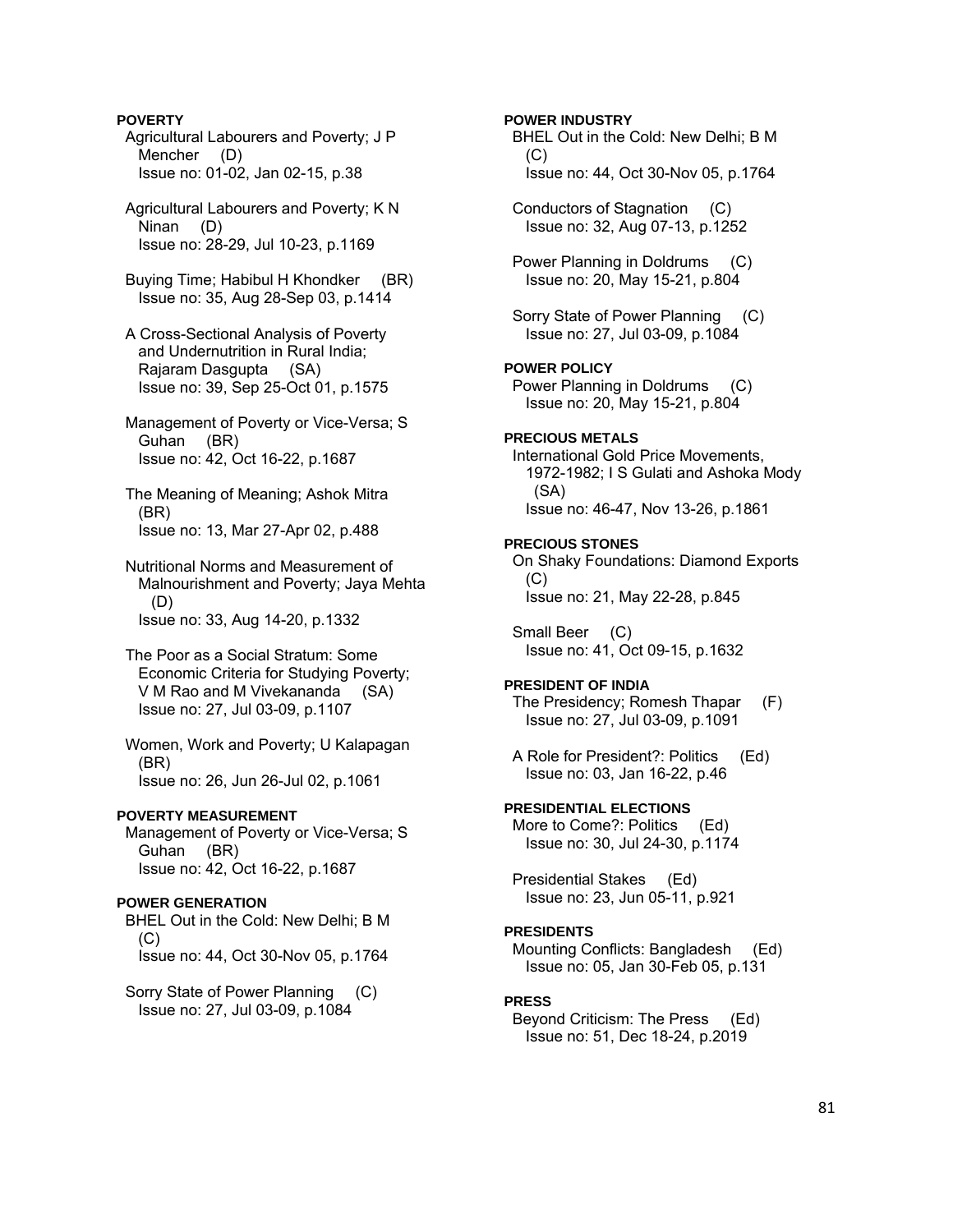**POVERTY**

Agricultural Labourers and Poverty; J P Mencher (D)
Issue no: 01-02, Jan 02-15, p.38

Agricultural Labourers and Poverty; K N Ninan (D)
Issue no: 28-29, Jul 10-23, p.1169

Buying Time; Habibul H Khondker (BR)
Issue no: 35, Aug 28-Sep 03, p.1414

A Cross-Sectional Analysis of Poverty and Undernutrition in Rural India; Rajaram Dasgupta (SA)
Issue no: 39, Sep 25-Oct 01, p.1575

Management of Poverty or Vice-Versa; S Guhan (BR)
Issue no: 42, Oct 16-22, p.1687

The Meaning of Meaning; Ashok Mitra (BR)
Issue no: 13, Mar 27-Apr 02, p.488

Nutritional Norms and Measurement of Malnourishment and Poverty; Jaya Mehta (D)
Issue no: 33, Aug 14-20, p.1332

The Poor as a Social Stratum: Some Economic Criteria for Studying Poverty; V M Rao and M Vivekananda (SA)
Issue no: 27, Jul 03-09, p.1107

Women, Work and Poverty; U Kalapagan (BR)
Issue no: 26, Jun 26-Jul 02, p.1061

**POVERTY MEASUREMENT**

Management of Poverty or Vice-Versa; S Guhan (BR)
Issue no: 42, Oct 16-22, p.1687

**POWER GENERATION**

BHEL Out in the Cold: New Delhi; B M (C)
Issue no: 44, Oct 30-Nov 05, p.1764

Sorry State of Power Planning (C)
Issue no: 27, Jul 03-09, p.1084

**POWER INDUSTRY**

BHEL Out in the Cold: New Delhi; B M (C)
Issue no: 44, Oct 30-Nov 05, p.1764

Conductors of Stagnation (C)
Issue no: 32, Aug 07-13, p.1252

Power Planning in Doldrums (C)
Issue no: 20, May 15-21, p.804

Sorry State of Power Planning (C)
Issue no: 27, Jul 03-09, p.1084

**POWER POLICY**

Power Planning in Doldrums (C)
Issue no: 20, May 15-21, p.804

**PRECIOUS METALS**

International Gold Price Movements, 1972-1982; I S Gulati and Ashoka Mody (SA)
Issue no: 46-47, Nov 13-26, p.1861

**PRECIOUS STONES**

On Shaky Foundations: Diamond Exports (C)
Issue no: 21, May 22-28, p.845

Small Beer (C)
Issue no: 41, Oct 09-15, p.1632

**PRESIDENT OF INDIA**

The Presidency; Romesh Thapar (F)
Issue no: 27, Jul 03-09, p.1091

A Role for President?: Politics (Ed)
Issue no: 03, Jan 16-22, p.46

**PRESIDENTIAL ELECTIONS**

More to Come?: Politics (Ed)
Issue no: 30, Jul 24-30, p.1174

Presidential Stakes (Ed)
Issue no: 23, Jun 05-11, p.921

**PRESIDENTS**

Mounting Conflicts: Bangladesh (Ed)
Issue no: 05, Jan 30-Feb 05, p.131

**PRESS**

Beyond Criticism: The Press (Ed)
Issue no: 51, Dec 18-24, p.2019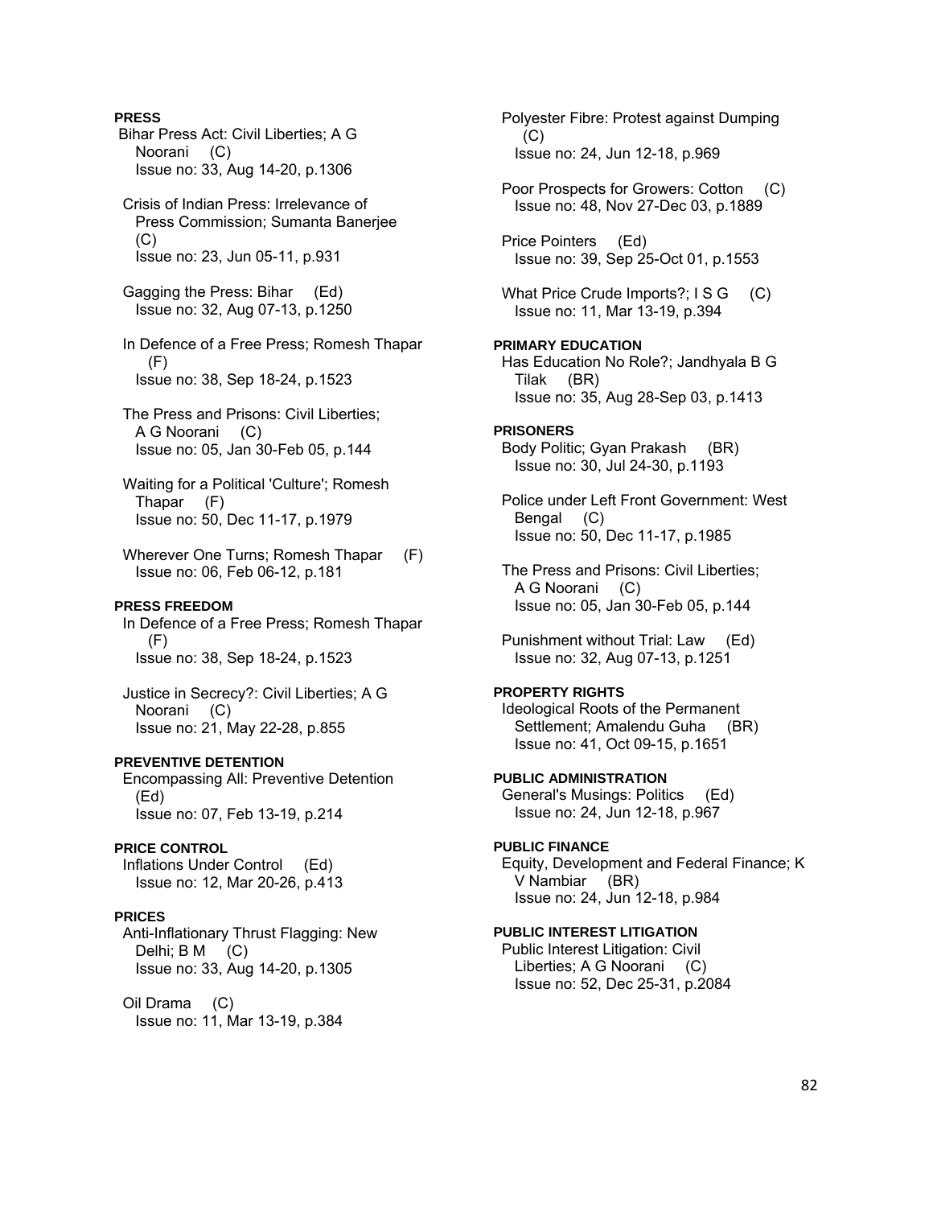**PRESS**

Bihar Press Act: Civil Liberties; A G Noorani (C)
Issue no: 33, Aug 14-20, p.1306

Crisis of Indian Press: Irrelevance of Press Commission; Sumanta Banerjee (C)
Issue no: 23, Jun 05-11, p.931

Gagging the Press: Bihar (Ed)
Issue no: 32, Aug 07-13, p.1250

In Defence of a Free Press; Romesh Thapar (F)
Issue no: 38, Sep 18-24, p.1523

The Press and Prisons: Civil Liberties; A G Noorani (C)
Issue no: 05, Jan 30-Feb 05, p.144

Waiting for a Political 'Culture'; Romesh Thapar (F)
Issue no: 50, Dec 11-17, p.1979

Wherever One Turns; Romesh Thapar (F)
Issue no: 06, Feb 06-12, p.181

**PRESS FREEDOM**

In Defence of a Free Press; Romesh Thapar (F)
Issue no: 38, Sep 18-24, p.1523

Justice in Secrecy?: Civil Liberties; A G Noorani (C)
Issue no: 21, May 22-28, p.855

**PREVENTIVE DETENTION**

Encompassing All: Preventive Detention (Ed)
Issue no: 07, Feb 13-19, p.214

**PRICE CONTROL**

Inflations Under Control (Ed)
Issue no: 12, Mar 20-26, p.413

**PRICES**

Anti-Inflationary Thrust Flagging: New Delhi; B M (C)
Issue no: 33, Aug 14-20, p.1305

Oil Drama (C)
Issue no: 11, Mar 13-19, p.384

Polyester Fibre: Protest against Dumping (C)
Issue no: 24, Jun 12-18, p.969

Poor Prospects for Growers: Cotton (C)
Issue no: 48, Nov 27-Dec 03, p.1889

Price Pointers (Ed)
Issue no: 39, Sep 25-Oct 01, p.1553

What Price Crude Imports?; I S G (C)
Issue no: 11, Mar 13-19, p.394

**PRIMARY EDUCATION**

Has Education No Role?; Jandhyala B G Tilak (BR)
Issue no: 35, Aug 28-Sep 03, p.1413

**PRISONERS**

Body Politic; Gyan Prakash (BR)
Issue no: 30, Jul 24-30, p.1193

Police under Left Front Government: West Bengal (C)
Issue no: 50, Dec 11-17, p.1985

The Press and Prisons: Civil Liberties; A G Noorani (C)
Issue no: 05, Jan 30-Feb 05, p.144

Punishment without Trial: Law (Ed)
Issue no: 32, Aug 07-13, p.1251

**PROPERTY RIGHTS**

Ideological Roots of the Permanent Settlement; Amalendu Guha (BR)
Issue no: 41, Oct 09-15, p.1651

**PUBLIC ADMINISTRATION**

General's Musings: Politics (Ed)
Issue no: 24, Jun 12-18, p.967

**PUBLIC FINANCE**

Equity, Development and Federal Finance; K V Nambiar (BR)
Issue no: 24, Jun 12-18, p.984

**PUBLIC INTEREST LITIGATION**

Public Interest Litigation: Civil Liberties; A G Noorani (C)
Issue no: 52, Dec 25-31, p.2084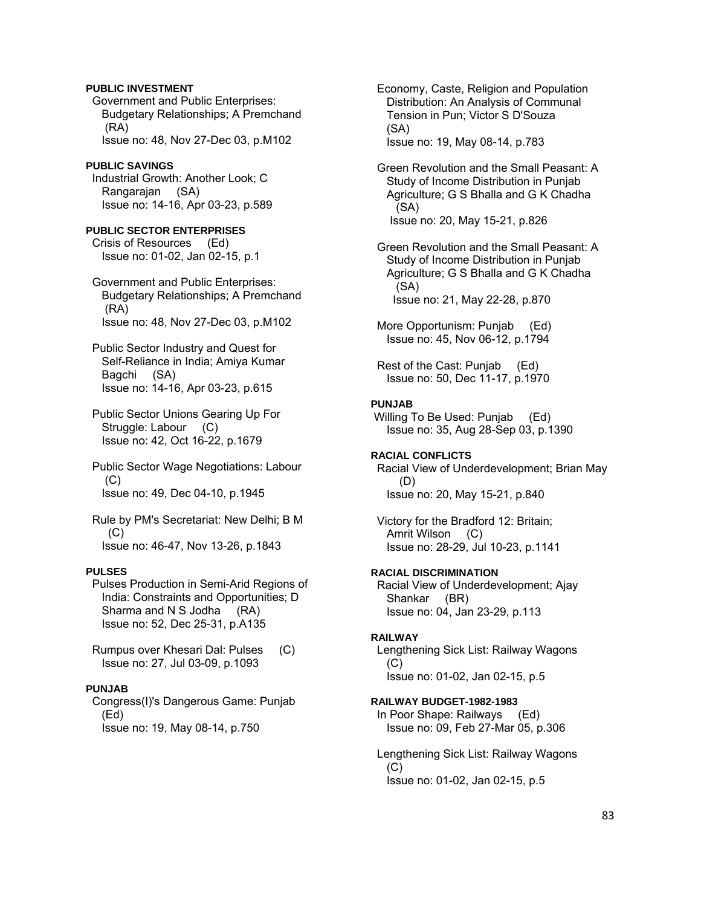**PUBLIC INVESTMENT**

Government and Public Enterprises: Budgetary Relationships; A Premchand (RA)
Issue no: 48, Nov 27-Dec 03, p.M102

**PUBLIC SAVINGS**

Industrial Growth: Another Look; C Rangarajan (SA)
Issue no: 14-16, Apr 03-23, p.589

**PUBLIC SECTOR ENTERPRISES**

Crisis of Resources (Ed)
Issue no: 01-02, Jan 02-15, p.1

Government and Public Enterprises: Budgetary Relationships; A Premchand (RA)
Issue no: 48, Nov 27-Dec 03, p.M102

Public Sector Industry and Quest for Self-Reliance in India; Amiya Kumar Bagchi (SA)
Issue no: 14-16, Apr 03-23, p.615

Public Sector Unions Gearing Up For Struggle: Labour (C)
Issue no: 42, Oct 16-22, p.1679

Public Sector Wage Negotiations: Labour (C)
Issue no: 49, Dec 04-10, p.1945

Rule by PM's Secretariat: New Delhi; B M (C)
Issue no: 46-47, Nov 13-26, p.1843

**PULSES**

Pulses Production in Semi-Arid Regions of India: Constraints and Opportunities; D Sharma and N S Jodha (RA)
Issue no: 52, Dec 25-31, p.A135

Rumpus over Khesari Dal: Pulses (C)
Issue no: 27, Jul 03-09, p.1093

**PUNJAB**

Congress(I)'s Dangerous Game: Punjab (Ed)
Issue no: 19, May 08-14, p.750

Economy, Caste, Religion and Population Distribution: An Analysis of Communal Tension in Pun; Victor S D'Souza (SA)
Issue no: 19, May 08-14, p.783

Green Revolution and the Small Peasant: A Study of Income Distribution in Punjab Agriculture; G S Bhalla and G K Chadha (SA)
Issue no: 20, May 15-21, p.826

Green Revolution and the Small Peasant: A Study of Income Distribution in Punjab Agriculture; G S Bhalla and G K Chadha (SA)
Issue no: 21, May 22-28, p.870

More Opportunism: Punjab (Ed)
Issue no: 45, Nov 06-12, p.1794

Rest of the Cast: Punjab (Ed)
Issue no: 50, Dec 11-17, p.1970

**PUNJAB**

Willing To Be Used: Punjab (Ed)
Issue no: 35, Aug 28-Sep 03, p.1390

**RACIAL CONFLICTS**

Racial View of Underdevelopment; Brian May (D)
Issue no: 20, May 15-21, p.840

Victory for the Bradford 12: Britain; Amrit Wilson (C)
Issue no: 28-29, Jul 10-23, p.1141

**RACIAL DISCRIMINATION**

Racial View of Underdevelopment; Ajay Shankar (BR)
Issue no: 04, Jan 23-29, p.113

**RAILWAY**

Lengthening Sick List: Railway Wagons (C)
Issue no: 01-02, Jan 02-15, p.5

**RAILWAY BUDGET-1982-1983**

In Poor Shape: Railways (Ed)
Issue no: 09, Feb 27-Mar 05, p.306

Lengthening Sick List: Railway Wagons (C)
Issue no: 01-02, Jan 02-15, p.5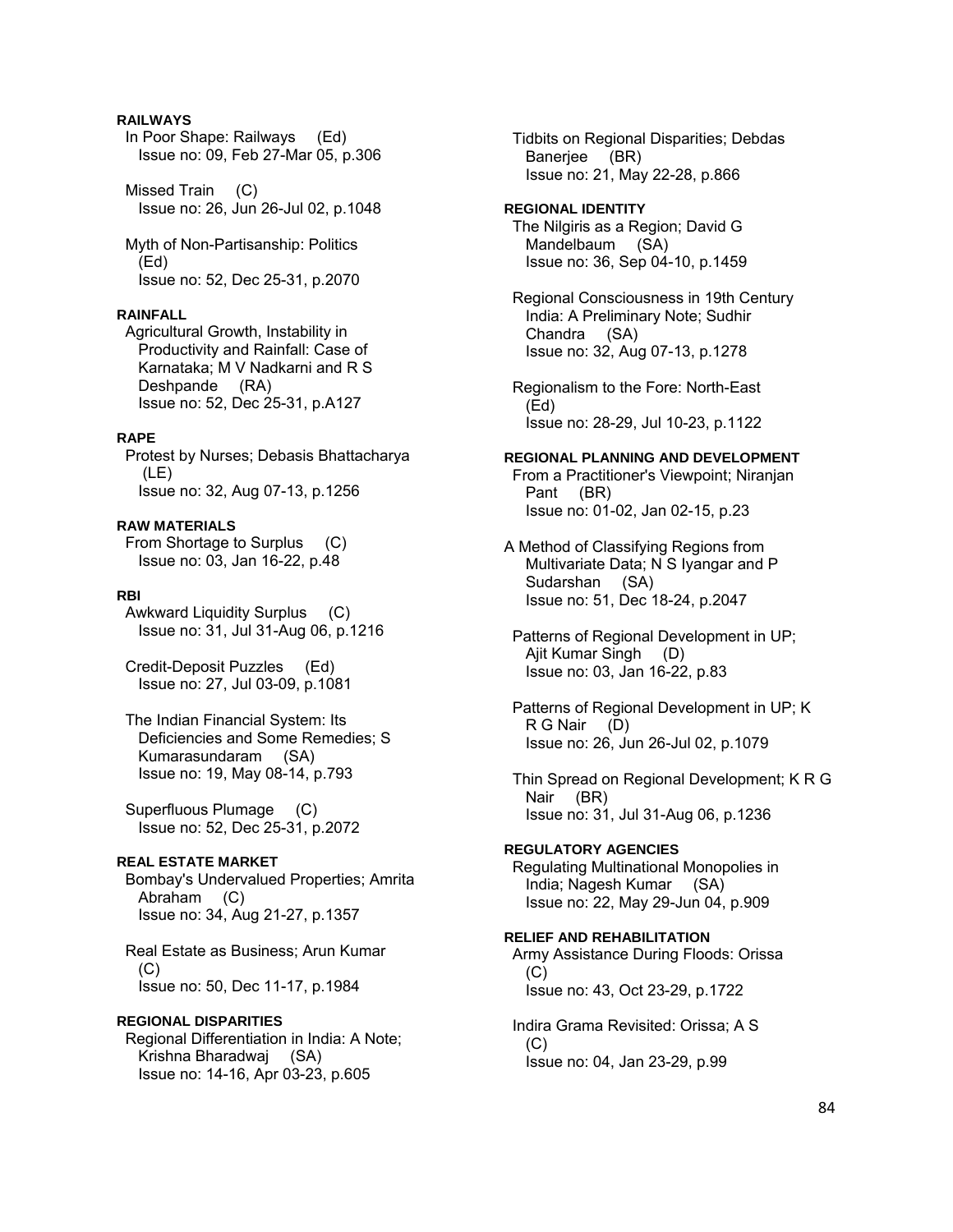**RAILWAYS**

In Poor Shape: Railways (Ed)
Issue no: 09, Feb 27-Mar 05, p.306

Missed Train (C)
Issue no: 26, Jun 26-Jul 02, p.1048

Myth of Non-Partisanship: Politics (Ed)
Issue no: 52, Dec 25-31, p.2070

**RAINFALL**

Agricultural Growth, Instability in Productivity and Rainfall: Case of Karnataka; M V Nadkarni and R S Deshpande (RA)
Issue no: 52, Dec 25-31, p.A127

**RAPE**

Protest by Nurses; Debasis Bhattacharya (LE)
Issue no: 32, Aug 07-13, p.1256

**RAW MATERIALS**

From Shortage to Surplus (C)
Issue no: 03, Jan 16-22, p.48

**RBI**

Awkward Liquidity Surplus (C)
Issue no: 31, Jul 31-Aug 06, p.1216

Credit-Deposit Puzzles (Ed)
Issue no: 27, Jul 03-09, p.1081

The Indian Financial System: Its Deficiencies and Some Remedies; S Kumarasundaram (SA)
Issue no: 19, May 08-14, p.793

Superfluous Plumage (C)
Issue no: 52, Dec 25-31, p.2072

**REAL ESTATE MARKET**

Bombay's Undervalued Properties; Amrita Abraham (C)
Issue no: 34, Aug 21-27, p.1357

Real Estate as Business; Arun Kumar (C)
Issue no: 50, Dec 11-17, p.1984

**REGIONAL DISPARITIES**

Regional Differentiation in India: A Note; Krishna Bharadwaj (SA)
Issue no: 14-16, Apr 03-23, p.605

Tidbits on Regional Disparities; Debdas Banerjee (BR)
Issue no: 21, May 22-28, p.866

**REGIONAL IDENTITY**

The Nilgiris as a Region; David G Mandelbaum (SA)
Issue no: 36, Sep 04-10, p.1459

Regional Consciousness in 19th Century India: A Preliminary Note; Sudhir Chandra (SA)
Issue no: 32, Aug 07-13, p.1278

Regionalism to the Fore: North-East (Ed)
Issue no: 28-29, Jul 10-23, p.1122

**REGIONAL PLANNING AND DEVELOPMENT**

From a Practitioner's Viewpoint; Niranjan Pant (BR)
Issue no: 01-02, Jan 02-15, p.23

A Method of Classifying Regions from Multivariate Data; N S Iyangar and P Sudarshan (SA)
Issue no: 51, Dec 18-24, p.2047

Patterns of Regional Development in UP; Ajit Kumar Singh (D)
Issue no: 03, Jan 16-22, p.83

Patterns of Regional Development in UP; K R G Nair (D)
Issue no: 26, Jun 26-Jul 02, p.1079

Thin Spread on Regional Development; K R G Nair (BR)
Issue no: 31, Jul 31-Aug 06, p.1236

**REGULATORY AGENCIES**

Regulating Multinational Monopolies in India; Nagesh Kumar (SA)
Issue no: 22, May 29-Jun 04, p.909

**RELIEF AND REHABILITATION**

Army Assistance During Floods: Orissa (C)
Issue no: 43, Oct 23-29, p.1722

Indira Grama Revisited: Orissa; A S (C)
Issue no: 04, Jan 23-29, p.99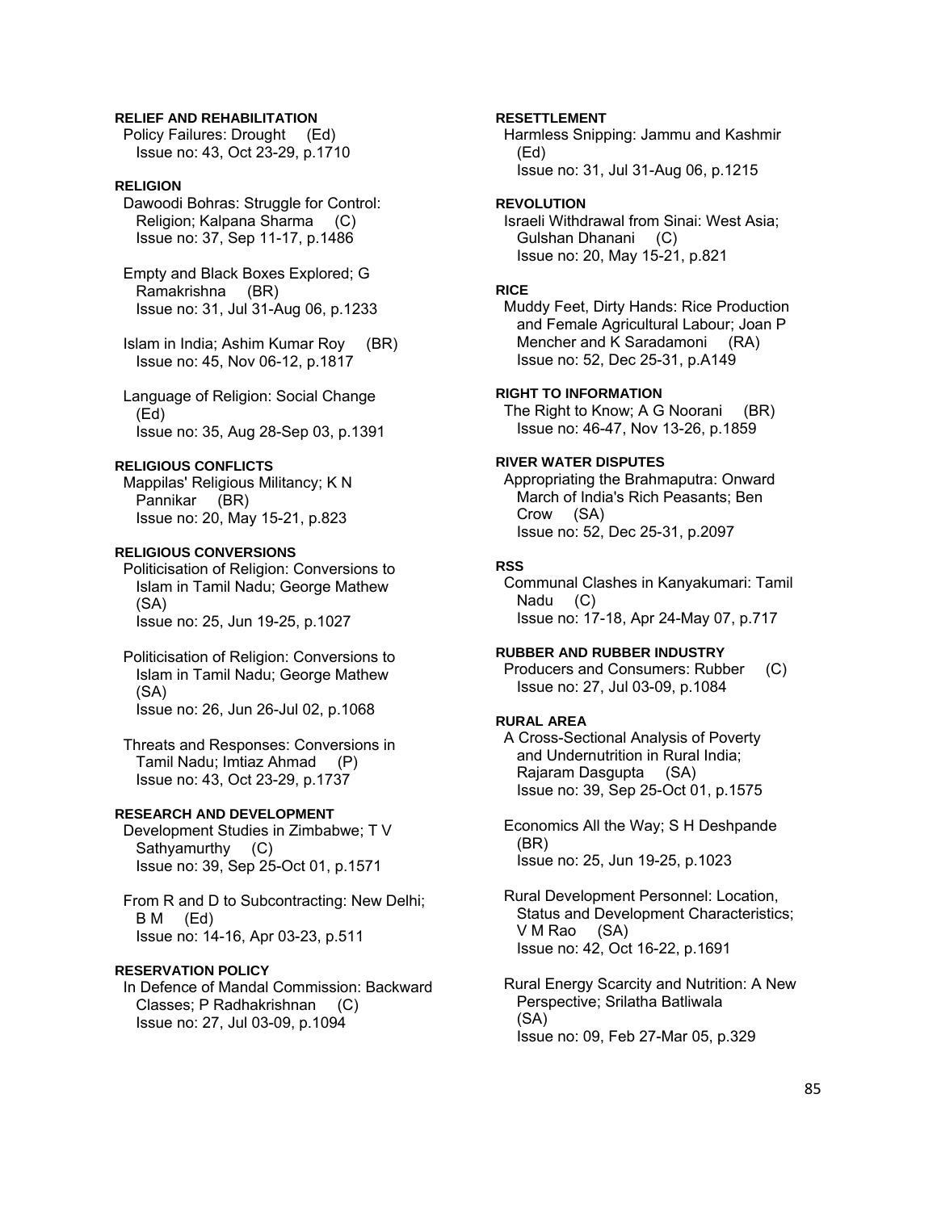**RELIEF AND REHABILITATION**

Policy Failures: Drought (Ed)
Issue no: 43, Oct 23-29, p.1710

**RELIGION**

Dawoodi Bohras: Struggle for Control: Religion; Kalpana Sharma (C)
Issue no: 37, Sep 11-17, p.1486

Empty and Black Boxes Explored; G Ramakrishna (BR)
Issue no: 31, Jul 31-Aug 06, p.1233

Islam in India; Ashim Kumar Roy (BR)
Issue no: 45, Nov 06-12, p.1817

Language of Religion: Social Change (Ed)
Issue no: 35, Aug 28-Sep 03, p.1391

**RELIGIOUS CONFLICTS**

Mappilas' Religious Militancy; K N Pannikar (BR)
Issue no: 20, May 15-21, p.823

**RELIGIOUS CONVERSIONS**

Politicisation of Religion: Conversions to Islam in Tamil Nadu; George Mathew (SA)
Issue no: 25, Jun 19-25, p.1027

Politicisation of Religion: Conversions to Islam in Tamil Nadu; George Mathew (SA)
Issue no: 26, Jun 26-Jul 02, p.1068

Threats and Responses: Conversions in Tamil Nadu; Imtiaz Ahmad (P)
Issue no: 43, Oct 23-29, p.1737

**RESEARCH AND DEVELOPMENT**

Development Studies in Zimbabwe; T V Sathyamurthy (C)
Issue no: 39, Sep 25-Oct 01, p.1571

From R and D to Subcontracting: New Delhi; B M (Ed)
Issue no: 14-16, Apr 03-23, p.511

**RESERVATION POLICY**

In Defence of Mandal Commission: Backward Classes; P Radhakrishnan (C)
Issue no: 27, Jul 03-09, p.1094

**RESETTLEMENT**

Harmless Snipping: Jammu and Kashmir (Ed)
Issue no: 31, Jul 31-Aug 06, p.1215

**REVOLUTION**

Israeli Withdrawal from Sinai: West Asia; Gulshan Dhanani (C)
Issue no: 20, May 15-21, p.821

**RICE**

Muddy Feet, Dirty Hands: Rice Production and Female Agricultural Labour; Joan P Mencher and K Saradamoni (RA)
Issue no: 52, Dec 25-31, p.A149

**RIGHT TO INFORMATION**

The Right to Know; A G Noorani (BR)
Issue no: 46-47, Nov 13-26, p.1859

**RIVER WATER DISPUTES**

Appropriating the Brahmaputra: Onward March of India's Rich Peasants; Ben Crow (SA)
Issue no: 52, Dec 25-31, p.2097

**RSS**

Communal Clashes in Kanyakumari: Tamil Nadu (C)
Issue no: 17-18, Apr 24-May 07, p.717

**RUBBER AND RUBBER INDUSTRY**

Producers and Consumers: Rubber (C)
Issue no: 27, Jul 03-09, p.1084

**RURAL AREA**

A Cross-Sectional Analysis of Poverty and Undernutrition in Rural India; Rajaram Dasgupta (SA)
Issue no: 39, Sep 25-Oct 01, p.1575

Economics All the Way; S H Deshpande (BR)
Issue no: 25, Jun 19-25, p.1023

Rural Development Personnel: Location, Status and Development Characteristics; V M Rao (SA)
Issue no: 42, Oct 16-22, p.1691

Rural Energy Scarcity and Nutrition: A New Perspective; Srilatha Batliwala (SA)
Issue no: 09, Feb 27-Mar 05, p.329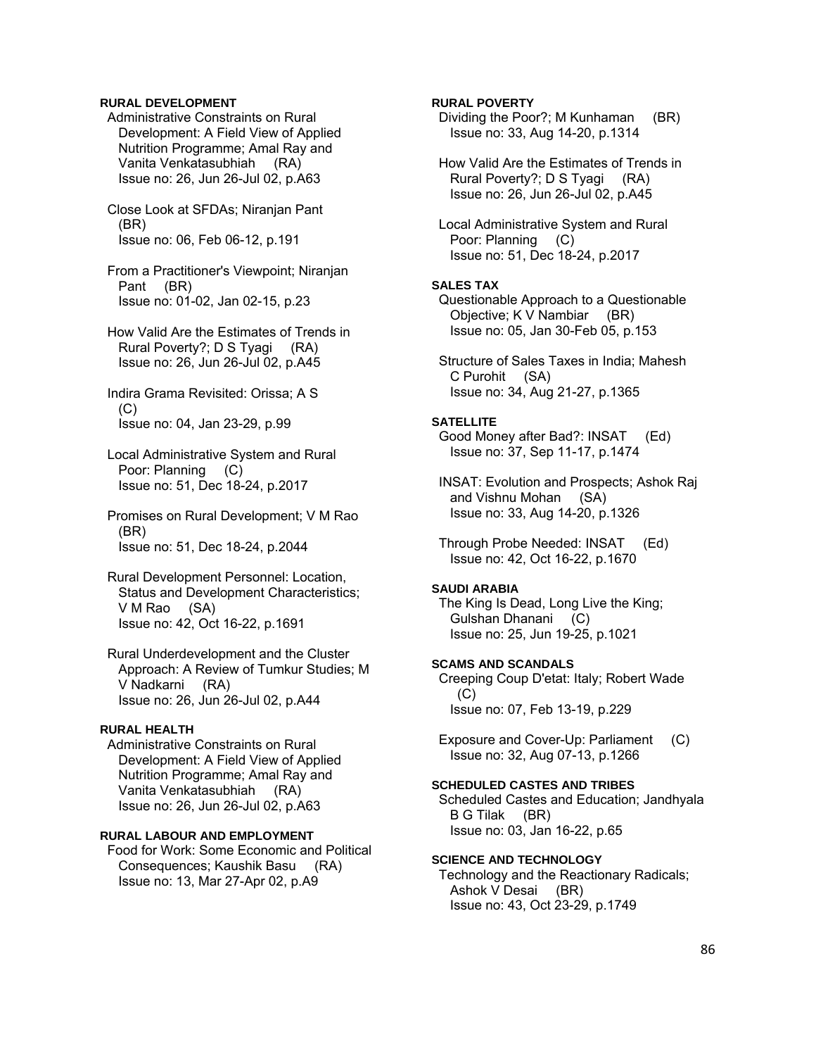**RURAL DEVELOPMENT**

Administrative Constraints on Rural Development: A Field View of Applied Nutrition Programme; Amal Ray and Vanita Venkatasubhiah (RA)
Issue no: 26, Jun 26-Jul 02, p.A63

Close Look at SFDAs; Niranjan Pant (BR)
Issue no: 06, Feb 06-12, p.191

From a Practitioner's Viewpoint; Niranjan Pant (BR)
Issue no: 01-02, Jan 02-15, p.23

How Valid Are the Estimates of Trends in Rural Poverty?; D S Tyagi (RA)
Issue no: 26, Jun 26-Jul 02, p.A45

Indira Grama Revisited: Orissa; A S (C)
Issue no: 04, Jan 23-29, p.99

Local Administrative System and Rural Poor: Planning (C)
Issue no: 51, Dec 18-24, p.2017

Promises on Rural Development; V M Rao (BR)
Issue no: 51, Dec 18-24, p.2044

Rural Development Personnel: Location, Status and Development Characteristics; V M Rao (SA)
Issue no: 42, Oct 16-22, p.1691

Rural Underdevelopment and the Cluster Approach: A Review of Tumkur Studies; M V Nadkarni (RA)
Issue no: 26, Jun 26-Jul 02, p.A44

**RURAL HEALTH**

Administrative Constraints on Rural Development: A Field View of Applied Nutrition Programme; Amal Ray and Vanita Venkatasubhiah (RA)
Issue no: 26, Jun 26-Jul 02, p.A63

**RURAL LABOUR AND EMPLOYMENT**

Food for Work: Some Economic and Political Consequences; Kaushik Basu (RA)
Issue no: 13, Mar 27-Apr 02, p.A9

**RURAL POVERTY**

Dividing the Poor?; M Kunhaman (BR)
Issue no: 33, Aug 14-20, p.1314

How Valid Are the Estimates of Trends in Rural Poverty?; D S Tyagi (RA)
Issue no: 26, Jun 26-Jul 02, p.A45

Local Administrative System and Rural Poor: Planning (C)
Issue no: 51, Dec 18-24, p.2017

**SALES TAX**

Questionable Approach to a Questionable Objective; K V Nambiar (BR)
Issue no: 05, Jan 30-Feb 05, p.153

Structure of Sales Taxes in India; Mahesh C Purohit (SA)
Issue no: 34, Aug 21-27, p.1365

**SATELLITE**

Good Money after Bad?: INSAT (Ed)
Issue no: 37, Sep 11-17, p.1474

INSAT: Evolution and Prospects; Ashok Raj and Vishnu Mohan (SA)
Issue no: 33, Aug 14-20, p.1326

Through Probe Needed: INSAT (Ed)
Issue no: 42, Oct 16-22, p.1670

**SAUDI ARABIA**

The King Is Dead, Long Live the King; Gulshan Dhanani (C)
Issue no: 25, Jun 19-25, p.1021

**SCAMS AND SCANDALS**

Creeping Coup D'etat: Italy; Robert Wade (C)
Issue no: 07, Feb 13-19, p.229

Exposure and Cover-Up: Parliament (C)
Issue no: 32, Aug 07-13, p.1266

**SCHEDULED CASTES AND TRIBES**

Scheduled Castes and Education; Jandhyala B G Tilak (BR)
Issue no: 03, Jan 16-22, p.65

**SCIENCE AND TECHNOLOGY**

Technology and the Reactionary Radicals; Ashok V Desai (BR)
Issue no: 43, Oct 23-29, p.1749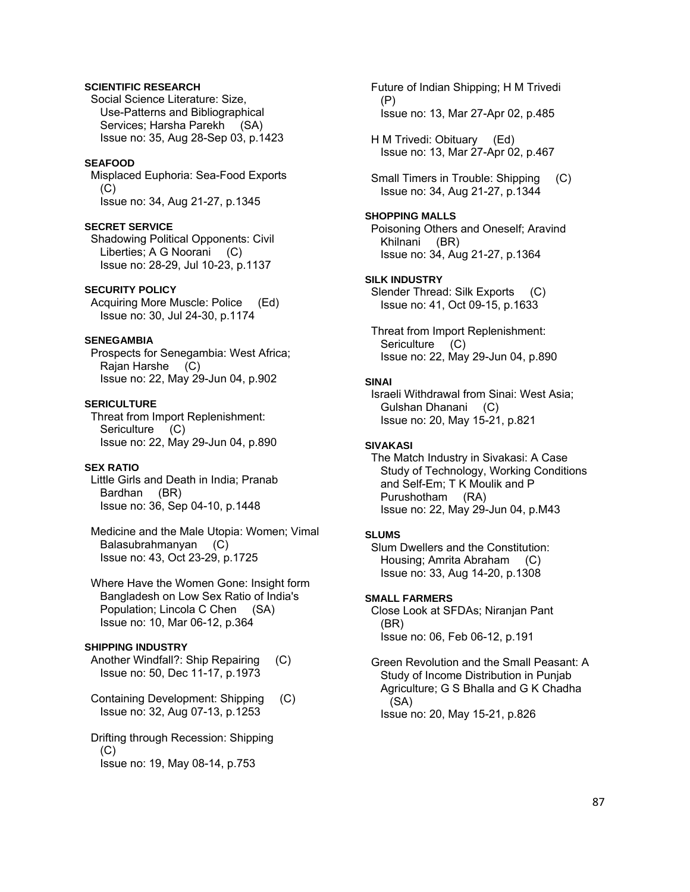**SCIENTIFIC RESEARCH**

Social Science Literature: Size, Use-Patterns and Bibliographical Services; Harsha Parekh (SA)
Issue no: 35, Aug 28-Sep 03, p.1423

**SEAFOOD**

Misplaced Euphoria: Sea-Food Exports (C)
Issue no: 34, Aug 21-27, p.1345

**SECRET SERVICE**

Shadowing Political Opponents: Civil Liberties; A G Noorani (C)
Issue no: 28-29, Jul 10-23, p.1137

**SECURITY POLICY**

Acquiring More Muscle: Police (Ed)
Issue no: 30, Jul 24-30, p.1174

**SENEGAMBIA**

Prospects for Senegambia: West Africa; Rajan Harshe (C)
Issue no: 22, May 29-Jun 04, p.902

**SERICULTURE**

Threat from Import Replenishment: Sericulture (C)
Issue no: 22, May 29-Jun 04, p.890

**SEX RATIO**

Little Girls and Death in India; Pranab Bardhan (BR)
Issue no: 36, Sep 04-10, p.1448

Medicine and the Male Utopia: Women; Vimal Balasubrahmanyan (C)
Issue no: 43, Oct 23-29, p.1725

Where Have the Women Gone: Insight form Bangladesh on Low Sex Ratio of India's Population; Lincola C Chen (SA)
Issue no: 10, Mar 06-12, p.364

**SHIPPING INDUSTRY**

Another Windfall?: Ship Repairing (C)
Issue no: 50, Dec 11-17, p.1973

Containing Development: Shipping (C)
Issue no: 32, Aug 07-13, p.1253

Drifting through Recession: Shipping (C)
Issue no: 19, May 08-14, p.753

Future of Indian Shipping; H M Trivedi (P)
Issue no: 13, Mar 27-Apr 02, p.485

H M Trivedi: Obituary (Ed)
Issue no: 13, Mar 27-Apr 02, p.467

Small Timers in Trouble: Shipping (C)
Issue no: 34, Aug 21-27, p.1344

**SHOPPING MALLS**

Poisoning Others and Oneself; Aravind Khilnani (BR)
Issue no: 34, Aug 21-27, p.1364

**SILK INDUSTRY**

Slender Thread: Silk Exports (C)
Issue no: 41, Oct 09-15, p.1633

Threat from Import Replenishment: Sericulture (C)
Issue no: 22, May 29-Jun 04, p.890

**SINAI**

Israeli Withdrawal from Sinai: West Asia; Gulshan Dhanani (C)
Issue no: 20, May 15-21, p.821

**SIVAKASI**

The Match Industry in Sivakasi: A Case Study of Technology, Working Conditions and Self-Em; T K Moulik and P Purushotham (RA)
Issue no: 22, May 29-Jun 04, p.M43

**SLUMS**

Slum Dwellers and the Constitution: Housing; Amrita Abraham (C)
Issue no: 33, Aug 14-20, p.1308

**SMALL FARMERS**

Close Look at SFDAs; Niranjan Pant (BR)
Issue no: 06, Feb 06-12, p.191

Green Revolution and the Small Peasant: A Study of Income Distribution in Punjab Agriculture; G S Bhalla and G K Chadha (SA)
Issue no: 20, May 15-21, p.826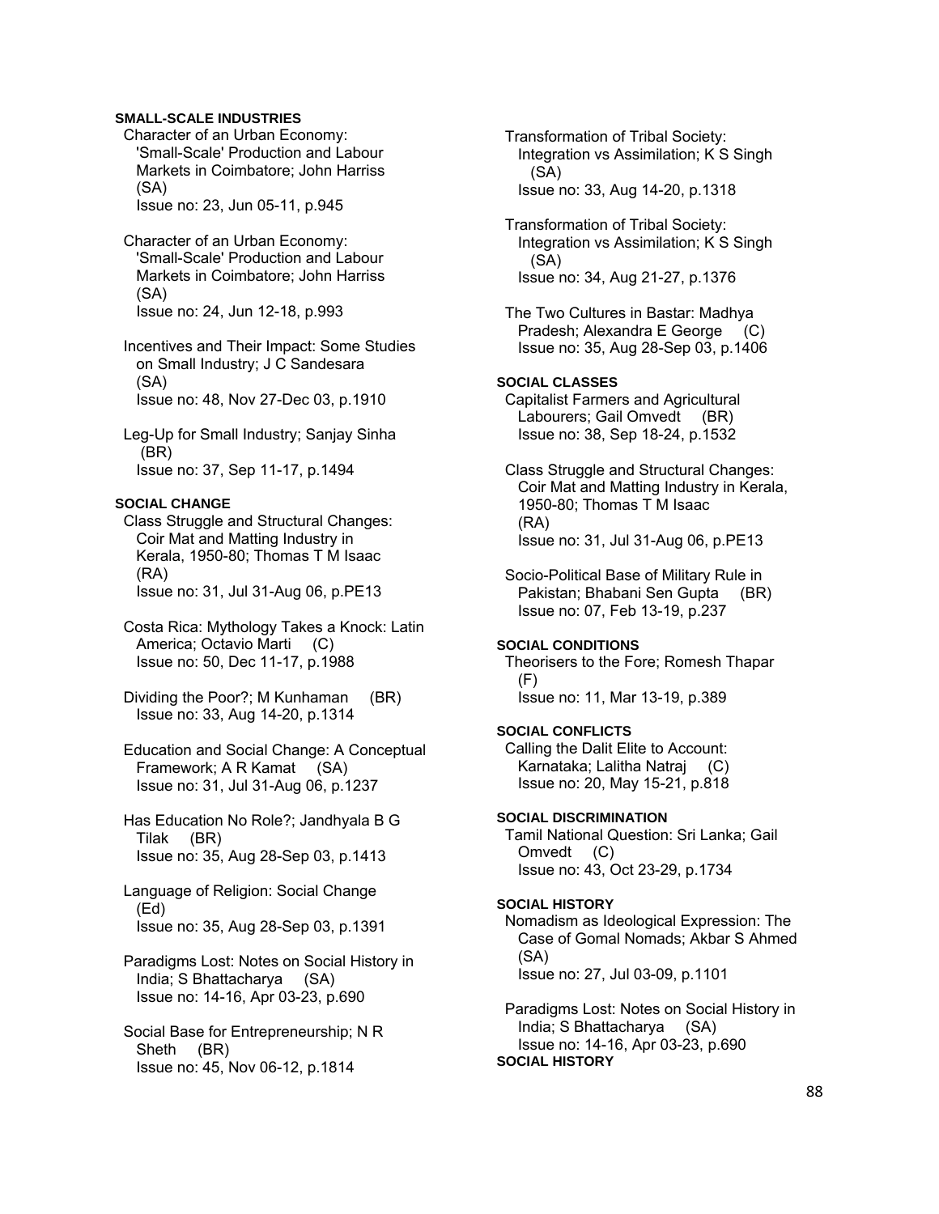**SMALL-SCALE INDUSTRIES**

Character of an Urban Economy: 'Small-Scale' Production and Labour Markets in Coimbatore; John Harriss (SA)
Issue no: 23, Jun 05-11, p.945

Character of an Urban Economy: 'Small-Scale' Production and Labour Markets in Coimbatore; John Harriss (SA)
Issue no: 24, Jun 12-18, p.993

Incentives and Their Impact: Some Studies on Small Industry; J C Sandesara (SA)
Issue no: 48, Nov 27-Dec 03, p.1910

Leg-Up for Small Industry; Sanjay Sinha (BR)
Issue no: 37, Sep 11-17, p.1494

**SOCIAL CHANGE**

Class Struggle and Structural Changes: Coir Mat and Matting Industry in Kerala, 1950-80; Thomas T M Isaac (RA)
Issue no: 31, Jul 31-Aug 06, p.PE13

Costa Rica: Mythology Takes a Knock: Latin America; Octavio Marti (C)
Issue no: 50, Dec 11-17, p.1988

Dividing the Poor?; M Kunhaman (BR)
Issue no: 33, Aug 14-20, p.1314

Education and Social Change: A Conceptual Framework; A R Kamat (SA)
Issue no: 31, Jul 31-Aug 06, p.1237

Has Education No Role?; Jandhyala B G Tilak (BR)
Issue no: 35, Aug 28-Sep 03, p.1413

Language of Religion: Social Change (Ed)
Issue no: 35, Aug 28-Sep 03, p.1391

Paradigms Lost: Notes on Social History in India; S Bhattacharya (SA)
Issue no: 14-16, Apr 03-23, p.690

Social Base for Entrepreneurship; N R Sheth (BR)
Issue no: 45, Nov 06-12, p.1814

Transformation of Tribal Society: Integration vs Assimilation; K S Singh (SA)
Issue no: 33, Aug 14-20, p.1318

Transformation of Tribal Society: Integration vs Assimilation; K S Singh (SA)
Issue no: 34, Aug 21-27, p.1376

The Two Cultures in Bastar: Madhya Pradesh; Alexandra E George (C)
Issue no: 35, Aug 28-Sep 03, p.1406

**SOCIAL CLASSES**

Capitalist Farmers and Agricultural Labourers; Gail Omvedt (BR)
Issue no: 38, Sep 18-24, p.1532

Class Struggle and Structural Changes: Coir Mat and Matting Industry in Kerala, 1950-80; Thomas T M Isaac (RA)
Issue no: 31, Jul 31-Aug 06, p.PE13

Socio-Political Base of Military Rule in Pakistan; Bhabani Sen Gupta (BR)
Issue no: 07, Feb 13-19, p.237

**SOCIAL CONDITIONS**

Theorisers to the Fore; Romesh Thapar (F)
Issue no: 11, Mar 13-19, p.389

**SOCIAL CONFLICTS**

Calling the Dalit Elite to Account: Karnataka; Lalitha Natraj (C)
Issue no: 20, May 15-21, p.818

**SOCIAL DISCRIMINATION**

Tamil National Question: Sri Lanka; Gail Omvedt (C)
Issue no: 43, Oct 23-29, p.1734

**SOCIAL HISTORY**

Nomadism as Ideological Expression: The Case of Gomal Nomads; Akbar S Ahmed (SA)
Issue no: 27, Jul 03-09, p.1101

Paradigms Lost: Notes on Social History in India; S Bhattacharya (SA)
Issue no: 14-16, Apr 03-23, p.690

**SOCIAL HISTORY**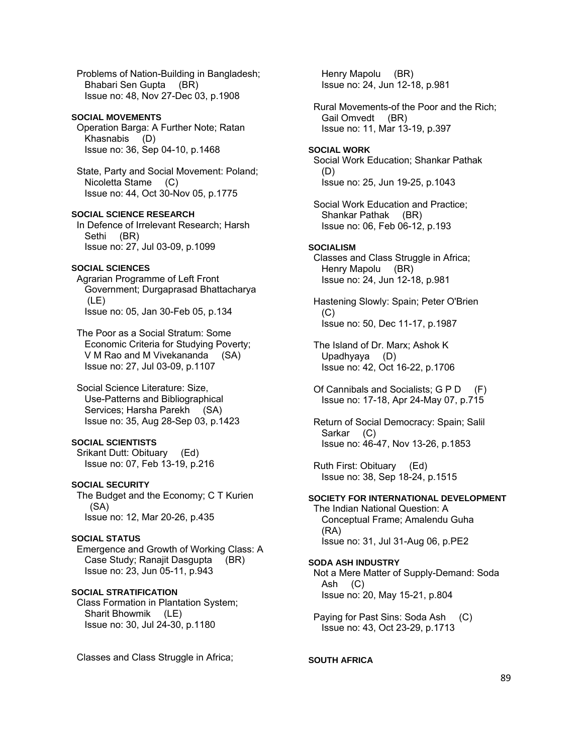Problems of Nation-Building in Bangladesh; Bhabari Sen Gupta (BR)
Issue no: 48, Nov 27-Dec 03, p.1908

**SOCIAL MOVEMENTS**

Operation Barga: A Further Note; Ratan Khasnabis (D)
Issue no: 36, Sep 04-10, p.1468

State, Party and Social Movement: Poland; Nicoletta Stame (C)
Issue no: 44, Oct 30-Nov 05, p.1775

**SOCIAL SCIENCE RESEARCH**

In Defence of Irrelevant Research; Harsh Sethi (BR)
Issue no: 27, Jul 03-09, p.1099

**SOCIAL SCIENCES**

Agrarian Programme of Left Front Government; Durgaprasad Bhattacharya (LE)
Issue no: 05, Jan 30-Feb 05, p.134

The Poor as a Social Stratum: Some Economic Criteria for Studying Poverty; V M Rao and M Vivekananda (SA)
Issue no: 27, Jul 03-09, p.1107

Social Science Literature: Size, Use-Patterns and Bibliographical Services; Harsha Parekh (SA)
Issue no: 35, Aug 28-Sep 03, p.1423

**SOCIAL SCIENTISTS**

Srikant Dutt: Obituary (Ed)
Issue no: 07, Feb 13-19, p.216

**SOCIAL SECURITY**

The Budget and the Economy; C T Kurien (SA)
Issue no: 12, Mar 20-26, p.435

**SOCIAL STATUS**

Emergence and Growth of Working Class: A Case Study; Ranajit Dasgupta (BR)
Issue no: 23, Jun 05-11, p.943

**SOCIAL STRATIFICATION**

Class Formation in Plantation System; Sharit Bhowmik (LE)
Issue no: 30, Jul 24-30, p.1180

Classes and Class Struggle in Africa; Henry Mapolu (BR)
Issue no: 24, Jun 12-18, p.981

Rural Movements-of the Poor and the Rich; Gail Omvedt (BR)
Issue no: 11, Mar 13-19, p.397

**SOCIAL WORK**

Social Work Education; Shankar Pathak (D)
Issue no: 25, Jun 19-25, p.1043

Social Work Education and Practice; Shankar Pathak (BR)
Issue no: 06, Feb 06-12, p.193

**SOCIALISM**

Classes and Class Struggle in Africa; Henry Mapolu (BR)
Issue no: 24, Jun 12-18, p.981

Hastening Slowly: Spain; Peter O'Brien (C)
Issue no: 50, Dec 11-17, p.1987

The Island of Dr. Marx; Ashok K Upadhyaya (D)
Issue no: 42, Oct 16-22, p.1706

Of Cannibals and Socialists; G P D (F)
Issue no: 17-18, Apr 24-May 07, p.715

Return of Social Democracy: Spain; Salil Sarkar (C)
Issue no: 46-47, Nov 13-26, p.1853

Ruth First: Obituary (Ed)
Issue no: 38, Sep 18-24, p.1515

**SOCIETY FOR INTERNATIONAL DEVELOPMENT**

The Indian National Question: A Conceptual Frame; Amalendu Guha (RA)
Issue no: 31, Jul 31-Aug 06, p.PE2

**SODA ASH INDUSTRY**

Not a Mere Matter of Supply-Demand: Soda Ash (C)
Issue no: 20, May 15-21, p.804

Paying for Past Sins: Soda Ash (C)
Issue no: 43, Oct 23-29, p.1713

**SOUTH AFRICA**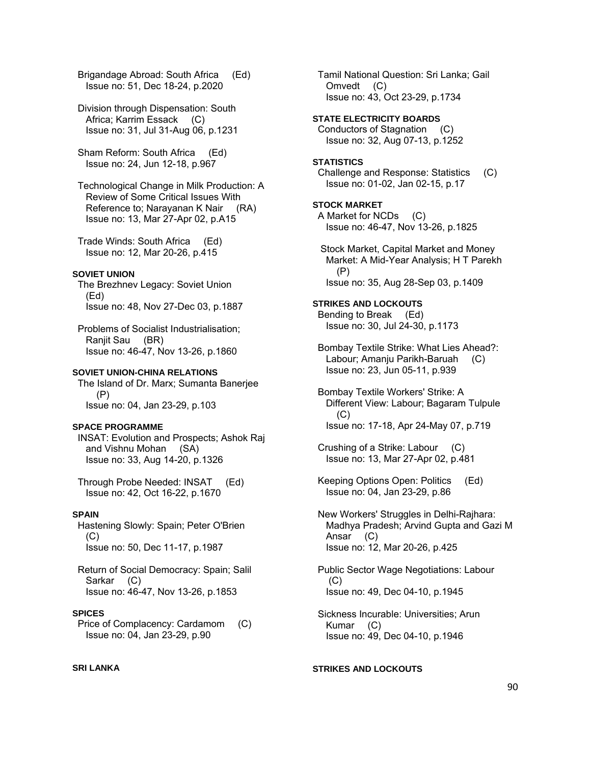Brigandage Abroad: South Africa (Ed)
Issue no: 51, Dec 18-24, p.2020

Division through Dispensation: South Africa; Karrim Essack (C)
Issue no: 31, Jul 31-Aug 06, p.1231

Sham Reform: South Africa (Ed)
Issue no: 24, Jun 12-18, p.967

Technological Change in Milk Production: A Review of Some Critical Issues With Reference to; Narayanan K Nair (RA)
Issue no: 13, Mar 27-Apr 02, p.A15

Trade Winds: South Africa (Ed)
Issue no: 12, Mar 20-26, p.415

**SOVIET UNION**

The Brezhnev Legacy: Soviet Union (Ed)
Issue no: 48, Nov 27-Dec 03, p.1887

Problems of Socialist Industrialisation; Ranjit Sau (BR)
Issue no: 46-47, Nov 13-26, p.1860

**SOVIET UNION-CHINA RELATIONS**

The Island of Dr. Marx; Sumanta Banerjee (P)
Issue no: 04, Jan 23-29, p.103

**SPACE PROGRAMME**

INSAT: Evolution and Prospects; Ashok Raj and Vishnu Mohan (SA)
Issue no: 33, Aug 14-20, p.1326

Through Probe Needed: INSAT (Ed)
Issue no: 42, Oct 16-22, p.1670

**SPAIN**

Hastening Slowly: Spain; Peter O'Brien (C)
Issue no: 50, Dec 11-17, p.1987

Return of Social Democracy: Spain; Salil Sarkar (C)
Issue no: 46-47, Nov 13-26, p.1853

**SPICES**

Price of Complacency: Cardamom (C)
Issue no: 04, Jan 23-29, p.90

**SRI LANKA**

Tamil National Question: Sri Lanka; Gail Omvedt (C)
Issue no: 43, Oct 23-29, p.1734

**STATE ELECTRICITY BOARDS**

Conductors of Stagnation (C)
Issue no: 32, Aug 07-13, p.1252

**STATISTICS**

Challenge and Response: Statistics (C)
Issue no: 01-02, Jan 02-15, p.17

**STOCK MARKET**

A Market for NCDs (C)
Issue no: 46-47, Nov 13-26, p.1825

Stock Market, Capital Market and Money Market: A Mid-Year Analysis; H T Parekh (P)
Issue no: 35, Aug 28-Sep 03, p.1409

**STRIKES AND LOCKOUTS**

Bending to Break (Ed)
Issue no: 30, Jul 24-30, p.1173

Bombay Textile Strike: What Lies Ahead?: Labour; Amanju Parikh-Baruah (C)
Issue no: 23, Jun 05-11, p.939

Bombay Textile Workers' Strike: A Different View: Labour; Bagaram Tulpule (C)
Issue no: 17-18, Apr 24-May 07, p.719

Crushing of a Strike: Labour (C)
Issue no: 13, Mar 27-Apr 02, p.481

Keeping Options Open: Politics (Ed)
Issue no: 04, Jan 23-29, p.86

New Workers' Struggles in Delhi-Rajhara: Madhya Pradesh; Arvind Gupta and Gazi M Ansar (C)
Issue no: 12, Mar 20-26, p.425

Public Sector Wage Negotiations: Labour (C)
Issue no: 49, Dec 04-10, p.1945

Sickness Incurable: Universities; Arun Kumar (C)
Issue no: 49, Dec 04-10, p.1946

**STRIKES AND LOCKOUTS**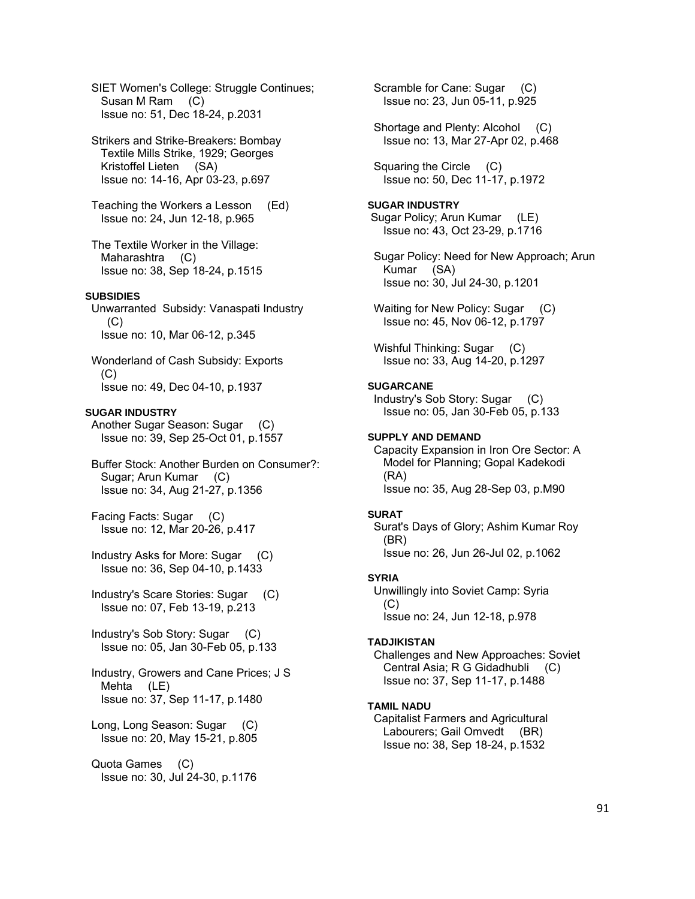SIET Women's College: Struggle Continues; Susan M Ram (C)
Issue no: 51, Dec 18-24, p.2031

Strikers and Strike-Breakers: Bombay Textile Mills Strike, 1929; Georges Kristoffel Lieten (SA)
Issue no: 14-16, Apr 03-23, p.697

Teaching the Workers a Lesson (Ed)
Issue no: 24, Jun 12-18, p.965

The Textile Worker in the Village: Maharashtra (C)
Issue no: 38, Sep 18-24, p.1515

**SUBSIDIES**

Unwarranted Subsidy: Vanaspati Industry (C)
Issue no: 10, Mar 06-12, p.345

Wonderland of Cash Subsidy: Exports (C)
Issue no: 49, Dec 04-10, p.1937

**SUGAR INDUSTRY**

Another Sugar Season: Sugar (C)
Issue no: 39, Sep 25-Oct 01, p.1557

Buffer Stock: Another Burden on Consumer?: Sugar; Arun Kumar (C)
Issue no: 34, Aug 21-27, p.1356

Facing Facts: Sugar (C)
Issue no: 12, Mar 20-26, p.417

Industry Asks for More: Sugar (C)
Issue no: 36, Sep 04-10, p.1433

Industry's Scare Stories: Sugar (C)
Issue no: 07, Feb 13-19, p.213

Industry's Sob Story: Sugar (C)
Issue no: 05, Jan 30-Feb 05, p.133

Industry, Growers and Cane Prices; J S Mehta (LE)
Issue no: 37, Sep 11-17, p.1480

Long, Long Season: Sugar (C)
Issue no: 20, May 15-21, p.805

Quota Games (C)
Issue no: 30, Jul 24-30, p.1176

Scramble for Cane: Sugar (C)
Issue no: 23, Jun 05-11, p.925

Shortage and Plenty: Alcohol (C)
Issue no: 13, Mar 27-Apr 02, p.468

Squaring the Circle (C)
Issue no: 50, Dec 11-17, p.1972

**SUGAR INDUSTRY**

Sugar Policy; Arun Kumar (LE)
Issue no: 43, Oct 23-29, p.1716

Sugar Policy: Need for New Approach; Arun Kumar (SA)
Issue no: 30, Jul 24-30, p.1201

Waiting for New Policy: Sugar (C)
Issue no: 45, Nov 06-12, p.1797

Wishful Thinking: Sugar (C)
Issue no: 33, Aug 14-20, p.1297

**SUGARCANE**

Industry's Sob Story: Sugar (C)
Issue no: 05, Jan 30-Feb 05, p.133

**SUPPLY AND DEMAND**

Capacity Expansion in Iron Ore Sector: A Model for Planning; Gopal Kadekodi (RA)
Issue no: 35, Aug 28-Sep 03, p.M90

**SURAT**

Surat's Days of Glory; Ashim Kumar Roy (BR)
Issue no: 26, Jun 26-Jul 02, p.1062

**SYRIA**

Unwillingly into Soviet Camp: Syria (C)
Issue no: 24, Jun 12-18, p.978

**TADJIKISTAN**

Challenges and New Approaches: Soviet Central Asia; R G Gidadhubli (C)
Issue no: 37, Sep 11-17, p.1488

**TAMIL NADU**

Capitalist Farmers and Agricultural Labourers; Gail Omvedt (BR)
Issue no: 38, Sep 18-24, p.1532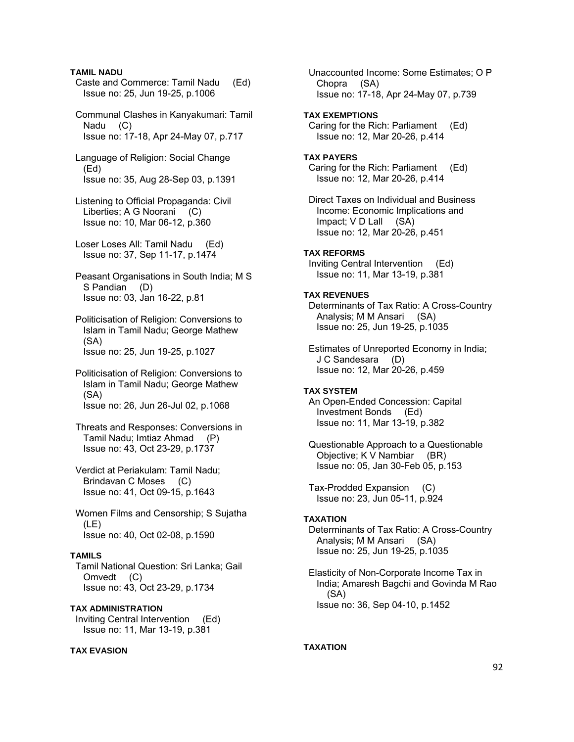**TAMIL NADU**

Caste and Commerce: Tamil Nadu (Ed)
Issue no: 25, Jun 19-25, p.1006

Communal Clashes in Kanyakumari: Tamil Nadu (C)
Issue no: 17-18, Apr 24-May 07, p.717

Language of Religion: Social Change (Ed)
Issue no: 35, Aug 28-Sep 03, p.1391

Listening to Official Propaganda: Civil Liberties; A G Noorani (C)
Issue no: 10, Mar 06-12, p.360

Loser Loses All: Tamil Nadu (Ed)
Issue no: 37, Sep 11-17, p.1474

Peasant Organisations in South India; M S S Pandian (D)
Issue no: 03, Jan 16-22, p.81

Politicisation of Religion: Conversions to Islam in Tamil Nadu; George Mathew (SA)
Issue no: 25, Jun 19-25, p.1027

Politicisation of Religion: Conversions to Islam in Tamil Nadu; George Mathew (SA)
Issue no: 26, Jun 26-Jul 02, p.1068

Threats and Responses: Conversions in Tamil Nadu; Imtiaz Ahmad (P)
Issue no: 43, Oct 23-29, p.1737

Verdict at Periakulam: Tamil Nadu; Brindavan C Moses (C)
Issue no: 41, Oct 09-15, p.1643

Women Films and Censorship; S Sujatha (LE)
Issue no: 40, Oct 02-08, p.1590

**TAMILS**

Tamil National Question: Sri Lanka; Gail Omvedt (C)
Issue no: 43, Oct 23-29, p.1734

**TAX ADMINISTRATION**

Inviting Central Intervention (Ed)
Issue no: 11, Mar 13-19, p.381

**TAX EVASION**

Unaccounted Income: Some Estimates; O P Chopra (SA)
Issue no: 17-18, Apr 24-May 07, p.739

**TAX EXEMPTIONS**

Caring for the Rich: Parliament (Ed)
Issue no: 12, Mar 20-26, p.414

**TAX PAYERS**

Caring for the Rich: Parliament (Ed)
Issue no: 12, Mar 20-26, p.414

Direct Taxes on Individual and Business Income: Economic Implications and Impact; V D Lall (SA)
Issue no: 12, Mar 20-26, p.451

**TAX REFORMS**

Inviting Central Intervention (Ed)
Issue no: 11, Mar 13-19, p.381

**TAX REVENUES**

Determinants of Tax Ratio: A Cross-Country Analysis; M M Ansari (SA)
Issue no: 25, Jun 19-25, p.1035

Estimates of Unreported Economy in India; J C Sandesara (D)
Issue no: 12, Mar 20-26, p.459

**TAX SYSTEM**

An Open-Ended Concession: Capital Investment Bonds (Ed)
Issue no: 11, Mar 13-19, p.382

Questionable Approach to a Questionable Objective; K V Nambiar (BR)
Issue no: 05, Jan 30-Feb 05, p.153

Tax-Prodded Expansion (C)
Issue no: 23, Jun 05-11, p.924

**TAXATION**

Determinants of Tax Ratio: A Cross-Country Analysis; M M Ansari (SA)
Issue no: 25, Jun 19-25, p.1035

Elasticity of Non-Corporate Income Tax in India; Amaresh Bagchi and Govinda M Rao (SA)
Issue no: 36, Sep 04-10, p.1452

**TAXATION**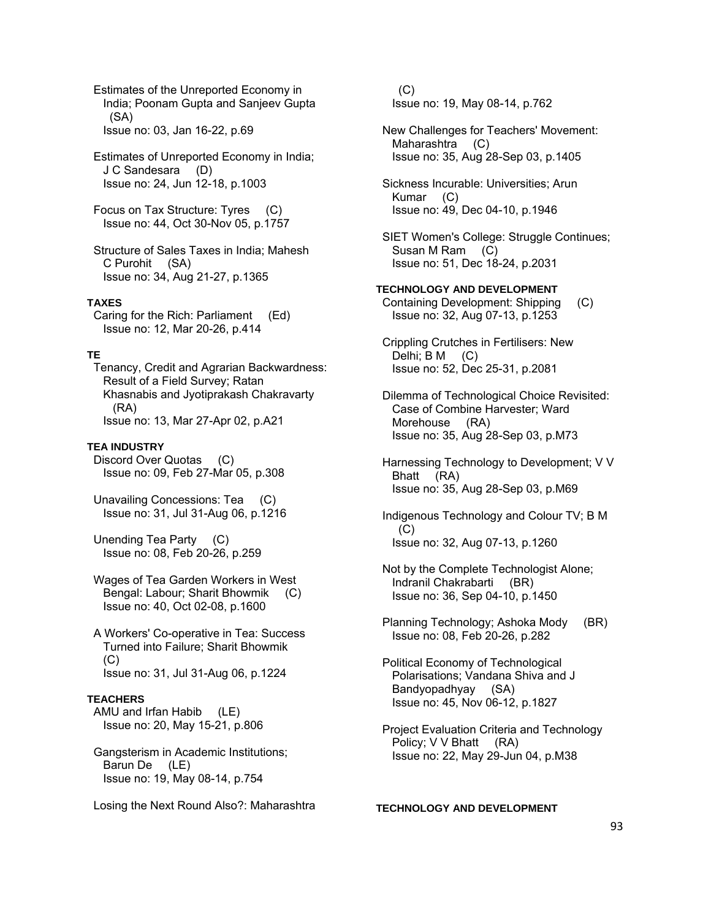Estimates of the Unreported Economy in India; Poonam Gupta and Sanjeev Gupta (SA)
Issue no: 03, Jan 16-22, p.69

Estimates of Unreported Economy in India; J C Sandesara (D)
Issue no: 24, Jun 12-18, p.1003

Focus on Tax Structure: Tyres (C)
Issue no: 44, Oct 30-Nov 05, p.1757

Structure of Sales Taxes in India; Mahesh C Purohit (SA)
Issue no: 34, Aug 21-27, p.1365

**TAXES**

Caring for the Rich: Parliament (Ed)
Issue no: 12, Mar 20-26, p.414

**TE**

Tenancy, Credit and Agrarian Backwardness: Result of a Field Survey; Ratan Khasnabis and Jyotiprakash Chakravarty (RA)
Issue no: 13, Mar 27-Apr 02, p.A21

**TEA INDUSTRY**

Discord Over Quotas (C)
Issue no: 09, Feb 27-Mar 05, p.308

Unavailing Concessions: Tea (C)
Issue no: 31, Jul 31-Aug 06, p.1216

Unending Tea Party (C)
Issue no: 08, Feb 20-26, p.259

Wages of Tea Garden Workers in West Bengal: Labour; Sharit Bhowmik (C)
Issue no: 40, Oct 02-08, p.1600

A Workers' Co-operative in Tea: Success Turned into Failure; Sharit Bhowmik (C)
Issue no: 31, Jul 31-Aug 06, p.1224

**TEACHERS**

AMU and Irfan Habib (LE)
Issue no: 20, May 15-21, p.806

Gangsterism in Academic Institutions; Barun De (LE)
Issue no: 19, May 08-14, p.754

Losing the Next Round Also?: Maharashtra (C)
Issue no: 19, May 08-14, p.762

New Challenges for Teachers' Movement: Maharashtra (C)
Issue no: 35, Aug 28-Sep 03, p.1405

Sickness Incurable: Universities; Arun Kumar (C)
Issue no: 49, Dec 04-10, p.1946

SIET Women's College: Struggle Continues; Susan M Ram (C)
Issue no: 51, Dec 18-24, p.2031

**TECHNOLOGY AND DEVELOPMENT**

Containing Development: Shipping (C)
Issue no: 32, Aug 07-13, p.1253

Crippling Crutches in Fertilisers: New Delhi; B M (C)
Issue no: 52, Dec 25-31, p.2081

Dilemma of Technological Choice Revisited: Case of Combine Harvester; Ward Morehouse (RA)
Issue no: 35, Aug 28-Sep 03, p.M73

Harnessing Technology to Development; V V Bhatt (RA)
Issue no: 35, Aug 28-Sep 03, p.M69

Indigenous Technology and Colour TV; B M (C)
Issue no: 32, Aug 07-13, p.1260

Not by the Complete Technologist Alone; Indranil Chakrabarti (BR)
Issue no: 36, Sep 04-10, p.1450

Planning Technology; Ashoka Mody (BR)
Issue no: 08, Feb 20-26, p.282

Political Economy of Technological Polarisations; Vandana Shiva and J Bandyopadhyay (SA)
Issue no: 45, Nov 06-12, p.1827

Project Evaluation Criteria and Technology Policy; V V Bhatt (RA)
Issue no: 22, May 29-Jun 04, p.M38

**TECHNOLOGY AND DEVELOPMENT**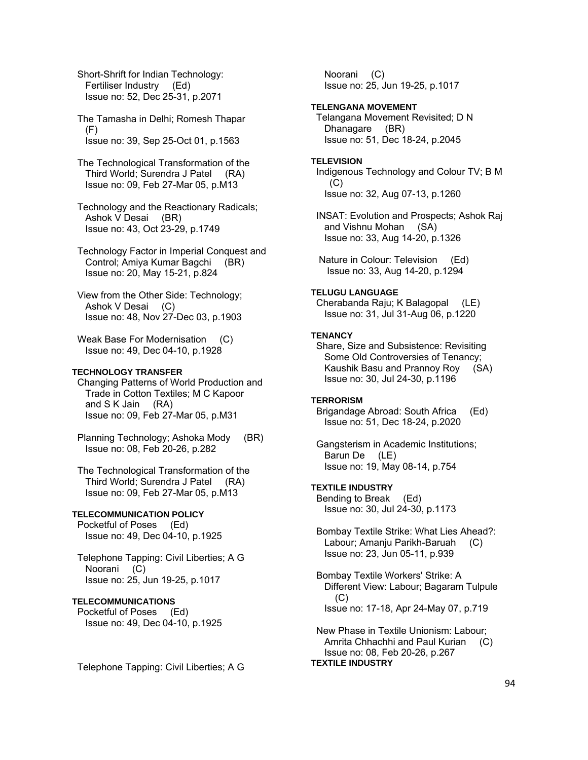Short-Shrift for Indian Technology: Fertiliser Industry (Ed)
Issue no: 52, Dec 25-31, p.2071

The Tamasha in Delhi; Romesh Thapar (F)
Issue no: 39, Sep 25-Oct 01, p.1563

The Technological Transformation of the Third World; Surendra J Patel (RA)
Issue no: 09, Feb 27-Mar 05, p.M13

Technology and the Reactionary Radicals; Ashok V Desai (BR)
Issue no: 43, Oct 23-29, p.1749

Technology Factor in Imperial Conquest and Control; Amiya Kumar Bagchi (BR)
Issue no: 20, May 15-21, p.824

View from the Other Side: Technology; Ashok V Desai (C)
Issue no: 48, Nov 27-Dec 03, p.1903

Weak Base For Modernisation (C)
Issue no: 49, Dec 04-10, p.1928

**TECHNOLOGY TRANSFER**

Changing Patterns of World Production and Trade in Cotton Textiles; M C Kapoor and S K Jain (RA)
Issue no: 09, Feb 27-Mar 05, p.M31

Planning Technology; Ashoka Mody (BR)
Issue no: 08, Feb 20-26, p.282

The Technological Transformation of the Third World; Surendra J Patel (RA)
Issue no: 09, Feb 27-Mar 05, p.M13

**TELECOMMUNICATION POLICY**

Pocketful of Poses (Ed)
Issue no: 49, Dec 04-10, p.1925

Telephone Tapping: Civil Liberties; A G Noorani (C)
Issue no: 25, Jun 19-25, p.1017

**TELECOMMUNICATIONS**

Pocketful of Poses (Ed)
Issue no: 49, Dec 04-10, p.1925

Telephone Tapping: Civil Liberties; A G Noorani (C)
Issue no: 25, Jun 19-25, p.1017

**TELENGANA MOVEMENT**

Telangana Movement Revisited; D N Dhanagare (BR)
Issue no: 51, Dec 18-24, p.2045

**TELEVISION**

Indigenous Technology and Colour TV; B M (C)
Issue no: 32, Aug 07-13, p.1260

INSAT: Evolution and Prospects; Ashok Raj and Vishnu Mohan (SA)
Issue no: 33, Aug 14-20, p.1326

Nature in Colour: Television (Ed)
Issue no: 33, Aug 14-20, p.1294

**TELUGU LANGUAGE**

Cherabanda Raju; K Balagopal (LE)
Issue no: 31, Jul 31-Aug 06, p.1220

**TENANCY**

Share, Size and Subsistence: Revisiting Some Old Controversies of Tenancy; Kaushik Basu and Prannoy Roy (SA)
Issue no: 30, Jul 24-30, p.1196

**TERRORISM**

Brigandage Abroad: South Africa (Ed)
Issue no: 51, Dec 18-24, p.2020

Gangsterism in Academic Institutions; Barun De (LE)
Issue no: 19, May 08-14, p.754

**TEXTILE INDUSTRY**

Bending to Break (Ed)
Issue no: 30, Jul 24-30, p.1173

Bombay Textile Strike: What Lies Ahead?: Labour; Amanju Parikh-Baruah (C)
Issue no: 23, Jun 05-11, p.939

Bombay Textile Workers' Strike: A Different View: Labour; Bagaram Tulpule (C)
Issue no: 17-18, Apr 24-May 07, p.719

New Phase in Textile Unionism: Labour; Amrita Chhachhi and Paul Kurian (C)
Issue no: 08, Feb 20-26, p.267

**TEXTILE INDUSTRY**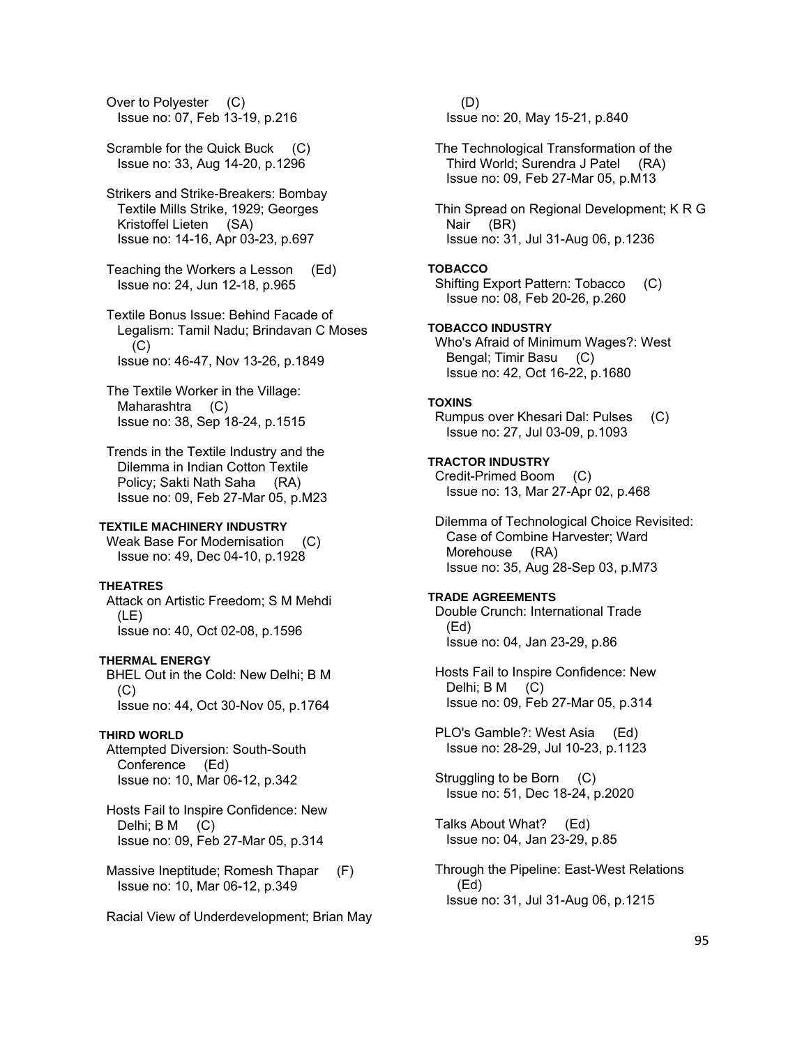Over to Polyester (C)
Issue no: 07, Feb 13-19, p.216

Scramble for the Quick Buck (C)
Issue no: 33, Aug 14-20, p.1296

Strikers and Strike-Breakers: Bombay Textile Mills Strike, 1929; Georges Kristoffel Lieten (SA)
Issue no: 14-16, Apr 03-23, p.697

Teaching the Workers a Lesson (Ed)
Issue no: 24, Jun 12-18, p.965

Textile Bonus Issue: Behind Facade of Legalism: Tamil Nadu; Brindavan C Moses (C)
Issue no: 46-47, Nov 13-26, p.1849

The Textile Worker in the Village: Maharashtra (C)
Issue no: 38, Sep 18-24, p.1515

Trends in the Textile Industry and the Dilemma in Indian Cotton Textile Policy; Sakti Nath Saha (RA)
Issue no: 09, Feb 27-Mar 05, p.M23

**TEXTILE MACHINERY INDUSTRY**

Weak Base For Modernisation (C)
Issue no: 49, Dec 04-10, p.1928

**THEATRES**

Attack on Artistic Freedom; S M Mehdi (LE)
Issue no: 40, Oct 02-08, p.1596

**THERMAL ENERGY**

BHEL Out in the Cold: New Delhi; B M (C)
Issue no: 44, Oct 30-Nov 05, p.1764

**THIRD WORLD**

Attempted Diversion: South-South Conference (Ed)
Issue no: 10, Mar 06-12, p.342

Hosts Fail to Inspire Confidence: New Delhi; B M (C)
Issue no: 09, Feb 27-Mar 05, p.314

Massive Ineptitude; Romesh Thapar (F)
Issue no: 10, Mar 06-12, p.349

Racial View of Underdevelopment; Brian May (D)
Issue no: 20, May 15-21, p.840

The Technological Transformation of the Third World; Surendra J Patel (RA)
Issue no: 09, Feb 27-Mar 05, p.M13

Thin Spread on Regional Development; K R G Nair (BR)
Issue no: 31, Jul 31-Aug 06, p.1236

**TOBACCO**

Shifting Export Pattern: Tobacco (C)
Issue no: 08, Feb 20-26, p.260

**TOBACCO INDUSTRY**

Who's Afraid of Minimum Wages?: West Bengal; Timir Basu (C)
Issue no: 42, Oct 16-22, p.1680

**TOXINS**

Rumpus over Khesari Dal: Pulses (C)
Issue no: 27, Jul 03-09, p.1093

**TRACTOR INDUSTRY**

Credit-Primed Boom (C)
Issue no: 13, Mar 27-Apr 02, p.468

Dilemma of Technological Choice Revisited: Case of Combine Harvester; Ward Morehouse (RA)
Issue no: 35, Aug 28-Sep 03, p.M73

**TRADE AGREEMENTS**

Double Crunch: International Trade (Ed)
Issue no: 04, Jan 23-29, p.86

Hosts Fail to Inspire Confidence: New Delhi; B M (C)
Issue no: 09, Feb 27-Mar 05, p.314

PLO's Gamble?: West Asia (Ed)
Issue no: 28-29, Jul 10-23, p.1123

Struggling to be Born (C)
Issue no: 51, Dec 18-24, p.2020

Talks About What? (Ed)
Issue no: 04, Jan 23-29, p.85

Through the Pipeline: East-West Relations (Ed)
Issue no: 31, Jul 31-Aug 06, p.1215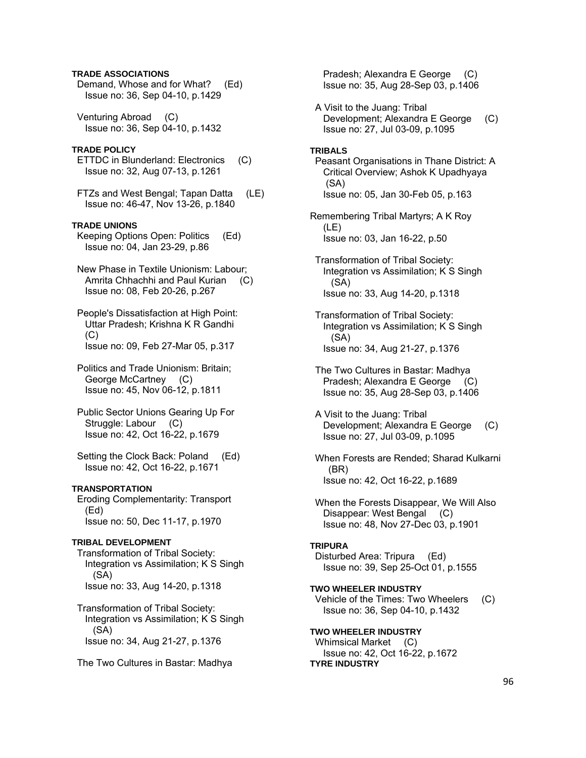**TRADE ASSOCIATIONS**

Demand, Whose and for What? (Ed)
Issue no: 36, Sep 04-10, p.1429

Venturing Abroad (C)
Issue no: 36, Sep 04-10, p.1432

**TRADE POLICY**

ETTDC in Blunderland: Electronics (C)
Issue no: 32, Aug 07-13, p.1261

FTZs and West Bengal; Tapan Datta (LE)
Issue no: 46-47, Nov 13-26, p.1840

**TRADE UNIONS**

Keeping Options Open: Politics (Ed)
Issue no: 04, Jan 23-29, p.86

New Phase in Textile Unionism: Labour; Amrita Chhachhi and Paul Kurian (C)
Issue no: 08, Feb 20-26, p.267

People's Dissatisfaction at High Point: Uttar Pradesh; Krishna K R Gandhi (C)
Issue no: 09, Feb 27-Mar 05, p.317

Politics and Trade Unionism: Britain; George McCartney (C)
Issue no: 45, Nov 06-12, p.1811

Public Sector Unions Gearing Up For Struggle: Labour (C)
Issue no: 42, Oct 16-22, p.1679

Setting the Clock Back: Poland (Ed)
Issue no: 42, Oct 16-22, p.1671

**TRANSPORTATION**

Eroding Complementarity: Transport (Ed)
Issue no: 50, Dec 11-17, p.1970

**TRIBAL DEVELOPMENT**

Transformation of Tribal Society: Integration vs Assimilation; K S Singh (SA)
Issue no: 33, Aug 14-20, p.1318

Transformation of Tribal Society: Integration vs Assimilation; K S Singh (SA)
Issue no: 34, Aug 21-27, p.1376

The Two Cultures in Bastar: Madhya Pradesh; Alexandra E George (C)
Issue no: 35, Aug 28-Sep 03, p.1406

A Visit to the Juang: Tribal Development; Alexandra E George (C)
Issue no: 27, Jul 03-09, p.1095

**TRIBALS**

Peasant Organisations in Thane District: A Critical Overview; Ashok K Upadhyaya (SA)
Issue no: 05, Jan 30-Feb 05, p.163

Remembering Tribal Martyrs; A K Roy (LE)
Issue no: 03, Jan 16-22, p.50

Transformation of Tribal Society: Integration vs Assimilation; K S Singh (SA)
Issue no: 33, Aug 14-20, p.1318

Transformation of Tribal Society: Integration vs Assimilation; K S Singh (SA)
Issue no: 34, Aug 21-27, p.1376

The Two Cultures in Bastar: Madhya Pradesh; Alexandra E George (C)
Issue no: 35, Aug 28-Sep 03, p.1406

A Visit to the Juang: Tribal Development; Alexandra E George (C)
Issue no: 27, Jul 03-09, p.1095

When Forests are Rended; Sharad Kulkarni (BR)
Issue no: 42, Oct 16-22, p.1689

When the Forests Disappear, We Will Also Disappear: West Bengal (C)
Issue no: 48, Nov 27-Dec 03, p.1901

**TRIPURA**

Disturbed Area: Tripura (Ed)
Issue no: 39, Sep 25-Oct 01, p.1555

**TWO WHEELER INDUSTRY**

Vehicle of the Times: Two Wheelers (C)
Issue no: 36, Sep 04-10, p.1432

**TWO WHEELER INDUSTRY**

Whimsical Market (C)
Issue no: 42, Oct 16-22, p.1672

**TYRE INDUSTRY**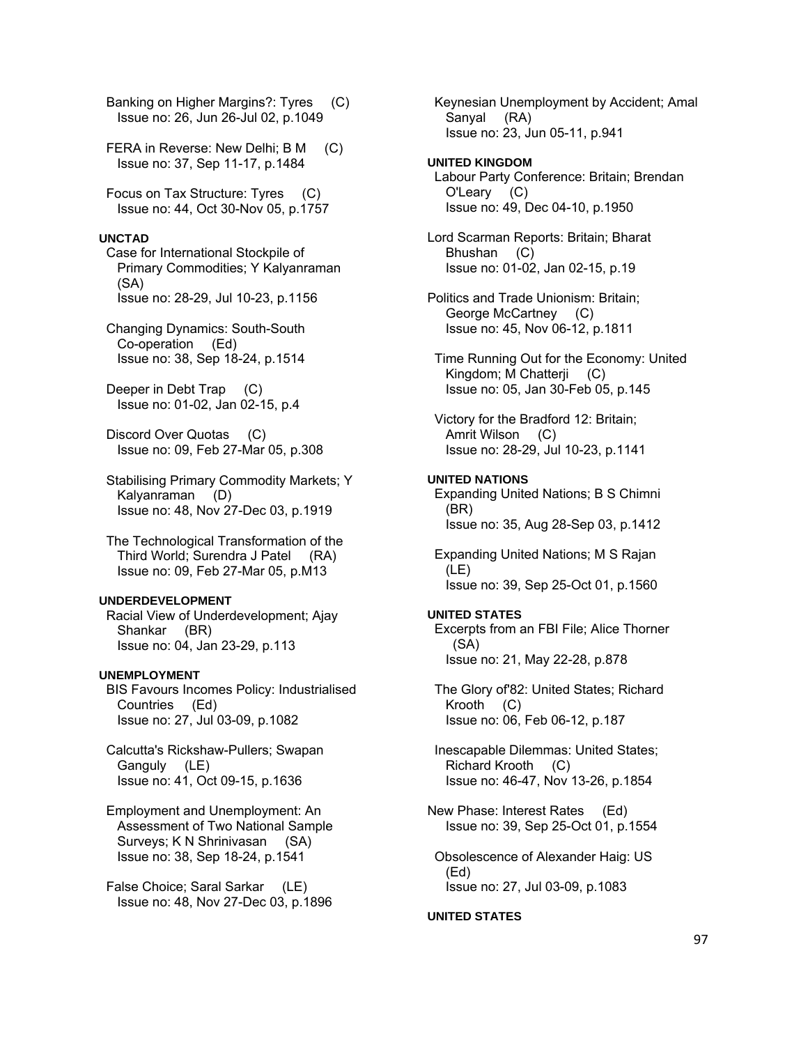Banking on Higher Margins?: Tyres (C)
Issue no: 26, Jun 26-Jul 02, p.1049

FERA in Reverse: New Delhi; B M (C)
Issue no: 37, Sep 11-17, p.1484

Focus on Tax Structure: Tyres (C)
Issue no: 44, Oct 30-Nov 05, p.1757

**UNCTAD**

Case for International Stockpile of Primary Commodities; Y Kalyanraman (SA)
Issue no: 28-29, Jul 10-23, p.1156

Changing Dynamics: South-South Co-operation (Ed)
Issue no: 38, Sep 18-24, p.1514

Deeper in Debt Trap (C)
Issue no: 01-02, Jan 02-15, p.4

Discord Over Quotas (C)
Issue no: 09, Feb 27-Mar 05, p.308

Stabilising Primary Commodity Markets; Y Kalyanraman (D)
Issue no: 48, Nov 27-Dec 03, p.1919

The Technological Transformation of the Third World; Surendra J Patel (RA)
Issue no: 09, Feb 27-Mar 05, p.M13

**UNDERDEVELOPMENT**

Racial View of Underdevelopment; Ajay Shankar (BR)
Issue no: 04, Jan 23-29, p.113

**UNEMPLOYMENT**

BIS Favours Incomes Policy: Industrialised Countries (Ed)
Issue no: 27, Jul 03-09, p.1082

Calcutta's Rickshaw-Pullers; Swapan Ganguly (LE)
Issue no: 41, Oct 09-15, p.1636

Employment and Unemployment: An Assessment of Two National Sample Surveys; K N Shrinivasan (SA)
Issue no: 38, Sep 18-24, p.1541

False Choice; Saral Sarkar (LE)
Issue no: 48, Nov 27-Dec 03, p.1896

Keynesian Unemployment by Accident; Amal Sanyal (RA)
Issue no: 23, Jun 05-11, p.941

**UNITED KINGDOM**

Labour Party Conference: Britain; Brendan O'Leary (C)
Issue no: 49, Dec 04-10, p.1950

Lord Scarman Reports: Britain; Bharat Bhushan (C)
Issue no: 01-02, Jan 02-15, p.19

Politics and Trade Unionism: Britain; George McCartney (C)
Issue no: 45, Nov 06-12, p.1811

Time Running Out for the Economy: United Kingdom; M Chatterji (C)
Issue no: 05, Jan 30-Feb 05, p.145

Victory for the Bradford 12: Britain; Amrit Wilson (C)
Issue no: 28-29, Jul 10-23, p.1141

**UNITED NATIONS**

Expanding United Nations; B S Chimni (BR)
Issue no: 35, Aug 28-Sep 03, p.1412

Expanding United Nations; M S Rajan (LE)
Issue no: 39, Sep 25-Oct 01, p.1560

**UNITED STATES**

Excerpts from an FBI File; Alice Thorner (SA)
Issue no: 21, May 22-28, p.878

The Glory of'82: United States; Richard Krooth (C)
Issue no: 06, Feb 06-12, p.187

Inescapable Dilemmas: United States; Richard Krooth (C)
Issue no: 46-47, Nov 13-26, p.1854

New Phase: Interest Rates (Ed)
Issue no: 39, Sep 25-Oct 01, p.1554

Obsolescence of Alexander Haig: US (Ed)
Issue no: 27, Jul 03-09, p.1083

**UNITED STATES**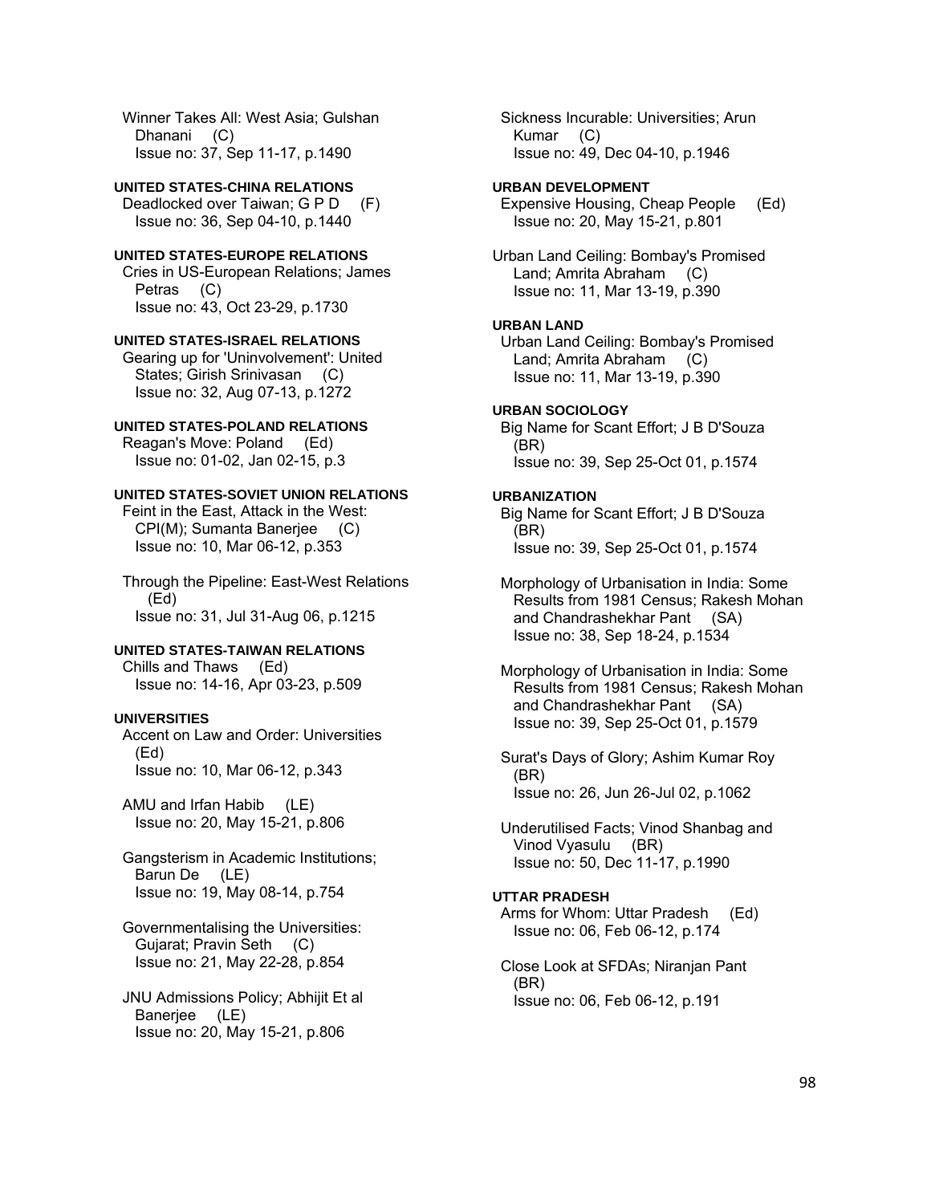Winner Takes All: West Asia; Gulshan Dhanani (C)
Issue no: 37, Sep 11-17, p.1490

**UNITED STATES-CHINA RELATIONS**

Deadlocked over Taiwan; G P D (F)
Issue no: 36, Sep 04-10, p.1440

**UNITED STATES-EUROPE RELATIONS**

Cries in US-European Relations; James Petras (C)
Issue no: 43, Oct 23-29, p.1730

**UNITED STATES-ISRAEL RELATIONS**

Gearing up for 'Uninvolvement': United States; Girish Srinivasan (C)
Issue no: 32, Aug 07-13, p.1272

**UNITED STATES-POLAND RELATIONS**

Reagan's Move: Poland (Ed)
Issue no: 01-02, Jan 02-15, p.3

**UNITED STATES-SOVIET UNION RELATIONS**

Feint in the East, Attack in the West: CPI(M); Sumanta Banerjee (C)
Issue no: 10, Mar 06-12, p.353

Through the Pipeline: East-West Relations (Ed)
Issue no: 31, Jul 31-Aug 06, p.1215

**UNITED STATES-TAIWAN RELATIONS**

Chills and Thaws (Ed)
Issue no: 14-16, Apr 03-23, p.509

**UNIVERSITIES**

Accent on Law and Order: Universities (Ed)
Issue no: 10, Mar 06-12, p.343

AMU and Irfan Habib (LE)
Issue no: 20, May 15-21, p.806

Gangsterism in Academic Institutions; Barun De (LE)
Issue no: 19, May 08-14, p.754

Governmentalising the Universities: Gujarat; Pravin Seth (C)
Issue no: 21, May 22-28, p.854

JNU Admissions Policy; Abhijit Et al Banerjee (LE)
Issue no: 20, May 15-21, p.806

Sickness Incurable: Universities; Arun Kumar (C)
Issue no: 49, Dec 04-10, p.1946

**URBAN DEVELOPMENT**

Expensive Housing, Cheap People (Ed)
Issue no: 20, May 15-21, p.801

Urban Land Ceiling: Bombay's Promised Land; Amrita Abraham (C)
Issue no: 11, Mar 13-19, p.390

**URBAN LAND**

Urban Land Ceiling: Bombay's Promised Land; Amrita Abraham (C)
Issue no: 11, Mar 13-19, p.390

**URBAN SOCIOLOGY**

Big Name for Scant Effort; J B D'Souza (BR)
Issue no: 39, Sep 25-Oct 01, p.1574

**URBANIZATION**

Big Name for Scant Effort; J B D'Souza (BR)
Issue no: 39, Sep 25-Oct 01, p.1574

Morphology of Urbanisation in India: Some Results from 1981 Census; Rakesh Mohan and Chandrashekhar Pant (SA)
Issue no: 38, Sep 18-24, p.1534

Morphology of Urbanisation in India: Some Results from 1981 Census; Rakesh Mohan and Chandrashekhar Pant (SA)
Issue no: 39, Sep 25-Oct 01, p.1579

Surat's Days of Glory; Ashim Kumar Roy (BR)
Issue no: 26, Jun 26-Jul 02, p.1062

Underutilised Facts; Vinod Shanbag and Vinod Vyasulu (BR)
Issue no: 50, Dec 11-17, p.1990

**UTTAR PRADESH**

Arms for Whom: Uttar Pradesh (Ed)
Issue no: 06, Feb 06-12, p.174

Close Look at SFDAs; Niranjan Pant (BR)
Issue no: 06, Feb 06-12, p.191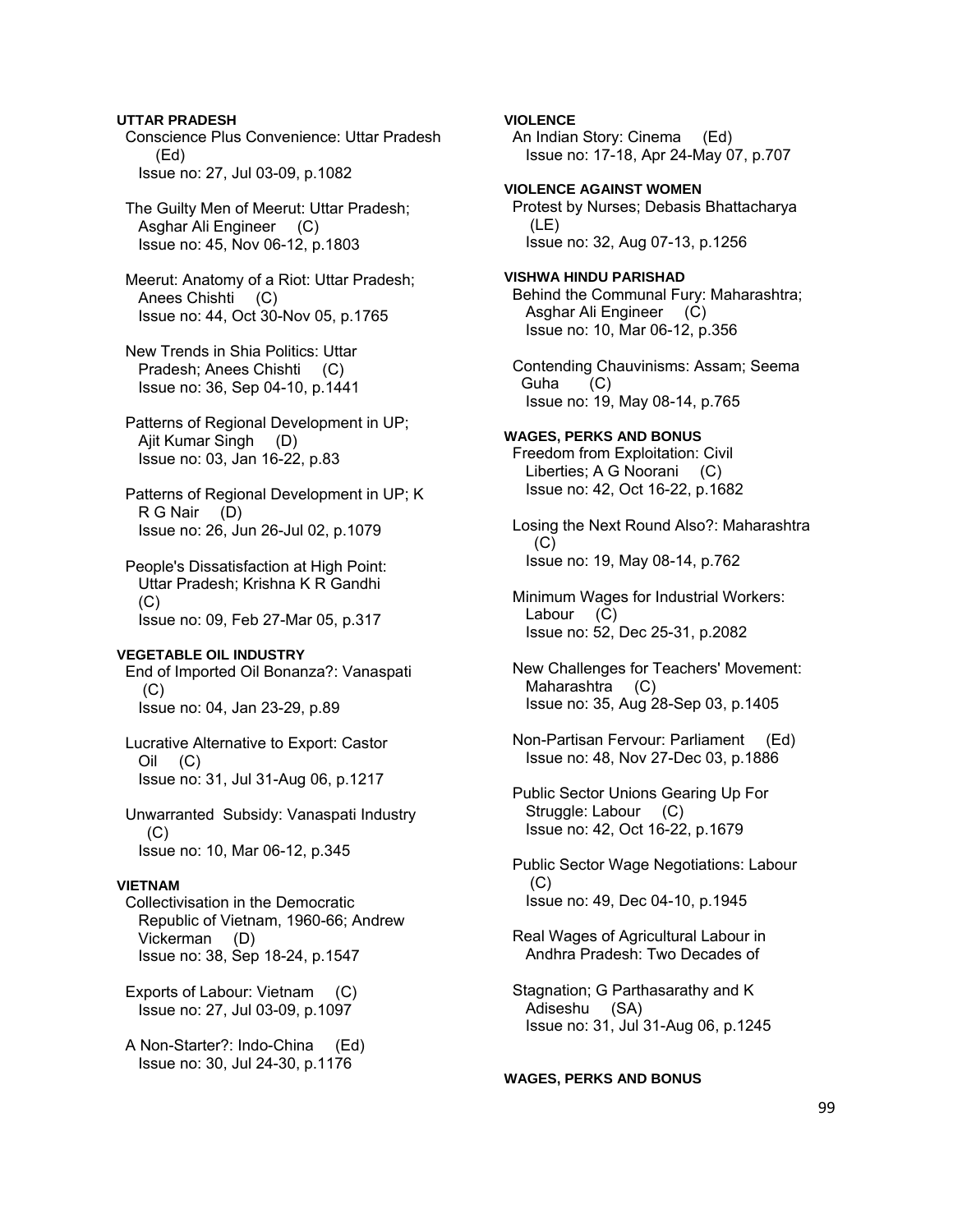**UTTAR PRADESH**

Conscience Plus Convenience: Uttar Pradesh (Ed)
Issue no: 27, Jul 03-09, p.1082

The Guilty Men of Meerut: Uttar Pradesh; Asghar Ali Engineer (C)
Issue no: 45, Nov 06-12, p.1803

Meerut: Anatomy of a Riot: Uttar Pradesh; Anees Chishti (C)
Issue no: 44, Oct 30-Nov 05, p.1765

New Trends in Shia Politics: Uttar Pradesh; Anees Chishti (C)
Issue no: 36, Sep 04-10, p.1441

Patterns of Regional Development in UP; Ajit Kumar Singh (D)
Issue no: 03, Jan 16-22, p.83

Patterns of Regional Development in UP; K R G Nair (D)
Issue no: 26, Jun 26-Jul 02, p.1079

People's Dissatisfaction at High Point: Uttar Pradesh; Krishna K R Gandhi (C)
Issue no: 09, Feb 27-Mar 05, p.317

**VEGETABLE OIL INDUSTRY**

End of Imported Oil Bonanza?: Vanaspati (C)
Issue no: 04, Jan 23-29, p.89

Lucrative Alternative to Export: Castor Oil (C)
Issue no: 31, Jul 31-Aug 06, p.1217

Unwarranted Subsidy: Vanaspati Industry (C)
Issue no: 10, Mar 06-12, p.345

**VIETNAM**

Collectivisation in the Democratic Republic of Vietnam, 1960-66; Andrew Vickerman (D)
Issue no: 38, Sep 18-24, p.1547

Exports of Labour: Vietnam (C)
Issue no: 27, Jul 03-09, p.1097

A Non-Starter?: Indo-China (Ed)
Issue no: 30, Jul 24-30, p.1176

**VIOLENCE**

An Indian Story: Cinema (Ed)
Issue no: 17-18, Apr 24-May 07, p.707

**VIOLENCE AGAINST WOMEN**

Protest by Nurses; Debasis Bhattacharya (LE)
Issue no: 32, Aug 07-13, p.1256

**VISHWA HINDU PARISHAD**

Behind the Communal Fury: Maharashtra; Asghar Ali Engineer (C)
Issue no: 10, Mar 06-12, p.356

Contending Chauvinisms: Assam; Seema Guha (C)
Issue no: 19, May 08-14, p.765

**WAGES, PERKS AND BONUS**

Freedom from Exploitation: Civil Liberties; A G Noorani (C)
Issue no: 42, Oct 16-22, p.1682

Losing the Next Round Also?: Maharashtra (C)
Issue no: 19, May 08-14, p.762

Minimum Wages for Industrial Workers: Labour (C)
Issue no: 52, Dec 25-31, p.2082

New Challenges for Teachers' Movement: Maharashtra (C)
Issue no: 35, Aug 28-Sep 03, p.1405

Non-Partisan Fervour: Parliament (Ed)
Issue no: 48, Nov 27-Dec 03, p.1886

Public Sector Unions Gearing Up For Struggle: Labour (C)
Issue no: 42, Oct 16-22, p.1679

Public Sector Wage Negotiations: Labour (C)
Issue no: 49, Dec 04-10, p.1945

Real Wages of Agricultural Labour in Andhra Pradesh: Two Decades of Stagnation; G Parthasarathy and K Adiseshu (SA)
Issue no: 31, Jul 31-Aug 06, p.1245

**WAGES, PERKS AND BONUS**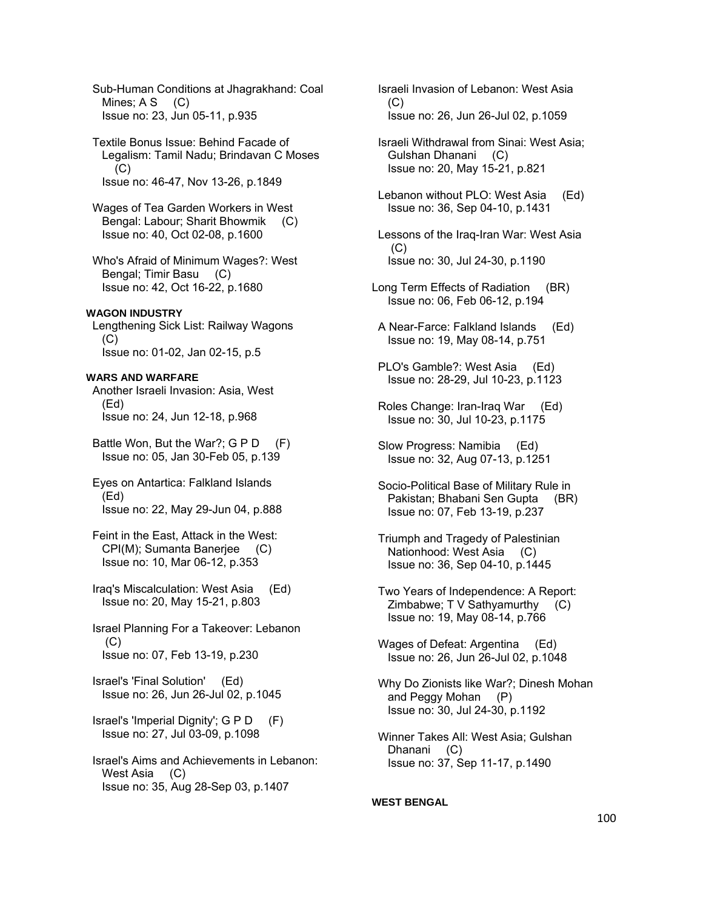Sub-Human Conditions at Jhagrakhand: Coal Mines; A S (C)
Issue no: 23, Jun 05-11, p.935

Textile Bonus Issue: Behind Facade of Legalism: Tamil Nadu; Brindavan C Moses (C)
Issue no: 46-47, Nov 13-26, p.1849

Wages of Tea Garden Workers in West Bengal: Labour; Sharit Bhowmik (C)
Issue no: 40, Oct 02-08, p.1600

Who's Afraid of Minimum Wages?: West Bengal; Timir Basu (C)
Issue no: 42, Oct 16-22, p.1680

**WAGON INDUSTRY**

Lengthening Sick List: Railway Wagons (C)
Issue no: 01-02, Jan 02-15, p.5

**WARS AND WARFARE**

Another Israeli Invasion: Asia, West (Ed)
Issue no: 24, Jun 12-18, p.968

Battle Won, But the War?; G P D (F)
Issue no: 05, Jan 30-Feb 05, p.139

Eyes on Antartica: Falkland Islands (Ed)
Issue no: 22, May 29-Jun 04, p.888

Feint in the East, Attack in the West: CPI(M); Sumanta Banerjee (C)
Issue no: 10, Mar 06-12, p.353

Iraq's Miscalculation: West Asia (Ed)
Issue no: 20, May 15-21, p.803

Israel Planning For a Takeover: Lebanon (C)
Issue no: 07, Feb 13-19, p.230

Israel's 'Final Solution' (Ed)
Issue no: 26, Jun 26-Jul 02, p.1045

Israel's 'Imperial Dignity'; G P D (F)
Issue no: 27, Jul 03-09, p.1098

Israel's Aims and Achievements in Lebanon: West Asia (C)
Issue no: 35, Aug 28-Sep 03, p.1407

Israeli Invasion of Lebanon: West Asia (C)
Issue no: 26, Jun 26-Jul 02, p.1059

Israeli Withdrawal from Sinai: West Asia; Gulshan Dhanani (C)
Issue no: 20, May 15-21, p.821

Lebanon without PLO: West Asia (Ed)
Issue no: 36, Sep 04-10, p.1431

Lessons of the Iraq-Iran War: West Asia (C)
Issue no: 30, Jul 24-30, p.1190

Long Term Effects of Radiation (BR)
Issue no: 06, Feb 06-12, p.194

A Near-Farce: Falkland Islands (Ed)
Issue no: 19, May 08-14, p.751

PLO's Gamble?: West Asia (Ed)
Issue no: 28-29, Jul 10-23, p.1123

Roles Change: Iran-Iraq War (Ed)
Issue no: 30, Jul 10-23, p.1175

Slow Progress: Namibia (Ed)
Issue no: 32, Aug 07-13, p.1251

Socio-Political Base of Military Rule in Pakistan; Bhabani Sen Gupta (BR)
Issue no: 07, Feb 13-19, p.237

Triumph and Tragedy of Palestinian Nationhood: West Asia (C)
Issue no: 36, Sep 04-10, p.1445

Two Years of Independence: A Report: Zimbabwe; T V Sathyamurthy (C)
Issue no: 19, May 08-14, p.766

Wages of Defeat: Argentina (Ed)
Issue no: 26, Jun 26-Jul 02, p.1048

Why Do Zionists like War?; Dinesh Mohan and Peggy Mohan (P)
Issue no: 30, Jul 24-30, p.1192

Winner Takes All: West Asia; Gulshan Dhanani (C)
Issue no: 37, Sep 11-17, p.1490

**WEST BENGAL**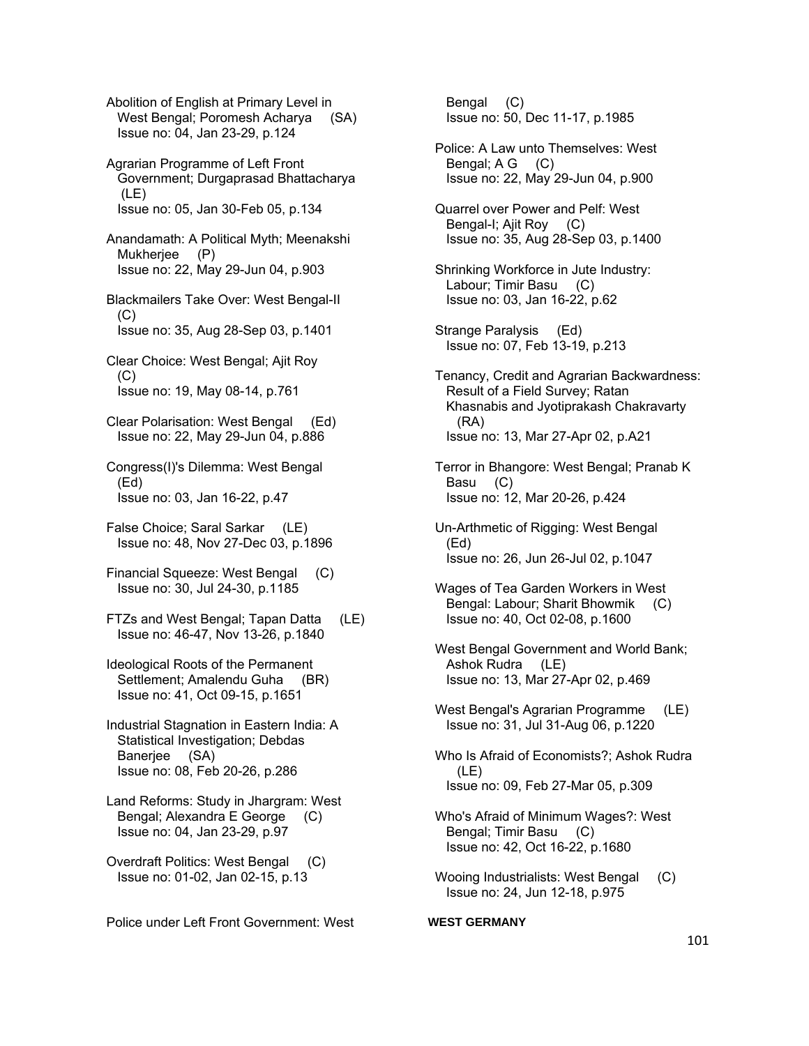Abolition of English at Primary Level in West Bengal; Poromesh Acharya (SA)
Issue no: 04, Jan 23-29, p.124

Agrarian Programme of Left Front Government; Durgaprasad Bhattacharya (LE)
Issue no: 05, Jan 30-Feb 05, p.134

Anandamath: A Political Myth; Meenakshi Mukherjee (P)
Issue no: 22, May 29-Jun 04, p.903

Blackmailers Take Over: West Bengal-II (C)
Issue no: 35, Aug 28-Sep 03, p.1401

Clear Choice: West Bengal; Ajit Roy (C)
Issue no: 19, May 08-14, p.761

Clear Polarisation: West Bengal (Ed)
Issue no: 22, May 29-Jun 04, p.886

Congress(I)'s Dilemma: West Bengal (Ed)
Issue no: 03, Jan 16-22, p.47

False Choice; Saral Sarkar (LE)
Issue no: 48, Nov 27-Dec 03, p.1896

Financial Squeeze: West Bengal (C)
Issue no: 30, Jul 24-30, p.1185

FTZs and West Bengal; Tapan Datta (LE)
Issue no: 46-47, Nov 13-26, p.1840

Ideological Roots of the Permanent Settlement; Amalendu Guha (BR)
Issue no: 41, Oct 09-15, p.1651

Industrial Stagnation in Eastern India: A Statistical Investigation; Debdas Banerjee (SA)
Issue no: 08, Feb 20-26, p.286

Land Reforms: Study in Jhargram: West Bengal; Alexandra E George (C)
Issue no: 04, Jan 23-29, p.97

Overdraft Politics: West Bengal (C)
Issue no: 01-02, Jan 02-15, p.13

Police under Left Front Government: West Bengal (C)
Issue no: 50, Dec 11-17, p.1985

Police: A Law unto Themselves: West Bengal; A G (C)
Issue no: 22, May 29-Jun 04, p.900

Quarrel over Power and Pelf: West Bengal-I; Ajit Roy (C)
Issue no: 35, Aug 28-Sep 03, p.1400

Shrinking Workforce in Jute Industry: Labour; Timir Basu (C)
Issue no: 03, Jan 16-22, p.62

Strange Paralysis (Ed)
Issue no: 07, Feb 13-19, p.213

Tenancy, Credit and Agrarian Backwardness: Result of a Field Survey; Ratan Khasnabis and Jyotiprakash Chakravarty (RA)
Issue no: 13, Mar 27-Apr 02, p.A21

Terror in Bhangore: West Bengal; Pranab K Basu (C)
Issue no: 12, Mar 20-26, p.424

Un-Arthmetic of Rigging: West Bengal (Ed)
Issue no: 26, Jun 26-Jul 02, p.1047

Wages of Tea Garden Workers in West Bengal: Labour; Sharit Bhowmik (C)
Issue no: 40, Oct 02-08, p.1600

West Bengal Government and World Bank; Ashok Rudra (LE)
Issue no: 13, Mar 27-Apr 02, p.469

West Bengal's Agrarian Programme (LE)
Issue no: 31, Jul 31-Aug 06, p.1220

Who Is Afraid of Economists?; Ashok Rudra (LE)
Issue no: 09, Feb 27-Mar 05, p.309

Who's Afraid of Minimum Wages?: West Bengal; Timir Basu (C)
Issue no: 42, Oct 16-22, p.1680

Wooing Industrialists: West Bengal (C)
Issue no: 24, Jun 12-18, p.975

**WEST GERMANY**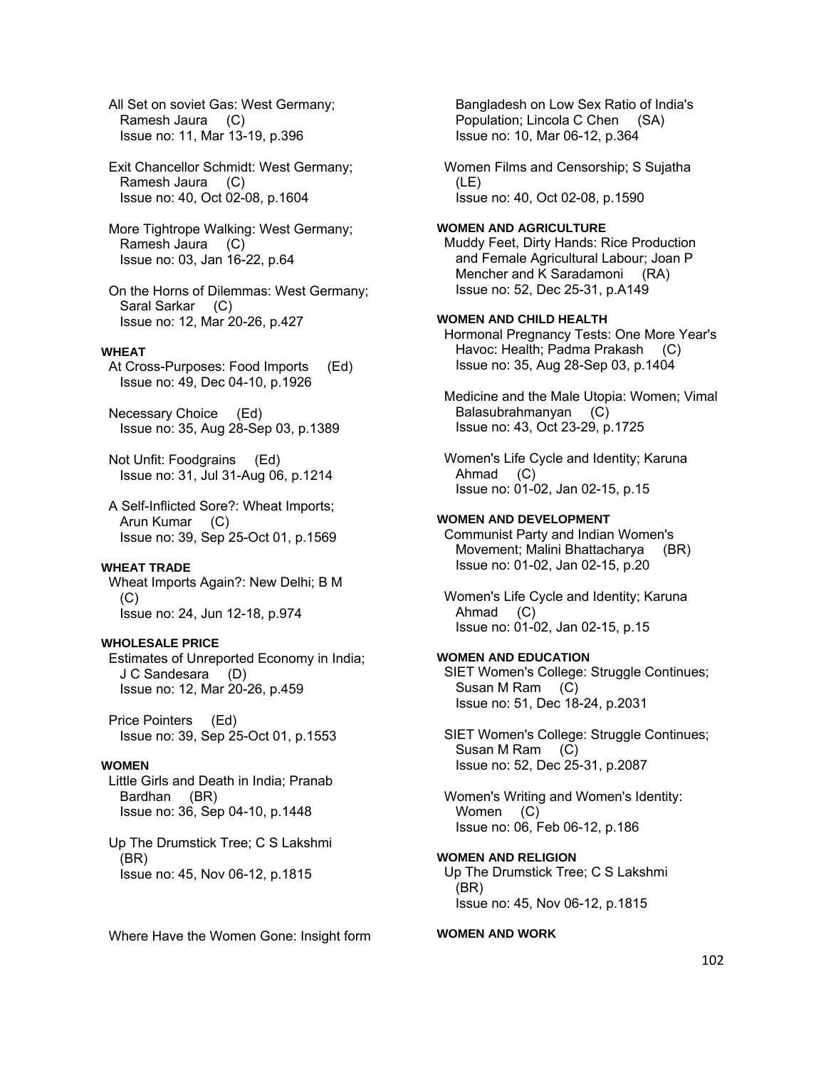All Set on soviet Gas: West Germany; Ramesh Jaura (C)
Issue no: 11, Mar 13-19, p.396

Exit Chancellor Schmidt: West Germany; Ramesh Jaura (C)
Issue no: 40, Oct 02-08, p.1604

More Tightrope Walking: West Germany; Ramesh Jaura (C)
Issue no: 03, Jan 16-22, p.64

On the Horns of Dilemmas: West Germany; Saral Sarkar (C)
Issue no: 12, Mar 20-26, p.427

**WHEAT**

At Cross-Purposes: Food Imports (Ed)
Issue no: 49, Dec 04-10, p.1926

Necessary Choice (Ed)
Issue no: 35, Aug 28-Sep 03, p.1389

Not Unfit: Foodgrains (Ed)
Issue no: 31, Jul 31-Aug 06, p.1214

A Self-Inflicted Sore?: Wheat Imports; Arun Kumar (C)
Issue no: 39, Sep 25-Oct 01, p.1569

**WHEAT TRADE**

Wheat Imports Again?: New Delhi; B M (C)
Issue no: 24, Jun 12-18, p.974

**WHOLESALE PRICE**

Estimates of Unreported Economy in India; J C Sandesara (D)
Issue no: 12, Mar 20-26, p.459

Price Pointers (Ed)
Issue no: 39, Sep 25-Oct 01, p.1553

**WOMEN**

Little Girls and Death in India; Pranab Bardhan (BR)
Issue no: 36, Sep 04-10, p.1448

Up The Drumstick Tree; C S Lakshmi (BR)
Issue no: 45, Nov 06-12, p.1815

Where Have the Women Gone: Insight form Bangladesh on Low Sex Ratio of India's Population; Lincola C Chen (SA)
Issue no: 10, Mar 06-12, p.364

Women Films and Censorship; S Sujatha (LE)
Issue no: 40, Oct 02-08, p.1590

**WOMEN AND AGRICULTURE**

Muddy Feet, Dirty Hands: Rice Production and Female Agricultural Labour; Joan P Mencher and K Saradamoni (RA)
Issue no: 52, Dec 25-31, p.A149

**WOMEN AND CHILD HEALTH**

Hormonal Pregnancy Tests: One More Year's Havoc: Health; Padma Prakash (C)
Issue no: 35, Aug 28-Sep 03, p.1404

Medicine and the Male Utopia: Women; Vimal Balasubrahmanyan (C)
Issue no: 43, Oct 23-29, p.1725

Women's Life Cycle and Identity; Karuna Ahmad (C)
Issue no: 01-02, Jan 02-15, p.15

**WOMEN AND DEVELOPMENT**

Communist Party and Indian Women's Movement; Malini Bhattacharya (BR)
Issue no: 01-02, Jan 02-15, p.20

Women's Life Cycle and Identity; Karuna Ahmad (C)
Issue no: 01-02, Jan 02-15, p.15

**WOMEN AND EDUCATION**

SIET Women's College: Struggle Continues; Susan M Ram (C)
Issue no: 51, Dec 18-24, p.2031

SIET Women's College: Struggle Continues; Susan M Ram (C)
Issue no: 52, Dec 25-31, p.2087

Women's Writing and Women's Identity: Women (C)
Issue no: 06, Feb 06-12, p.186

**WOMEN AND RELIGION**

Up The Drumstick Tree; C S Lakshmi (BR)
Issue no: 45, Nov 06-12, p.1815

**WOMEN AND WORK**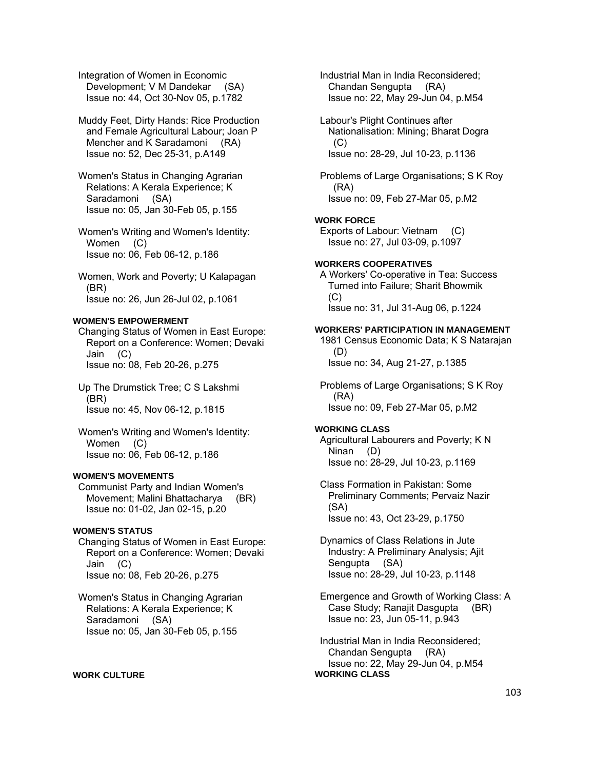Integration of Women in Economic Development; V M Dandekar (SA)
Issue no: 44, Oct 30-Nov 05, p.1782

Muddy Feet, Dirty Hands: Rice Production and Female Agricultural Labour; Joan P Mencher and K Saradamoni (RA)
Issue no: 52, Dec 25-31, p.A149

Women's Status in Changing Agrarian Relations: A Kerala Experience; K Saradamoni (SA)
Issue no: 05, Jan 30-Feb 05, p.155

Women's Writing and Women's Identity: Women (C)
Issue no: 06, Feb 06-12, p.186

Women, Work and Poverty; U Kalapagan (BR)
Issue no: 26, Jun 26-Jul 02, p.1061

**WOMEN'S EMPOWERMENT**

Changing Status of Women in East Europe: Report on a Conference: Women; Devaki Jain (C)
Issue no: 08, Feb 20-26, p.275

Up The Drumstick Tree; C S Lakshmi (BR)
Issue no: 45, Nov 06-12, p.1815

Women's Writing and Women's Identity: Women (C)
Issue no: 06, Feb 06-12, p.186

**WOMEN'S MOVEMENTS**

Communist Party and Indian Women's Movement; Malini Bhattacharya (BR)
Issue no: 01-02, Jan 02-15, p.20

**WOMEN'S STATUS**

Changing Status of Women in East Europe: Report on a Conference: Women; Devaki Jain (C)
Issue no: 08, Feb 20-26, p.275

Women's Status in Changing Agrarian Relations: A Kerala Experience; K Saradamoni (SA)
Issue no: 05, Jan 30-Feb 05, p.155

**WORK CULTURE**

Industrial Man in India Reconsidered; Chandan Sengupta (RA)
Issue no: 22, May 29-Jun 04, p.M54

Labour's Plight Continues after Nationalisation: Mining; Bharat Dogra (C)
Issue no: 28-29, Jul 10-23, p.1136

Problems of Large Organisations; S K Roy (RA)
Issue no: 09, Feb 27-Mar 05, p.M2

**WORK FORCE**

Exports of Labour: Vietnam (C)
Issue no: 27, Jul 03-09, p.1097

**WORKERS COOPERATIVES**

A Workers' Co-operative in Tea: Success Turned into Failure; Sharit Bhowmik (C)
Issue no: 31, Jul 31-Aug 06, p.1224

**WORKERS' PARTICIPATION IN MANAGEMENT**

1981 Census Economic Data; K S Natarajan (D)
Issue no: 34, Aug 21-27, p.1385

Problems of Large Organisations; S K Roy (RA)
Issue no: 09, Feb 27-Mar 05, p.M2

**WORKING CLASS**

Agricultural Labourers and Poverty; K N Ninan (D)
Issue no: 28-29, Jul 10-23, p.1169

Class Formation in Pakistan: Some Preliminary Comments; Pervaiz Nazir (SA)
Issue no: 43, Oct 23-29, p.1750

Dynamics of Class Relations in Jute Industry: A Preliminary Analysis; Ajit Sengupta (SA)
Issue no: 28-29, Jul 10-23, p.1148

Emergence and Growth of Working Class: A Case Study; Ranajit Dasgupta (BR)
Issue no: 23, Jun 05-11, p.943

Industrial Man in India Reconsidered; Chandan Sengupta (RA)
Issue no: 22, May 29-Jun 04, p.M54

**WORKING CLASS**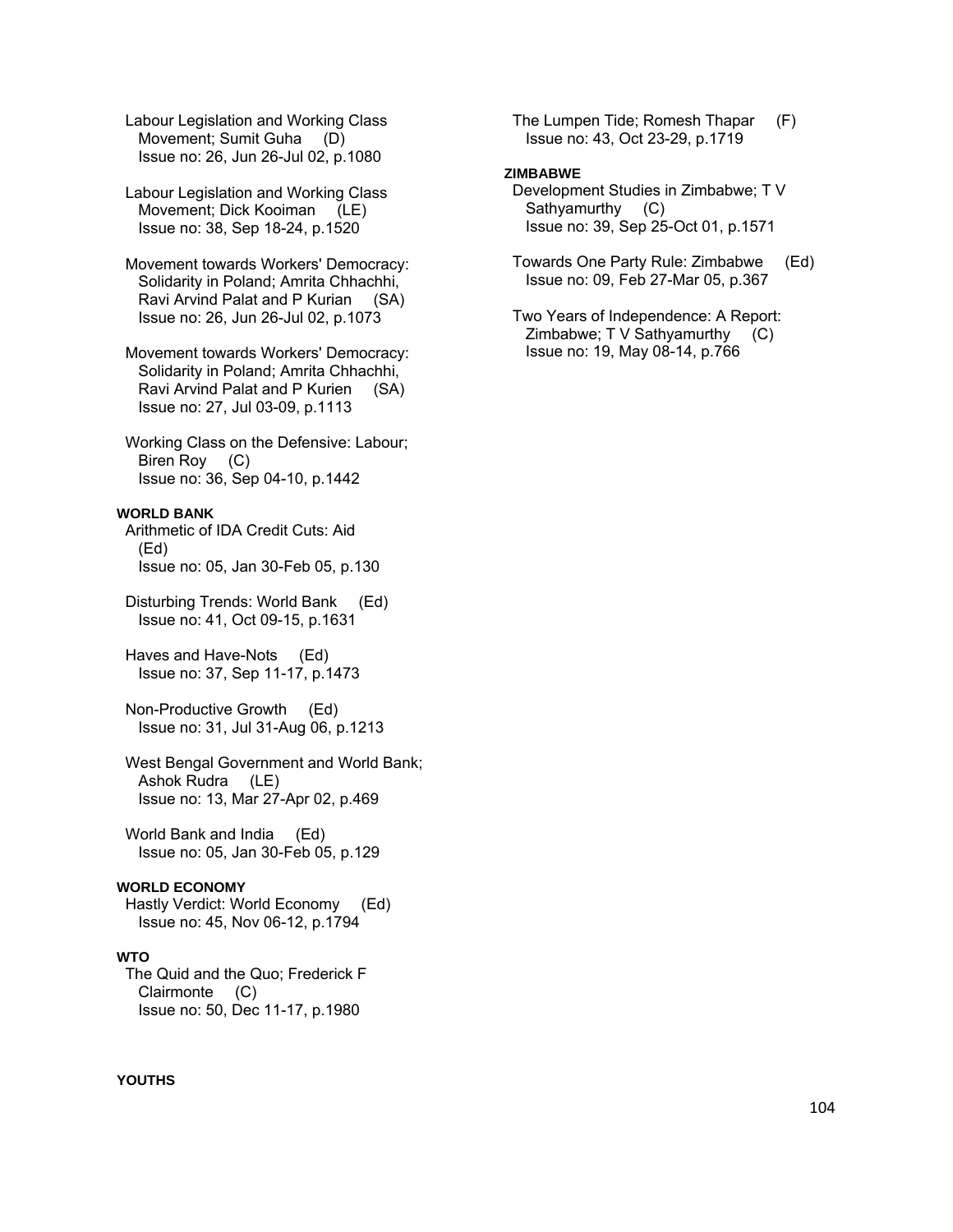Labour Legislation and Working Class Movement; Sumit Guha (D)
Issue no: 26, Jun 26-Jul 02, p.1080

Labour Legislation and Working Class Movement; Dick Kooiman (LE)
Issue no: 38, Sep 18-24, p.1520

Movement towards Workers' Democracy: Solidarity in Poland; Amrita Chhachhi, Ravi Arvind Palat and P Kurian (SA)
Issue no: 26, Jun 26-Jul 02, p.1073

Movement towards Workers' Democracy: Solidarity in Poland; Amrita Chhachhi, Ravi Arvind Palat and P Kurien (SA)
Issue no: 27, Jul 03-09, p.1113

Working Class on the Defensive: Labour; Biren Roy (C)
Issue no: 36, Sep 04-10, p.1442

**WORLD BANK**

Arithmetic of IDA Credit Cuts: Aid (Ed)
Issue no: 05, Jan 30-Feb 05, p.130

Disturbing Trends: World Bank (Ed)
Issue no: 41, Oct 09-15, p.1631

Haves and Have-Nots (Ed)
Issue no: 37, Sep 11-17, p.1473

Non-Productive Growth (Ed)
Issue no: 31, Jul 31-Aug 06, p.1213

West Bengal Government and World Bank; Ashok Rudra (LE)
Issue no: 13, Mar 27-Apr 02, p.469

World Bank and India (Ed)
Issue no: 05, Jan 30-Feb 05, p.129

**WORLD ECONOMY**

Hastly Verdict: World Economy (Ed)
Issue no: 45, Nov 06-12, p.1794

**WTO**

The Quid and the Quo; Frederick F Clairmonte (C)
Issue no: 50, Dec 11-17, p.1980

**YOUTHS**

The Lumpen Tide; Romesh Thapar (F)
Issue no: 43, Oct 23-29, p.1719

**ZIMBABWE**

Development Studies in Zimbabwe; T V Sathyamurthy (C)
Issue no: 39, Sep 25-Oct 01, p.1571

Towards One Party Rule: Zimbabwe (Ed)
Issue no: 09, Feb 27-Mar 05, p.367

Two Years of Independence: A Report: Zimbabwe; T V Sathyamurthy (C)
Issue no: 19, May 08-14, p.766